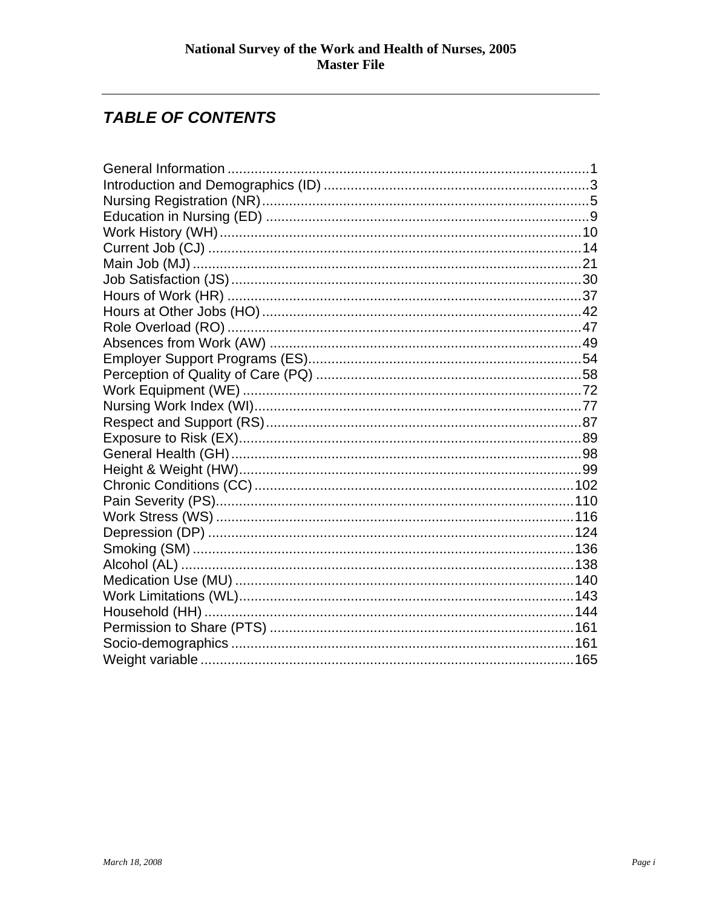# TABLE OF CONTENTS

General Information ........................................................................................ 1
Introduction and Demographics (ID) ................................................................ 3
Nursing Registration (NR) ................................................................................ 5
Education in Nursing (ED) ............................................................................... 9
Work History (WH) .......................................................................................... 10
Current Job (CJ) ............................................................................................. 14
Main Job (MJ) ................................................................................................. 21
Job Satisfaction (JS) ....................................................................................... 30
Hours of Work (HR) ........................................................................................ 37
Hours at Other Jobs (HO) ............................................................................... 42
Role Overload (RO) ........................................................................................ 47
Absences from Work (AW) ............................................................................. 49
Employer Support Programs (ES) ................................................................... 54
Perception of Quality of Care (PQ) ................................................................. 58
Work Equipment (WE) .................................................................................... 72
Nursing Work Index (WI) ................................................................................. 77
Respect and Support (RS) .............................................................................. 87
Exposure to Risk (EX) ..................................................................................... 89
General Health (GH) ....................................................................................... 98
Height & Weight (HW) ..................................................................................... 99
Chronic Conditions (CC) ............................................................................... 102
Pain Severity (PS) ......................................................................................... 110
Work Stress (WS) .......................................................................................... 116
Depression (DP) ............................................................................................ 124
Smoking (SM) ............................................................................................... 136
Alcohol (AL) .................................................................................................. 138
Medication Use (MU) ..................................................................................... 140
Work Limitations (WL) ................................................................................... 143
Household (HH) ............................................................................................ 144
Permission to Share (PTS) ........................................................................... 161
Socio-demographics ..................................................................................... 161
Weight variable ............................................................................................. 165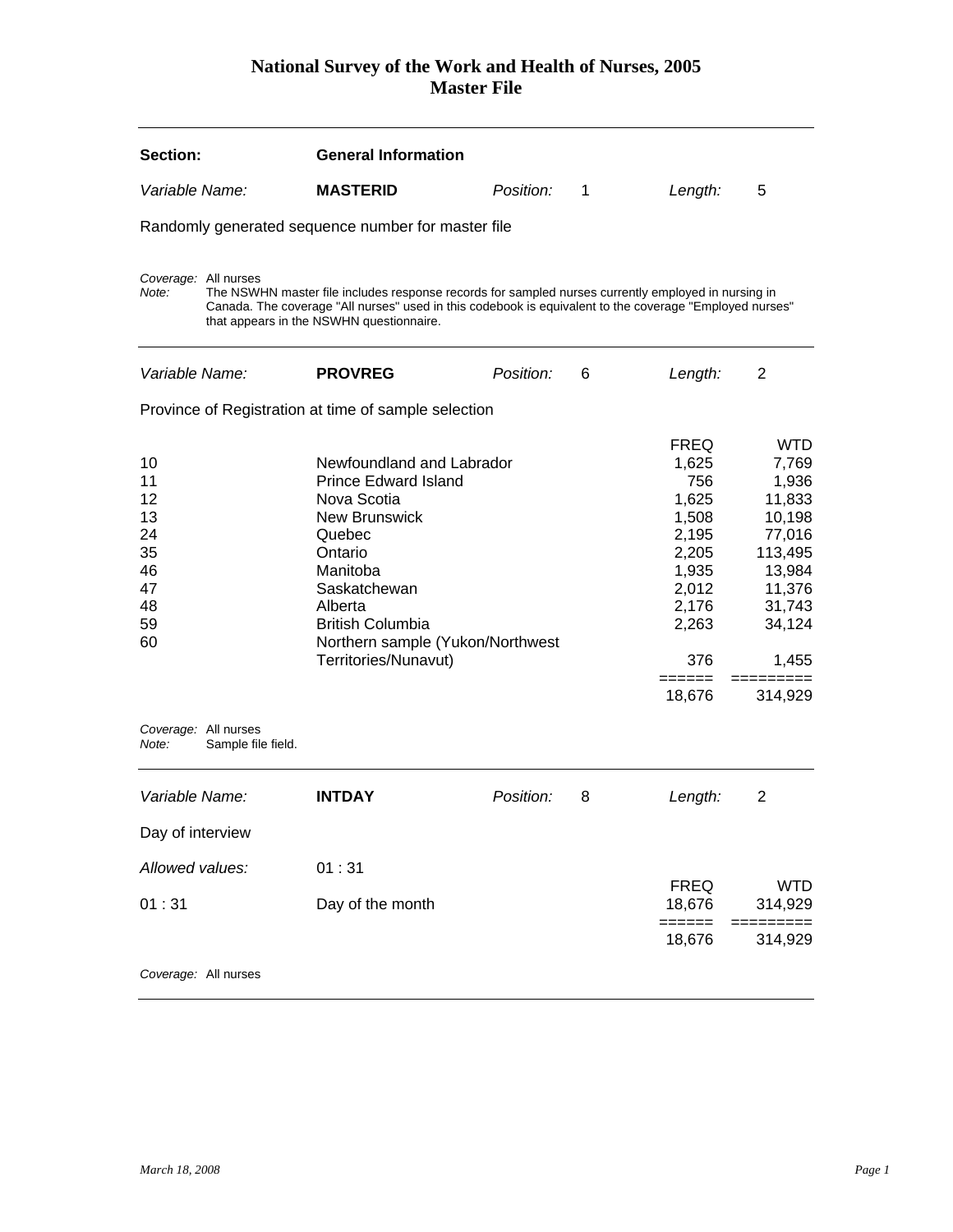# National Survey of the Work and Health of Nurses, 2005
## Master File

---

**Section:** **General Information**

*Variable Name:* **MASTERID** *Position:* 1 *Length:* 5

Randomly generated sequence number for master file

*Coverage:* All nurses
*Note:* The NSWHN master file includes response records for sampled nurses currently employed in nursing in Canada. The coverage "All nurses" used in this codebook is equivalent to the coverage "Employed nurses" that appears in the NSWHN questionnaire.

---

*Variable Name:* **PROVREG** *Position:* 6 *Length:* 2

Province of Registration at time of sample selection

| | | FREQ | WTD |
|---|---|---|---|
| 10 | Newfoundland and Labrador | 1,625 | 7,769 |
| 11 | Prince Edward Island | 756 | 1,936 |
| 12 | Nova Scotia | 1,625 | 11,833 |
| 13 | New Brunswick | 1,508 | 10,198 |
| 24 | Quebec | 2,195 | 77,016 |
| 35 | Ontario | 2,205 | 113,495 |
| 46 | Manitoba | 1,935 | 13,984 |
| 47 | Saskatchewan | 2,012 | 11,376 |
| 48 | Alberta | 2,176 | 31,743 |
| 59 | British Columbia | 2,263 | 34,124 |
| 60 | Northern sample (Yukon/Northwest Territories/Nunavut) | 376 | 1,455 |
| | | ====== | ========= |
| | | 18,676 | 314,929 |

*Coverage:* All nurses
*Note:* Sample file field.

---

*Variable Name:* **INTDAY** *Position:* 8 *Length:* 2

Day of interview

*Allowed values:* 01 : 31

| | | FREQ | WTD |
|---|---|---|---|
| 01 : 31 | Day of the month | 18,676 | 314,929 |
| | | ====== | ========= |
| | | 18,676 | 314,929 |

*Coverage:* All nurses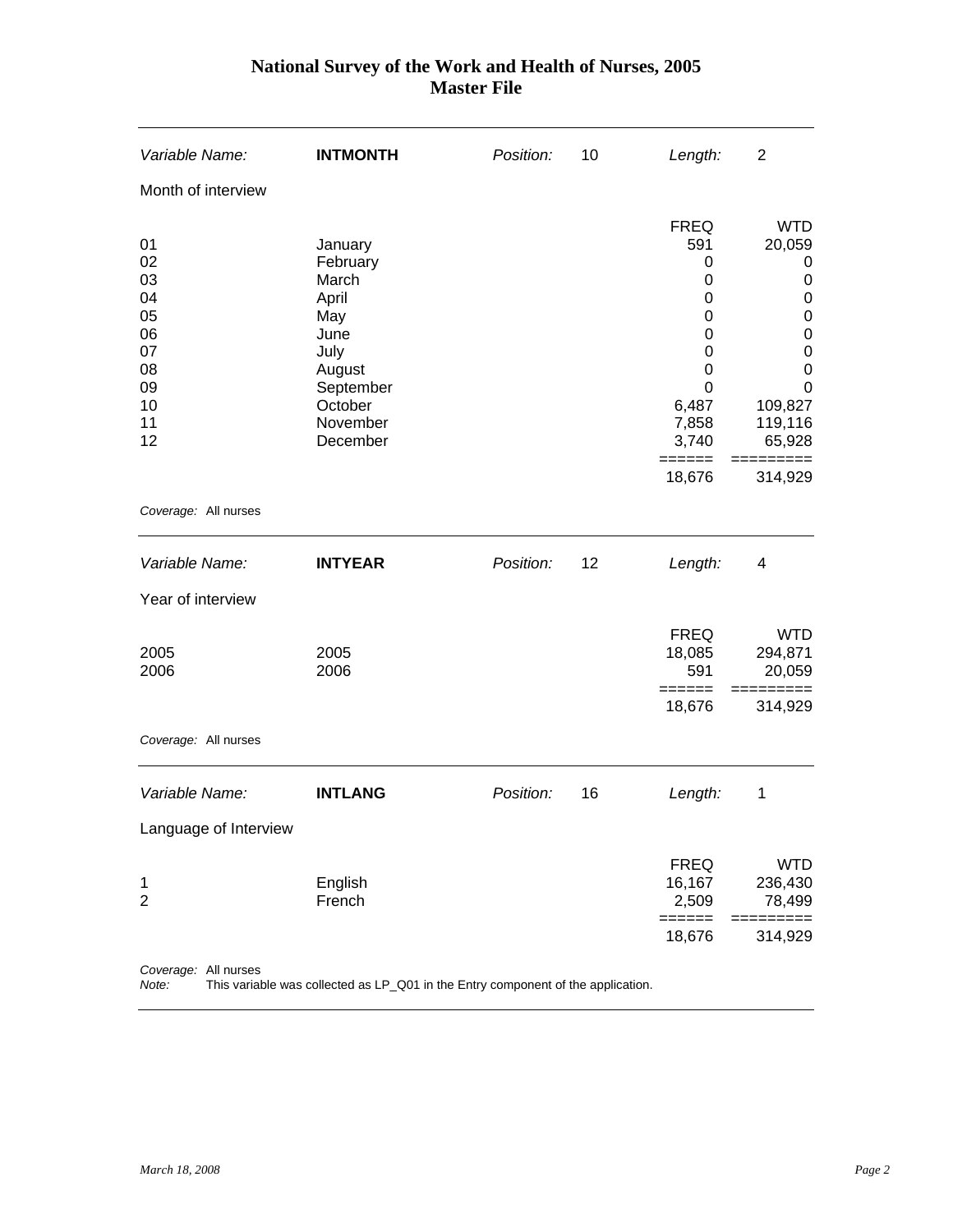# National Survey of the Work and Health of Nurses, 2005
## Master File

| *Variable Name:* | **INTMONTH** | *Position:* | 10 | *Length:* | 2 |
|---|---|---|---|---|---|

Month of interview

| | | FREQ | WTD |
|---|---|---|---|
| 01 | January | 591 | 20,059 |
| 02 | February | 0 | 0 |
| 03 | March | 0 | 0 |
| 04 | April | 0 | 0 |
| 05 | May | 0 | 0 |
| 06 | June | 0 | 0 |
| 07 | July | 0 | 0 |
| 08 | August | 0 | 0 |
| 09 | September | 0 | 0 |
| 10 | October | 6,487 | 109,827 |
| 11 | November | 7,858 | 119,116 |
| 12 | December | 3,740 | 65,928 |
| | | ====== | ========= |
| | | 18,676 | 314,929 |

*Coverage:* All nurses

| *Variable Name:* | **INTYEAR** | *Position:* | 12 | *Length:* | 4 |
|---|---|---|---|---|---|

Year of interview

| | | FREQ | WTD |
|---|---|---|---|
| 2005 | 2005 | 18,085 | 294,871 |
| 2006 | 2006 | 591 | 20,059 |
| | | ====== | ========= |
| | | 18,676 | 314,929 |

*Coverage:* All nurses

| *Variable Name:* | **INTLANG** | *Position:* | 16 | *Length:* | 1 |
|---|---|---|---|---|---|

Language of Interview

| | | FREQ | WTD |
|---|---|---|---|
| 1 | English | 16,167 | 236,430 |
| 2 | French | 2,509 | 78,499 |
| | | ====== | ========= |
| | | 18,676 | 314,929 |

*Coverage:* All nurses
*Note:* This variable was collected as LP_Q01 in the Entry component of the application.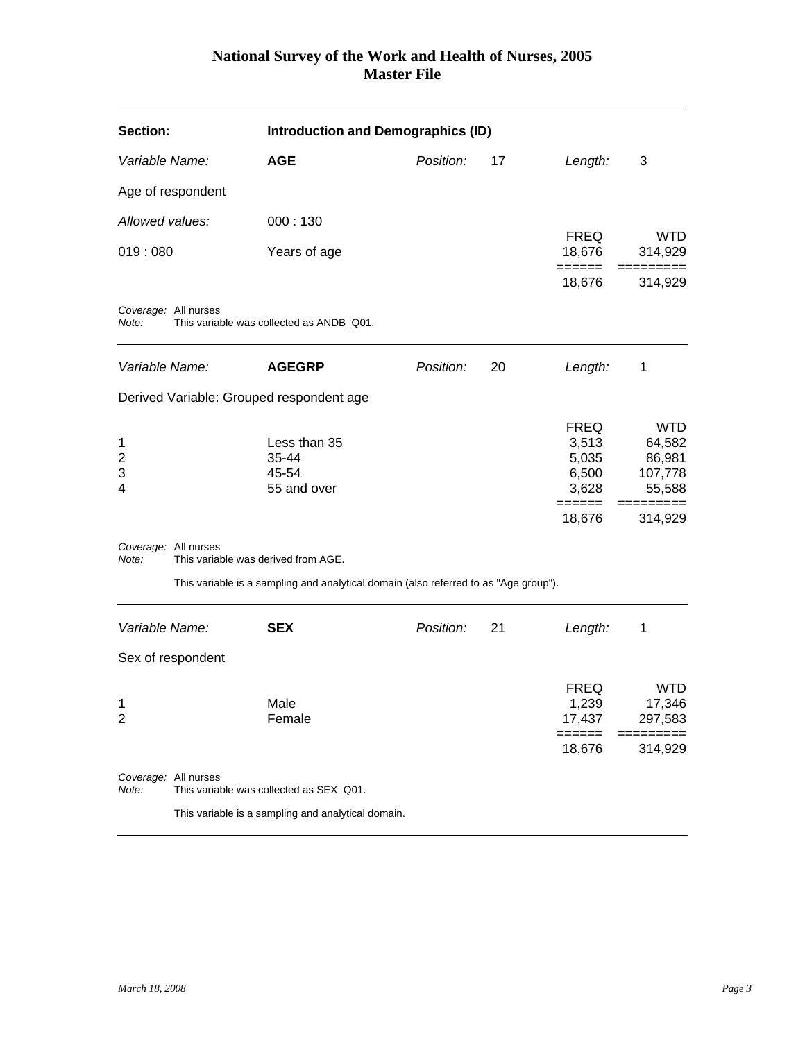# National Survey of the Work and Health of Nurses, 2005
## Master File

---

**Section:** **Introduction and Demographics (ID)**

*Variable Name:* **AGE** *Position:* 17 *Length:* 3

Age of respondent

*Allowed values:* 000 : 130

| | | FREQ | WTD |
|---|---|---|---|
| 019 : 080 | Years of age | 18,676 | 314,929 |
| | | ====== | ========= |
| | | 18,676 | 314,929 |

*Coverage:* All nurses
*Note:* This variable was collected as ANDB_Q01.

---

*Variable Name:* **AGEGRP** *Position:* 20 *Length:* 1

Derived Variable: Grouped respondent age

| | | FREQ | WTD |
|---|---|---|---|
| 1 | Less than 35 | 3,513 | 64,582 |
| 2 | 35-44 | 5,035 | 86,981 |
| 3 | 45-54 | 6,500 | 107,778 |
| 4 | 55 and over | 3,628 | 55,588 |
| | | ====== | ========= |
| | | 18,676 | 314,929 |

*Coverage:* All nurses
*Note:* This variable was derived from AGE.

This variable is a sampling and analytical domain (also referred to as "Age group").

---

*Variable Name:* **SEX** *Position:* 21 *Length:* 1

Sex of respondent

| | | FREQ | WTD |
|---|---|---|---|
| 1 | Male | 1,239 | 17,346 |
| 2 | Female | 17,437 | 297,583 |
| | | ====== | ========= |
| | | 18,676 | 314,929 |

*Coverage:* All nurses
*Note:* This variable was collected as SEX_Q01.

This variable is a sampling and analytical domain.

---

*March 18, 2008*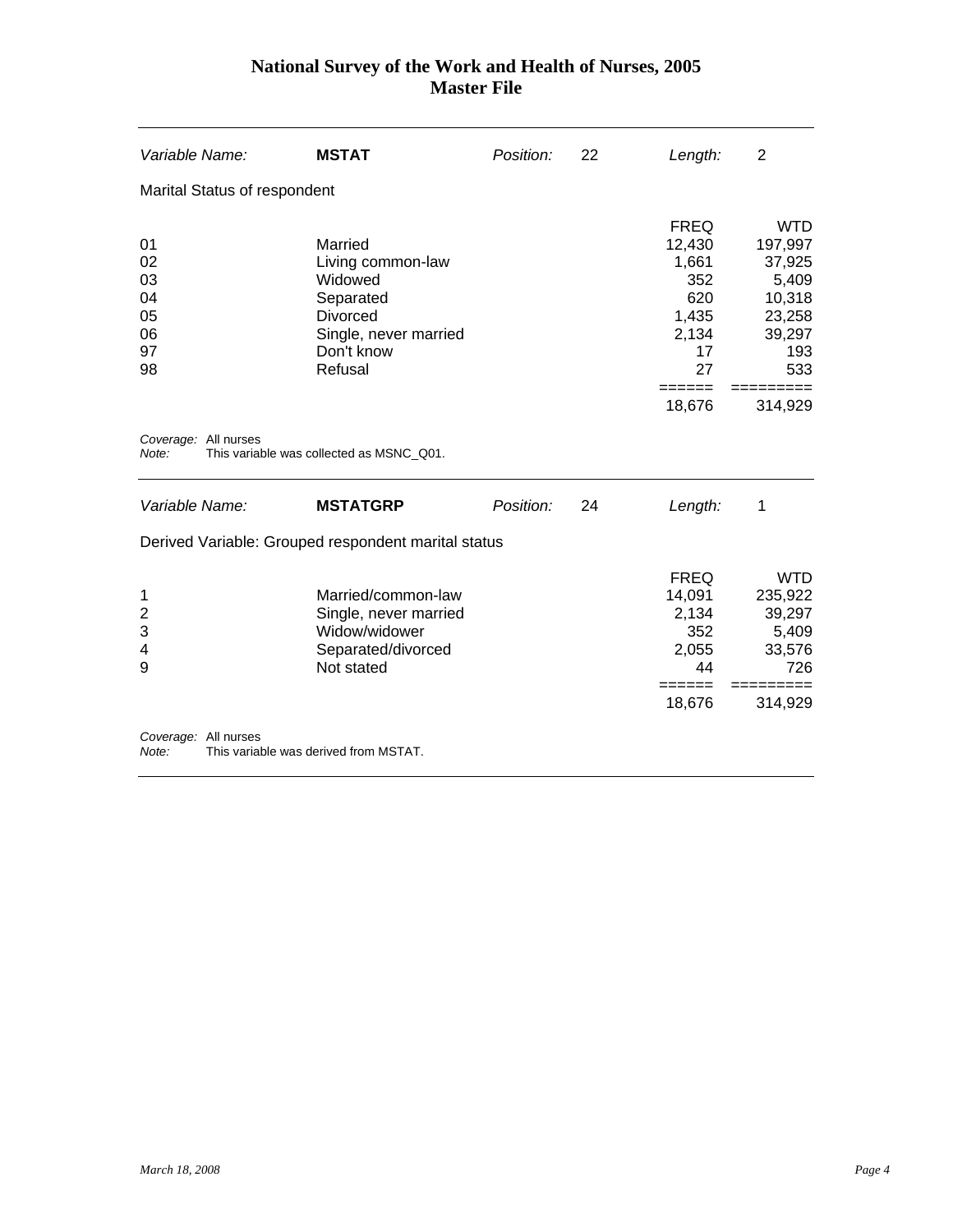# National Survey of the Work and Health of Nurses, 2005
## Master File

| *Variable Name:* | **MSTAT** | *Position:* | 22 | *Length:* | 2 |
|---|---|---|---|---|---|

Marital Status of respondent

| Code | Description | FREQ | WTD |
|---|---|---|---|
| 01 | Married | 12,430 | 197,997 |
| 02 | Living common-law | 1,661 | 37,925 |
| 03 | Widowed | 352 | 5,409 |
| 04 | Separated | 620 | 10,318 |
| 05 | Divorced | 1,435 | 23,258 |
| 06 | Single, never married | 2,134 | 39,297 |
| 97 | Don't know | 17 | 193 |
| 98 | Refusal | 27 | 533 |
| | | ====== | ========= |
| | | 18,676 | 314,929 |

*Coverage:* All nurses
*Note:* This variable was collected as MSNC_Q01.

| *Variable Name:* | **MSTATGRP** | *Position:* | 24 | *Length:* | 1 |
|---|---|---|---|---|---|

Derived Variable: Grouped respondent marital status

| Code | Description | FREQ | WTD |
|---|---|---|---|
| 1 | Married/common-law | 14,091 | 235,922 |
| 2 | Single, never married | 2,134 | 39,297 |
| 3 | Widow/widower | 352 | 5,409 |
| 4 | Separated/divorced | 2,055 | 33,576 |
| 9 | Not stated | 44 | 726 |
| | | ====== | ========= |
| | | 18,676 | 314,929 |

*Coverage:* All nurses
*Note:* This variable was derived from MSTAT.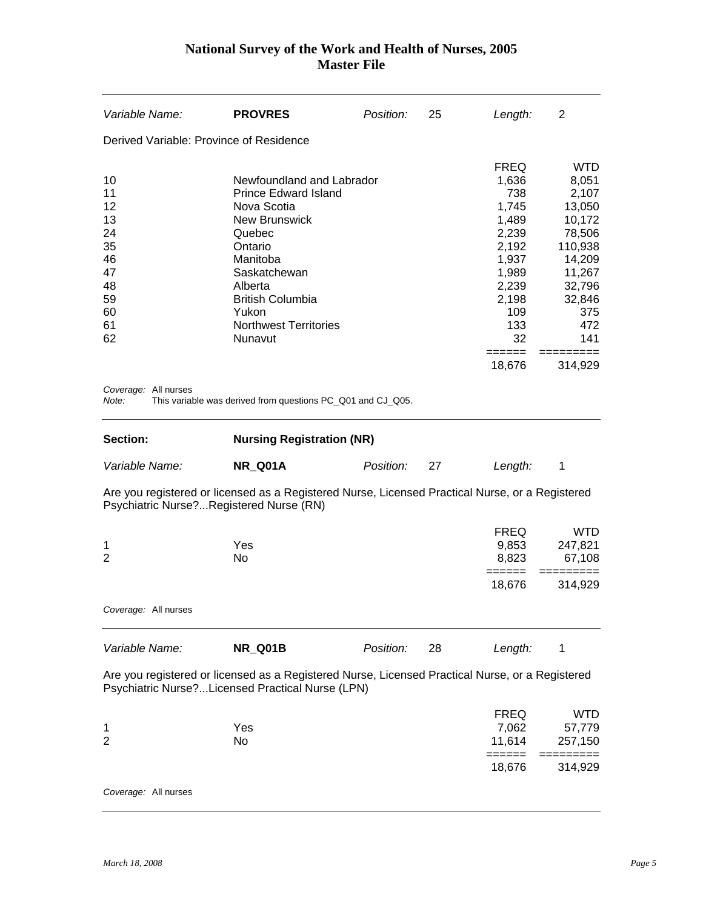| Variable Name: | **PROVRES** | Position: | 25 | Length: | 2 |
|---|---|---|---|---|---|

Derived Variable: Province of Residence

| | | FREQ | WTD |
|---|---|---|---|
| 10 | Newfoundland and Labrador | 1,636 | 8,051 |
| 11 | Prince Edward Island | 738 | 2,107 |
| 12 | Nova Scotia | 1,745 | 13,050 |
| 13 | New Brunswick | 1,489 | 10,172 |
| 24 | Quebec | 2,239 | 78,506 |
| 35 | Ontario | 2,192 | 110,938 |
| 46 | Manitoba | 1,937 | 14,209 |
| 47 | Saskatchewan | 1,989 | 11,267 |
| 48 | Alberta | 2,239 | 32,796 |
| 59 | British Columbia | 2,198 | 32,846 |
| 60 | Yukon | 109 | 375 |
| 61 | Northwest Territories | 133 | 472 |
| 62 | Nunavut | 32 | 141 |
| | | ====== | ========= |
| | | 18,676 | 314,929 |

*Coverage:* All nurses
*Note:* This variable was derived from questions PC_Q01 and CJ_Q05.

## Section: Nursing Registration (NR)

| Variable Name: | **NR_Q01A** | Position: | 27 | Length: | 1 |
|---|---|---|---|---|---|

Are you registered or licensed as a Registered Nurse, Licensed Practical Nurse, or a Registered Psychiatric Nurse?...Registered Nurse (RN)

| | | FREQ | WTD |
|---|---|---|---|
| 1 | Yes | 9,853 | 247,821 |
| 2 | No | 8,823 | 67,108 |
| | | ====== | ========= |
| | | 18,676 | 314,929 |

*Coverage:* All nurses

| Variable Name: | **NR_Q01B** | Position: | 28 | Length: | 1 |
|---|---|---|---|---|---|

Are you registered or licensed as a Registered Nurse, Licensed Practical Nurse, or a Registered Psychiatric Nurse?...Licensed Practical Nurse (LPN)

| | | FREQ | WTD |
|---|---|---|---|
| 1 | Yes | 7,062 | 57,779 |
| 2 | No | 11,614 | 257,150 |
| | | ====== | ========= |
| | | 18,676 | 314,929 |

*Coverage:* All nurses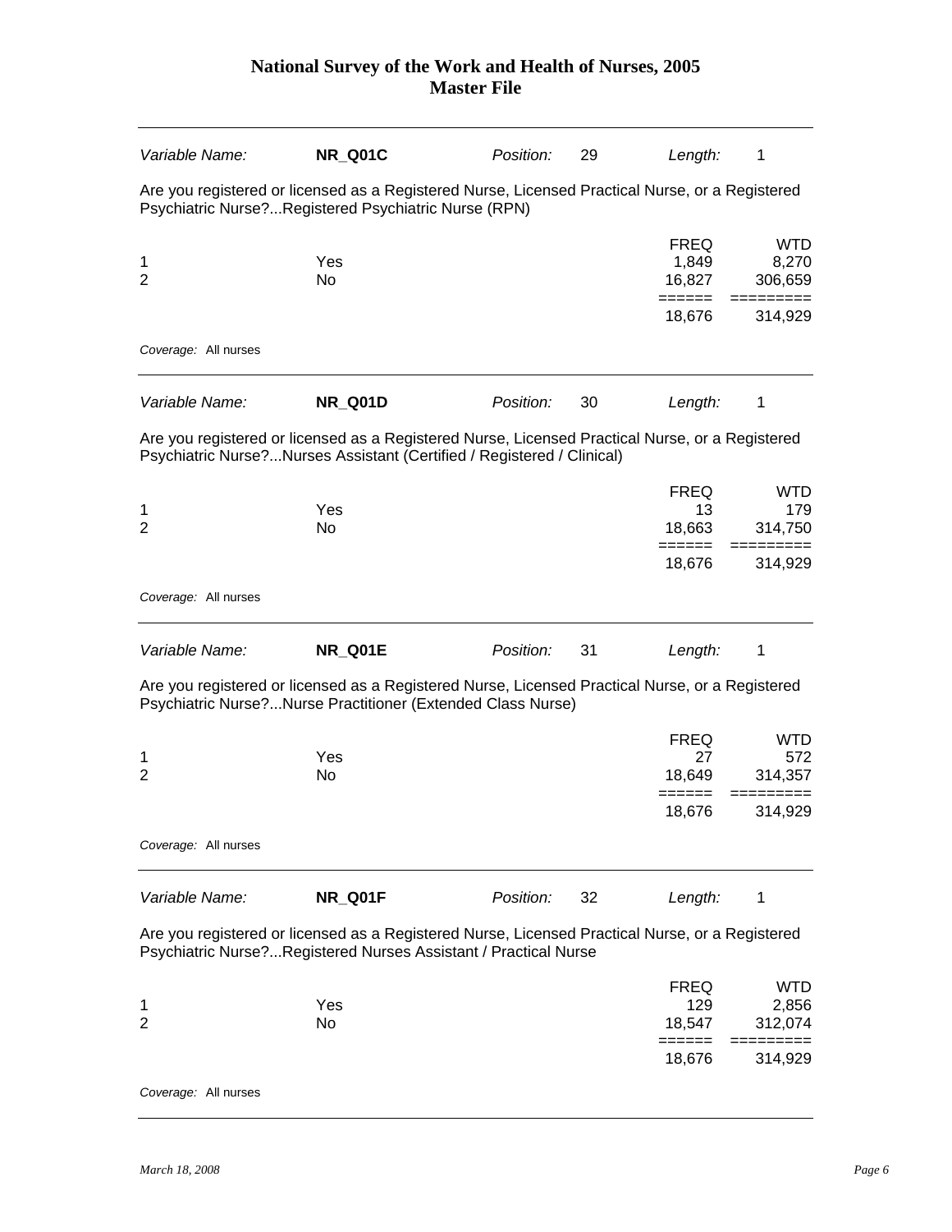# National Survey of the Work and Health of Nurses, 2005
## Master File

| *Variable Name:* | **NR_Q01C** | *Position:* | 29 | *Length:* | 1 |
|---|---|---|---|---|---|

Are you registered or licensed as a Registered Nurse, Licensed Practical Nurse, or a Registered Psychiatric Nurse?...Registered Psychiatric Nurse (RPN)

| | | FREQ | WTD |
|---|---|---|---|
| 1 | Yes | 1,849 | 8,270 |
| 2 | No | 16,827 | 306,659 |
| | | ====== | ========= |
| | | 18,676 | 314,929 |

*Coverage:* All nurses

| *Variable Name:* | **NR_Q01D** | *Position:* | 30 | *Length:* | 1 |
|---|---|---|---|---|---|

Are you registered or licensed as a Registered Nurse, Licensed Practical Nurse, or a Registered Psychiatric Nurse?...Nurses Assistant (Certified / Registered / Clinical)

| | | FREQ | WTD |
|---|---|---|---|
| 1 | Yes | 13 | 179 |
| 2 | No | 18,663 | 314,750 |
| | | ====== | ========= |
| | | 18,676 | 314,929 |

*Coverage:* All nurses

| *Variable Name:* | **NR_Q01E** | *Position:* | 31 | *Length:* | 1 |
|---|---|---|---|---|---|

Are you registered or licensed as a Registered Nurse, Licensed Practical Nurse, or a Registered Psychiatric Nurse?...Nurse Practitioner (Extended Class Nurse)

| | | FREQ | WTD |
|---|---|---|---|
| 1 | Yes | 27 | 572 |
| 2 | No | 18,649 | 314,357 |
| | | ====== | ========= |
| | | 18,676 | 314,929 |

*Coverage:* All nurses

| *Variable Name:* | **NR_Q01F** | *Position:* | 32 | *Length:* | 1 |
|---|---|---|---|---|---|

Are you registered or licensed as a Registered Nurse, Licensed Practical Nurse, or a Registered Psychiatric Nurse?...Registered Nurses Assistant / Practical Nurse

| | | FREQ | WTD |
|---|---|---|---|
| 1 | Yes | 129 | 2,856 |
| 2 | No | 18,547 | 312,074 |
| | | ====== | ========= |
| | | 18,676 | 314,929 |

*Coverage:* All nurses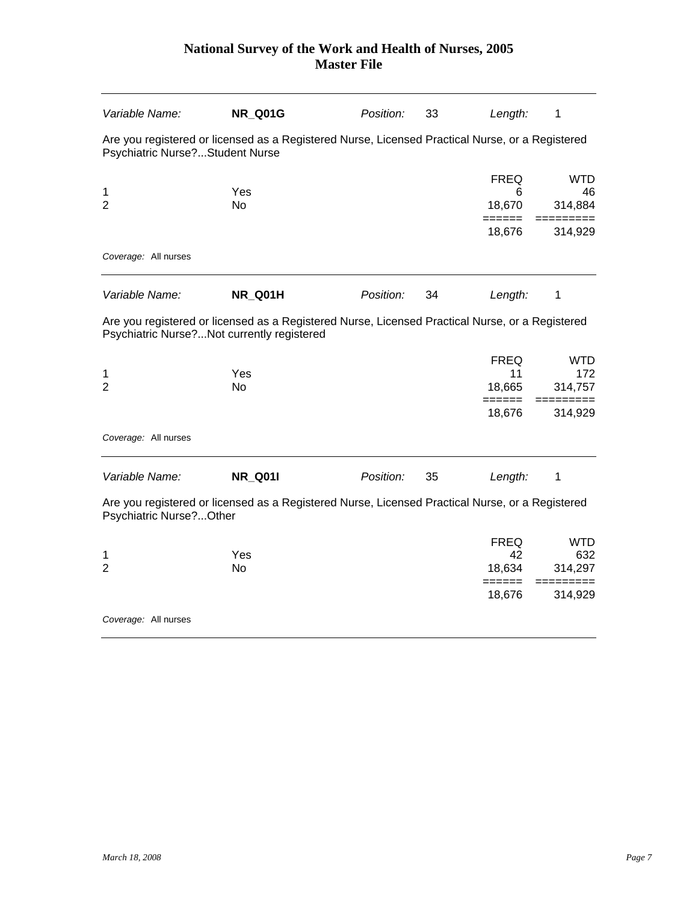| *Variable Name:* | **NR_Q01G** | *Position:* | 33 | *Length:* | 1 |
|---|---|---|---|---|---|

Are you registered or licensed as a Registered Nurse, Licensed Practical Nurse, or a Registered Psychiatric Nurse?...Student Nurse

| | | FREQ | WTD |
|---|---|---|---|
| 1 | Yes | 6 | 46 |
| 2 | No | 18,670 | 314,884 |
| | | ====== | ========= |
| | | 18,676 | 314,929 |

*Coverage:* All nurses

| *Variable Name:* | **NR_Q01H** | *Position:* | 34 | *Length:* | 1 |
|---|---|---|---|---|---|

Are you registered or licensed as a Registered Nurse, Licensed Practical Nurse, or a Registered Psychiatric Nurse?...Not currently registered

| | | FREQ | WTD |
|---|---|---|---|
| 1 | Yes | 11 | 172 |
| 2 | No | 18,665 | 314,757 |
| | | ====== | ========= |
| | | 18,676 | 314,929 |

*Coverage:* All nurses

| *Variable Name:* | **NR_Q01I** | *Position:* | 35 | *Length:* | 1 |
|---|---|---|---|---|---|

Are you registered or licensed as a Registered Nurse, Licensed Practical Nurse, or a Registered Psychiatric Nurse?...Other

| | | FREQ | WTD |
|---|---|---|---|
| 1 | Yes | 42 | 632 |
| 2 | No | 18,634 | 314,297 |
| | | ====== | ========= |
| | | 18,676 | 314,929 |

*Coverage:* All nurses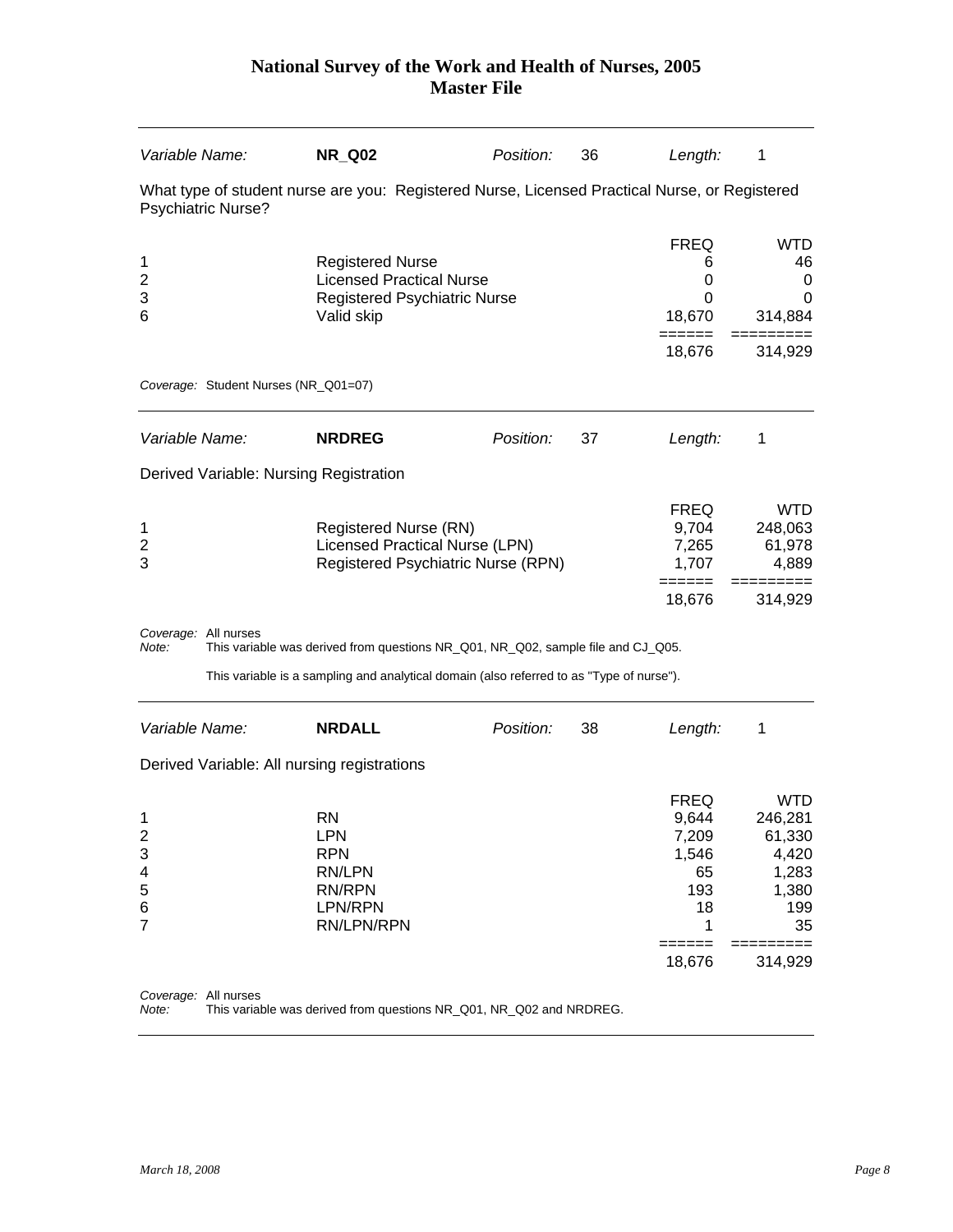| Variable Name: | **NR_Q02** | Position: | 36 | Length: | 1 |
|---|---|---|---|---|---|

What type of student nurse are you: Registered Nurse, Licensed Practical Nurse, or Registered Psychiatric Nurse?

| | | FREQ | WTD |
|---|---|---|---|
| 1 | Registered Nurse | 6 | 46 |
| 2 | Licensed Practical Nurse | 0 | 0 |
| 3 | Registered Psychiatric Nurse | 0 | 0 |
| 6 | Valid skip | 18,670 | 314,884 |
| | | ====== | ========= |
| | | 18,676 | 314,929 |

*Coverage:* Student Nurses (NR_Q01=07)

| Variable Name: | **NRDREG** | Position: | 37 | Length: | 1 |
|---|---|---|---|---|---|

Derived Variable: Nursing Registration

| | | FREQ | WTD |
|---|---|---|---|
| 1 | Registered Nurse (RN) | 9,704 | 248,063 |
| 2 | Licensed Practical Nurse (LPN) | 7,265 | 61,978 |
| 3 | Registered Psychiatric Nurse (RPN) | 1,707 | 4,889 |
| | | ====== | ========= |
| | | 18,676 | 314,929 |

*Coverage:* All nurses
*Note:* This variable was derived from questions NR_Q01, NR_Q02, sample file and CJ_Q05.

This variable is a sampling and analytical domain (also referred to as "Type of nurse").

| Variable Name: | **NRDALL** | Position: | 38 | Length: | 1 |
|---|---|---|---|---|---|

Derived Variable: All nursing registrations

| | | FREQ | WTD |
|---|---|---|---|
| 1 | RN | 9,644 | 246,281 |
| 2 | LPN | 7,209 | 61,330 |
| 3 | RPN | 1,546 | 4,420 |
| 4 | RN/LPN | 65 | 1,283 |
| 5 | RN/RPN | 193 | 1,380 |
| 6 | LPN/RPN | 18 | 199 |
| 7 | RN/LPN/RPN | 1 | 35 |
| | | ====== | ========= |
| | | 18,676 | 314,929 |

*Coverage:* All nurses
*Note:* This variable was derived from questions NR_Q01, NR_Q02 and NRDREG.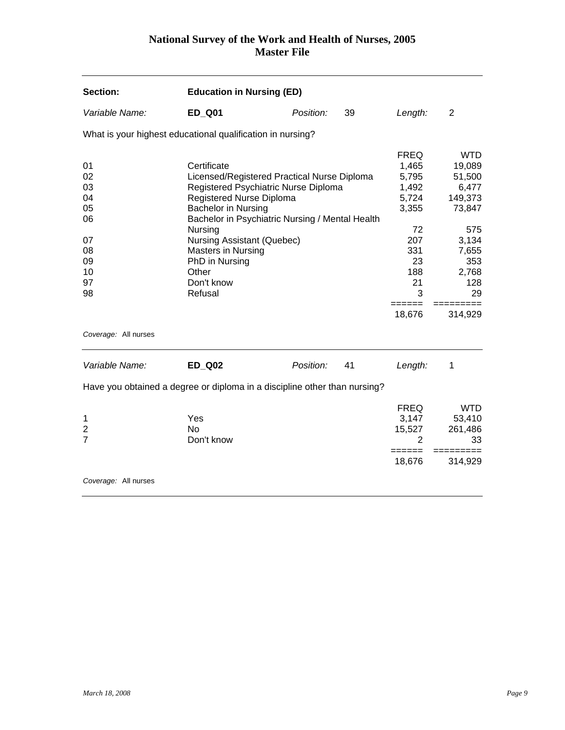# National Survey of the Work and Health of Nurses, 2005
## Master File

| **Section:** | **Education in Nursing (ED)** | | | | |
|---|---|---|---|---|---|
| *Variable Name:* | **ED_Q01** | *Position:* | 39 | *Length:* | 2 |

What is your highest educational qualification in nursing?

| | | FREQ | WTD |
|---|---|---|---|
| 01 | Certificate | 1,465 | 19,089 |
| 02 | Licensed/Registered Practical Nurse Diploma | 5,795 | 51,500 |
| 03 | Registered Psychiatric Nurse Diploma | 1,492 | 6,477 |
| 04 | Registered Nurse Diploma | 5,724 | 149,373 |
| 05 | Bachelor in Nursing | 3,355 | 73,847 |
| 06 | Bachelor in Psychiatric Nursing / Mental Health Nursing | 72 | 575 |
| 07 | Nursing Assistant (Quebec) | 207 | 3,134 |
| 08 | Masters in Nursing | 331 | 7,655 |
| 09 | PhD in Nursing | 23 | 353 |
| 10 | Other | 188 | 2,768 |
| 97 | Don't know | 21 | 128 |
| 98 | Refusal | 3 | 29 |
| | | 18,676 | 314,929 |

*Coverage:* All nurses

| *Variable Name:* | **ED_Q02** | *Position:* | 41 | *Length:* | 1 |
|---|---|---|---|---|---|

Have you obtained a degree or diploma in a discipline other than nursing?

| | | FREQ | WTD |
|---|---|---|---|
| 1 | Yes | 3,147 | 53,410 |
| 2 | No | 15,527 | 261,486 |
| 7 | Don't know | 2 | 33 |
| | | 18,676 | 314,929 |

*Coverage:* All nurses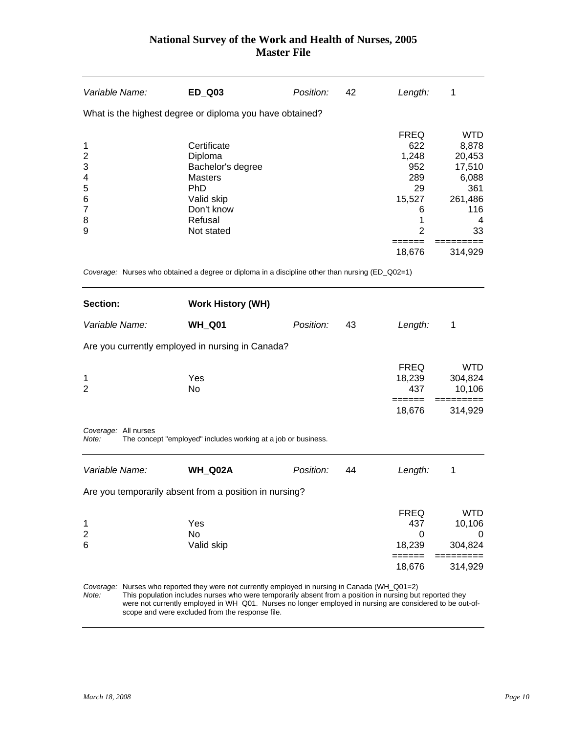# National Survey of the Work and Health of Nurses, 2005
## Master File

| *Variable Name:* | **ED_Q03** | *Position:* | 42 | *Length:* | 1 |
|---|---|---|---|---|---|

What is the highest degree or diploma you have obtained?

| | | FREQ | WTD |
|---|---|---|---|
| 1 | Certificate | 622 | 8,878 |
| 2 | Diploma | 1,248 | 20,453 |
| 3 | Bachelor's degree | 952 | 17,510 |
| 4 | Masters | 289 | 6,088 |
| 5 | PhD | 29 | 361 |
| 6 | Valid skip | 15,527 | 261,486 |
| 7 | Don't know | 6 | 116 |
| 8 | Refusal | 1 | 4 |
| 9 | Not stated | 2 | 33 |
| | | ====== | ========= |
| | | 18,676 | 314,929 |

*Coverage:* Nurses who obtained a degree or diploma in a discipline other than nursing (ED_Q02=1)

| **Section:** | **Work History (WH)** | | | | |
|---|---|---|---|---|---|
| *Variable Name:* | **WH_Q01** | *Position:* | 43 | *Length:* | 1 |

Are you currently employed in nursing in Canada?

| | | FREQ | WTD |
|---|---|---|---|
| 1 | Yes | 18,239 | 304,824 |
| 2 | No | 437 | 10,106 |
| | | ====== | ========= |
| | | 18,676 | 314,929 |

*Coverage:* All nurses
*Note:* The concept "employed" includes working at a job or business.

| *Variable Name:* | **WH_Q02A** | *Position:* | 44 | *Length:* | 1 |
|---|---|---|---|---|---|

Are you temporarily absent from a position in nursing?

| | | FREQ | WTD |
|---|---|---|---|
| 1 | Yes | 437 | 10,106 |
| 2 | No | 0 | 0 |
| 6 | Valid skip | 18,239 | 304,824 |
| | | ====== | ========= |
| | | 18,676 | 314,929 |

*Coverage:* Nurses who reported they were not currently employed in nursing in Canada (WH_Q01=2)
*Note:* This population includes nurses who were temporarily absent from a position in nursing but reported they were not currently employed in nursing in WH_Q01. Nurses no longer employed in nursing are considered to be out-of-scope and were excluded from the response file.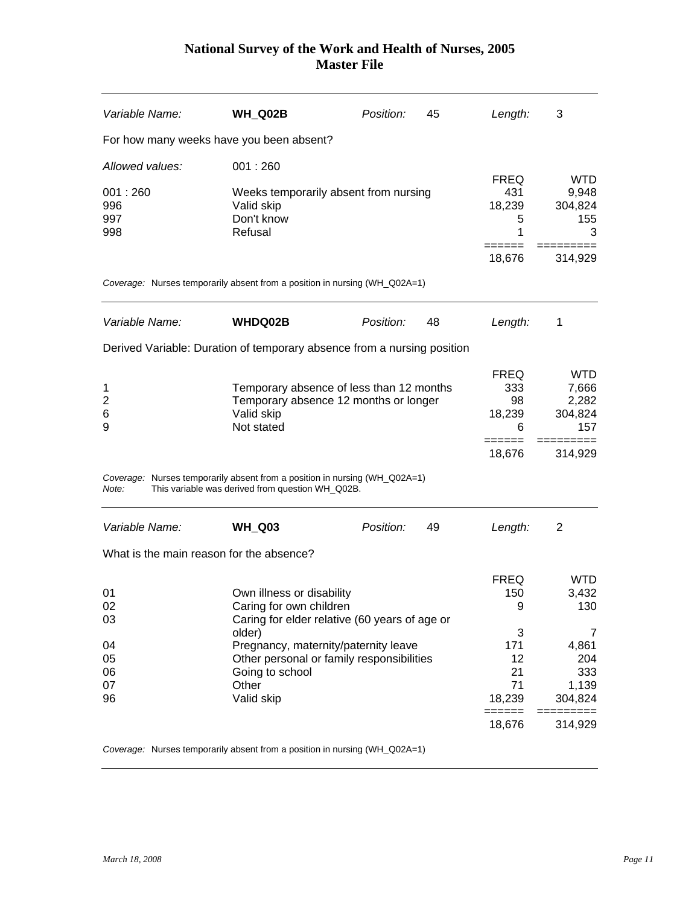# National Survey of the Work and Health of Nurses, 2005
## Master File

| *Variable Name:* | **WH_Q02B** | *Position:* | 45 | *Length:* | 3 |
|---|---|---|---|---|---|

For how many weeks have you been absent?

*Allowed values:* 001 : 260

| | | FREQ | WTD |
|---|---|---|---|
| 001 : 260 | Weeks temporarily absent from nursing | 431 | 9,948 |
| 996 | Valid skip | 18,239 | 304,824 |
| 997 | Don't know | 5 | 155 |
| 998 | Refusal | 1 | 3 |
| | | ====== | ========= |
| | | 18,676 | 314,929 |

*Coverage:* Nurses temporarily absent from a position in nursing (WH_Q02A=1)

---

| *Variable Name:* | **WHDQ02B** | *Position:* | 48 | *Length:* | 1 |
|---|---|---|---|---|---|

Derived Variable: Duration of temporary absence from a nursing position

| | | FREQ | WTD |
|---|---|---|---|
| 1 | Temporary absence of less than 12 months | 333 | 7,666 |
| 2 | Temporary absence 12 months or longer | 98 | 2,282 |
| 6 | Valid skip | 18,239 | 304,824 |
| 9 | Not stated | 6 | 157 |
| | | ====== | ========= |
| | | 18,676 | 314,929 |

*Coverage:* Nurses temporarily absent from a position in nursing (WH_Q02A=1)
*Note:* This variable was derived from question WH_Q02B.

---

| *Variable Name:* | **WH_Q03** | *Position:* | 49 | *Length:* | 2 |
|---|---|---|---|---|---|

What is the main reason for the absence?

| | | FREQ | WTD |
|---|---|---|---|
| 01 | Own illness or disability | 150 | 3,432 |
| 02 | Caring for own children | 9 | 130 |
| 03 | Caring for elder relative (60 years of age or older) | 3 | 7 |
| 04 | Pregnancy, maternity/paternity leave | 171 | 4,861 |
| 05 | Other personal or family responsibilities | 12 | 204 |
| 06 | Going to school | 21 | 333 |
| 07 | Other | 71 | 1,139 |
| 96 | Valid skip | 18,239 | 304,824 |
| | | ====== | ========= |
| | | 18,676 | 314,929 |

*Coverage:* Nurses temporarily absent from a position in nursing (WH_Q02A=1)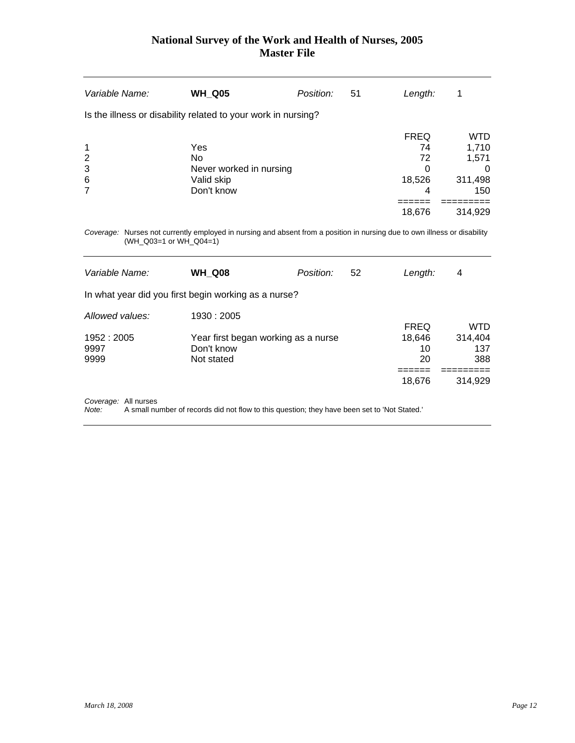# National Survey of the Work and Health of Nurses, 2005
## Master File

| *Variable Name:* | **WH_Q05** | *Position:* | 51 | *Length:* | 1 |
|---|---|---|---|---|---|

Is the illness or disability related to your work in nursing?

| | | FREQ | WTD |
|---|---|---|---|
| 1 | Yes | 74 | 1,710 |
| 2 | No | 72 | 1,571 |
| 3 | Never worked in nursing | 0 | 0 |
| 6 | Valid skip | 18,526 | 311,498 |
| 7 | Don't know | 4 | 150 |
| | | ====== | ========= |
| | | 18,676 | 314,929 |

*Coverage:* Nurses not currently employed in nursing and absent from a position in nursing due to own illness or disability (WH_Q03=1 or WH_Q04=1)

---

| *Variable Name:* | **WH_Q08** | *Position:* | 52 | *Length:* | 4 |
|---|---|---|---|---|---|

In what year did you first begin working as a nurse?

*Allowed values:* 1930 : 2005

| | | FREQ | WTD |
|---|---|---|---|
| 1952 : 2005 | Year first began working as a nurse | 18,646 | 314,404 |
| 9997 | Don't know | 10 | 137 |
| 9999 | Not stated | 20 | 388 |
| | | ====== | ========= |
| | | 18,676 | 314,929 |

*Coverage:* All nurses
*Note:* A small number of records did not flow to this question; they have been set to 'Not Stated.'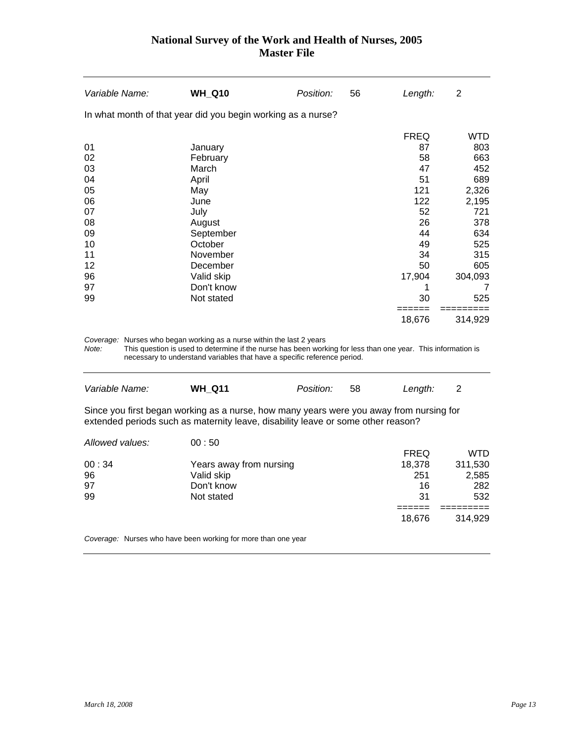| Variable Name: | **WH_Q10** | Position: | 56 | Length: | 2 |
|---|---|---|---|---|---|

In what month of that year did you begin working as a nurse?

| | | FREQ | WTD |
|---|---|---|---|
| 01 | January | 87 | 803 |
| 02 | February | 58 | 663 |
| 03 | March | 47 | 452 |
| 04 | April | 51 | 689 |
| 05 | May | 121 | 2,326 |
| 06 | June | 122 | 2,195 |
| 07 | July | 52 | 721 |
| 08 | August | 26 | 378 |
| 09 | September | 44 | 634 |
| 10 | October | 49 | 525 |
| 11 | November | 34 | 315 |
| 12 | December | 50 | 605 |
| 96 | Valid skip | 17,904 | 304,093 |
| 97 | Don't know | 1 | 7 |
| 99 | Not stated | 30 | 525 |
| | | ====== | ========= |
| | | 18,676 | 314,929 |

*Coverage:* Nurses who began working as a nurse within the last 2 years

*Note:* This question is used to determine if the nurse has been working for less than one year. This information is necessary to understand variables that have a specific reference period.

| Variable Name: | **WH_Q11** | Position: | 58 | Length: | 2 |
|---|---|---|---|---|---|

Since you first began working as a nurse, how many years were you away from nursing for extended periods such as maternity leave, disability leave or some other reason?

*Allowed values:* 00 : 50

| | | FREQ | WTD |
|---|---|---|---|
| 00 : 34 | Years away from nursing | 18,378 | 311,530 |
| 96 | Valid skip | 251 | 2,585 |
| 97 | Don't know | 16 | 282 |
| 99 | Not stated | 31 | 532 |
| | | ====== | ========= |
| | | 18,676 | 314,929 |

*Coverage:* Nurses who have been working for more than one year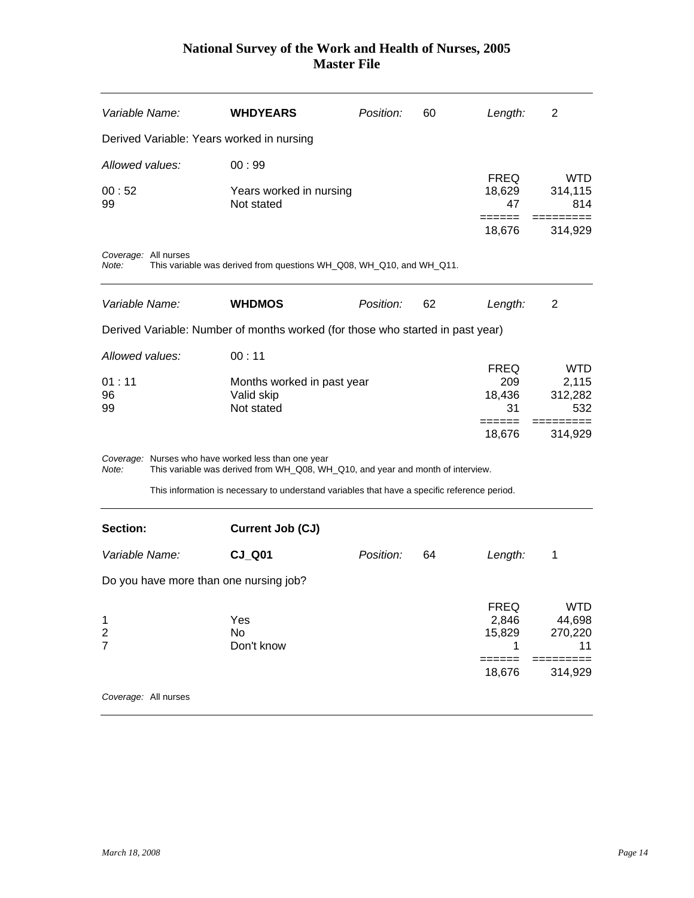| Variable Name: | **WHDYEARS** | Position: | 60 | Length: | 2 |
|---|---|---|---|---|---|

Derived Variable: Years worked in nursing

*Allowed values:* 00 : 99

| | | FREQ | WTD |
|---|---|---|---|
| 00 : 52 | Years worked in nursing | 18,629 | 314,115 |
| 99 | Not stated | 47 | 814 |
| | | ====== | ========= |
| | | 18,676 | 314,929 |

*Coverage:* All nurses
*Note:* This variable was derived from questions WH_Q08, WH_Q10, and WH_Q11.

---

| Variable Name: | **WHDMOS** | Position: | 62 | Length: | 2 |
|---|---|---|---|---|---|

Derived Variable: Number of months worked (for those who started in past year)

*Allowed values:* 00 : 11

| | | FREQ | WTD |
|---|---|---|---|
| 01 : 11 | Months worked in past year | 209 | 2,115 |
| 96 | Valid skip | 18,436 | 312,282 |
| 99 | Not stated | 31 | 532 |
| | | ====== | ========= |
| | | 18,676 | 314,929 |

*Coverage:* Nurses who have worked less than one year
*Note:* This variable was derived from WH_Q08, WH_Q10, and year and month of interview.

This information is necessary to understand variables that have a specific reference period.

---

**Section:** **Current Job (CJ)**

| Variable Name: | **CJ_Q01** | Position: | 64 | Length: | 1 |
|---|---|---|---|---|---|

Do you have more than one nursing job?

| | | FREQ | WTD |
|---|---|---|---|
| 1 | Yes | 2,846 | 44,698 |
| 2 | No | 15,829 | 270,220 |
| 7 | Don't know | 1 | 11 |
| | | ====== | ========= |
| | | 18,676 | 314,929 |

*Coverage:* All nurses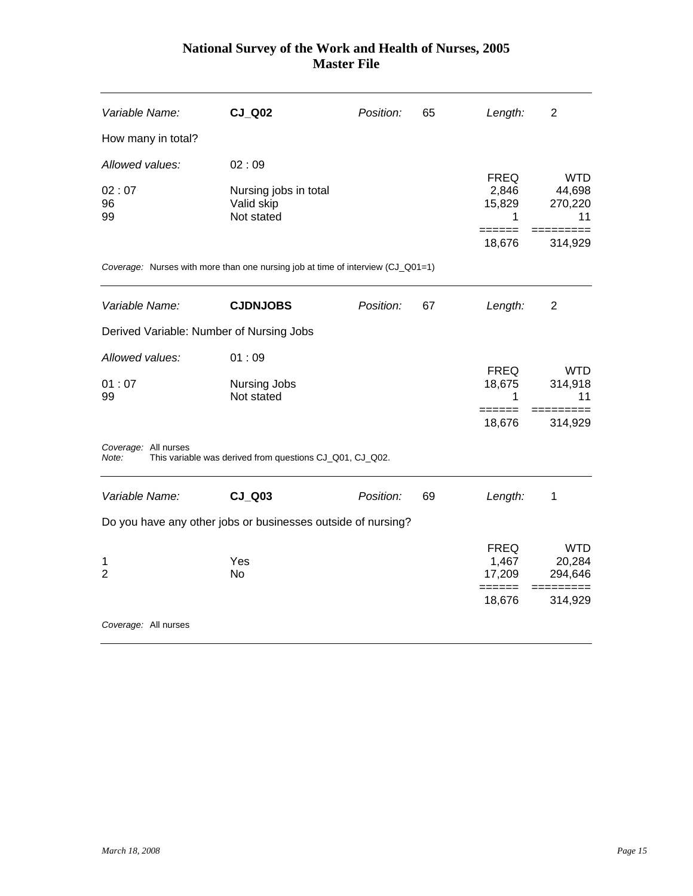| Variable Name: | **CJ_Q02** | Position: | 65 | Length: | 2 |
|---|---|---|---|---|---|

How many in total?

*Allowed values:* 02 : 09

| | | FREQ | WTD |
|---|---|---|---|
| 02 : 07 | Nursing jobs in total | 2,846 | 44,698 |
| 96 | Valid skip | 15,829 | 270,220 |
| 99 | Not stated | 1 | 11 |
| | | ====== | ========= |
| | | 18,676 | 314,929 |

*Coverage:* Nurses with more than one nursing job at time of interview (CJ_Q01=1)

| Variable Name: | **CJDNJOBS** | Position: | 67 | Length: | 2 |
|---|---|---|---|---|---|

Derived Variable: Number of Nursing Jobs

*Allowed values:* 01 : 09

| | | FREQ | WTD |
|---|---|---|---|
| 01 : 07 | Nursing Jobs | 18,675 | 314,918 |
| 99 | Not stated | 1 | 11 |
| | | ====== | ========= |
| | | 18,676 | 314,929 |

*Coverage:* All nurses
*Note:* This variable was derived from questions CJ_Q01, CJ_Q02.

| Variable Name: | **CJ_Q03** | Position: | 69 | Length: | 1 |
|---|---|---|---|---|---|

Do you have any other jobs or businesses outside of nursing?

| | | FREQ | WTD |
|---|---|---|---|
| 1 | Yes | 1,467 | 20,284 |
| 2 | No | 17,209 | 294,646 |
| | | ====== | ========= |
| | | 18,676 | 314,929 |

*Coverage:* All nurses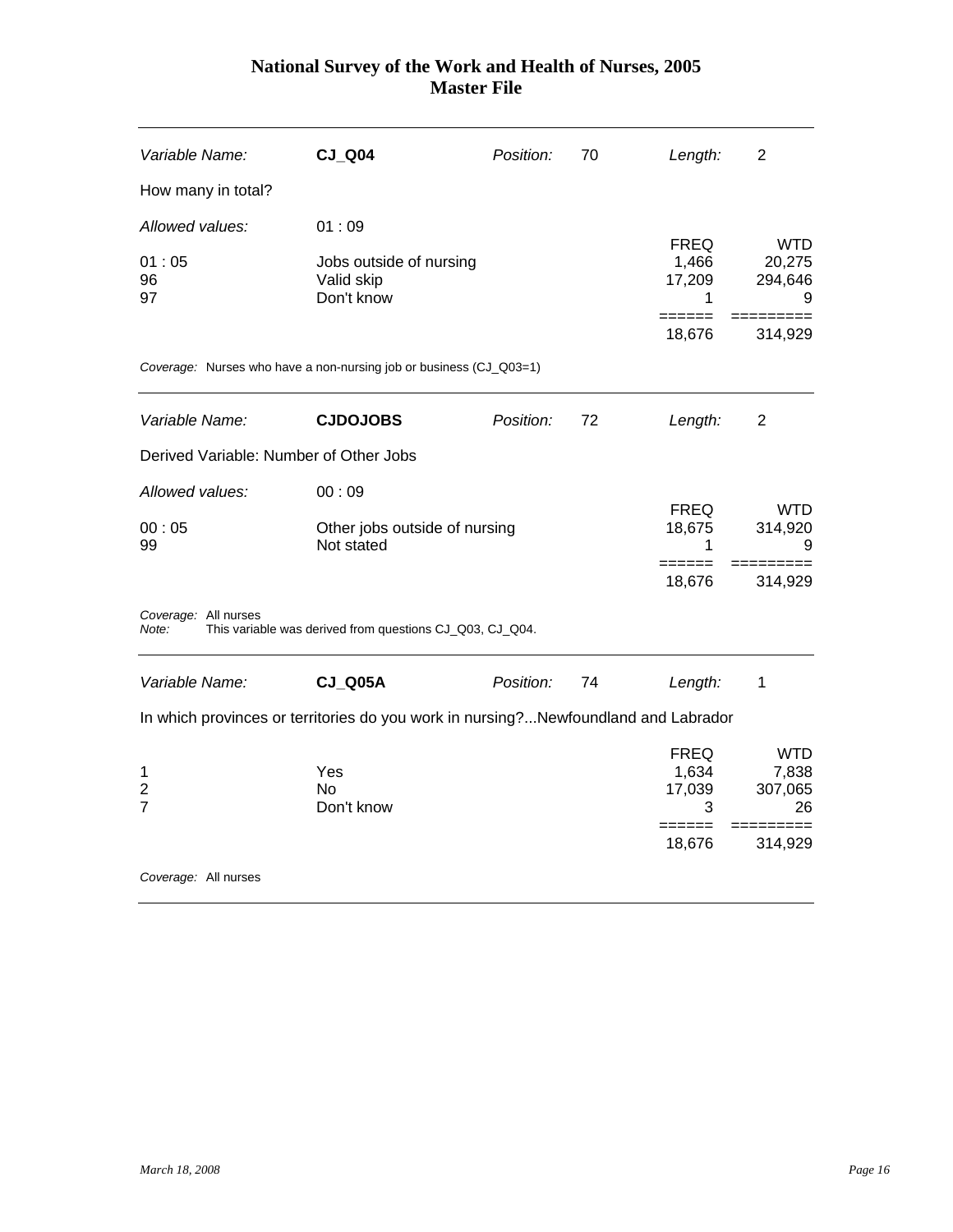| *Variable Name:* | **CJ_Q04** | *Position:* | 70 | *Length:* | 2 |
|---|---|---|---|---|---|

How many in total?

*Allowed values:* 01 : 09

| | | FREQ | WTD |
|---|---|---|---|
| 01 : 05 | Jobs outside of nursing | 1,466 | 20,275 |
| 96 | Valid skip | 17,209 | 294,646 |
| 97 | Don't know | 1 | 9 |
| | | ====== | ========= |
| | | 18,676 | 314,929 |

*Coverage:* Nurses who have a non-nursing job or business (CJ_Q03=1)

| *Variable Name:* | **CJDOJOBS** | *Position:* | 72 | *Length:* | 2 |
|---|---|---|---|---|---|

Derived Variable: Number of Other Jobs

*Allowed values:* 00 : 09

| | | FREQ | WTD |
|---|---|---|---|
| 00 : 05 | Other jobs outside of nursing | 18,675 | 314,920 |
| 99 | Not stated | 1 | 9 |
| | | ====== | ========= |
| | | 18,676 | 314,929 |

*Coverage:* All nurses
*Note:* This variable was derived from questions CJ_Q03, CJ_Q04.

| *Variable Name:* | **CJ_Q05A** | *Position:* | 74 | *Length:* | 1 |
|---|---|---|---|---|---|

In which provinces or territories do you work in nursing?...Newfoundland and Labrador

| | | FREQ | WTD |
|---|---|---|---|
| 1 | Yes | 1,634 | 7,838 |
| 2 | No | 17,039 | 307,065 |
| 7 | Don't know | 3 | 26 |
| | | ====== | ========= |
| | | 18,676 | 314,929 |

*Coverage:* All nurses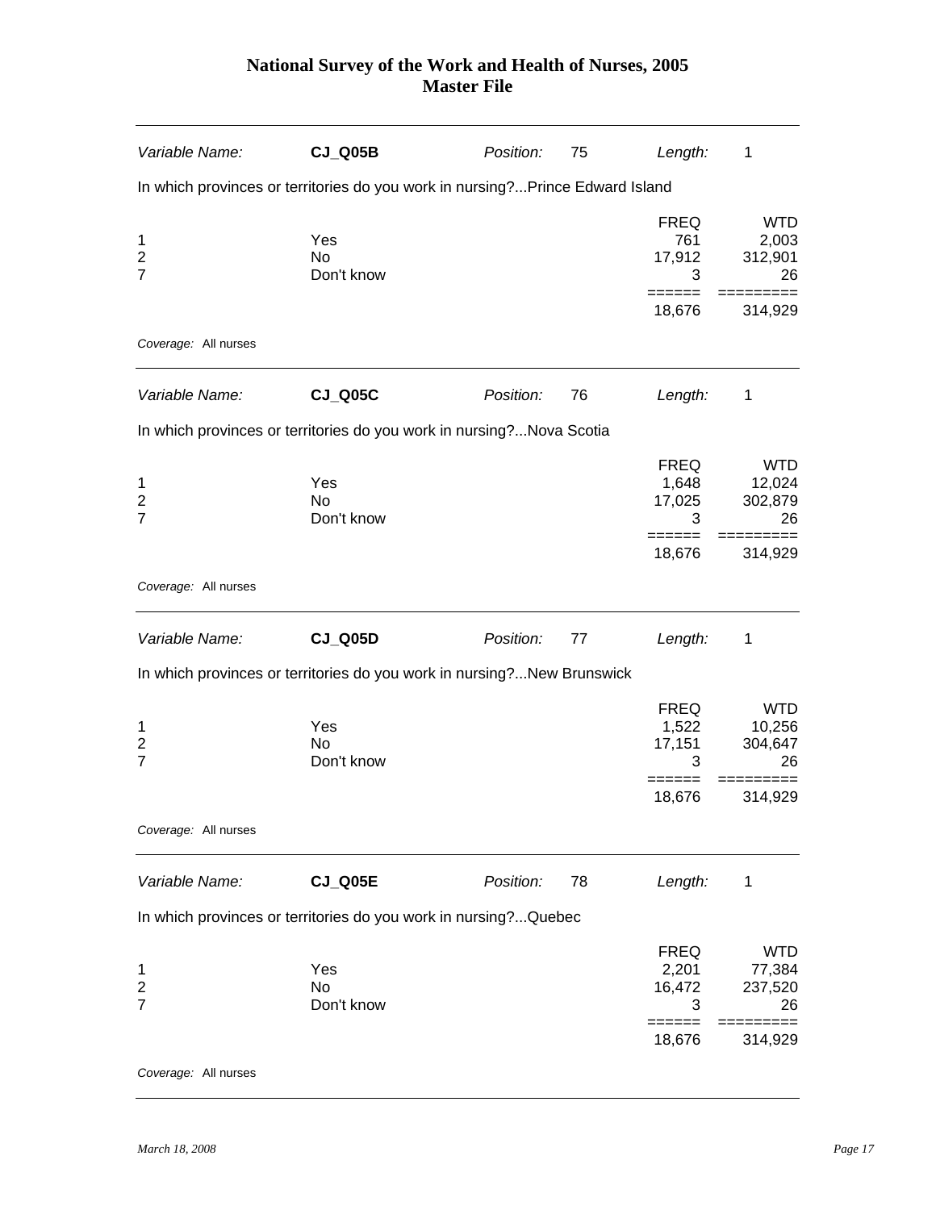| Variable Name: | CJ_Q05B | Position: | 75 | Length: | 1 |
|---|---|---|---|---|---|

In which provinces or territories do you work in nursing?...Prince Edward Island

| | | FREQ | WTD |
|---|---|---|---|
| 1 | Yes | 761 | 2,003 |
| 2 | No | 17,912 | 312,901 |
| 7 | Don't know | 3 | 26 |
| | | ====== | ========= |
| | | 18,676 | 314,929 |

*Coverage:* All nurses

| Variable Name: | CJ_Q05C | Position: | 76 | Length: | 1 |
|---|---|---|---|---|---|

In which provinces or territories do you work in nursing?...Nova Scotia

| | | FREQ | WTD |
|---|---|---|---|
| 1 | Yes | 1,648 | 12,024 |
| 2 | No | 17,025 | 302,879 |
| 7 | Don't know | 3 | 26 |
| | | ====== | ========= |
| | | 18,676 | 314,929 |

*Coverage:* All nurses

| Variable Name: | CJ_Q05D | Position: | 77 | Length: | 1 |
|---|---|---|---|---|---|

In which provinces or territories do you work in nursing?...New Brunswick

| | | FREQ | WTD |
|---|---|---|---|
| 1 | Yes | 1,522 | 10,256 |
| 2 | No | 17,151 | 304,647 |
| 7 | Don't know | 3 | 26 |
| | | ====== | ========= |
| | | 18,676 | 314,929 |

*Coverage:* All nurses

| Variable Name: | CJ_Q05E | Position: | 78 | Length: | 1 |
|---|---|---|---|---|---|

In which provinces or territories do you work in nursing?...Quebec

| | | FREQ | WTD |
|---|---|---|---|
| 1 | Yes | 2,201 | 77,384 |
| 2 | No | 16,472 | 237,520 |
| 7 | Don't know | 3 | 26 |
| | | ====== | ========= |
| | | 18,676 | 314,929 |

*Coverage:* All nurses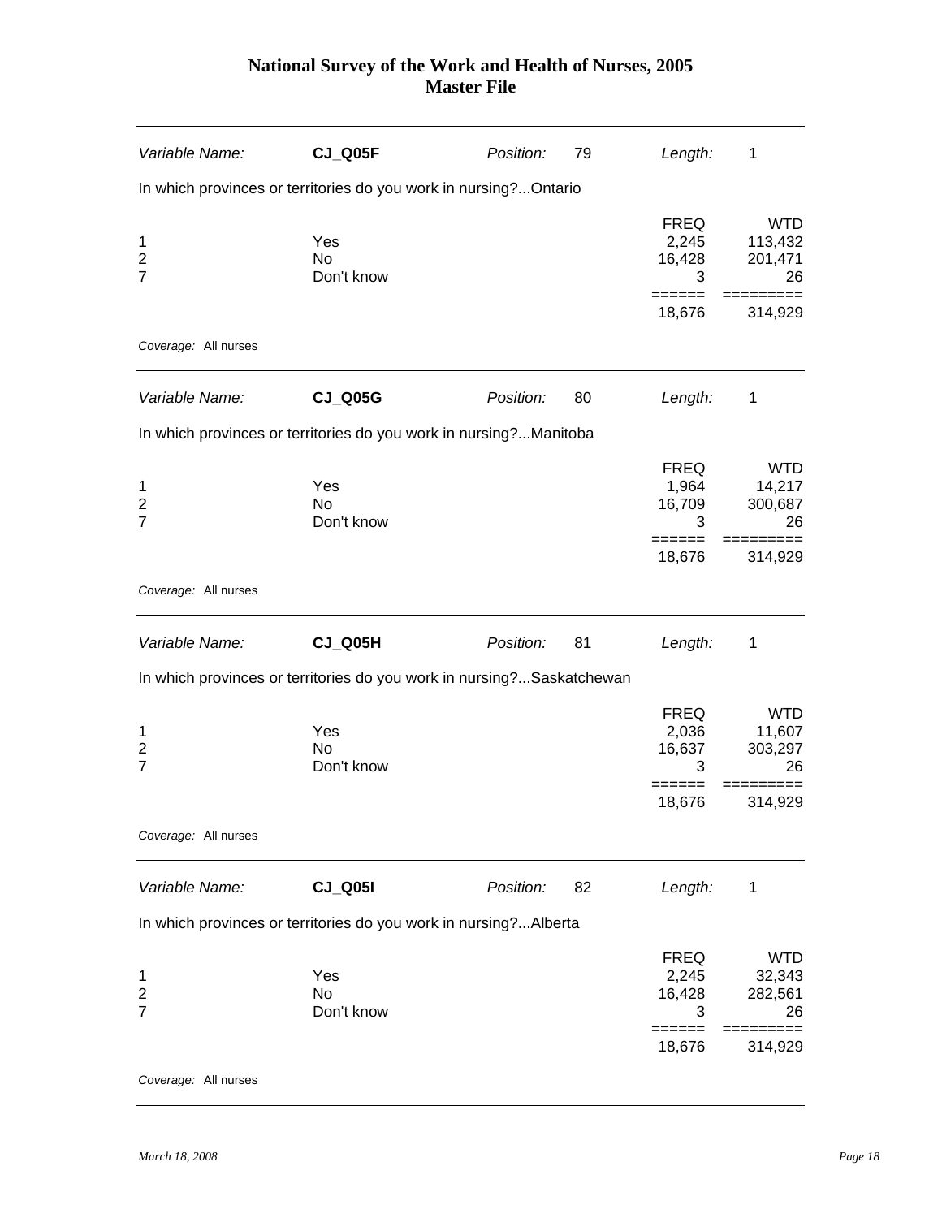# National Survey of the Work and Health of Nurses, 2005
## Master File

| Variable Name: | CJ_Q05F | Position: | 79 | Length: | 1 |
|---|---|---|---|---|---|

In which provinces or territories do you work in nursing?...Ontario

| | | FREQ | WTD |
|---|---|---|---|
| 1 | Yes | 2,245 | 113,432 |
| 2 | No | 16,428 | 201,471 |
| 7 | Don't know | 3 | 26 |
| | | ====== | ========= |
| | | 18,676 | 314,929 |

*Coverage:* All nurses

| Variable Name: | CJ_Q05G | Position: | 80 | Length: | 1 |
|---|---|---|---|---|---|

In which provinces or territories do you work in nursing?...Manitoba

| | | FREQ | WTD |
|---|---|---|---|
| 1 | Yes | 1,964 | 14,217 |
| 2 | No | 16,709 | 300,687 |
| 7 | Don't know | 3 | 26 |
| | | ====== | ========= |
| | | 18,676 | 314,929 |

*Coverage:* All nurses

| Variable Name: | CJ_Q05H | Position: | 81 | Length: | 1 |
|---|---|---|---|---|---|

In which provinces or territories do you work in nursing?...Saskatchewan

| | | FREQ | WTD |
|---|---|---|---|
| 1 | Yes | 2,036 | 11,607 |
| 2 | No | 16,637 | 303,297 |
| 7 | Don't know | 3 | 26 |
| | | ====== | ========= |
| | | 18,676 | 314,929 |

*Coverage:* All nurses

| Variable Name: | CJ_Q05I | Position: | 82 | Length: | 1 |
|---|---|---|---|---|---|

In which provinces or territories do you work in nursing?...Alberta

| | | FREQ | WTD |
|---|---|---|---|
| 1 | Yes | 2,245 | 32,343 |
| 2 | No | 16,428 | 282,561 |
| 7 | Don't know | 3 | 26 |
| | | ====== | ========= |
| | | 18,676 | 314,929 |

*Coverage:* All nurses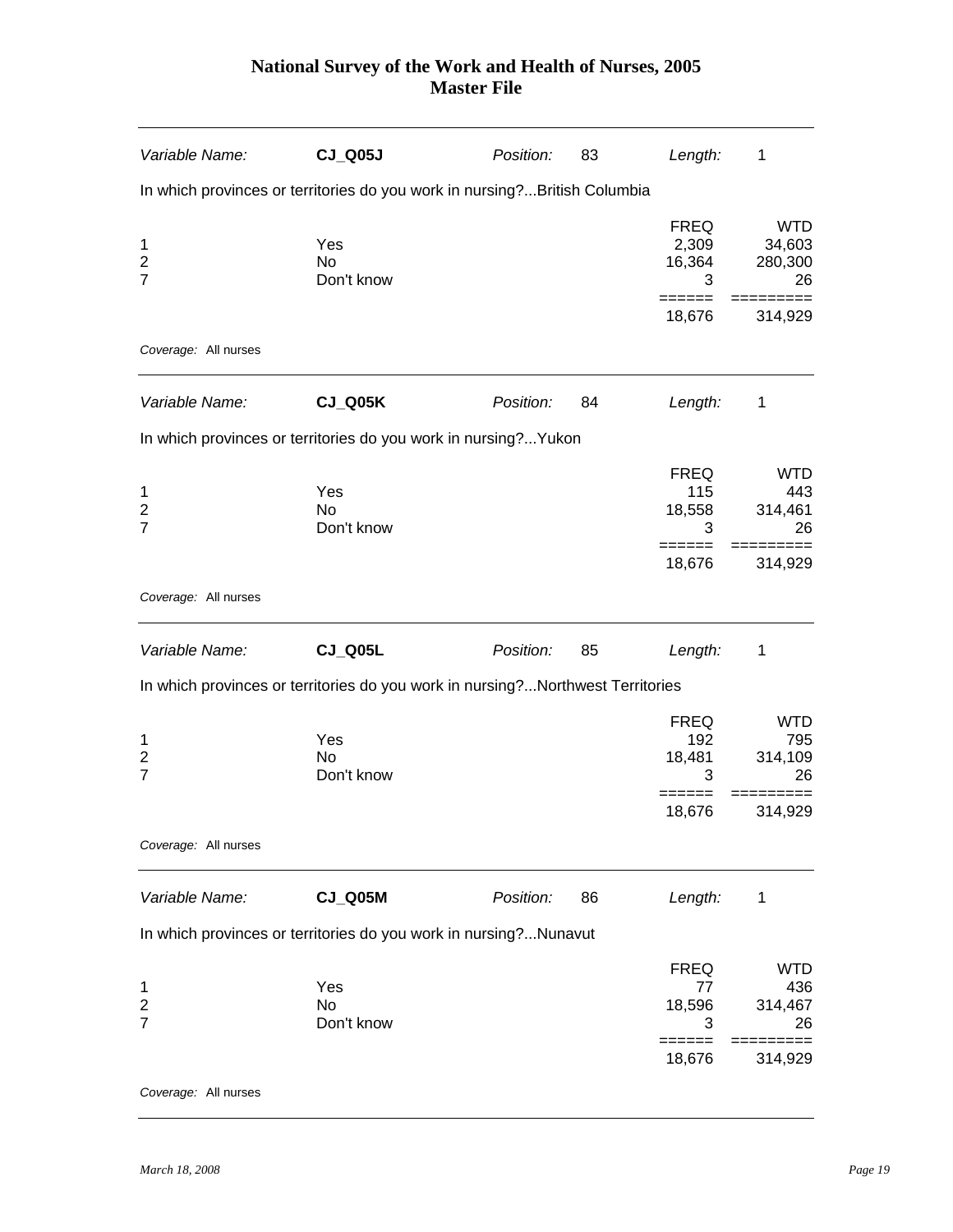| Variable Name: | CJ_Q05J | Position: | 83 | Length: | 1 |
|---|---|---|---|---|---|

In which provinces or territories do you work in nursing?...British Columbia

| | | FREQ | WTD |
|---|---|---|---|
| 1 | Yes | 2,309 | 34,603 |
| 2 | No | 16,364 | 280,300 |
| 7 | Don't know | 3 | 26 |
| | | ====== | ========= |
| | | 18,676 | 314,929 |

*Coverage:* All nurses

| Variable Name: | CJ_Q05K | Position: | 84 | Length: | 1 |
|---|---|---|---|---|---|

In which provinces or territories do you work in nursing?...Yukon

| | | FREQ | WTD |
|---|---|---|---|
| 1 | Yes | 115 | 443 |
| 2 | No | 18,558 | 314,461 |
| 7 | Don't know | 3 | 26 |
| | | ====== | ========= |
| | | 18,676 | 314,929 |

*Coverage:* All nurses

| Variable Name: | CJ_Q05L | Position: | 85 | Length: | 1 |
|---|---|---|---|---|---|

In which provinces or territories do you work in nursing?...Northwest Territories

| | | FREQ | WTD |
|---|---|---|---|
| 1 | Yes | 192 | 795 |
| 2 | No | 18,481 | 314,109 |
| 7 | Don't know | 3 | 26 |
| | | ====== | ========= |
| | | 18,676 | 314,929 |

*Coverage:* All nurses

| Variable Name: | CJ_Q05M | Position: | 86 | Length: | 1 |
|---|---|---|---|---|---|

In which provinces or territories do you work in nursing?...Nunavut

| | | FREQ | WTD |
|---|---|---|---|
| 1 | Yes | 77 | 436 |
| 2 | No | 18,596 | 314,467 |
| 7 | Don't know | 3 | 26 |
| | | ====== | ========= |
| | | 18,676 | 314,929 |

*Coverage:* All nurses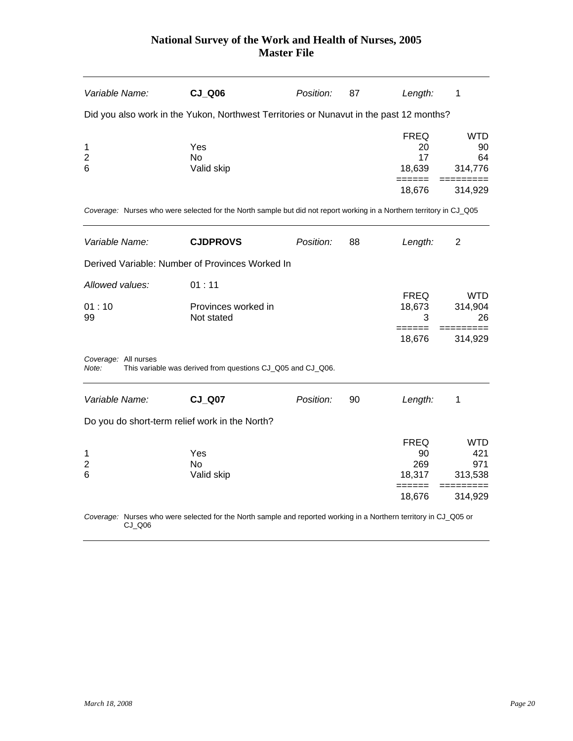| Variable Name: | **CJ_Q06** | Position: | 87 | Length: | 1 |
|---|---|---|---|---|---|

Did you also work in the Yukon, Northwest Territories or Nunavut in the past 12 months?

| | | FREQ | WTD |
|---|---|---|---|
| 1 | Yes | 20 | 90 |
| 2 | No | 17 | 64 |
| 6 | Valid skip | 18,639 | 314,776 |
| | | ====== | ========= |
| | | 18,676 | 314,929 |

*Coverage:* Nurses who were selected for the North sample but did not report working in a Northern territory in CJ_Q05

| Variable Name: | **CJDPROVS** | Position: | 88 | Length: | 2 |
|---|---|---|---|---|---|

Derived Variable: Number of Provinces Worked In

*Allowed values:* 01 : 11

| | | FREQ | WTD |
|---|---|---|---|
| 01 : 10 | Provinces worked in | 18,673 | 314,904 |
| 99 | Not stated | 3 | 26 |
| | | ====== | ========= |
| | | 18,676 | 314,929 |

*Coverage:* All nurses
*Note:* This variable was derived from questions CJ_Q05 and CJ_Q06.

| Variable Name: | **CJ_Q07** | Position: | 90 | Length: | 1 |
|---|---|---|---|---|---|

Do you do short-term relief work in the North?

| | | FREQ | WTD |
|---|---|---|---|
| 1 | Yes | 90 | 421 |
| 2 | No | 269 | 971 |
| 6 | Valid skip | 18,317 | 313,538 |
| | | ====== | ========= |
| | | 18,676 | 314,929 |

*Coverage:* Nurses who were selected for the North sample and reported working in a Northern territory in CJ_Q05 or CJ_Q06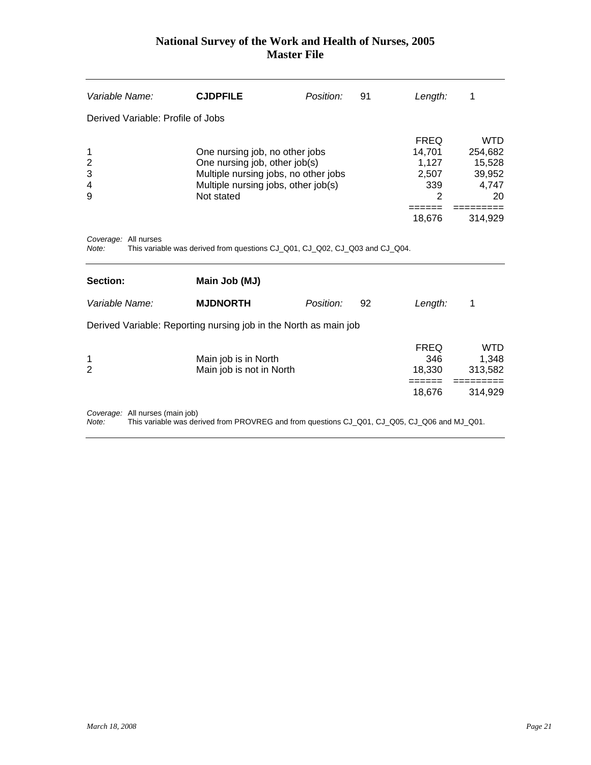| *Variable Name:* | **CJDPFILE** | *Position:* | 91 | *Length:* | 1 |
|---|---|---|---|---|---|

Derived Variable: Profile of Jobs

| Code | Description | FREQ | WTD |
|---|---|---|---|
| 1 | One nursing job, no other jobs | 14,701 | 254,682 |
| 2 | One nursing job, other job(s) | 1,127 | 15,528 |
| 3 | Multiple nursing jobs, no other jobs | 2,507 | 39,952 |
| 4 | Multiple nursing jobs, other job(s) | 339 | 4,747 |
| 9 | Not stated | 2 | 20 |
| | | 18,676 | 314,929 |

*Coverage:* All nurses
*Note:* This variable was derived from questions CJ_Q01, CJ_Q02, CJ_Q03 and CJ_Q04.

## Section: Main Job (MJ)

| *Variable Name:* | **MJDNORTH** | *Position:* | 92 | *Length:* | 1 |
|---|---|---|---|---|---|

Derived Variable: Reporting nursing job in the North as main job

| Code | Description | FREQ | WTD |
|---|---|---|---|
| 1 | Main job is in North | 346 | 1,348 |
| 2 | Main job is not in North | 18,330 | 313,582 |
| | | 18,676 | 314,929 |

*Coverage:* All nurses (main job)
*Note:* This variable was derived from PROVREG and from questions CJ_Q01, CJ_Q05, CJ_Q06 and MJ_Q01.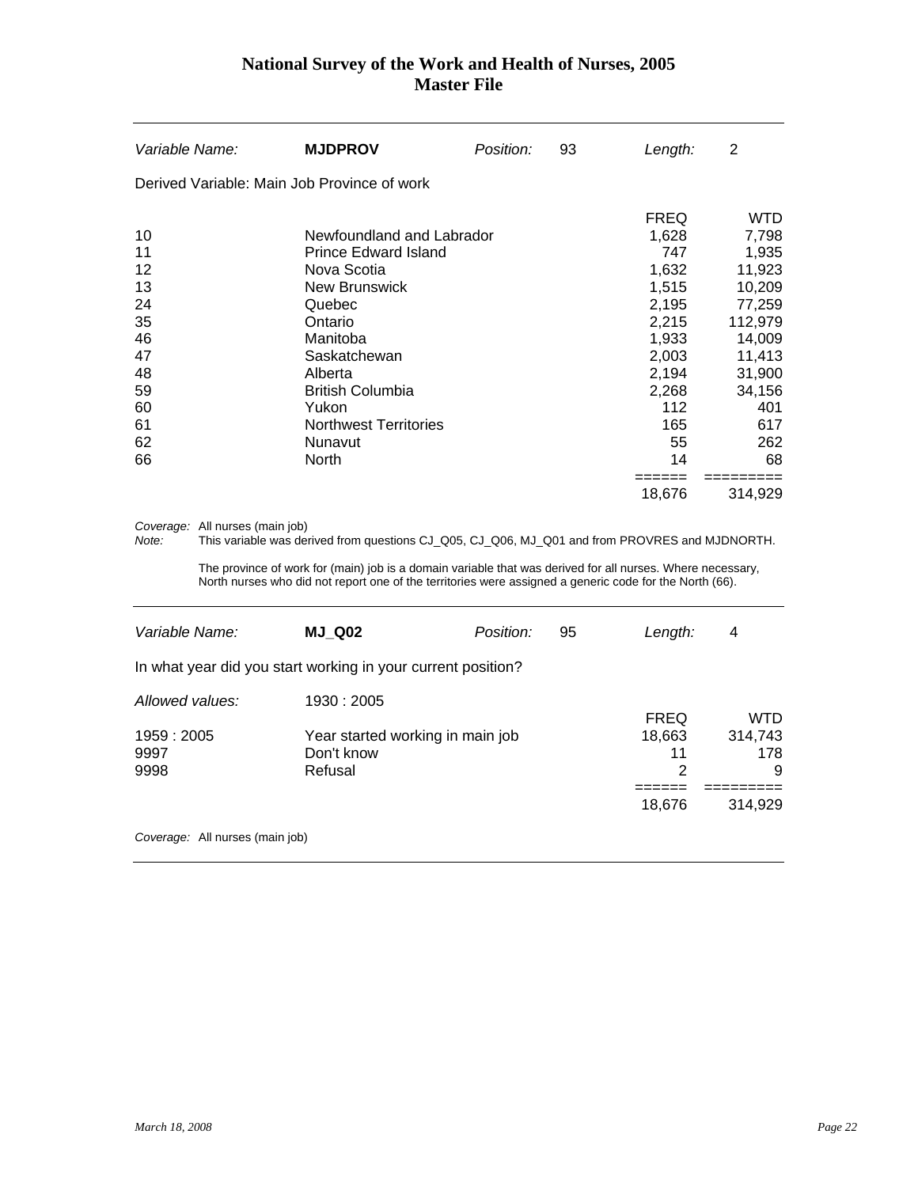# National Survey of the Work and Health of Nurses, 2005
## Master File

| *Variable Name:* | **MJDPROV** | *Position:* | 93 | *Length:* | 2 |
|---|---|---|---|---|---|

Derived Variable: Main Job Province of work

| | | FREQ | WTD |
|---|---|---|---|
| 10 | Newfoundland and Labrador | 1,628 | 7,798 |
| 11 | Prince Edward Island | 747 | 1,935 |
| 12 | Nova Scotia | 1,632 | 11,923 |
| 13 | New Brunswick | 1,515 | 10,209 |
| 24 | Quebec | 2,195 | 77,259 |
| 35 | Ontario | 2,215 | 112,979 |
| 46 | Manitoba | 1,933 | 14,009 |
| 47 | Saskatchewan | 2,003 | 11,413 |
| 48 | Alberta | 2,194 | 31,900 |
| 59 | British Columbia | 2,268 | 34,156 |
| 60 | Yukon | 112 | 401 |
| 61 | Northwest Territories | 165 | 617 |
| 62 | Nunavut | 55 | 262 |
| 66 | North | 14 | 68 |
| | | 18,676 | 314,929 |

*Coverage:* All nurses (main job)

*Note:* This variable was derived from questions CJ_Q05, CJ_Q06, MJ_Q01 and from PROVRES and MJDNORTH.

The province of work for (main) job is a domain variable that was derived for all nurses. Where necessary, North nurses who did not report one of the territories were assigned a generic code for the North (66).

| *Variable Name:* | **MJ_Q02** | *Position:* | 95 | *Length:* | 4 |
|---|---|---|---|---|---|

In what year did you start working in your current position?

*Allowed values:* 1930 : 2005

| | | FREQ | WTD |
|---|---|---|---|
| 1959 : 2005 | Year started working in main job | 18,663 | 314,743 |
| 9997 | Don't know | 11 | 178 |
| 9998 | Refusal | 2 | 9 |
| | | 18,676 | 314,929 |

*Coverage:* All nurses (main job)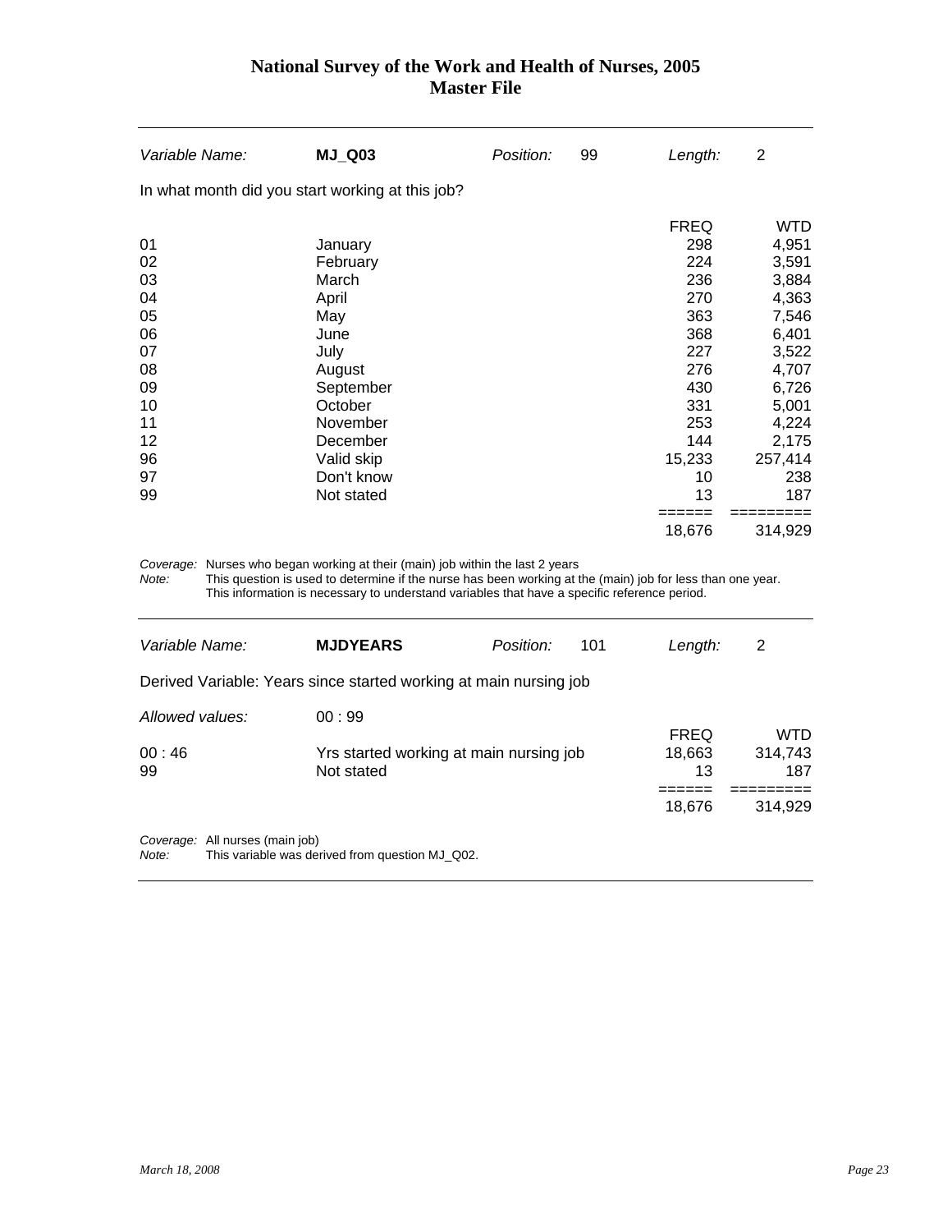| Variable Name: | **MJ_Q03** | Position: | 99 | Length: | 2 |
|---|---|---|---|---|---|

In what month did you start working at this job?

| | | FREQ | WTD |
|---|---|---|---|
| 01 | January | 298 | 4,951 |
| 02 | February | 224 | 3,591 |
| 03 | March | 236 | 3,884 |
| 04 | April | 270 | 4,363 |
| 05 | May | 363 | 7,546 |
| 06 | June | 368 | 6,401 |
| 07 | July | 227 | 3,522 |
| 08 | August | 276 | 4,707 |
| 09 | September | 430 | 6,726 |
| 10 | October | 331 | 5,001 |
| 11 | November | 253 | 4,224 |
| 12 | December | 144 | 2,175 |
| 96 | Valid skip | 15,233 | 257,414 |
| 97 | Don't know | 10 | 238 |
| 99 | Not stated | 13 | 187 |
| | | ====== | ========= |
| | | 18,676 | 314,929 |

*Coverage:* Nurses who began working at their (main) job within the last 2 years
*Note:* This question is used to determine if the nurse has been working at the (main) job for less than one year. This information is necessary to understand variables that have a specific reference period.

---

| Variable Name: | **MJDYEARS** | Position: | 101 | Length: | 2 |
|---|---|---|---|---|---|

Derived Variable: Years since started working at main nursing job

*Allowed values:* 00 : 99

| | | FREQ | WTD |
|---|---|---|---|
| 00 : 46 | Yrs started working at main nursing job | 18,663 | 314,743 |
| 99 | Not stated | 13 | 187 |
| | | ====== | ========= |
| | | 18,676 | 314,929 |

*Coverage:* All nurses (main job)
*Note:* This variable was derived from question MJ_Q02.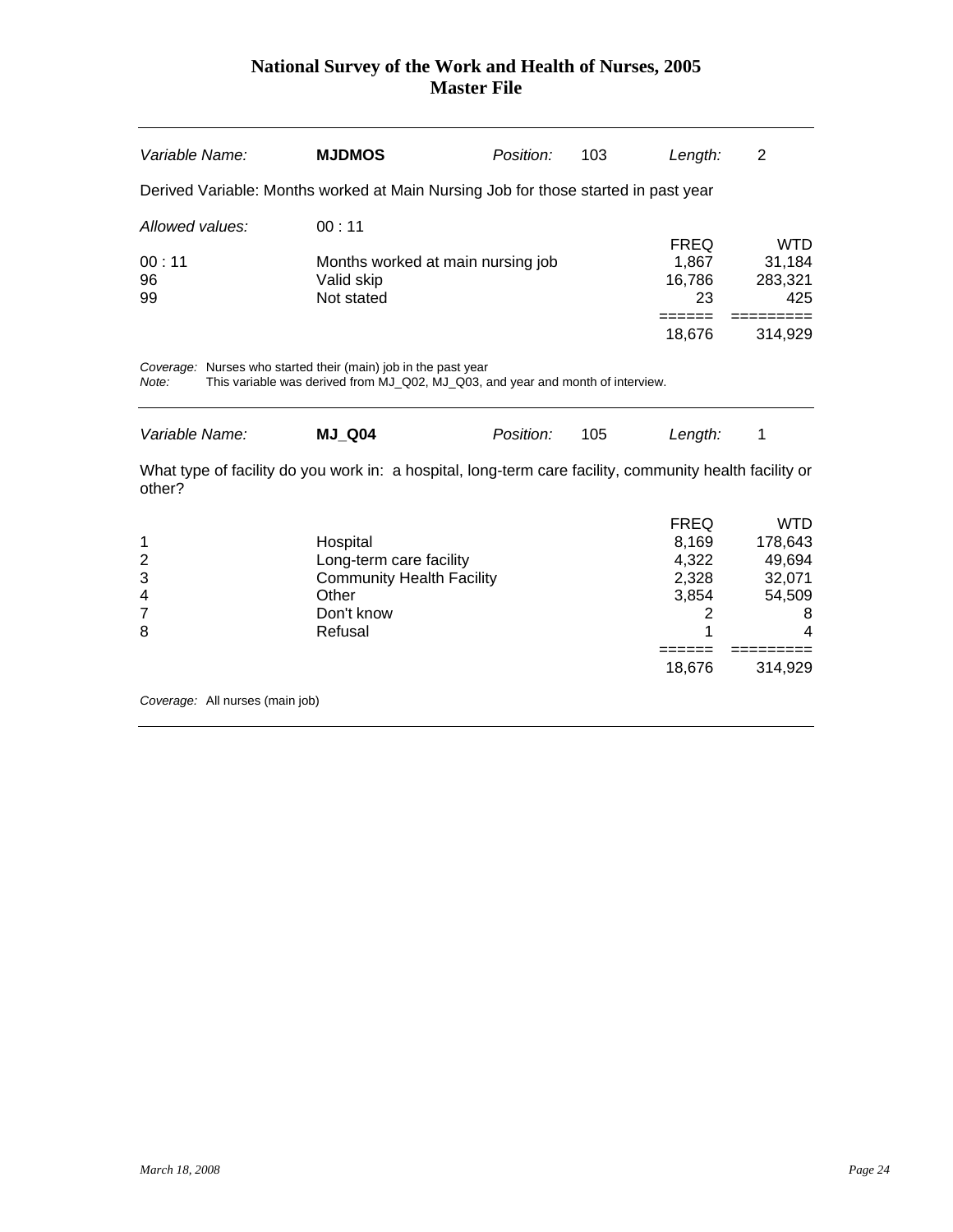# National Survey of the Work and Health of Nurses, 2005
## Master File

---

| *Variable Name:* | **MJDMOS** | *Position:* | 103 | *Length:* | 2 |
|---|---|---|---|---|---|

Derived Variable: Months worked at Main Nursing Job for those started in past year

*Allowed values:* 00 : 11

| | | FREQ | WTD |
|---|---|---|---|
| 00 : 11 | Months worked at main nursing job | 1,867 | 31,184 |
| 96 | Valid skip | 16,786 | 283,321 |
| 99 | Not stated | 23 | 425 |
| | | ====== | ========= |
| | | 18,676 | 314,929 |

*Coverage:* Nurses who started their (main) job in the past year
*Note:* This variable was derived from MJ_Q02, MJ_Q03, and year and month of interview.

---

| *Variable Name:* | **MJ_Q04** | *Position:* | 105 | *Length:* | 1 |
|---|---|---|---|---|---|

What type of facility do you work in: a hospital, long-term care facility, community health facility or other?

| | | FREQ | WTD |
|---|---|---|---|
| 1 | Hospital | 8,169 | 178,643 |
| 2 | Long-term care facility | 4,322 | 49,694 |
| 3 | Community Health Facility | 2,328 | 32,071 |
| 4 | Other | 3,854 | 54,509 |
| 7 | Don't know | 2 | 8 |
| 8 | Refusal | 1 | 4 |
| | | ====== | ========= |
| | | 18,676 | 314,929 |

*Coverage:* All nurses (main job)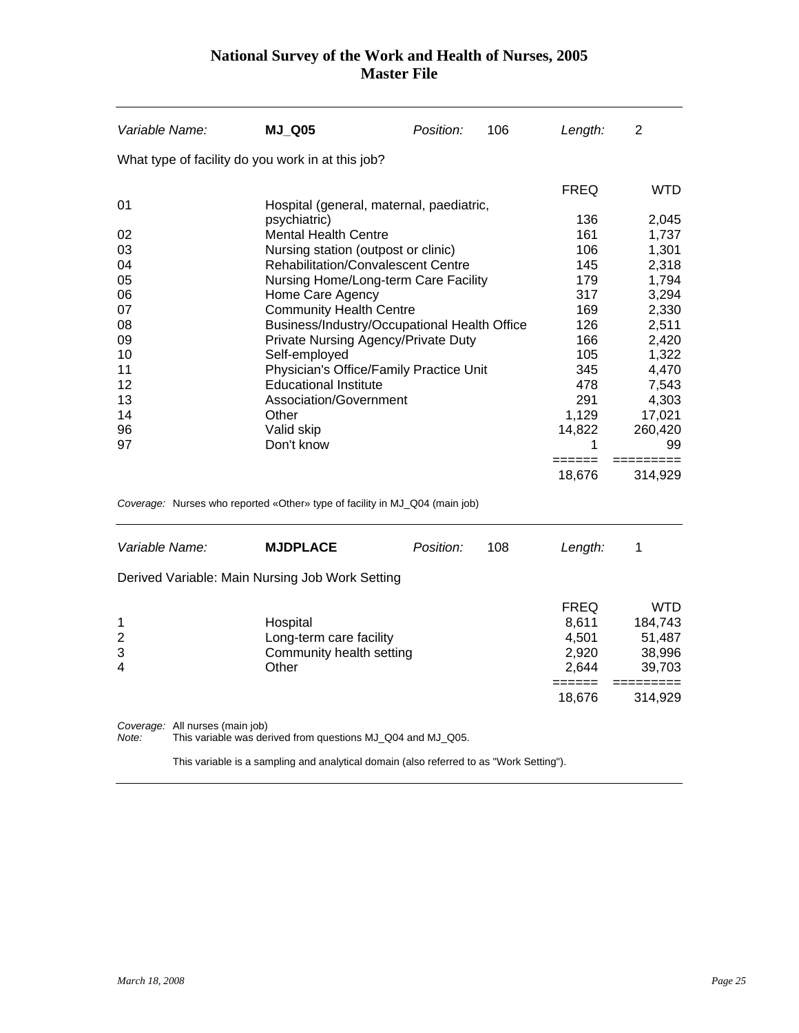# National Survey of the Work and Health of Nurses, 2005
## Master File

| Variable Name: | **MJ_Q05** | Position: | 106 | Length: | 2 |
|---|---|---|---|---|---|

What type of facility do you work in at this job?

| | | FREQ | WTD |
|---|---|---|---|
| 01 | Hospital (general, maternal, paediatric, psychiatric) | 136 | 2,045 |
| 02 | Mental Health Centre | 161 | 1,737 |
| 03 | Nursing station (outpost or clinic) | 106 | 1,301 |
| 04 | Rehabilitation/Convalescent Centre | 145 | 2,318 |
| 05 | Nursing Home/Long-term Care Facility | 179 | 1,794 |
| 06 | Home Care Agency | 317 | 3,294 |
| 07 | Community Health Centre | 169 | 2,330 |
| 08 | Business/Industry/Occupational Health Office | 126 | 2,511 |
| 09 | Private Nursing Agency/Private Duty | 166 | 2,420 |
| 10 | Self-employed | 105 | 1,322 |
| 11 | Physician's Office/Family Practice Unit | 345 | 4,470 |
| 12 | Educational Institute | 478 | 7,543 |
| 13 | Association/Government | 291 | 4,303 |
| 14 | Other | 1,129 | 17,021 |
| 96 | Valid skip | 14,822 | 260,420 |
| 97 | Don't know | 1 | 99 |
| | | 18,676 | 314,929 |

*Coverage:* Nurses who reported «Other» type of facility in MJ_Q04 (main job)

| Variable Name: | **MJDPLACE** | Position: | 108 | Length: | 1 |
|---|---|---|---|---|---|

Derived Variable: Main Nursing Job Work Setting

| | | FREQ | WTD |
|---|---|---|---|
| 1 | Hospital | 8,611 | 184,743 |
| 2 | Long-term care facility | 4,501 | 51,487 |
| 3 | Community health setting | 2,920 | 38,996 |
| 4 | Other | 2,644 | 39,703 |
| | | 18,676 | 314,929 |

*Coverage:* All nurses (main job)
*Note:* This variable was derived from questions MJ_Q04 and MJ_Q05.

This variable is a sampling and analytical domain (also referred to as "Work Setting").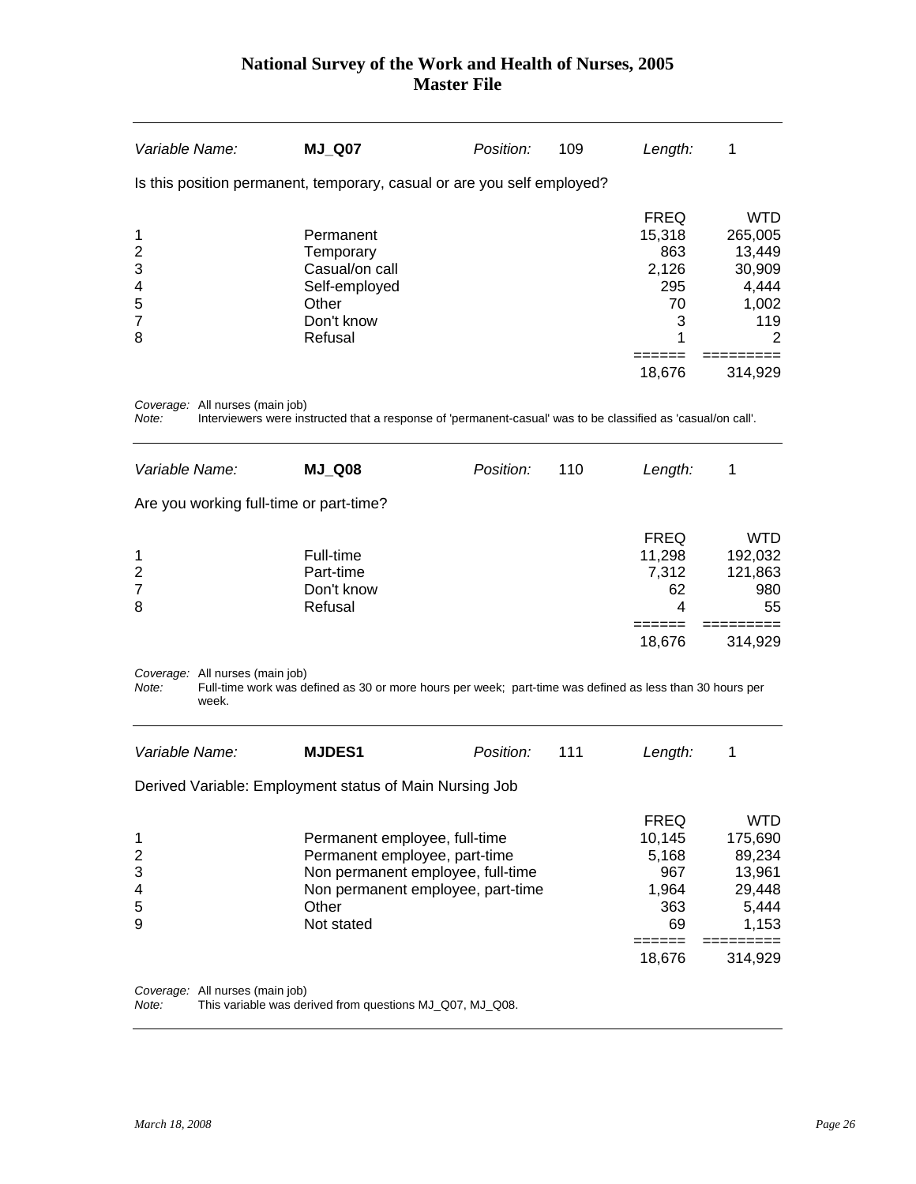| Variable Name: | **MJ_Q07** | Position: | 109 | Length: | 1 |
|---|---|---|---|---|---|

Is this position permanent, temporary, casual or are you self employed?

| | | FREQ | WTD |
|---|---|---|---|
| 1 | Permanent | 15,318 | 265,005 |
| 2 | Temporary | 863 | 13,449 |
| 3 | Casual/on call | 2,126 | 30,909 |
| 4 | Self-employed | 295 | 4,444 |
| 5 | Other | 70 | 1,002 |
| 7 | Don't know | 3 | 119 |
| 8 | Refusal | 1 | 2 |
| | | 18,676 | 314,929 |

*Coverage:* All nurses (main job)
*Note:* Interviewers were instructed that a response of 'permanent-casual' was to be classified as 'casual/on call'.

| Variable Name: | **MJ_Q08** | Position: | 110 | Length: | 1 |
|---|---|---|---|---|---|

Are you working full-time or part-time?

| | | FREQ | WTD |
|---|---|---|---|
| 1 | Full-time | 11,298 | 192,032 |
| 2 | Part-time | 7,312 | 121,863 |
| 7 | Don't know | 62 | 980 |
| 8 | Refusal | 4 | 55 |
| | | 18,676 | 314,929 |

*Coverage:* All nurses (main job)
*Note:* Full-time work was defined as 30 or more hours per week; part-time was defined as less than 30 hours per week.

| Variable Name: | **MJDES1** | Position: | 111 | Length: | 1 |
|---|---|---|---|---|---|

Derived Variable: Employment status of Main Nursing Job

| | | FREQ | WTD |
|---|---|---|---|
| 1 | Permanent employee, full-time | 10,145 | 175,690 |
| 2 | Permanent employee, part-time | 5,168 | 89,234 |
| 3 | Non permanent employee, full-time | 967 | 13,961 |
| 4 | Non permanent employee, part-time | 1,964 | 29,448 |
| 5 | Other | 363 | 5,444 |
| 9 | Not stated | 69 | 1,153 |
| | | 18,676 | 314,929 |

*Coverage:* All nurses (main job)
*Note:* This variable was derived from questions MJ_Q07, MJ_Q08.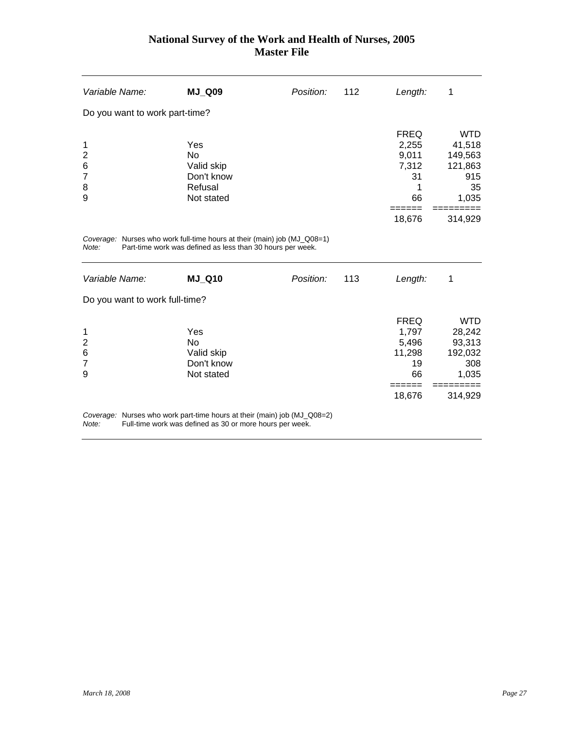| Variable Name: | **MJ_Q09** | Position: | 112 | Length: | 1 |
|---|---|---|---|---|---|

Do you want to work part-time?

| Code | Label | FREQ | WTD |
|---|---|---|---|
| 1 | Yes | 2,255 | 41,518 |
| 2 | No | 9,011 | 149,563 |
| 6 | Valid skip | 7,312 | 121,863 |
| 7 | Don't know | 31 | 915 |
| 8 | Refusal | 1 | 35 |
| 9 | Not stated | 66 | 1,035 |
| | | 18,676 | 314,929 |

*Coverage:* Nurses who work full-time hours at their (main) job (MJ_Q08=1)
*Note:* Part-time work was defined as less than 30 hours per week.

| Variable Name: | **MJ_Q10** | Position: | 113 | Length: | 1 |
|---|---|---|---|---|---|

Do you want to work full-time?

| Code | Label | FREQ | WTD |
|---|---|---|---|
| 1 | Yes | 1,797 | 28,242 |
| 2 | No | 5,496 | 93,313 |
| 6 | Valid skip | 11,298 | 192,032 |
| 7 | Don't know | 19 | 308 |
| 9 | Not stated | 66 | 1,035 |
| | | 18,676 | 314,929 |

*Coverage:* Nurses who work part-time hours at their (main) job (MJ_Q08=2)
*Note:* Full-time work was defined as 30 or more hours per week.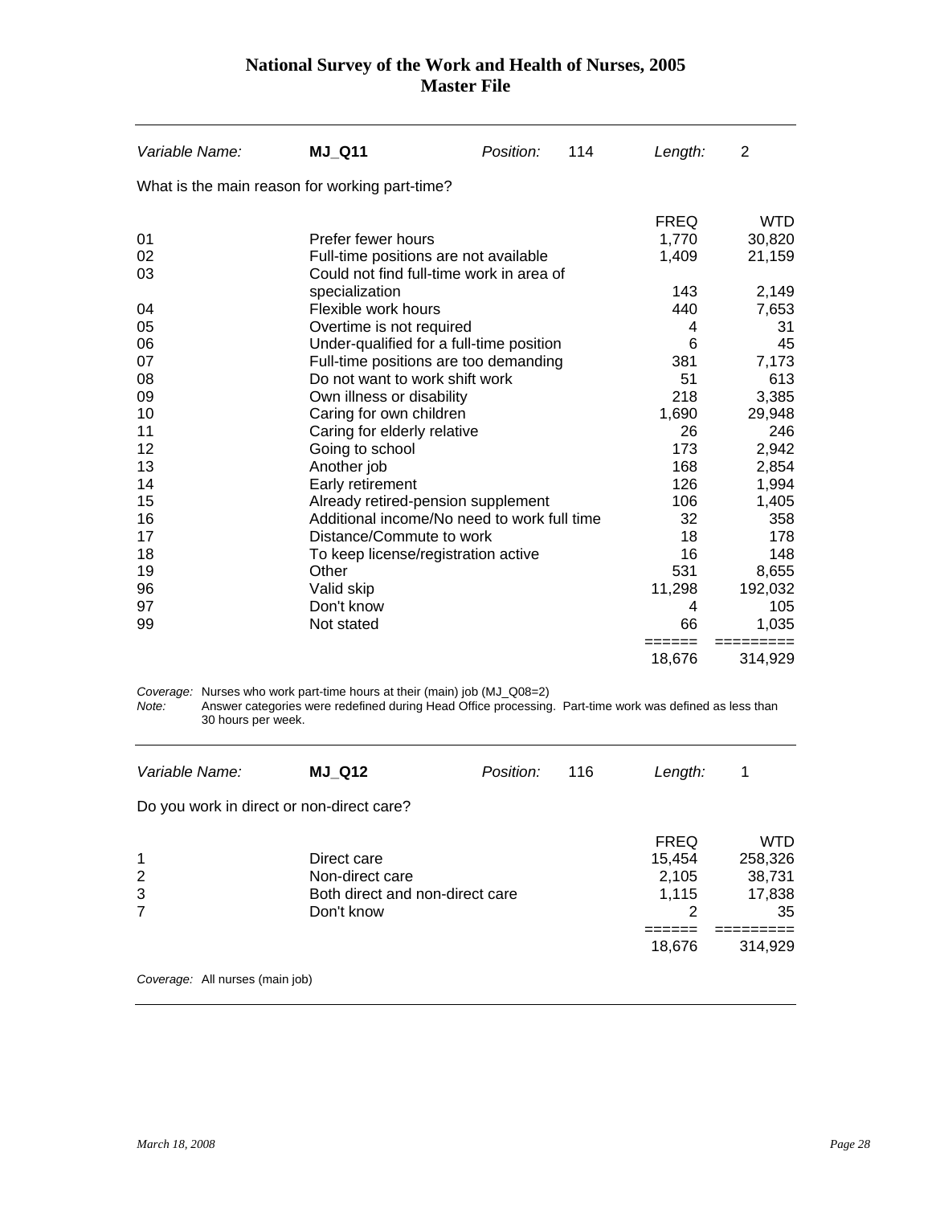# National Survey of the Work and Health of Nurses, 2005
# Master File

| *Variable Name:* | **MJ_Q11** | *Position:* | 114 | *Length:* | 2 |
|---|---|---|---|---|---|

What is the main reason for working part-time?

| | | FREQ | WTD |
|---|---|---|---|
| 01 | Prefer fewer hours | 1,770 | 30,820 |
| 02 | Full-time positions are not available | 1,409 | 21,159 |
| 03 | Could not find full-time work in area of specialization | 143 | 2,149 |
| 04 | Flexible work hours | 440 | 7,653 |
| 05 | Overtime is not required | 4 | 31 |
| 06 | Under-qualified for a full-time position | 6 | 45 |
| 07 | Full-time positions are too demanding | 381 | 7,173 |
| 08 | Do not want to work shift work | 51 | 613 |
| 09 | Own illness or disability | 218 | 3,385 |
| 10 | Caring for own children | 1,690 | 29,948 |
| 11 | Caring for elderly relative | 26 | 246 |
| 12 | Going to school | 173 | 2,942 |
| 13 | Another job | 168 | 2,854 |
| 14 | Early retirement | 126 | 1,994 |
| 15 | Already retired-pension supplement | 106 | 1,405 |
| 16 | Additional income/No need to work full time | 32 | 358 |
| 17 | Distance/Commute to work | 18 | 178 |
| 18 | To keep license/registration active | 16 | 148 |
| 19 | Other | 531 | 8,655 |
| 96 | Valid skip | 11,298 | 192,032 |
| 97 | Don't know | 4 | 105 |
| 99 | Not stated | 66 | 1,035 |
| | | 18,676 | 314,929 |

*Coverage:* Nurses who work part-time hours at their (main) job (MJ_Q08=2)
*Note:* Answer categories were redefined during Head Office processing. Part-time work was defined as less than 30 hours per week.

| *Variable Name:* | **MJ_Q12** | *Position:* | 116 | *Length:* | 1 |
|---|---|---|---|---|---|

Do you work in direct or non-direct care?

| | | FREQ | WTD |
|---|---|---|---|
| 1 | Direct care | 15,454 | 258,326 |
| 2 | Non-direct care | 2,105 | 38,731 |
| 3 | Both direct and non-direct care | 1,115 | 17,838 |
| 7 | Don't know | 2 | 35 |
| | | 18,676 | 314,929 |

*Coverage:* All nurses (main job)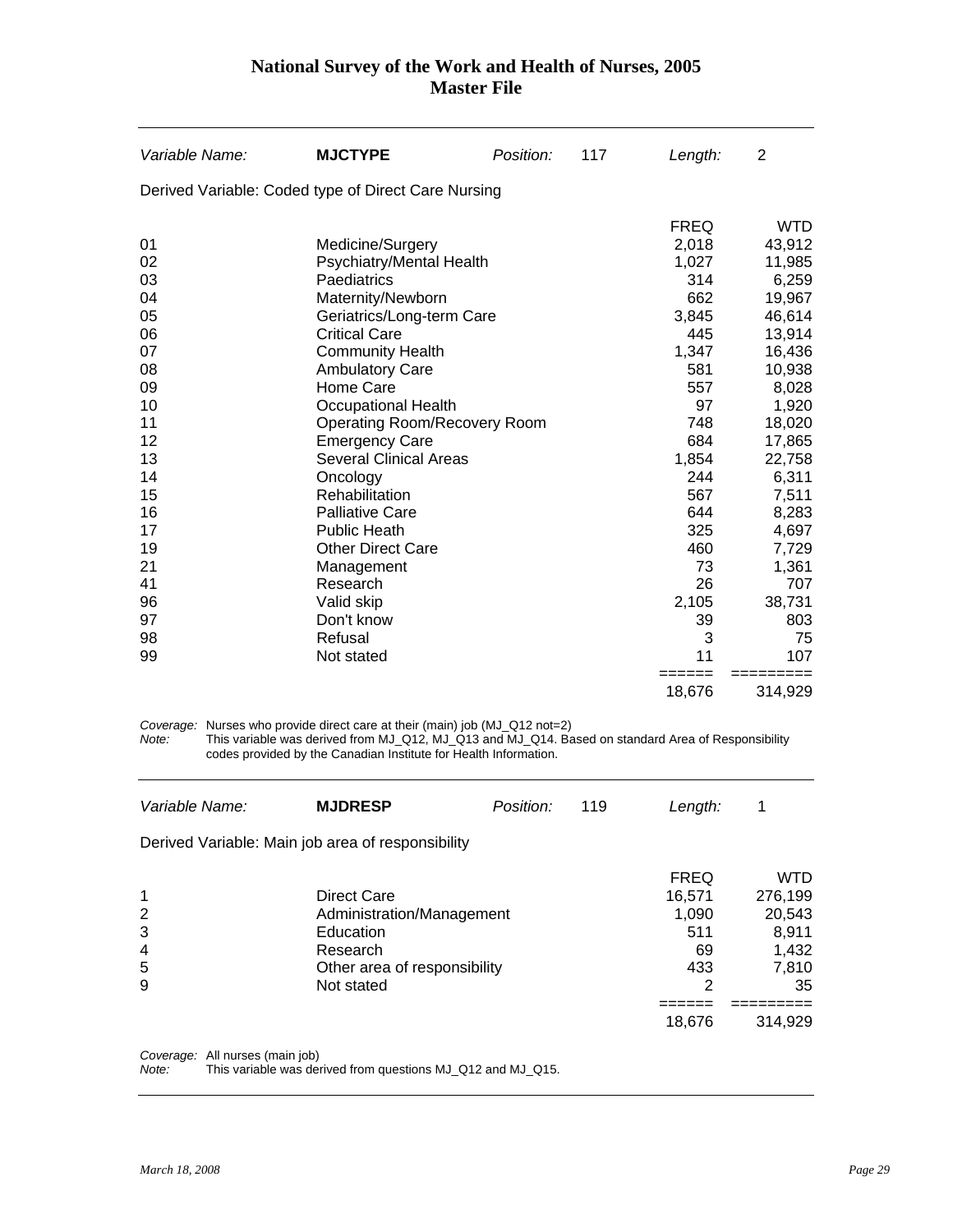| Variable Name: | **MJCTYPE** | Position: | 117 | Length: | 2 |
|---|---|---|---|---|---|

Derived Variable: Coded type of Direct Care Nursing

| Code | Description | FREQ | WTD |
|---|---|---|---|
| 01 | Medicine/Surgery | 2,018 | 43,912 |
| 02 | Psychiatry/Mental Health | 1,027 | 11,985 |
| 03 | Paediatrics | 314 | 6,259 |
| 04 | Maternity/Newborn | 662 | 19,967 |
| 05 | Geriatrics/Long-term Care | 3,845 | 46,614 |
| 06 | Critical Care | 445 | 13,914 |
| 07 | Community Health | 1,347 | 16,436 |
| 08 | Ambulatory Care | 581 | 10,938 |
| 09 | Home Care | 557 | 8,028 |
| 10 | Occupational Health | 97 | 1,920 |
| 11 | Operating Room/Recovery Room | 748 | 18,020 |
| 12 | Emergency Care | 684 | 17,865 |
| 13 | Several Clinical Areas | 1,854 | 22,758 |
| 14 | Oncology | 244 | 6,311 |
| 15 | Rehabilitation | 567 | 7,511 |
| 16 | Palliative Care | 644 | 8,283 |
| 17 | Public Heath | 325 | 4,697 |
| 19 | Other Direct Care | 460 | 7,729 |
| 21 | Management | 73 | 1,361 |
| 41 | Research | 26 | 707 |
| 96 | Valid skip | 2,105 | 38,731 |
| 97 | Don't know | 39 | 803 |
| 98 | Refusal | 3 | 75 |
| 99 | Not stated | 11 | 107 |
| | | 18,676 | 314,929 |

*Coverage:* Nurses who provide direct care at their (main) job (MJ_Q12 not=2)
*Note:* This variable was derived from MJ_Q12, MJ_Q13 and MJ_Q14. Based on standard Area of Responsibility codes provided by the Canadian Institute for Health Information.

---

| Variable Name: | **MJDRESP** | Position: | 119 | Length: | 1 |
|---|---|---|---|---|---|

Derived Variable: Main job area of responsibility

| Code | Description | FREQ | WTD |
|---|---|---|---|
| 1 | Direct Care | 16,571 | 276,199 |
| 2 | Administration/Management | 1,090 | 20,543 |
| 3 | Education | 511 | 8,911 |
| 4 | Research | 69 | 1,432 |
| 5 | Other area of responsibility | 433 | 7,810 |
| 9 | Not stated | 2 | 35 |
| | | 18,676 | 314,929 |

*Coverage:* All nurses (main job)
*Note:* This variable was derived from questions MJ_Q12 and MJ_Q15.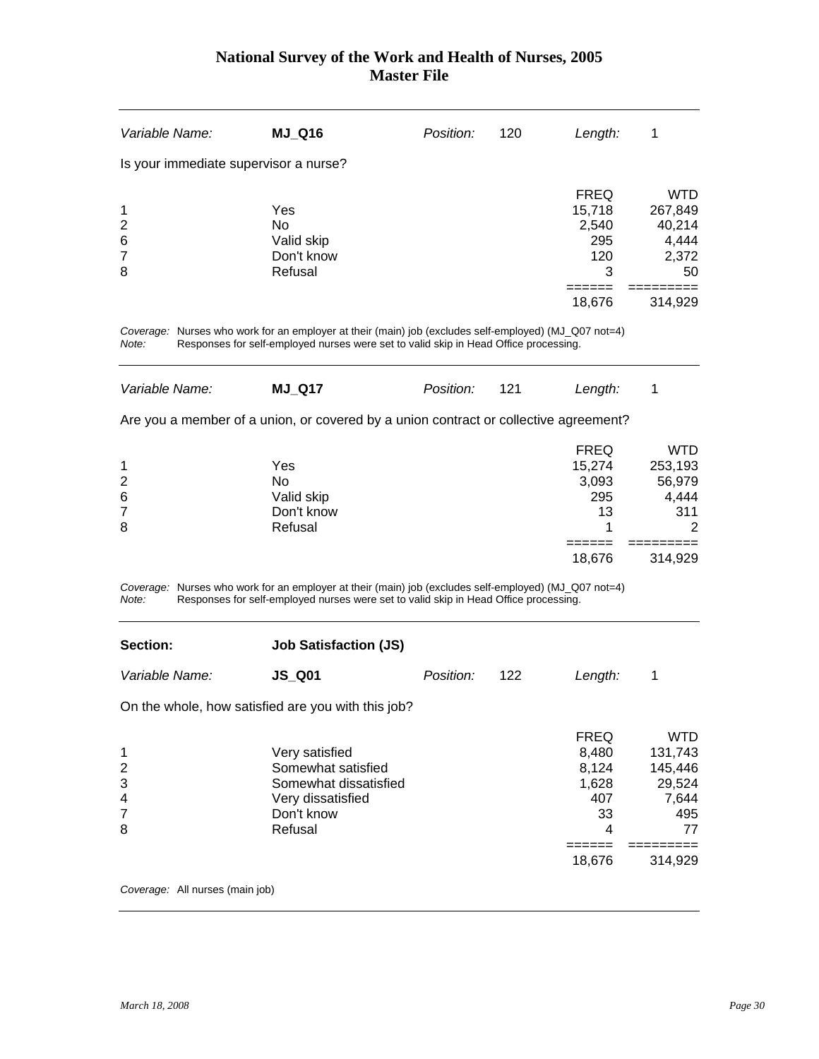| Variable Name: | **MJ_Q16** | Position: | 120 | Length: | 1 |
|---|---|---|---|---|---|

Is your immediate supervisor a nurse?

| | | FREQ | WTD |
|---|---|---|---|
| 1 | Yes | 15,718 | 267,849 |
| 2 | No | 2,540 | 40,214 |
| 6 | Valid skip | 295 | 4,444 |
| 7 | Don't know | 120 | 2,372 |
| 8 | Refusal | 3 | 50 |
| | | 18,676 | 314,929 |

*Coverage:* Nurses who work for an employer at their (main) job (excludes self-employed) (MJ_Q07 not=4)
*Note:* Responses for self-employed nurses were set to valid skip in Head Office processing.

| Variable Name: | **MJ_Q17** | Position: | 121 | Length: | 1 |
|---|---|---|---|---|---|

Are you a member of a union, or covered by a union contract or collective agreement?

| | | FREQ | WTD |
|---|---|---|---|
| 1 | Yes | 15,274 | 253,193 |
| 2 | No | 3,093 | 56,979 |
| 6 | Valid skip | 295 | 4,444 |
| 7 | Don't know | 13 | 311 |
| 8 | Refusal | 1 | 2 |
| | | 18,676 | 314,929 |

*Coverage:* Nurses who work for an employer at their (main) job (excludes self-employed) (MJ_Q07 not=4)
*Note:* Responses for self-employed nurses were set to valid skip in Head Office processing.

## Section: Job Satisfaction (JS)

| Variable Name: | **JS_Q01** | Position: | 122 | Length: | 1 |
|---|---|---|---|---|---|

On the whole, how satisfied are you with this job?

| | | FREQ | WTD |
|---|---|---|---|
| 1 | Very satisfied | 8,480 | 131,743 |
| 2 | Somewhat satisfied | 8,124 | 145,446 |
| 3 | Somewhat dissatisfied | 1,628 | 29,524 |
| 4 | Very dissatisfied | 407 | 7,644 |
| 7 | Don't know | 33 | 495 |
| 8 | Refusal | 4 | 77 |
| | | 18,676 | 314,929 |

*Coverage:* All nurses (main job)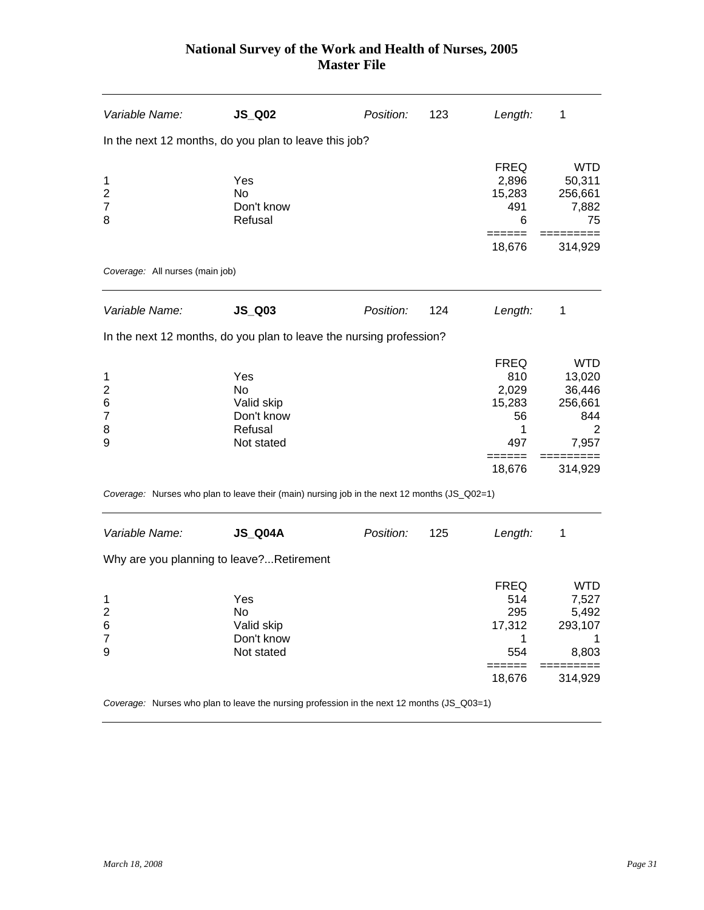# National Survey of the Work and Health of Nurses, 2005
## Master File

| *Variable Name:* | **JS_Q02** | *Position:* | 123 | *Length:* | 1 |
|---|---|---|---|---|---|

In the next 12 months, do you plan to leave this job?

| | | FREQ | WTD |
|---|---|---|---|
| 1 | Yes | 2,896 | 50,311 |
| 2 | No | 15,283 | 256,661 |
| 7 | Don't know | 491 | 7,882 |
| 8 | Refusal | 6 | 75 |
| | | ====== | ========= |
| | | 18,676 | 314,929 |

*Coverage:* All nurses (main job)

| *Variable Name:* | **JS_Q03** | *Position:* | 124 | *Length:* | 1 |
|---|---|---|---|---|---|

In the next 12 months, do you plan to leave the nursing profession?

| | | FREQ | WTD |
|---|---|---|---|
| 1 | Yes | 810 | 13,020 |
| 2 | No | 2,029 | 36,446 |
| 6 | Valid skip | 15,283 | 256,661 |
| 7 | Don't know | 56 | 844 |
| 8 | Refusal | 1 | 2 |
| 9 | Not stated | 497 | 7,957 |
| | | ====== | ========= |
| | | 18,676 | 314,929 |

*Coverage:* Nurses who plan to leave their (main) nursing job in the next 12 months (JS_Q02=1)

| *Variable Name:* | **JS_Q04A** | *Position:* | 125 | *Length:* | 1 |
|---|---|---|---|---|---|

Why are you planning to leave?...Retirement

| | | FREQ | WTD |
|---|---|---|---|
| 1 | Yes | 514 | 7,527 |
| 2 | No | 295 | 5,492 |
| 6 | Valid skip | 17,312 | 293,107 |
| 7 | Don't know | 1 | 1 |
| 9 | Not stated | 554 | 8,803 |
| | | ====== | ========= |
| | | 18,676 | 314,929 |

*Coverage:* Nurses who plan to leave the nursing profession in the next 12 months (JS_Q03=1)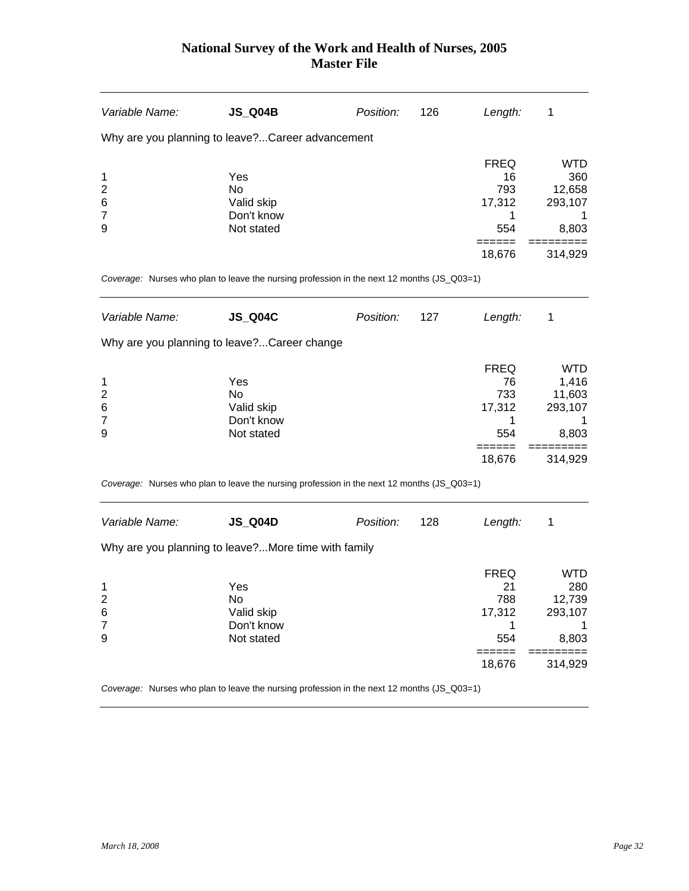| *Variable Name:* | **JS_Q04B** | *Position:* | 126 | *Length:* | 1 |
|---|---|---|---|---|---|

Why are you planning to leave?...Career advancement

| | | FREQ | WTD |
|---|---|---|---|
| 1 | Yes | 16 | 360 |
| 2 | No | 793 | 12,658 |
| 6 | Valid skip | 17,312 | 293,107 |
| 7 | Don't know | 1 | 1 |
| 9 | Not stated | 554 | 8,803 |
| | | 18,676 | 314,929 |

*Coverage:* Nurses who plan to leave the nursing profession in the next 12 months (JS_Q03=1)

| *Variable Name:* | **JS_Q04C** | *Position:* | 127 | *Length:* | 1 |
|---|---|---|---|---|---|

Why are you planning to leave?...Career change

| | | FREQ | WTD |
|---|---|---|---|
| 1 | Yes | 76 | 1,416 |
| 2 | No | 733 | 11,603 |
| 6 | Valid skip | 17,312 | 293,107 |
| 7 | Don't know | 1 | 1 |
| 9 | Not stated | 554 | 8,803 |
| | | 18,676 | 314,929 |

*Coverage:* Nurses who plan to leave the nursing profession in the next 12 months (JS_Q03=1)

| *Variable Name:* | **JS_Q04D** | *Position:* | 128 | *Length:* | 1 |
|---|---|---|---|---|---|

Why are you planning to leave?...More time with family

| | | FREQ | WTD |
|---|---|---|---|
| 1 | Yes | 21 | 280 |
| 2 | No | 788 | 12,739 |
| 6 | Valid skip | 17,312 | 293,107 |
| 7 | Don't know | 1 | 1 |
| 9 | Not stated | 554 | 8,803 |
| | | 18,676 | 314,929 |

*Coverage:* Nurses who plan to leave the nursing profession in the next 12 months (JS_Q03=1)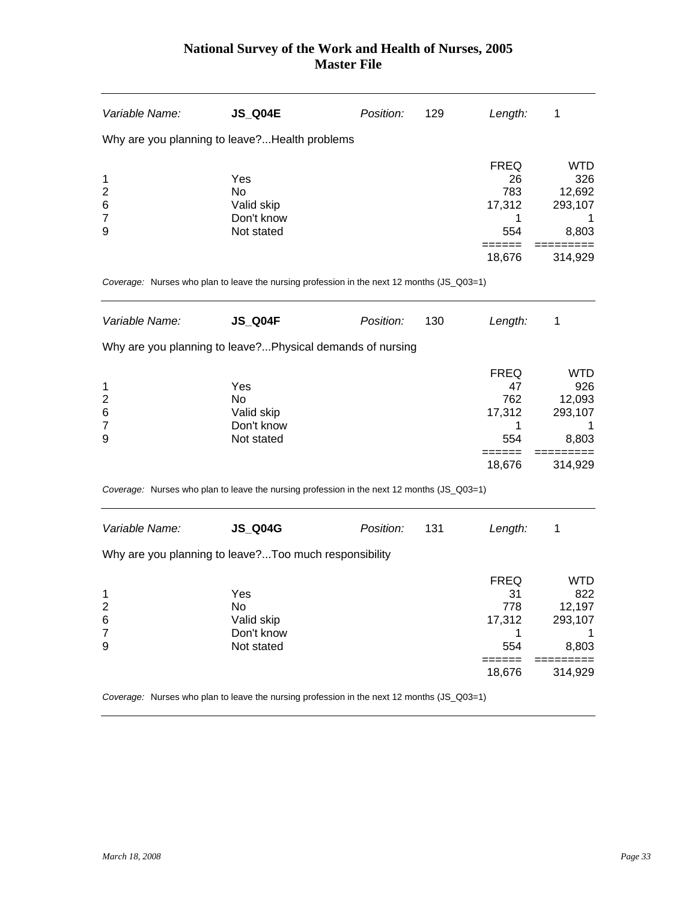# National Survey of the Work and Health of Nurses, 2005
## Master File

| *Variable Name:* | **JS_Q04E** | *Position:* | 129 | *Length:* | 1 |
|---|---|---|---|---|---|

Why are you planning to leave?...Health problems

| | | FREQ | WTD |
|---|---|---|---|
| 1 | Yes | 26 | 326 |
| 2 | No | 783 | 12,692 |
| 6 | Valid skip | 17,312 | 293,107 |
| 7 | Don't know | 1 | 1 |
| 9 | Not stated | 554 | 8,803 |
| | | ====== | ========= |
| | | 18,676 | 314,929 |

*Coverage:* Nurses who plan to leave the nursing profession in the next 12 months (JS_Q03=1)

| *Variable Name:* | **JS_Q04F** | *Position:* | 130 | *Length:* | 1 |
|---|---|---|---|---|---|

Why are you planning to leave?...Physical demands of nursing

| | | FREQ | WTD |
|---|---|---|---|
| 1 | Yes | 47 | 926 |
| 2 | No | 762 | 12,093 |
| 6 | Valid skip | 17,312 | 293,107 |
| 7 | Don't know | 1 | 1 |
| 9 | Not stated | 554 | 8,803 |
| | | ====== | ========= |
| | | 18,676 | 314,929 |

*Coverage:* Nurses who plan to leave the nursing profession in the next 12 months (JS_Q03=1)

| *Variable Name:* | **JS_Q04G** | *Position:* | 131 | *Length:* | 1 |
|---|---|---|---|---|---|

Why are you planning to leave?...Too much responsibility

| | | FREQ | WTD |
|---|---|---|---|
| 1 | Yes | 31 | 822 |
| 2 | No | 778 | 12,197 |
| 6 | Valid skip | 17,312 | 293,107 |
| 7 | Don't know | 1 | 1 |
| 9 | Not stated | 554 | 8,803 |
| | | ====== | ========= |
| | | 18,676 | 314,929 |

*Coverage:* Nurses who plan to leave the nursing profession in the next 12 months (JS_Q03=1)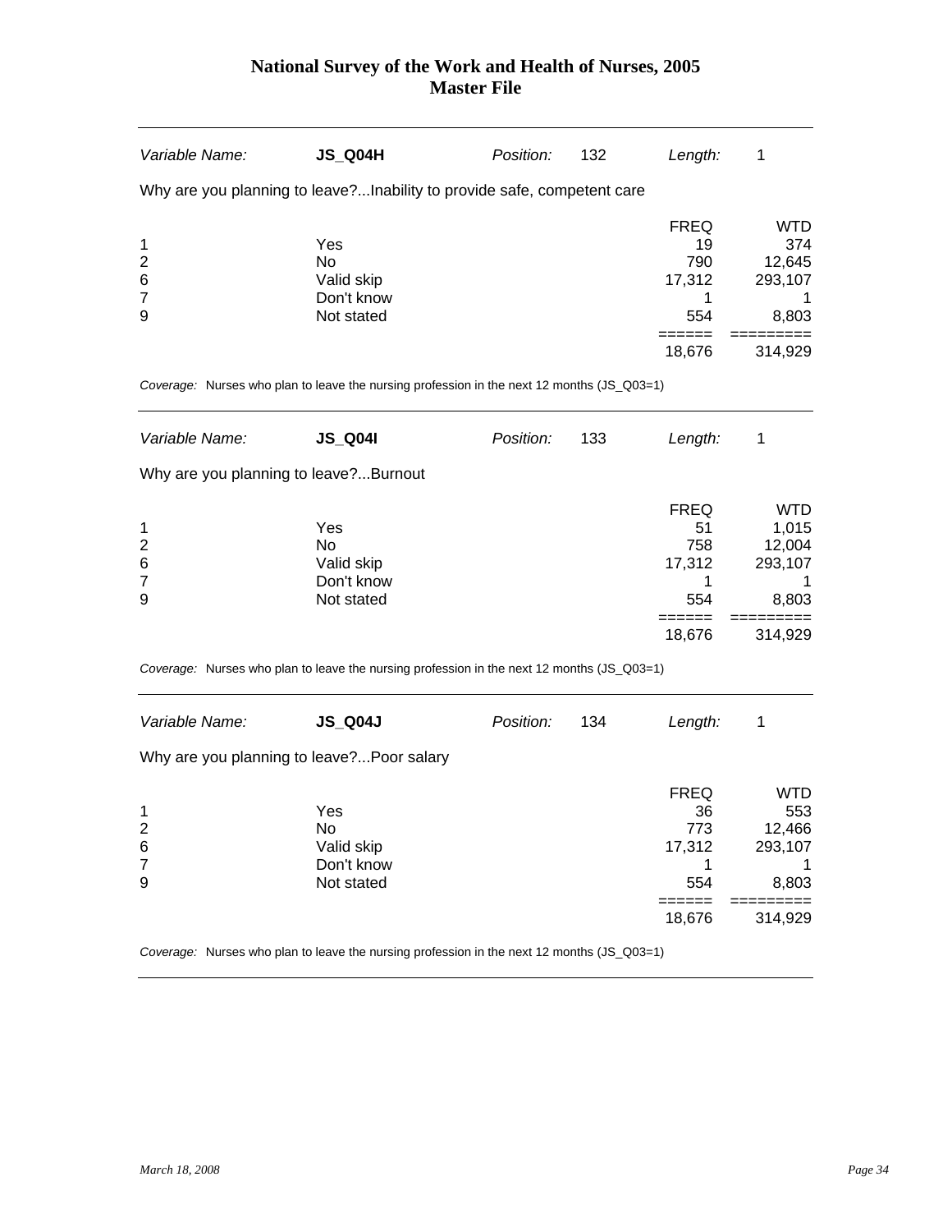| *Variable Name:* | **JS_Q04H** | *Position:* | 132 | *Length:* | 1 |
|---|---|---|---|---|---|

Why are you planning to leave?...Inability to provide safe, competent care

| | | FREQ | WTD |
|---|---|---|---|
| 1 | Yes | 19 | 374 |
| 2 | No | 790 | 12,645 |
| 6 | Valid skip | 17,312 | 293,107 |
| 7 | Don't know | 1 | 1 |
| 9 | Not stated | 554 | 8,803 |
| | | ====== | ========= |
| | | 18,676 | 314,929 |

*Coverage:* Nurses who plan to leave the nursing profession in the next 12 months (JS_Q03=1)

---

| *Variable Name:* | **JS_Q04I** | *Position:* | 133 | *Length:* | 1 |
|---|---|---|---|---|---|

Why are you planning to leave?...Burnout

| | | FREQ | WTD |
|---|---|---|---|
| 1 | Yes | 51 | 1,015 |
| 2 | No | 758 | 12,004 |
| 6 | Valid skip | 17,312 | 293,107 |
| 7 | Don't know | 1 | 1 |
| 9 | Not stated | 554 | 8,803 |
| | | ====== | ========= |
| | | 18,676 | 314,929 |

*Coverage:* Nurses who plan to leave the nursing profession in the next 12 months (JS_Q03=1)

---

| *Variable Name:* | **JS_Q04J** | *Position:* | 134 | *Length:* | 1 |
|---|---|---|---|---|---|

Why are you planning to leave?...Poor salary

| | | FREQ | WTD |
|---|---|---|---|
| 1 | Yes | 36 | 553 |
| 2 | No | 773 | 12,466 |
| 6 | Valid skip | 17,312 | 293,107 |
| 7 | Don't know | 1 | 1 |
| 9 | Not stated | 554 | 8,803 |
| | | ====== | ========= |
| | | 18,676 | 314,929 |

*Coverage:* Nurses who plan to leave the nursing profession in the next 12 months (JS_Q03=1)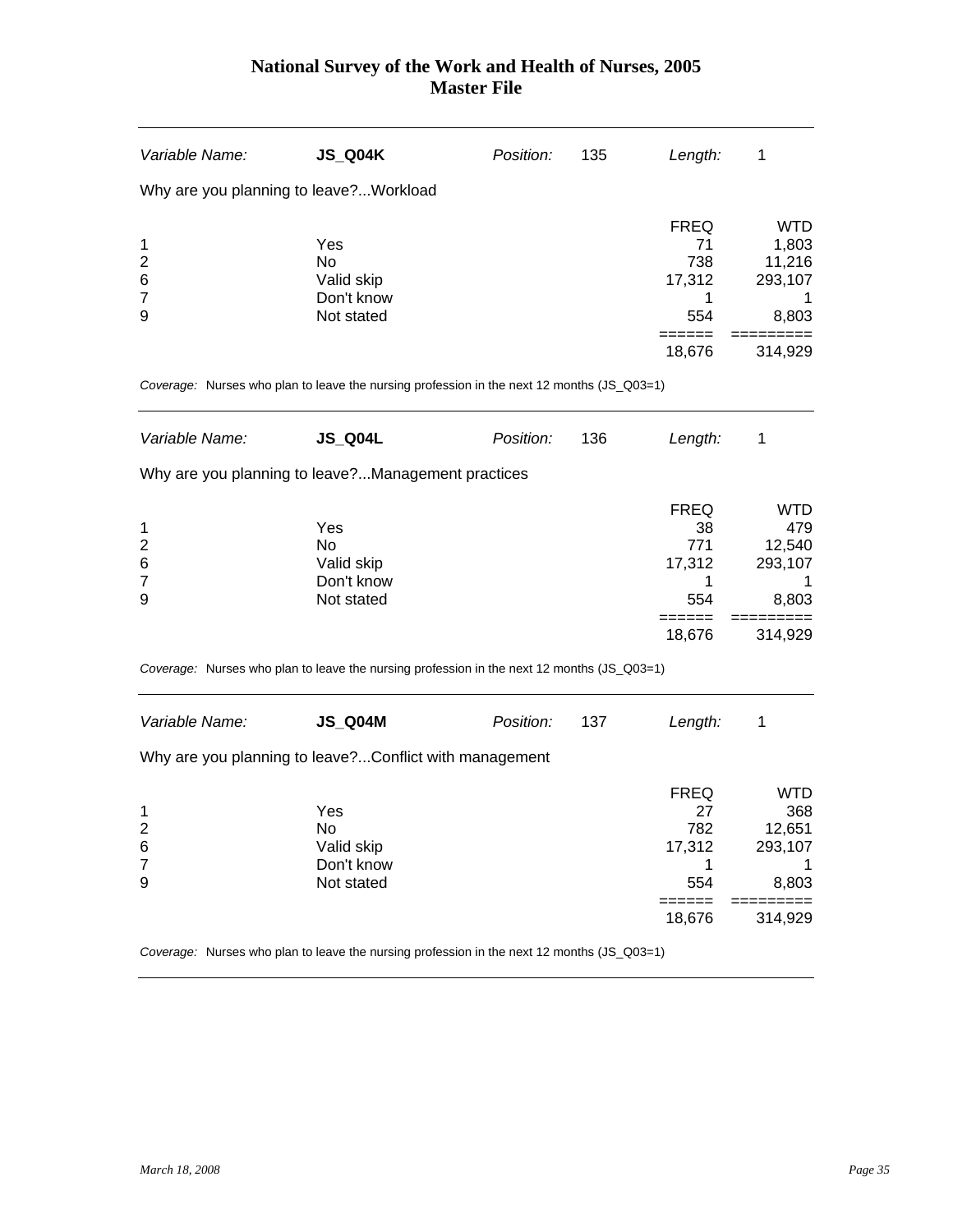# National Survey of the Work and Health of Nurses, 2005
## Master File

| *Variable Name:* | **JS_Q04K** | *Position:* | 135 | *Length:* | 1 |
|---|---|---|---|---|---|

Why are you planning to leave?...Workload

| | | FREQ | WTD |
|---|---|---|---|
| 1 | Yes | 71 | 1,803 |
| 2 | No | 738 | 11,216 |
| 6 | Valid skip | 17,312 | 293,107 |
| 7 | Don't know | 1 | 1 |
| 9 | Not stated | 554 | 8,803 |
| | | ====== | ========= |
| | | 18,676 | 314,929 |

*Coverage:* Nurses who plan to leave the nursing profession in the next 12 months (JS_Q03=1)

| *Variable Name:* | **JS_Q04L** | *Position:* | 136 | *Length:* | 1 |
|---|---|---|---|---|---|

Why are you planning to leave?...Management practices

| | | FREQ | WTD |
|---|---|---|---|
| 1 | Yes | 38 | 479 |
| 2 | No | 771 | 12,540 |
| 6 | Valid skip | 17,312 | 293,107 |
| 7 | Don't know | 1 | 1 |
| 9 | Not stated | 554 | 8,803 |
| | | ====== | ========= |
| | | 18,676 | 314,929 |

*Coverage:* Nurses who plan to leave the nursing profession in the next 12 months (JS_Q03=1)

| *Variable Name:* | **JS_Q04M** | *Position:* | 137 | *Length:* | 1 |
|---|---|---|---|---|---|

Why are you planning to leave?...Conflict with management

| | | FREQ | WTD |
|---|---|---|---|
| 1 | Yes | 27 | 368 |
| 2 | No | 782 | 12,651 |
| 6 | Valid skip | 17,312 | 293,107 |
| 7 | Don't know | 1 | 1 |
| 9 | Not stated | 554 | 8,803 |
| | | ====== | ========= |
| | | 18,676 | 314,929 |

*Coverage:* Nurses who plan to leave the nursing profession in the next 12 months (JS_Q03=1)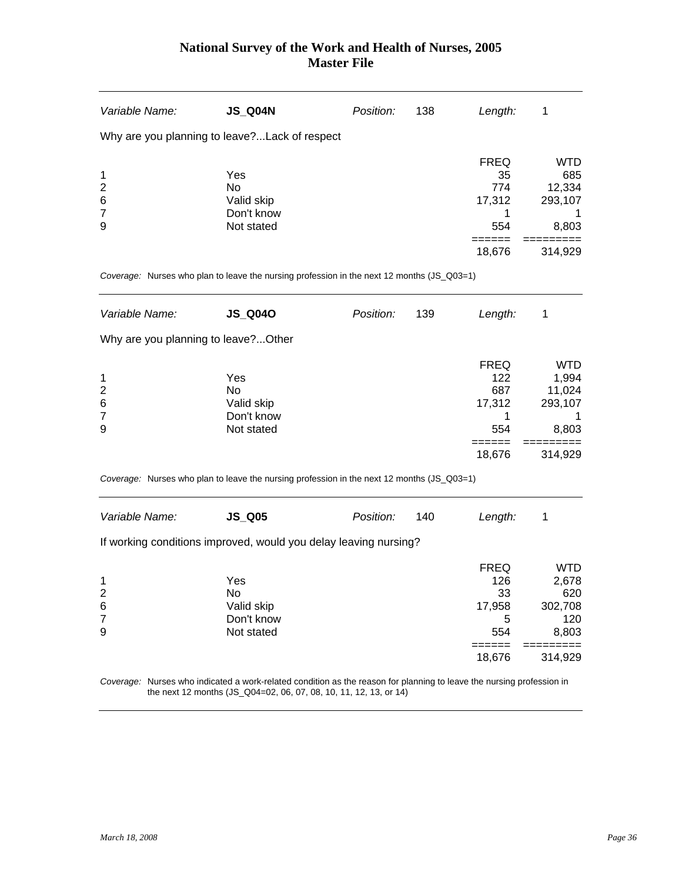# National Survey of the Work and Health of Nurses, 2005
## Master File

| *Variable Name:* | **JS_Q04N** | *Position:* | 138 | *Length:* | 1 |
|---|---|---|---|---|---|

Why are you planning to leave?...Lack of respect

| | | FREQ | WTD |
|---|---|---|---|
| 1 | Yes | 35 | 685 |
| 2 | No | 774 | 12,334 |
| 6 | Valid skip | 17,312 | 293,107 |
| 7 | Don't know | 1 | 1 |
| 9 | Not stated | 554 | 8,803 |
| | | ====== | ========= |
| | | 18,676 | 314,929 |

*Coverage:* Nurses who plan to leave the nursing profession in the next 12 months (JS_Q03=1)

| *Variable Name:* | **JS_Q04O** | *Position:* | 139 | *Length:* | 1 |
|---|---|---|---|---|---|

Why are you planning to leave?...Other

| | | FREQ | WTD |
|---|---|---|---|
| 1 | Yes | 122 | 1,994 |
| 2 | No | 687 | 11,024 |
| 6 | Valid skip | 17,312 | 293,107 |
| 7 | Don't know | 1 | 1 |
| 9 | Not stated | 554 | 8,803 |
| | | ====== | ========= |
| | | 18,676 | 314,929 |

*Coverage:* Nurses who plan to leave the nursing profession in the next 12 months (JS_Q03=1)

| *Variable Name:* | **JS_Q05** | *Position:* | 140 | *Length:* | 1 |
|---|---|---|---|---|---|

If working conditions improved, would you delay leaving nursing?

| | | FREQ | WTD |
|---|---|---|---|
| 1 | Yes | 126 | 2,678 |
| 2 | No | 33 | 620 |
| 6 | Valid skip | 17,958 | 302,708 |
| 7 | Don't know | 5 | 120 |
| 9 | Not stated | 554 | 8,803 |
| | | ====== | ========= |
| | | 18,676 | 314,929 |

*Coverage:* Nurses who indicated a work-related condition as the reason for planning to leave the nursing profession in the next 12 months (JS_Q04=02, 06, 07, 08, 10, 11, 12, 13, or 14)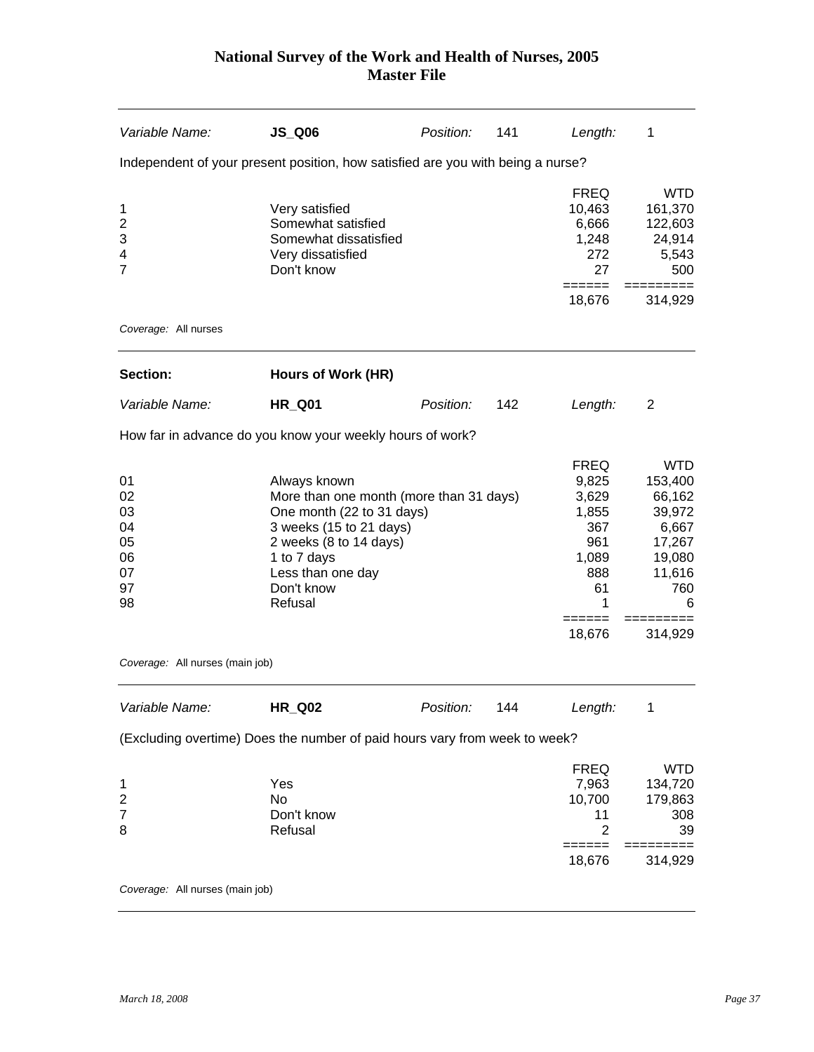| Variable Name: | **JS_Q06** | Position: | 141 | Length: | 1 |
|---|---|---|---|---|---|

Independent of your present position, how satisfied are you with being a nurse?

| | | FREQ | WTD |
|---|---|---|---|
| 1 | Very satisfied | 10,463 | 161,370 |
| 2 | Somewhat satisfied | 6,666 | 122,603 |
| 3 | Somewhat dissatisfied | 1,248 | 24,914 |
| 4 | Very dissatisfied | 272 | 5,543 |
| 7 | Don't know | 27 | 500 |
| | | 18,676 | 314,929 |

*Coverage:* All nurses

| Section: | **Hours of Work (HR)** | | | | |
|---|---|---|---|---|---|
| Variable Name: | **HR_Q01** | Position: | 142 | Length: | 2 |

How far in advance do you know your weekly hours of work?

| | | FREQ | WTD |
|---|---|---|---|
| 01 | Always known | 9,825 | 153,400 |
| 02 | More than one month (more than 31 days) | 3,629 | 66,162 |
| 03 | One month (22 to 31 days) | 1,855 | 39,972 |
| 04 | 3 weeks (15 to 21 days) | 367 | 6,667 |
| 05 | 2 weeks (8 to 14 days) | 961 | 17,267 |
| 06 | 1 to 7 days | 1,089 | 19,080 |
| 07 | Less than one day | 888 | 11,616 |
| 97 | Don't know | 61 | 760 |
| 98 | Refusal | 1 | 6 |
| | | 18,676 | 314,929 |

*Coverage:* All nurses (main job)

| Variable Name: | **HR_Q02** | Position: | 144 | Length: | 1 |
|---|---|---|---|---|---|

(Excluding overtime) Does the number of paid hours vary from week to week?

| | | FREQ | WTD |
|---|---|---|---|
| 1 | Yes | 7,963 | 134,720 |
| 2 | No | 10,700 | 179,863 |
| 7 | Don't know | 11 | 308 |
| 8 | Refusal | 2 | 39 |
| | | 18,676 | 314,929 |

*Coverage:* All nurses (main job)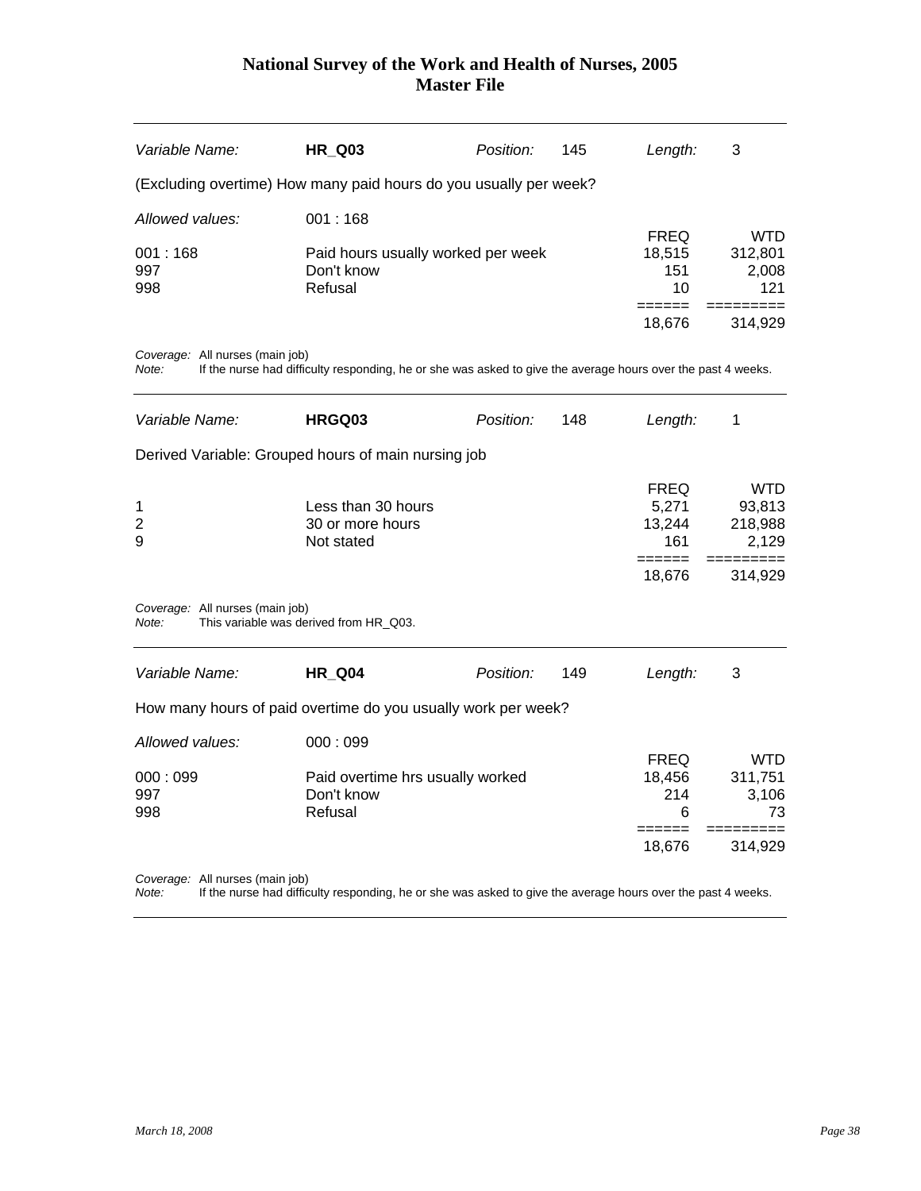| Variable Name: | **HR_Q03** | Position: | 145 | Length: | 3 |
|---|---|---|---|---|---|

(Excluding overtime) How many paid hours do you usually per week?

*Allowed values:* 001 : 168

| | | FREQ | WTD |
|---|---|---|---|
| 001 : 168 | Paid hours usually worked per week | 18,515 | 312,801 |
| 997 | Don't know | 151 | 2,008 |
| 998 | Refusal | 10 | 121 |
| | | 18,676 | 314,929 |

*Coverage:* All nurses (main job)
*Note:* If the nurse had difficulty responding, he or she was asked to give the average hours over the past 4 weeks.

---

| Variable Name: | **HRGQ03** | Position: | 148 | Length: | 1 |
|---|---|---|---|---|---|

Derived Variable: Grouped hours of main nursing job

| | | FREQ | WTD |
|---|---|---|---|
| 1 | Less than 30 hours | 5,271 | 93,813 |
| 2 | 30 or more hours | 13,244 | 218,988 |
| 9 | Not stated | 161 | 2,129 |
| | | 18,676 | 314,929 |

*Coverage:* All nurses (main job)
*Note:* This variable was derived from HR_Q03.

---

| Variable Name: | **HR_Q04** | Position: | 149 | Length: | 3 |
|---|---|---|---|---|---|

How many hours of paid overtime do you usually work per week?

*Allowed values:* 000 : 099

| | | FREQ | WTD |
|---|---|---|---|
| 000 : 099 | Paid overtime hrs usually worked | 18,456 | 311,751 |
| 997 | Don't know | 214 | 3,106 |
| 998 | Refusal | 6 | 73 |
| | | 18,676 | 314,929 |

*Coverage:* All nurses (main job)
*Note:* If the nurse had difficulty responding, he or she was asked to give the average hours over the past 4 weeks.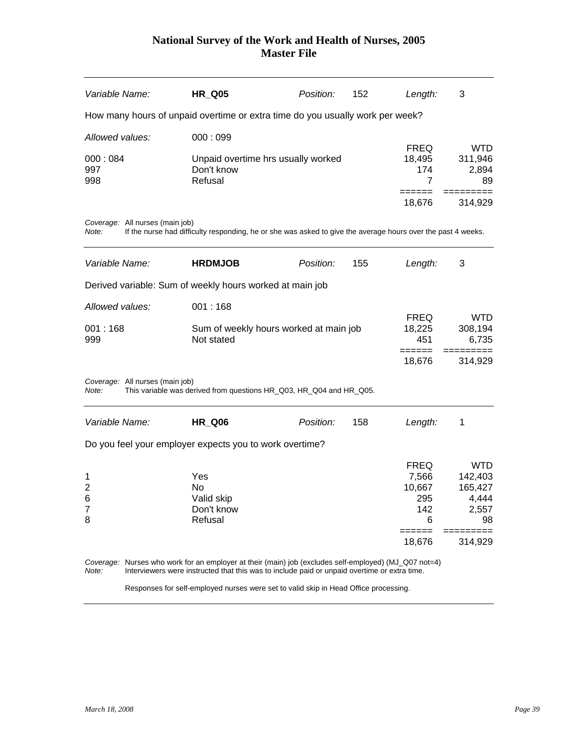# National Survey of the Work and Health of Nurses, 2005
## Master File

| *Variable Name:* | **HR_Q05** | *Position:* | 152 | *Length:* | 3 |
|---|---|---|---|---|---|

How many hours of unpaid overtime or extra time do you usually work per week?

*Allowed values:* 000 : 099

| | | FREQ | WTD |
|---|---|---|---|
| 000 : 084 | Unpaid overtime hrs usually worked | 18,495 | 311,946 |
| 997 | Don't know | 174 | 2,894 |
| 998 | Refusal | 7 | 89 |
| | | ====== | ========= |
| | | 18,676 | 314,929 |

*Coverage:* All nurses (main job)
*Note:* If the nurse had difficulty responding, he or she was asked to give the average hours over the past 4 weeks.

---

| *Variable Name:* | **HRDMJOB** | *Position:* | 155 | *Length:* | 3 |
|---|---|---|---|---|---|

Derived variable: Sum of weekly hours worked at main job

*Allowed values:* 001 : 168

| | | FREQ | WTD |
|---|---|---|---|
| 001 : 168 | Sum of weekly hours worked at main job | 18,225 | 308,194 |
| 999 | Not stated | 451 | 6,735 |
| | | ====== | ========= |
| | | 18,676 | 314,929 |

*Coverage:* All nurses (main job)
*Note:* This variable was derived from questions HR_Q03, HR_Q04 and HR_Q05.

---

| *Variable Name:* | **HR_Q06** | *Position:* | 158 | *Length:* | 1 |
|---|---|---|---|---|---|

Do you feel your employer expects you to work overtime?

| | | FREQ | WTD |
|---|---|---|---|
| 1 | Yes | 7,566 | 142,403 |
| 2 | No | 10,667 | 165,427 |
| 6 | Valid skip | 295 | 4,444 |
| 7 | Don't know | 142 | 2,557 |
| 8 | Refusal | 6 | 98 |
| | | ====== | ========= |
| | | 18,676 | 314,929 |

*Coverage:* Nurses who work for an employer at their (main) job (excludes self-employed) (MJ_Q07 not=4)
*Note:* Interviewers were instructed that this was to include paid or unpaid overtime or extra time.

Responses for self-employed nurses were set to valid skip in Head Office processing.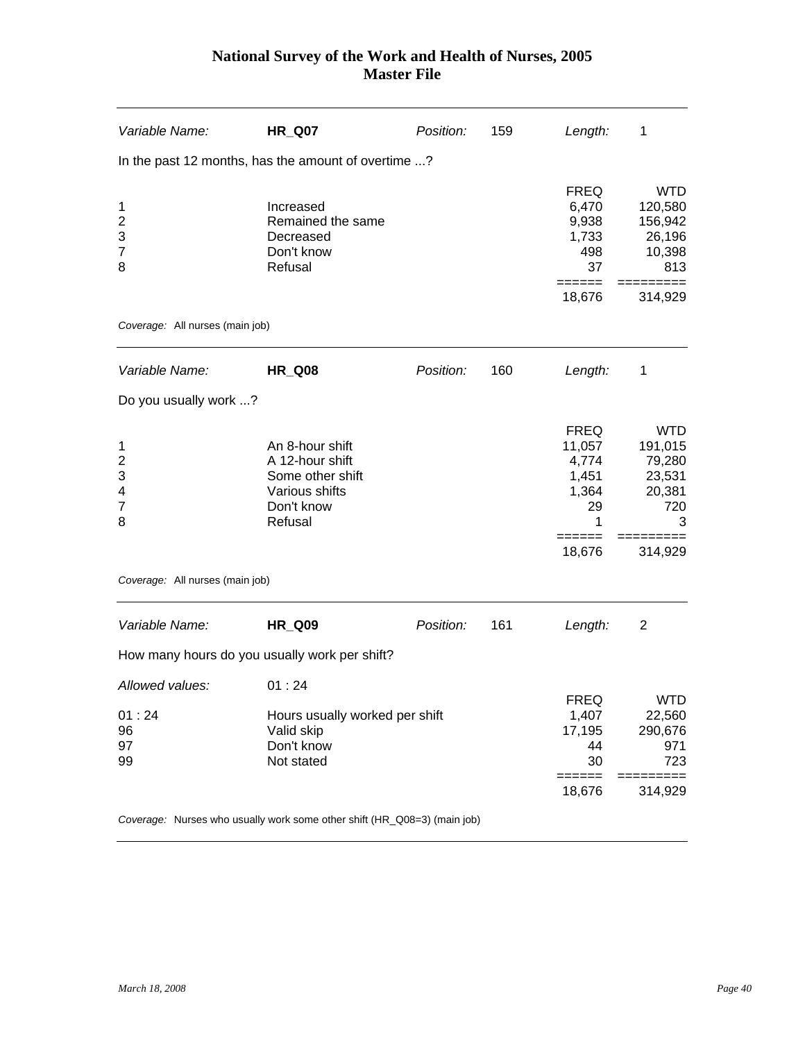# National Survey of the Work and Health of Nurses, 2005
## Master File

| *Variable Name:* | **HR_Q07** | *Position:* | 159 | *Length:* | 1 |
|---|---|---|---|---|---|

In the past 12 months, has the amount of overtime ...?

| | | FREQ | WTD |
|---|---|---|---|
| 1 | Increased | 6,470 | 120,580 |
| 2 | Remained the same | 9,938 | 156,942 |
| 3 | Decreased | 1,733 | 26,196 |
| 7 | Don't know | 498 | 10,398 |
| 8 | Refusal | 37 | 813 |
| | | ====== | ========= |
| | | 18,676 | 314,929 |

*Coverage:* All nurses (main job)

| *Variable Name:* | **HR_Q08** | *Position:* | 160 | *Length:* | 1 |
|---|---|---|---|---|---|

Do you usually work ...?

| | | FREQ | WTD |
|---|---|---|---|
| 1 | An 8-hour shift | 11,057 | 191,015 |
| 2 | A 12-hour shift | 4,774 | 79,280 |
| 3 | Some other shift | 1,451 | 23,531 |
| 4 | Various shifts | 1,364 | 20,381 |
| 7 | Don't know | 29 | 720 |
| 8 | Refusal | 1 | 3 |
| | | ====== | ========= |
| | | 18,676 | 314,929 |

*Coverage:* All nurses (main job)

| *Variable Name:* | **HR_Q09** | *Position:* | 161 | *Length:* | 2 |
|---|---|---|---|---|---|

How many hours do you usually work per shift?

*Allowed values:* 01 : 24

| | | FREQ | WTD |
|---|---|---|---|
| 01 : 24 | Hours usually worked per shift | 1,407 | 22,560 |
| 96 | Valid skip | 17,195 | 290,676 |
| 97 | Don't know | 44 | 971 |
| 99 | Not stated | 30 | 723 |
| | | ====== | ========= |
| | | 18,676 | 314,929 |

*Coverage:* Nurses who usually work some other shift (HR_Q08=3) (main job)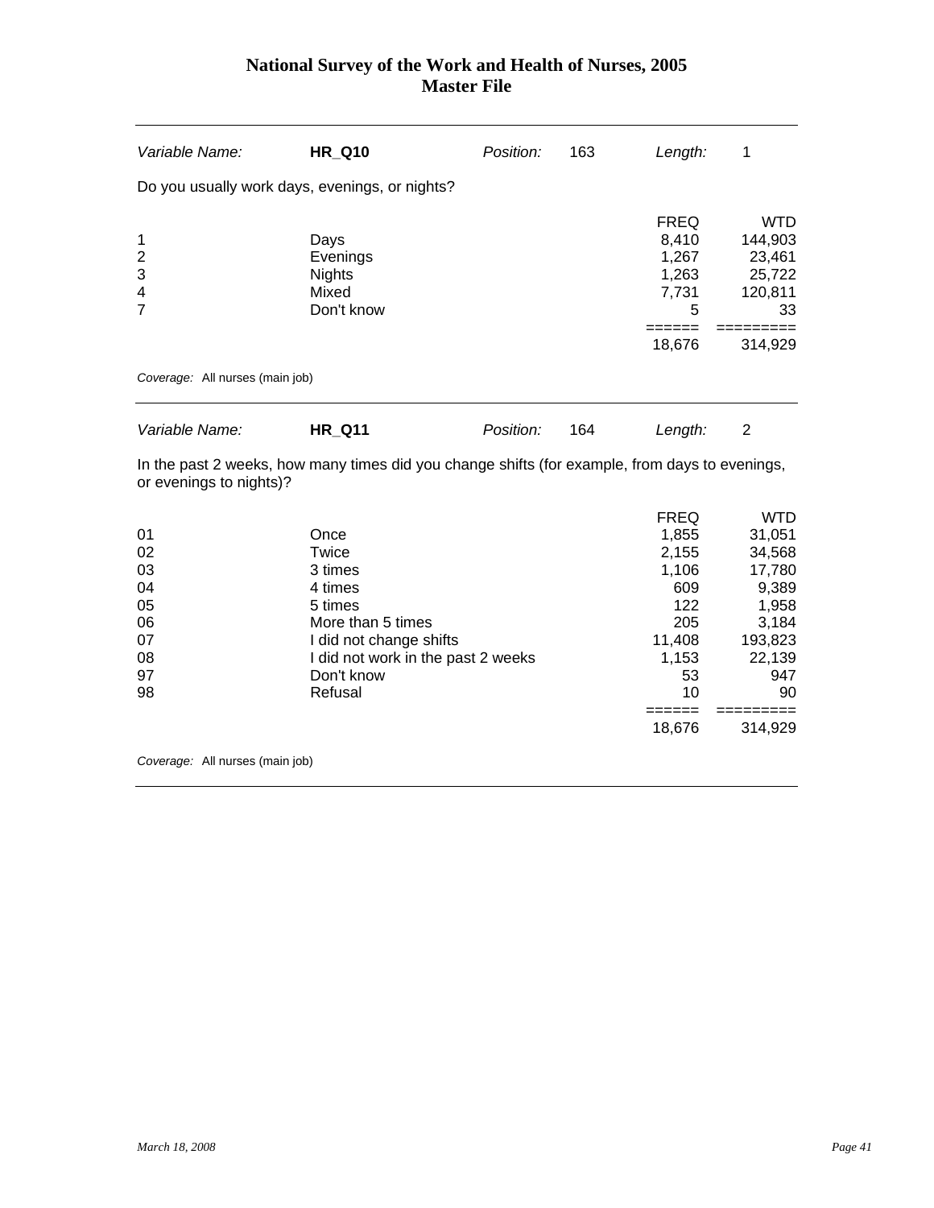# National Survey of the Work and Health of Nurses, 2005
## Master File

| *Variable Name:* | **HR_Q10** | *Position:* | 163 | *Length:* | 1 |
|---|---|---|---|---|---|

Do you usually work days, evenings, or nights?

| | | FREQ | WTD |
|---|---|---|---|
| 1 | Days | 8,410 | 144,903 |
| 2 | Evenings | 1,267 | 23,461 |
| 3 | Nights | 1,263 | 25,722 |
| 4 | Mixed | 7,731 | 120,811 |
| 7 | Don't know | 5 | 33 |
| | | ====== | ========= |
| | | 18,676 | 314,929 |

*Coverage:* All nurses (main job)

| *Variable Name:* | **HR_Q11** | *Position:* | 164 | *Length:* | 2 |
|---|---|---|---|---|---|

In the past 2 weeks, how many times did you change shifts (for example, from days to evenings, or evenings to nights)?

| | | FREQ | WTD |
|---|---|---|---|
| 01 | Once | 1,855 | 31,051 |
| 02 | Twice | 2,155 | 34,568 |
| 03 | 3 times | 1,106 | 17,780 |
| 04 | 4 times | 609 | 9,389 |
| 05 | 5 times | 122 | 1,958 |
| 06 | More than 5 times | 205 | 3,184 |
| 07 | I did not change shifts | 11,408 | 193,823 |
| 08 | I did not work in the past 2 weeks | 1,153 | 22,139 |
| 97 | Don't know | 53 | 947 |
| 98 | Refusal | 10 | 90 |
| | | ====== | ========= |
| | | 18,676 | 314,929 |

*Coverage:* All nurses (main job)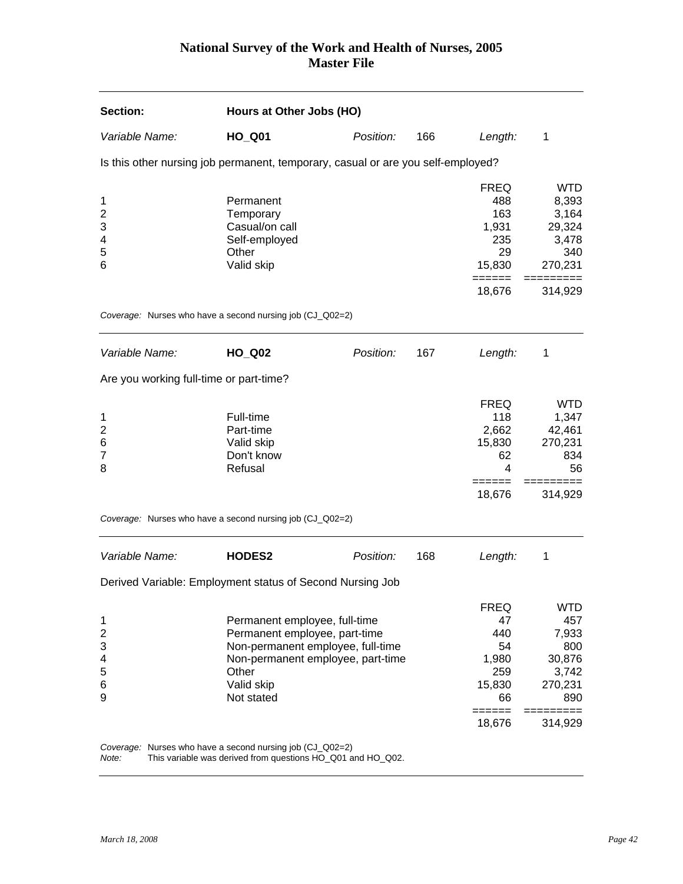# National Survey of the Work and Health of Nurses, 2005
# Master File

---

**Section:** **Hours at Other Jobs (HO)**

*Variable Name:* **HO_Q01** *Position:* 166 *Length:* 1

Is this other nursing job permanent, temporary, casual or are you self-employed?

| | | FREQ | WTD |
|---|---|---|---|
| 1 | Permanent | 488 | 8,393 |
| 2 | Temporary | 163 | 3,164 |
| 3 | Casual/on call | 1,931 | 29,324 |
| 4 | Self-employed | 235 | 3,478 |
| 5 | Other | 29 | 340 |
| 6 | Valid skip | 15,830 | 270,231 |
| | | 18,676 | 314,929 |

*Coverage:* Nurses who have a second nursing job (CJ_Q02=2)

---

*Variable Name:* **HO_Q02** *Position:* 167 *Length:* 1

Are you working full-time or part-time?

| | | FREQ | WTD |
|---|---|---|---|
| 1 | Full-time | 118 | 1,347 |
| 2 | Part-time | 2,662 | 42,461 |
| 6 | Valid skip | 15,830 | 270,231 |
| 7 | Don't know | 62 | 834 |
| 8 | Refusal | 4 | 56 |
| | | 18,676 | 314,929 |

*Coverage:* Nurses who have a second nursing job (CJ_Q02=2)

---

*Variable Name:* **HODES2** *Position:* 168 *Length:* 1

Derived Variable: Employment status of Second Nursing Job

| | | FREQ | WTD |
|---|---|---|---|
| 1 | Permanent employee, full-time | 47 | 457 |
| 2 | Permanent employee, part-time | 440 | 7,933 |
| 3 | Non-permanent employee, full-time | 54 | 800 |
| 4 | Non-permanent employee, part-time | 1,980 | 30,876 |
| 5 | Other | 259 | 3,742 |
| 6 | Valid skip | 15,830 | 270,231 |
| 9 | Not stated | 66 | 890 |
| | | 18,676 | 314,929 |

*Coverage:* Nurses who have a second nursing job (CJ_Q02=2)
*Note:* This variable was derived from questions HO_Q01 and HO_Q02.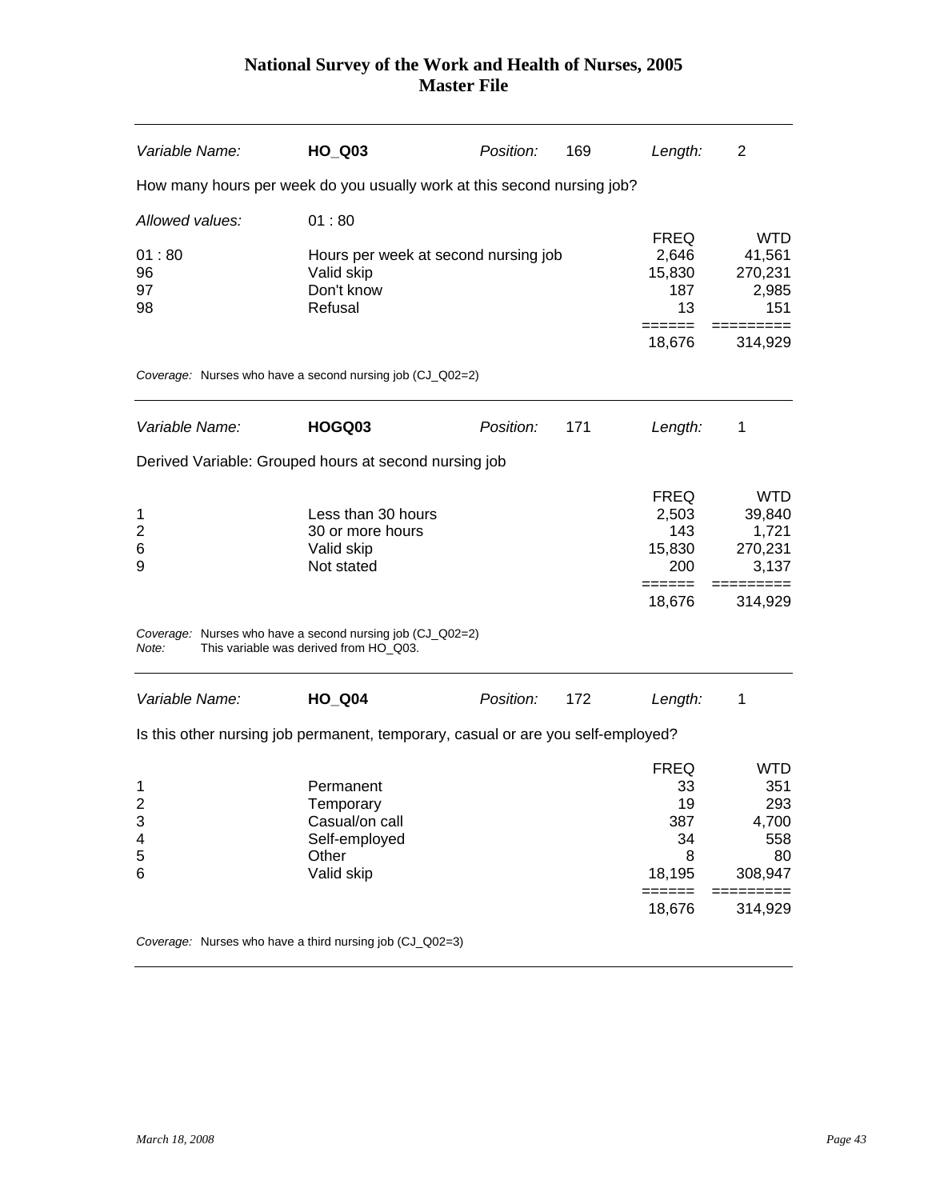# National Survey of the Work and Health of Nurses, 2005
## Master File

| *Variable Name:* | **HO_Q03** | *Position:* | 169 | *Length:* | 2 |
|---|---|---|---|---|---|

How many hours per week do you usually work at this second nursing job?

*Allowed values:* 01 : 80

| | | FREQ | WTD |
|---|---|---|---|
| 01 : 80 | Hours per week at second nursing job | 2,646 | 41,561 |
| 96 | Valid skip | 15,830 | 270,231 |
| 97 | Don't know | 187 | 2,985 |
| 98 | Refusal | 13 | 151 |
| | | ====== | ========= |
| | | 18,676 | 314,929 |

*Coverage:* Nurses who have a second nursing job (CJ_Q02=2)

| *Variable Name:* | **HOGQ03** | *Position:* | 171 | *Length:* | 1 |
|---|---|---|---|---|---|

Derived Variable: Grouped hours at second nursing job

| | | FREQ | WTD |
|---|---|---|---|
| 1 | Less than 30 hours | 2,503 | 39,840 |
| 2 | 30 or more hours | 143 | 1,721 |
| 6 | Valid skip | 15,830 | 270,231 |
| 9 | Not stated | 200 | 3,137 |
| | | ====== | ========= |
| | | 18,676 | 314,929 |

*Coverage:* Nurses who have a second nursing job (CJ_Q02=2)
*Note:* This variable was derived from HO_Q03.

| *Variable Name:* | **HO_Q04** | *Position:* | 172 | *Length:* | 1 |
|---|---|---|---|---|---|

Is this other nursing job permanent, temporary, casual or are you self-employed?

| | | FREQ | WTD |
|---|---|---|---|
| 1 | Permanent | 33 | 351 |
| 2 | Temporary | 19 | 293 |
| 3 | Casual/on call | 387 | 4,700 |
| 4 | Self-employed | 34 | 558 |
| 5 | Other | 8 | 80 |
| 6 | Valid skip | 18,195 | 308,947 |
| | | ====== | ========= |
| | | 18,676 | 314,929 |

*Coverage:* Nurses who have a third nursing job (CJ_Q02=3)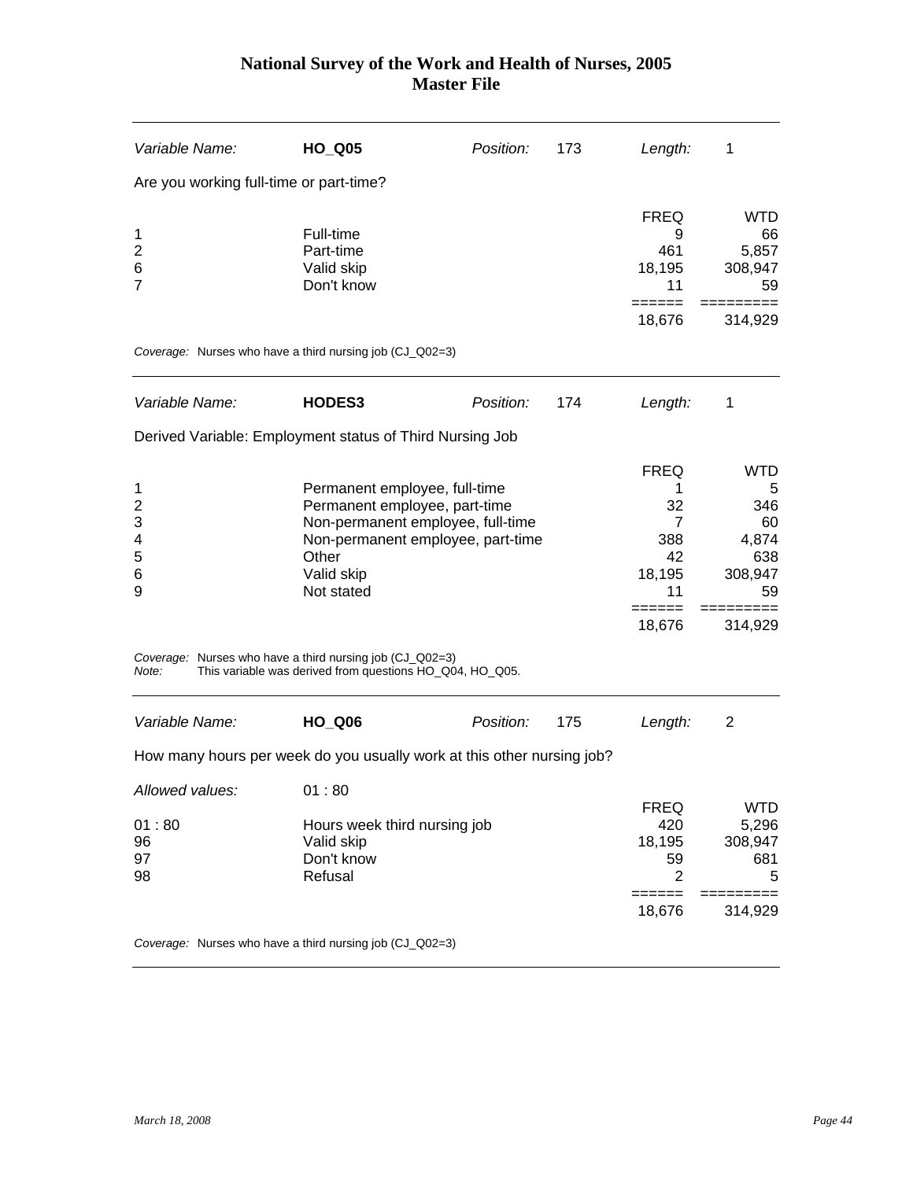# National Survey of the Work and Health of Nurses, 2005
# Master File

---

| *Variable Name:* | **HO_Q05** | *Position:* | 173 | *Length:* | 1 |
|---|---|---|---|---|---|

Are you working full-time or part-time?

| | | FREQ | WTD |
|---|---|---|---|
| 1 | Full-time | 9 | 66 |
| 2 | Part-time | 461 | 5,857 |
| 6 | Valid skip | 18,195 | 308,947 |
| 7 | Don't know | 11 | 59 |
| | | ====== | ========= |
| | | 18,676 | 314,929 |

*Coverage:* Nurses who have a third nursing job (CJ_Q02=3)

---

| *Variable Name:* | **HODES3** | *Position:* | 174 | *Length:* | 1 |
|---|---|---|---|---|---|

Derived Variable: Employment status of Third Nursing Job

| | | FREQ | WTD |
|---|---|---|---|
| 1 | Permanent employee, full-time | 1 | 5 |
| 2 | Permanent employee, part-time | 32 | 346 |
| 3 | Non-permanent employee, full-time | 7 | 60 |
| 4 | Non-permanent employee, part-time | 388 | 4,874 |
| 5 | Other | 42 | 638 |
| 6 | Valid skip | 18,195 | 308,947 |
| 9 | Not stated | 11 | 59 |
| | | ====== | ========= |
| | | 18,676 | 314,929 |

*Coverage:* Nurses who have a third nursing job (CJ_Q02=3)
*Note:* This variable was derived from questions HO_Q04, HO_Q05.

---

| *Variable Name:* | **HO_Q06** | *Position:* | 175 | *Length:* | 2 |
|---|---|---|---|---|---|

How many hours per week do you usually work at this other nursing job?

*Allowed values:* 01 : 80

| | | FREQ | WTD |
|---|---|---|---|
| 01 : 80 | Hours week third nursing job | 420 | 5,296 |
| 96 | Valid skip | 18,195 | 308,947 |
| 97 | Don't know | 59 | 681 |
| 98 | Refusal | 2 | 5 |
| | | ====== | ========= |
| | | 18,676 | 314,929 |

*Coverage:* Nurses who have a third nursing job (CJ_Q02=3)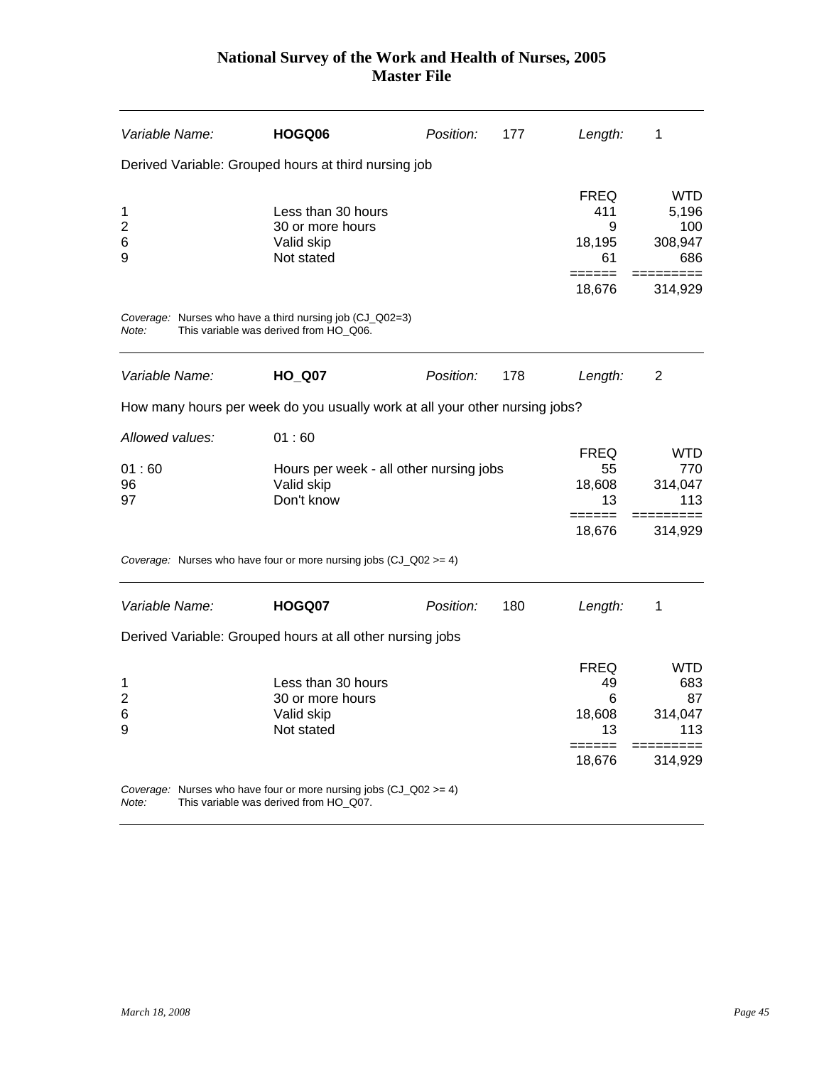| Variable Name: | **HOGQ06** | Position: | 177 | Length: | 1 |
|---|---|---|---|---|---|

Derived Variable: Grouped hours at third nursing job

| | | FREQ | WTD |
|---|---|---|---|
| 1 | Less than 30 hours | 411 | 5,196 |
| 2 | 30 or more hours | 9 | 100 |
| 6 | Valid skip | 18,195 | 308,947 |
| 9 | Not stated | 61 | 686 |
| | | 18,676 | 314,929 |

*Coverage:* Nurses who have a third nursing job (CJ_Q02=3)
*Note:* This variable was derived from HO_Q06.

---

| Variable Name: | **HO_Q07** | Position: | 178 | Length: | 2 |
|---|---|---|---|---|---|

How many hours per week do you usually work at all your other nursing jobs?

*Allowed values:* 01 : 60

| | | FREQ | WTD |
|---|---|---|---|
| 01 : 60 | Hours per week - all other nursing jobs | 55 | 770 |
| 96 | Valid skip | 18,608 | 314,047 |
| 97 | Don't know | 13 | 113 |
| | | 18,676 | 314,929 |

*Coverage:* Nurses who have four or more nursing jobs (CJ_Q02 >= 4)

---

| Variable Name: | **HOGQ07** | Position: | 180 | Length: | 1 |
|---|---|---|---|---|---|

Derived Variable: Grouped hours at all other nursing jobs

| | | FREQ | WTD |
|---|---|---|---|
| 1 | Less than 30 hours | 49 | 683 |
| 2 | 30 or more hours | 6 | 87 |
| 6 | Valid skip | 18,608 | 314,047 |
| 9 | Not stated | 13 | 113 |
| | | 18,676 | 314,929 |

*Coverage:* Nurses who have four or more nursing jobs (CJ_Q02 >= 4)
*Note:* This variable was derived from HO_Q07.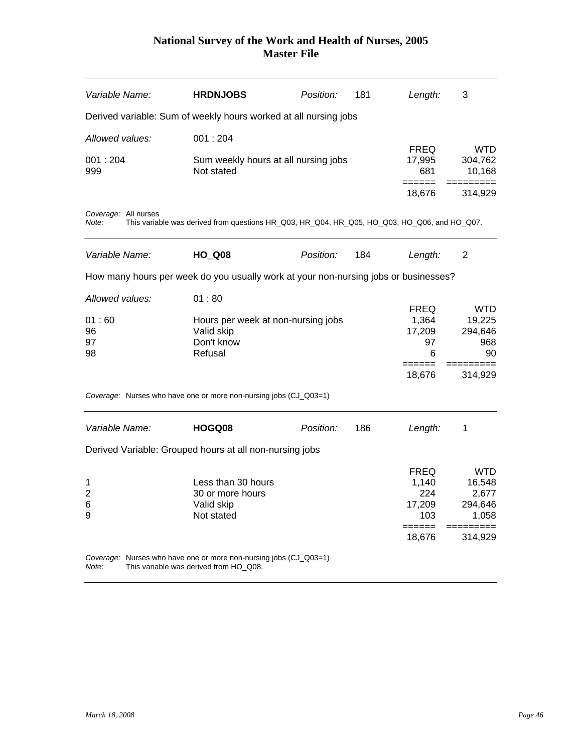| Variable Name: | **HRDNJOBS** | Position: | 181 | Length: | 3 |
|---|---|---|---|---|---|

Derived variable: Sum of weekly hours worked at all nursing jobs

*Allowed values:* 001 : 204

| | | FREQ | WTD |
|---|---|---|---|
| 001 : 204 | Sum weekly hours at all nursing jobs | 17,995 | 304,762 |
| 999 | Not stated | 681 | 10,168 |
| | | 18,676 | 314,929 |

*Coverage:* All nurses
*Note:* This variable was derived from questions HR_Q03, HR_Q04, HR_Q05, HO_Q03, HO_Q06, and HO_Q07.

---

| Variable Name: | **HO_Q08** | Position: | 184 | Length: | 2 |
|---|---|---|---|---|---|

How many hours per week do you usually work at your non-nursing jobs or businesses?

*Allowed values:* 01 : 80

| | | FREQ | WTD |
|---|---|---|---|
| 01 : 60 | Hours per week at non-nursing jobs | 1,364 | 19,225 |
| 96 | Valid skip | 17,209 | 294,646 |
| 97 | Don't know | 97 | 968 |
| 98 | Refusal | 6 | 90 |
| | | 18,676 | 314,929 |

*Coverage:* Nurses who have one or more non-nursing jobs (CJ_Q03=1)

---

| Variable Name: | **HOGQ08** | Position: | 186 | Length: | 1 |
|---|---|---|---|---|---|

Derived Variable: Grouped hours at all non-nursing jobs

| | | FREQ | WTD |
|---|---|---|---|
| 1 | Less than 30 hours | 1,140 | 16,548 |
| 2 | 30 or more hours | 224 | 2,677 |
| 6 | Valid skip | 17,209 | 294,646 |
| 9 | Not stated | 103 | 1,058 |
| | | 18,676 | 314,929 |

*Coverage:* Nurses who have one or more non-nursing jobs (CJ_Q03=1)
*Note:* This variable was derived from HO_Q08.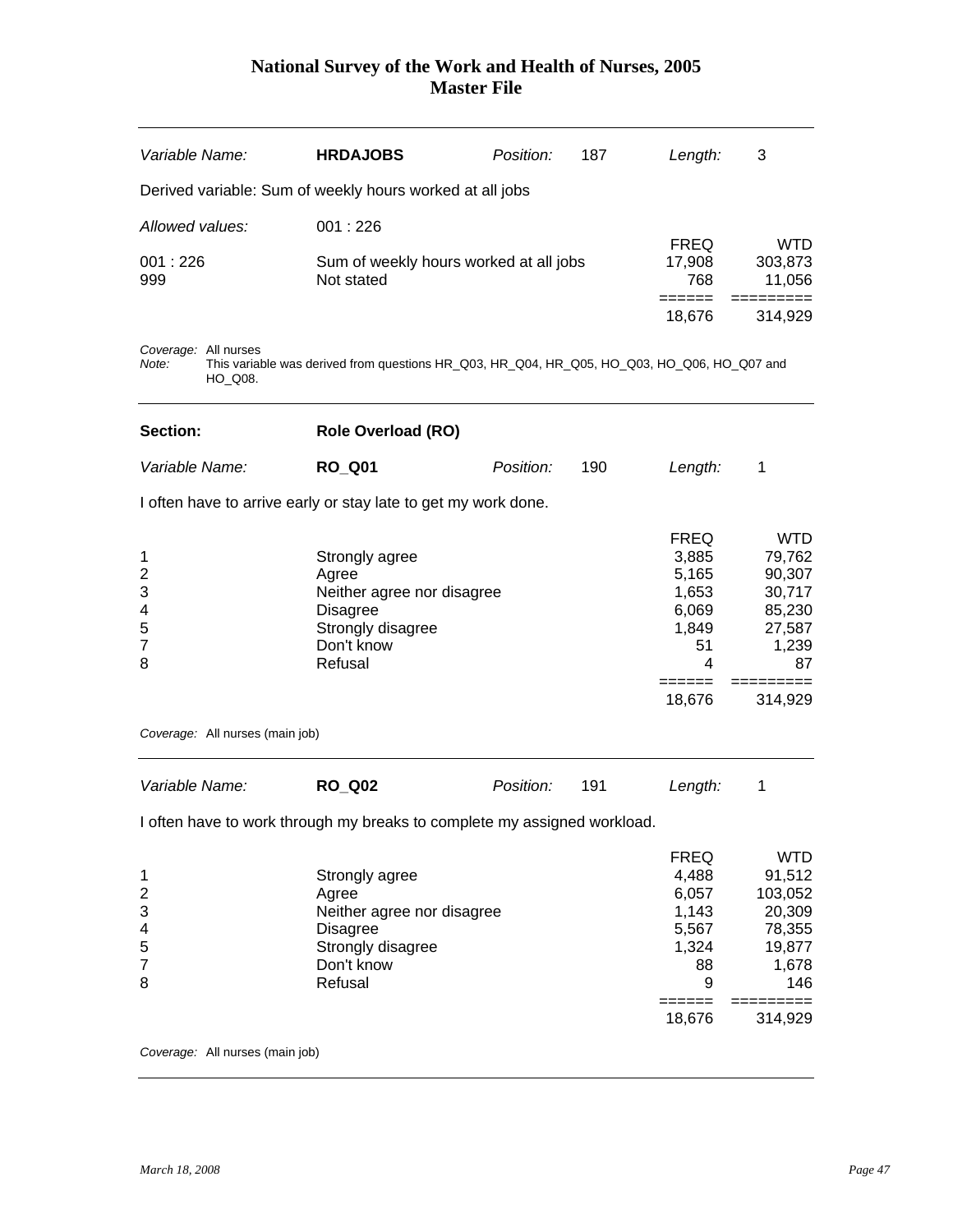| Variable Name: | **HRDAJOBS** | Position: | 187 | Length: | 3 |
|---|---|---|---|---|---|

Derived variable: Sum of weekly hours worked at all jobs

Allowed values: 001 : 226

| | | FREQ | WTD |
|---|---|---|---|
| 001 : 226 | Sum of weekly hours worked at all jobs | 17,908 | 303,873 |
| 999 | Not stated | 768 | 11,056 |
| | | 18,676 | 314,929 |

*Coverage:* All nurses
*Note:* This variable was derived from questions HR_Q03, HR_Q04, HR_Q05, HO_Q03, HO_Q06, HO_Q07 and HO_Q08.

## Section: Role Overload (RO)

| Variable Name: | **RO_Q01** | Position: | 190 | Length: | 1 |
|---|---|---|---|---|---|

I often have to arrive early or stay late to get my work done.

| | | FREQ | WTD |
|---|---|---|---|
| 1 | Strongly agree | 3,885 | 79,762 |
| 2 | Agree | 5,165 | 90,307 |
| 3 | Neither agree nor disagree | 1,653 | 30,717 |
| 4 | Disagree | 6,069 | 85,230 |
| 5 | Strongly disagree | 1,849 | 27,587 |
| 7 | Don't know | 51 | 1,239 |
| 8 | Refusal | 4 | 87 |
| | | 18,676 | 314,929 |

*Coverage:* All nurses (main job)

| Variable Name: | **RO_Q02** | Position: | 191 | Length: | 1 |
|---|---|---|---|---|---|

I often have to work through my breaks to complete my assigned workload.

| | | FREQ | WTD |
|---|---|---|---|
| 1 | Strongly agree | 4,488 | 91,512 |
| 2 | Agree | 6,057 | 103,052 |
| 3 | Neither agree nor disagree | 1,143 | 20,309 |
| 4 | Disagree | 5,567 | 78,355 |
| 5 | Strongly disagree | 1,324 | 19,877 |
| 7 | Don't know | 88 | 1,678 |
| 8 | Refusal | 9 | 146 |
| | | 18,676 | 314,929 |

*Coverage:* All nurses (main job)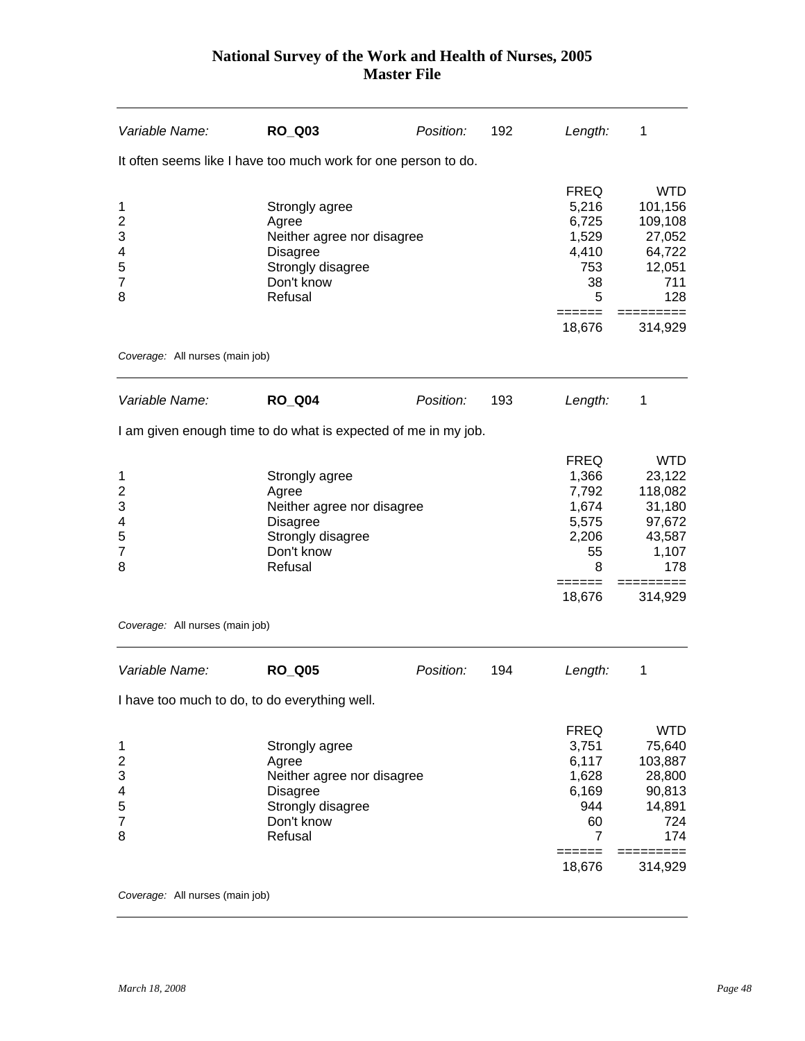| Variable Name: | **RO_Q03** | Position: | 192 | Length: | 1 |
|---|---|---|---|---|---|

It often seems like I have too much work for one person to do.

| | | FREQ | WTD |
|---|---|---|---|
| 1 | Strongly agree | 5,216 | 101,156 |
| 2 | Agree | 6,725 | 109,108 |
| 3 | Neither agree nor disagree | 1,529 | 27,052 |
| 4 | Disagree | 4,410 | 64,722 |
| 5 | Strongly disagree | 753 | 12,051 |
| 7 | Don't know | 38 | 711 |
| 8 | Refusal | 5 | 128 |
| | | 18,676 | 314,929 |

*Coverage:* All nurses (main job)

| Variable Name: | **RO_Q04** | Position: | 193 | Length: | 1 |
|---|---|---|---|---|---|

I am given enough time to do what is expected of me in my job.

| | | FREQ | WTD |
|---|---|---|---|
| 1 | Strongly agree | 1,366 | 23,122 |
| 2 | Agree | 7,792 | 118,082 |
| 3 | Neither agree nor disagree | 1,674 | 31,180 |
| 4 | Disagree | 5,575 | 97,672 |
| 5 | Strongly disagree | 2,206 | 43,587 |
| 7 | Don't know | 55 | 1,107 |
| 8 | Refusal | 8 | 178 |
| | | 18,676 | 314,929 |

*Coverage:* All nurses (main job)

| Variable Name: | **RO_Q05** | Position: | 194 | Length: | 1 |
|---|---|---|---|---|---|

I have too much to do, to do everything well.

| | | FREQ | WTD |
|---|---|---|---|
| 1 | Strongly agree | 3,751 | 75,640 |
| 2 | Agree | 6,117 | 103,887 |
| 3 | Neither agree nor disagree | 1,628 | 28,800 |
| 4 | Disagree | 6,169 | 90,813 |
| 5 | Strongly disagree | 944 | 14,891 |
| 7 | Don't know | 60 | 724 |
| 8 | Refusal | 7 | 174 |
| | | 18,676 | 314,929 |

*Coverage:* All nurses (main job)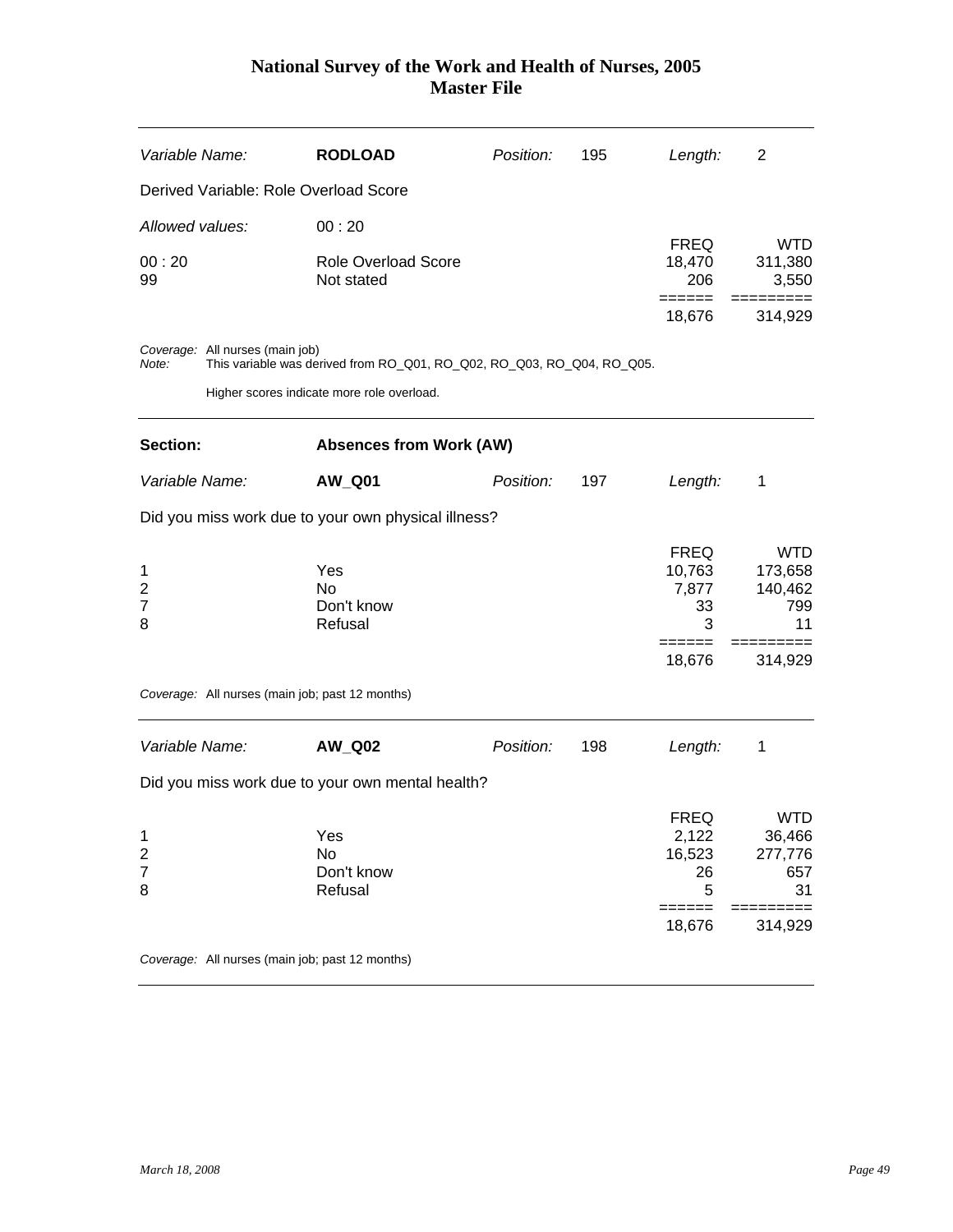| Variable Name: | **RODLOAD** | Position: | 195 | Length: | 2 |
|---|---|---|---|---|---|

Derived Variable: Role Overload Score

Allowed values: 00 : 20

| | | FREQ | WTD |
|---|---|---|---|
| 00 : 20 | Role Overload Score | 18,470 | 311,380 |
| 99 | Not stated | 206 | 3,550 |
| | | 18,676 | 314,929 |

*Coverage:* All nurses (main job)
*Note:* This variable was derived from RO_Q01, RO_Q02, RO_Q03, RO_Q04, RO_Q05.

Higher scores indicate more role overload.

## Section: Absences from Work (AW)

| Variable Name: | **AW_Q01** | Position: | 197 | Length: | 1 |
|---|---|---|---|---|---|

Did you miss work due to your own physical illness?

| | | FREQ | WTD |
|---|---|---|---|
| 1 | Yes | 10,763 | 173,658 |
| 2 | No | 7,877 | 140,462 |
| 7 | Don't know | 33 | 799 |
| 8 | Refusal | 3 | 11 |
| | | 18,676 | 314,929 |

*Coverage:* All nurses (main job; past 12 months)

| Variable Name: | **AW_Q02** | Position: | 198 | Length: | 1 |
|---|---|---|---|---|---|

Did you miss work due to your own mental health?

| | | FREQ | WTD |
|---|---|---|---|
| 1 | Yes | 2,122 | 36,466 |
| 2 | No | 16,523 | 277,776 |
| 7 | Don't know | 26 | 657 |
| 8 | Refusal | 5 | 31 |
| | | 18,676 | 314,929 |

*Coverage:* All nurses (main job; past 12 months)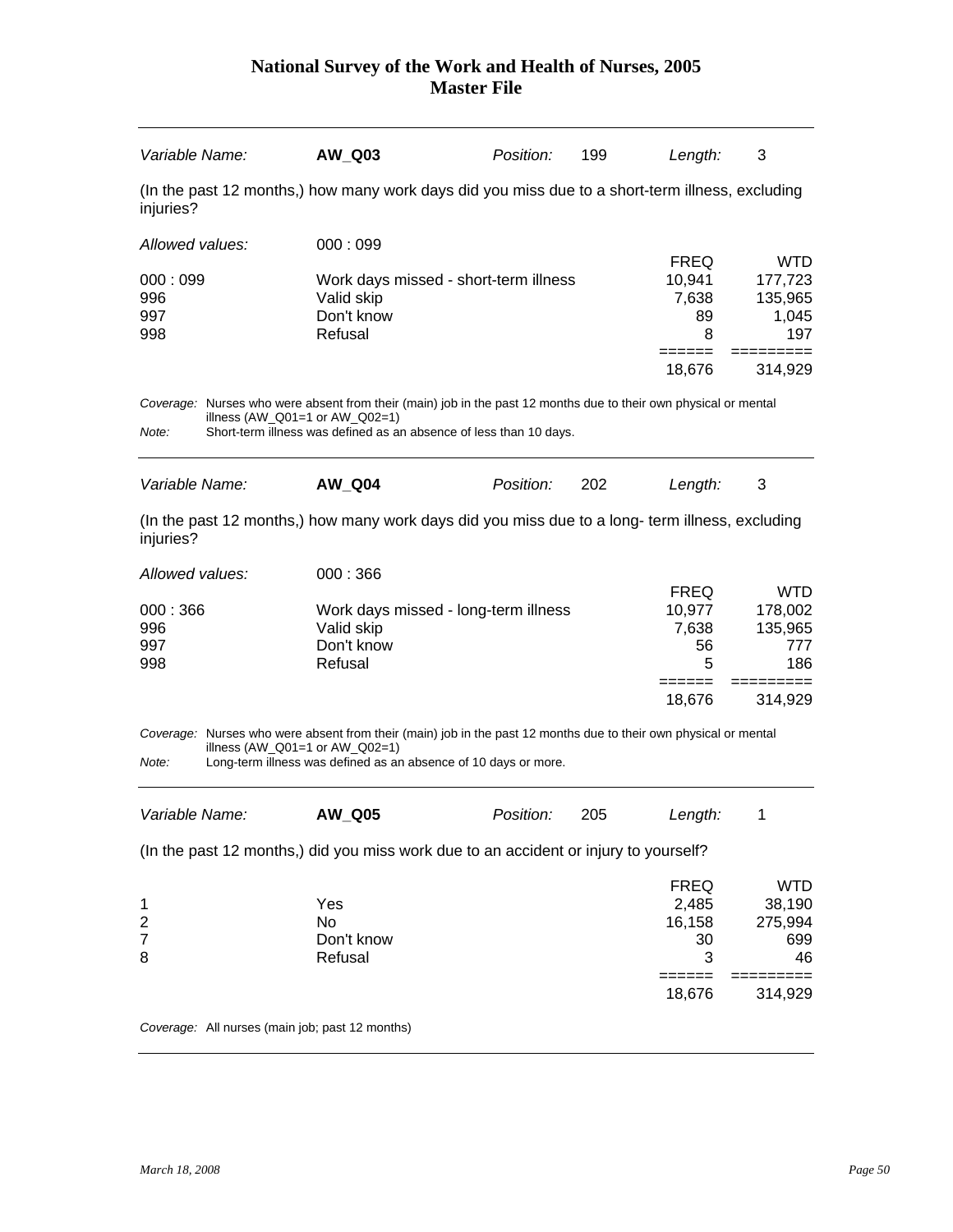| Variable Name: | **AW_Q03** | Position: | 199 | Length: | 3 |
|---|---|---|---|---|---|

(In the past 12 months,) how many work days did you miss due to a short-term illness, excluding injuries?

Allowed values: 000 : 099

| | | FREQ | WTD |
|---|---|---|---|
| 000 : 099 | Work days missed - short-term illness | 10,941 | 177,723 |
| 996 | Valid skip | 7,638 | 135,965 |
| 997 | Don't know | 89 | 1,045 |
| 998 | Refusal | 8 | 197 |
| | | ====== | ========= |
| | | 18,676 | 314,929 |

*Coverage:* Nurses who were absent from their (main) job in the past 12 months due to their own physical or mental illness (AW_Q01=1 or AW_Q02=1)

*Note:* Short-term illness was defined as an absence of less than 10 days.

---

| Variable Name: | **AW_Q04** | Position: | 202 | Length: | 3 |
|---|---|---|---|---|---|

(In the past 12 months,) how many work days did you miss due to a long- term illness, excluding injuries?

Allowed values: 000 : 366

| | | FREQ | WTD |
|---|---|---|---|
| 000 : 366 | Work days missed - long-term illness | 10,977 | 178,002 |
| 996 | Valid skip | 7,638 | 135,965 |
| 997 | Don't know | 56 | 777 |
| 998 | Refusal | 5 | 186 |
| | | ====== | ========= |
| | | 18,676 | 314,929 |

*Coverage:* Nurses who were absent from their (main) job in the past 12 months due to their own physical or mental illness (AW_Q01=1 or AW_Q02=1)

*Note:* Long-term illness was defined as an absence of 10 days or more.

---

| Variable Name: | **AW_Q05** | Position: | 205 | Length: | 1 |
|---|---|---|---|---|---|

(In the past 12 months,) did you miss work due to an accident or injury to yourself?

| | | FREQ | WTD |
|---|---|---|---|
| 1 | Yes | 2,485 | 38,190 |
| 2 | No | 16,158 | 275,994 |
| 7 | Don't know | 30 | 699 |
| 8 | Refusal | 3 | 46 |
| | | ====== | ========= |
| | | 18,676 | 314,929 |

*Coverage:* All nurses (main job; past 12 months)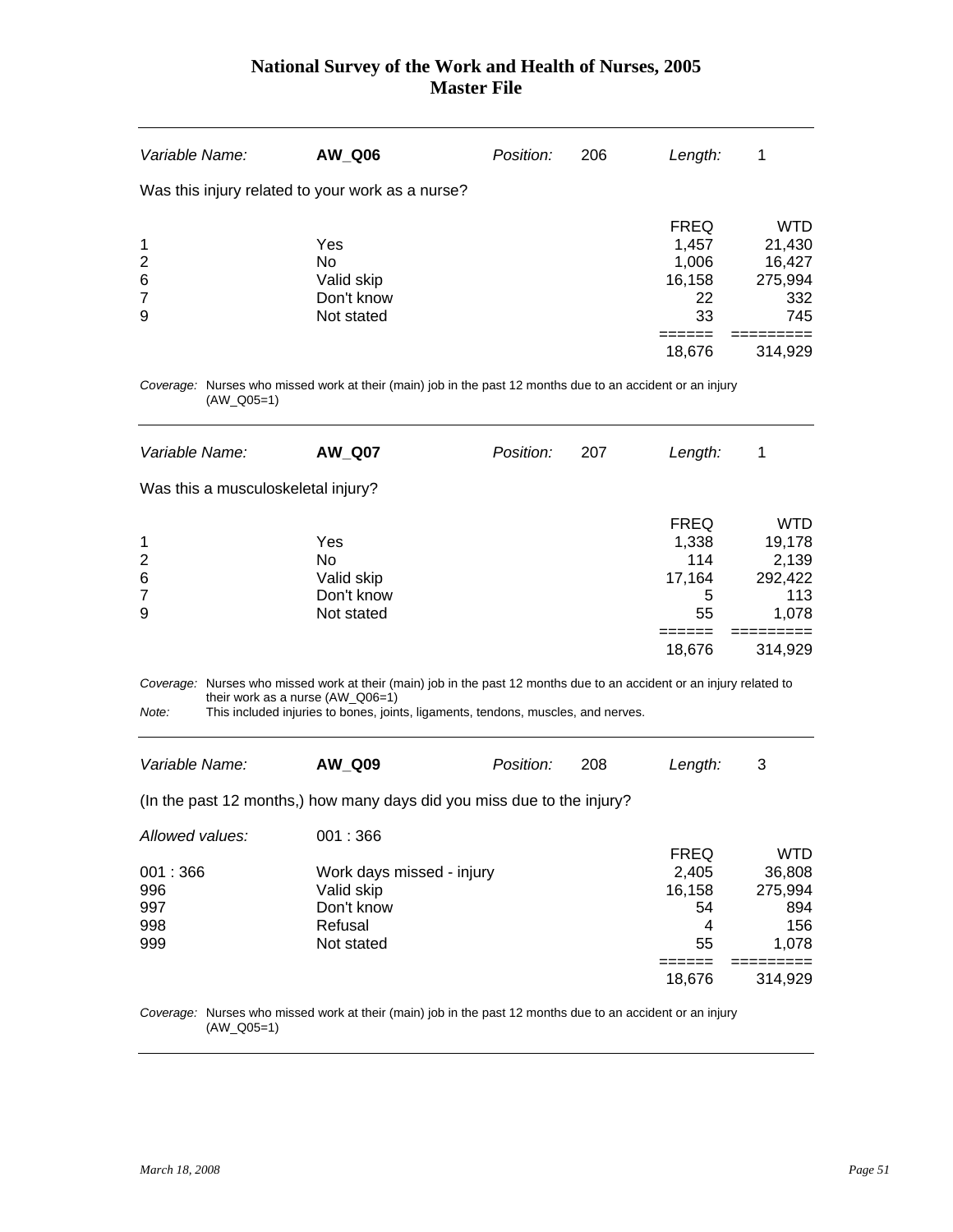# National Survey of the Work and Health of Nurses, 2005
## Master File

| *Variable Name:* | **AW_Q06** | *Position:* | 206 | *Length:* | 1 |
|---|---|---|---|---|---|

Was this injury related to your work as a nurse?

| | | FREQ | WTD |
|---|---|---|---|
| 1 | Yes | 1,457 | 21,430 |
| 2 | No | 1,006 | 16,427 |
| 6 | Valid skip | 16,158 | 275,994 |
| 7 | Don't know | 22 | 332 |
| 9 | Not stated | 33 | 745 |
| | | 18,676 | 314,929 |

*Coverage:* Nurses who missed work at their (main) job in the past 12 months due to an accident or an injury (AW_Q05=1)

| *Variable Name:* | **AW_Q07** | *Position:* | 207 | *Length:* | 1 |
|---|---|---|---|---|---|

Was this a musculoskeletal injury?

| | | FREQ | WTD |
|---|---|---|---|
| 1 | Yes | 1,338 | 19,178 |
| 2 | No | 114 | 2,139 |
| 6 | Valid skip | 17,164 | 292,422 |
| 7 | Don't know | 5 | 113 |
| 9 | Not stated | 55 | 1,078 |
| | | 18,676 | 314,929 |

*Coverage:* Nurses who missed work at their (main) job in the past 12 months due to an accident or an injury related to their work as a nurse (AW_Q06=1)

*Note:* This included injuries to bones, joints, ligaments, tendons, muscles, and nerves.

| *Variable Name:* | **AW_Q09** | *Position:* | 208 | *Length:* | 3 |
|---|---|---|---|---|---|

(In the past 12 months,) how many days did you miss due to the injury?

*Allowed values:* 001 : 366

| | | FREQ | WTD |
|---|---|---|---|
| 001 : 366 | Work days missed - injury | 2,405 | 36,808 |
| 996 | Valid skip | 16,158 | 275,994 |
| 997 | Don't know | 54 | 894 |
| 998 | Refusal | 4 | 156 |
| 999 | Not stated | 55 | 1,078 |
| | | 18,676 | 314,929 |

*Coverage:* Nurses who missed work at their (main) job in the past 12 months due to an accident or an injury (AW_Q05=1)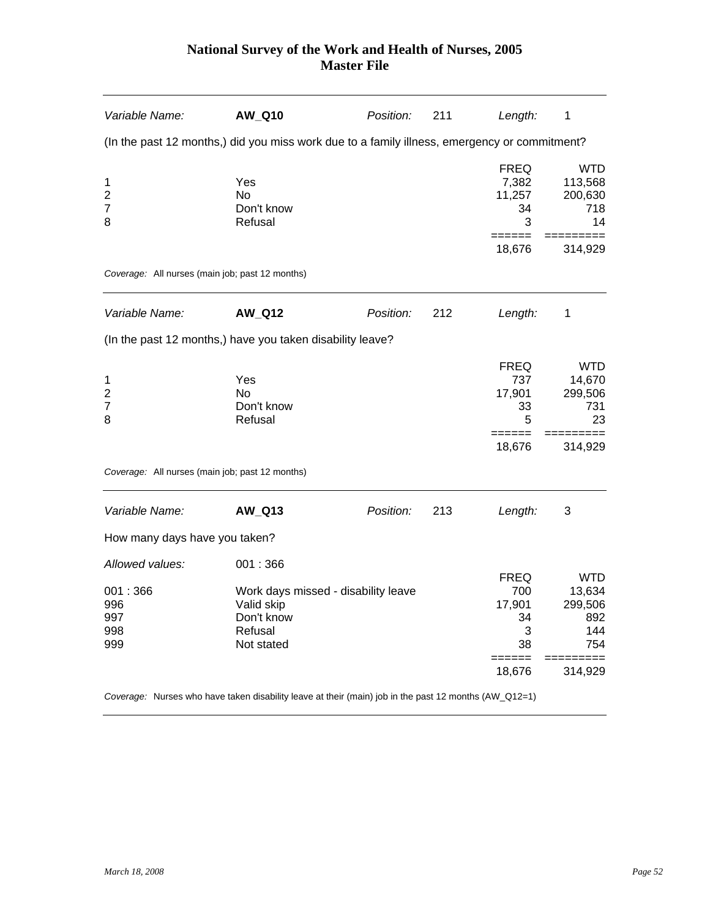# National Survey of the Work and Health of Nurses, 2005
## Master File

---

*Variable Name:* **AW_Q10** *Position:* 211 *Length:* 1

(In the past 12 months,) did you miss work due to a family illness, emergency or commitment?

| | | FREQ | WTD |
|---|---|---|---|
| 1 | Yes | 7,382 | 113,568 |
| 2 | No | 11,257 | 200,630 |
| 7 | Don't know | 34 | 718 |
| 8 | Refusal | 3 | 14 |
| | | ====== | ========= |
| | | 18,676 | 314,929 |

*Coverage:* All nurses (main job; past 12 months)

---

*Variable Name:* **AW_Q12** *Position:* 212 *Length:* 1

(In the past 12 months,) have you taken disability leave?

| | | FREQ | WTD |
|---|---|---|---|
| 1 | Yes | 737 | 14,670 |
| 2 | No | 17,901 | 299,506 |
| 7 | Don't know | 33 | 731 |
| 8 | Refusal | 5 | 23 |
| | | ====== | ========= |
| | | 18,676 | 314,929 |

*Coverage:* All nurses (main job; past 12 months)

---

*Variable Name:* **AW_Q13** *Position:* 213 *Length:* 3

How many days have you taken?

*Allowed values:* 001 : 366

| | | FREQ | WTD |
|---|---|---|---|
| 001 : 366 | Work days missed - disability leave | 700 | 13,634 |
| 996 | Valid skip | 17,901 | 299,506 |
| 997 | Don't know | 34 | 892 |
| 998 | Refusal | 3 | 144 |
| 999 | Not stated | 38 | 754 |
| | | ====== | ========= |
| | | 18,676 | 314,929 |

*Coverage:* Nurses who have taken disability leave at their (main) job in the past 12 months (AW_Q12=1)

---

*March 18, 2008*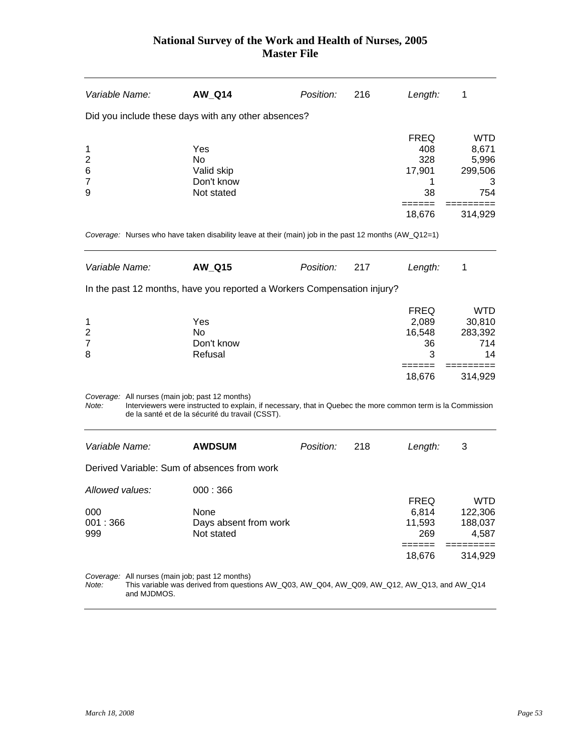| *Variable Name:* | **AW_Q14** | *Position:* | 216 | *Length:* | 1 |
|---|---|---|---|---|---|

Did you include these days with any other absences?

| | | FREQ | WTD |
|---|---|---|---|
| 1 | Yes | 408 | 8,671 |
| 2 | No | 328 | 5,996 |
| 6 | Valid skip | 17,901 | 299,506 |
| 7 | Don't know | 1 | 3 |
| 9 | Not stated | 38 | 754 |
| | | ====== | ========= |
| | | 18,676 | 314,929 |

*Coverage:* Nurses who have taken disability leave at their (main) job in the past 12 months (AW_Q12=1)

| *Variable Name:* | **AW_Q15** | *Position:* | 217 | *Length:* | 1 |
|---|---|---|---|---|---|

In the past 12 months, have you reported a Workers Compensation injury?

| | | FREQ | WTD |
|---|---|---|---|
| 1 | Yes | 2,089 | 30,810 |
| 2 | No | 16,548 | 283,392 |
| 7 | Don't know | 36 | 714 |
| 8 | Refusal | 3 | 14 |
| | | ====== | ========= |
| | | 18,676 | 314,929 |

*Coverage:* All nurses (main job; past 12 months)
*Note:* Interviewers were instructed to explain, if necessary, that in Quebec the more common term is la Commission de la santé et de la sécurité du travail (CSST).

| *Variable Name:* | **AWDSUM** | *Position:* | 218 | *Length:* | 3 |
|---|---|---|---|---|---|

Derived Variable: Sum of absences from work

*Allowed values:* 000 : 366

| | | FREQ | WTD |
|---|---|---|---|
| 000 | None | 6,814 | 122,306 |
| 001 : 366 | Days absent from work | 11,593 | 188,037 |
| 999 | Not stated | 269 | 4,587 |
| | | ====== | ========= |
| | | 18,676 | 314,929 |

*Coverage:* All nurses (main job; past 12 months)
*Note:* This variable was derived from questions AW_Q03, AW_Q04, AW_Q09, AW_Q12, AW_Q13, and AW_Q14 and MJDMOS.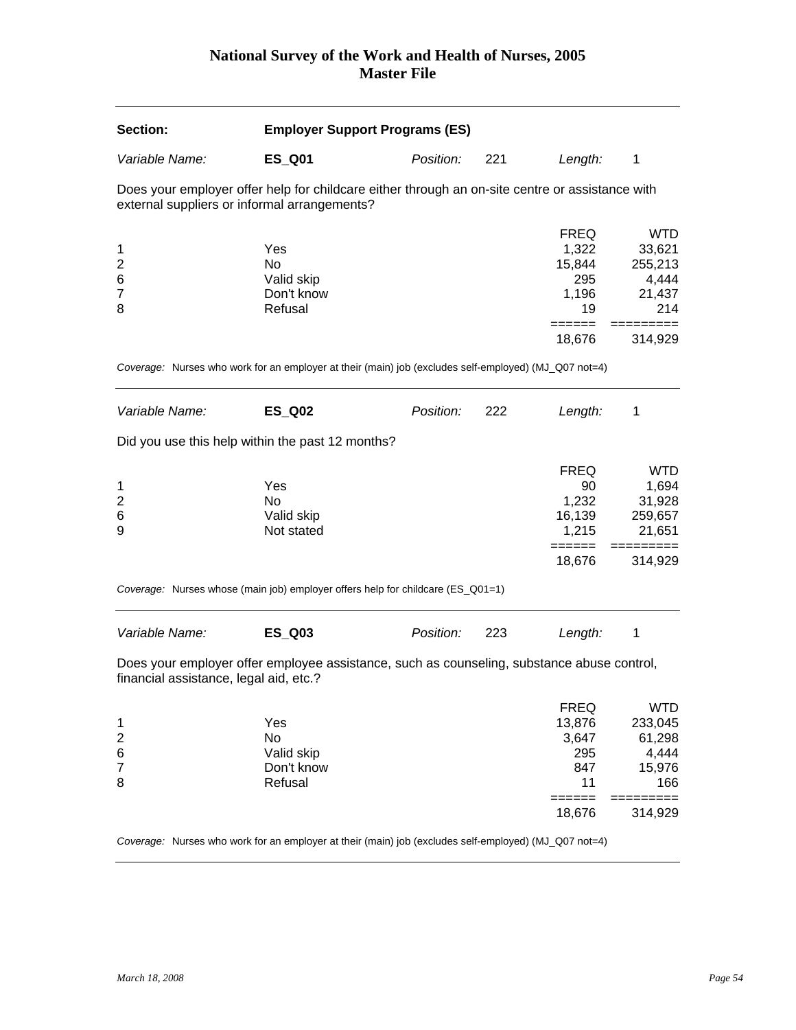| **Section:** | **Employer Support Programs (ES)** | | | | |
|---|---|---|---|---|---|
| *Variable Name:* | **ES_Q01** | *Position:* | 221 | *Length:* | 1 |

Does your employer offer help for childcare either through an on-site centre or assistance with external suppliers or informal arrangements?

| | | FREQ | WTD |
|---|---|---|---|
| 1 | Yes | 1,322 | 33,621 |
| 2 | No | 15,844 | 255,213 |
| 6 | Valid skip | 295 | 4,444 |
| 7 | Don't know | 1,196 | 21,437 |
| 8 | Refusal | 19 | 214 |
| | | ====== | ========= |
| | | 18,676 | 314,929 |

*Coverage:* Nurses who work for an employer at their (main) job (excludes self-employed) (MJ_Q07 not=4)

| *Variable Name:* | **ES_Q02** | *Position:* | 222 | *Length:* | 1 |
|---|---|---|---|---|---|

Did you use this help within the past 12 months?

| | | FREQ | WTD |
|---|---|---|---|
| 1 | Yes | 90 | 1,694 |
| 2 | No | 1,232 | 31,928 |
| 6 | Valid skip | 16,139 | 259,657 |
| 9 | Not stated | 1,215 | 21,651 |
| | | ====== | ========= |
| | | 18,676 | 314,929 |

*Coverage:* Nurses whose (main job) employer offers help for childcare (ES_Q01=1)

| *Variable Name:* | **ES_Q03** | *Position:* | 223 | *Length:* | 1 |
|---|---|---|---|---|---|

Does your employer offer employee assistance, such as counseling, substance abuse control, financial assistance, legal aid, etc.?

| | | FREQ | WTD |
|---|---|---|---|
| 1 | Yes | 13,876 | 233,045 |
| 2 | No | 3,647 | 61,298 |
| 6 | Valid skip | 295 | 4,444 |
| 7 | Don't know | 847 | 15,976 |
| 8 | Refusal | 11 | 166 |
| | | ====== | ========= |
| | | 18,676 | 314,929 |

*Coverage:* Nurses who work for an employer at their (main) job (excludes self-employed) (MJ_Q07 not=4)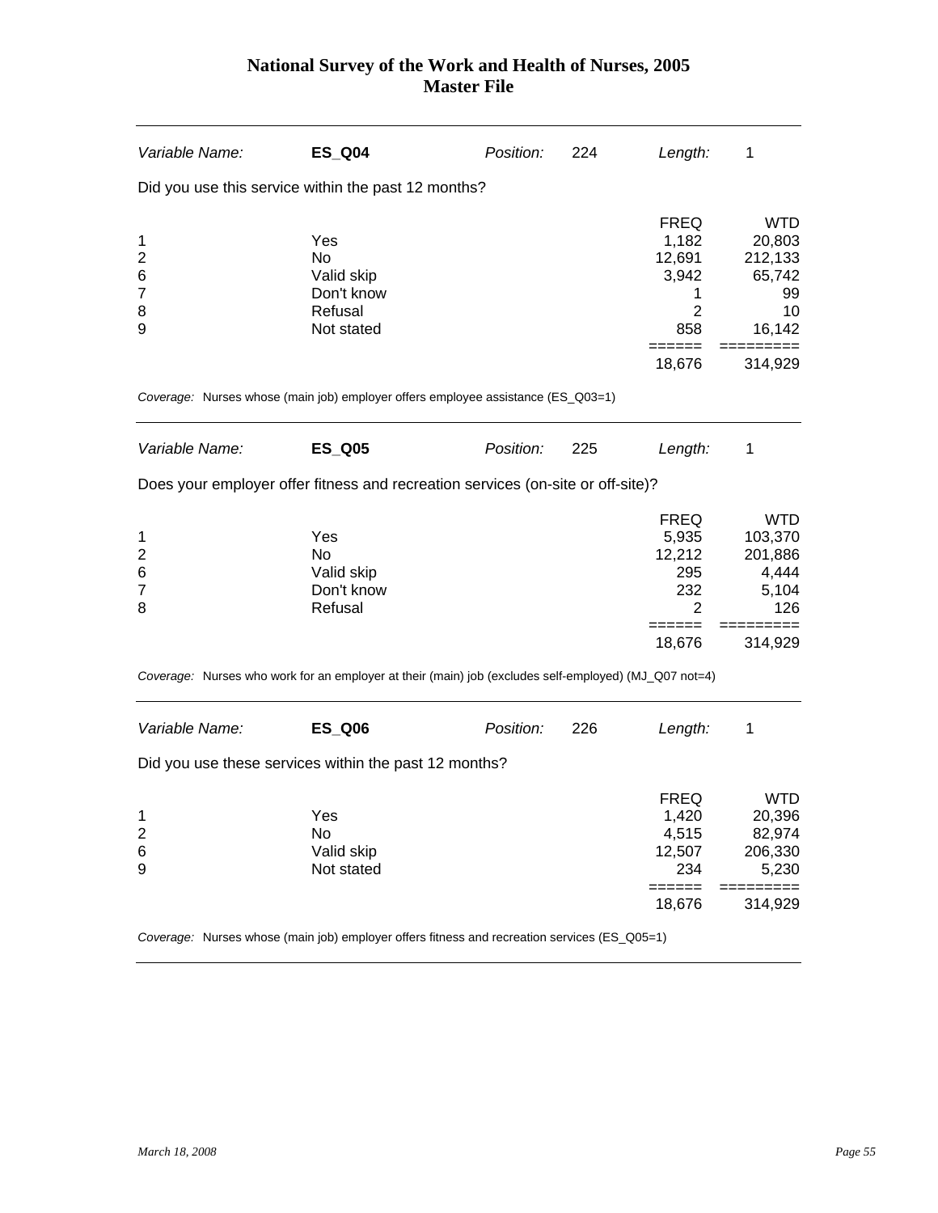| Variable Name: | **ES_Q04** | Position: | 224 | Length: | 1 |
|---|---|---|---|---|---|

Did you use this service within the past 12 months?

| | | FREQ | WTD |
|---|---|---|---|
| 1 | Yes | 1,182 | 20,803 |
| 2 | No | 12,691 | 212,133 |
| 6 | Valid skip | 3,942 | 65,742 |
| 7 | Don't know | 1 | 99 |
| 8 | Refusal | 2 | 10 |
| 9 | Not stated | 858 | 16,142 |
| | | ====== | ========= |
| | | 18,676 | 314,929 |

*Coverage:* Nurses whose (main job) employer offers employee assistance (ES_Q03=1)

| Variable Name: | **ES_Q05** | Position: | 225 | Length: | 1 |
|---|---|---|---|---|---|

Does your employer offer fitness and recreation services (on-site or off-site)?

| | | FREQ | WTD |
|---|---|---|---|
| 1 | Yes | 5,935 | 103,370 |
| 2 | No | 12,212 | 201,886 |
| 6 | Valid skip | 295 | 4,444 |
| 7 | Don't know | 232 | 5,104 |
| 8 | Refusal | 2 | 126 |
| | | ====== | ========= |
| | | 18,676 | 314,929 |

*Coverage:* Nurses who work for an employer at their (main) job (excludes self-employed) (MJ_Q07 not=4)

| Variable Name: | **ES_Q06** | Position: | 226 | Length: | 1 |
|---|---|---|---|---|---|

Did you use these services within the past 12 months?

| | | FREQ | WTD |
|---|---|---|---|
| 1 | Yes | 1,420 | 20,396 |
| 2 | No | 4,515 | 82,974 |
| 6 | Valid skip | 12,507 | 206,330 |
| 9 | Not stated | 234 | 5,230 |
| | | ====== | ========= |
| | | 18,676 | 314,929 |

*Coverage:* Nurses whose (main job) employer offers fitness and recreation services (ES_Q05=1)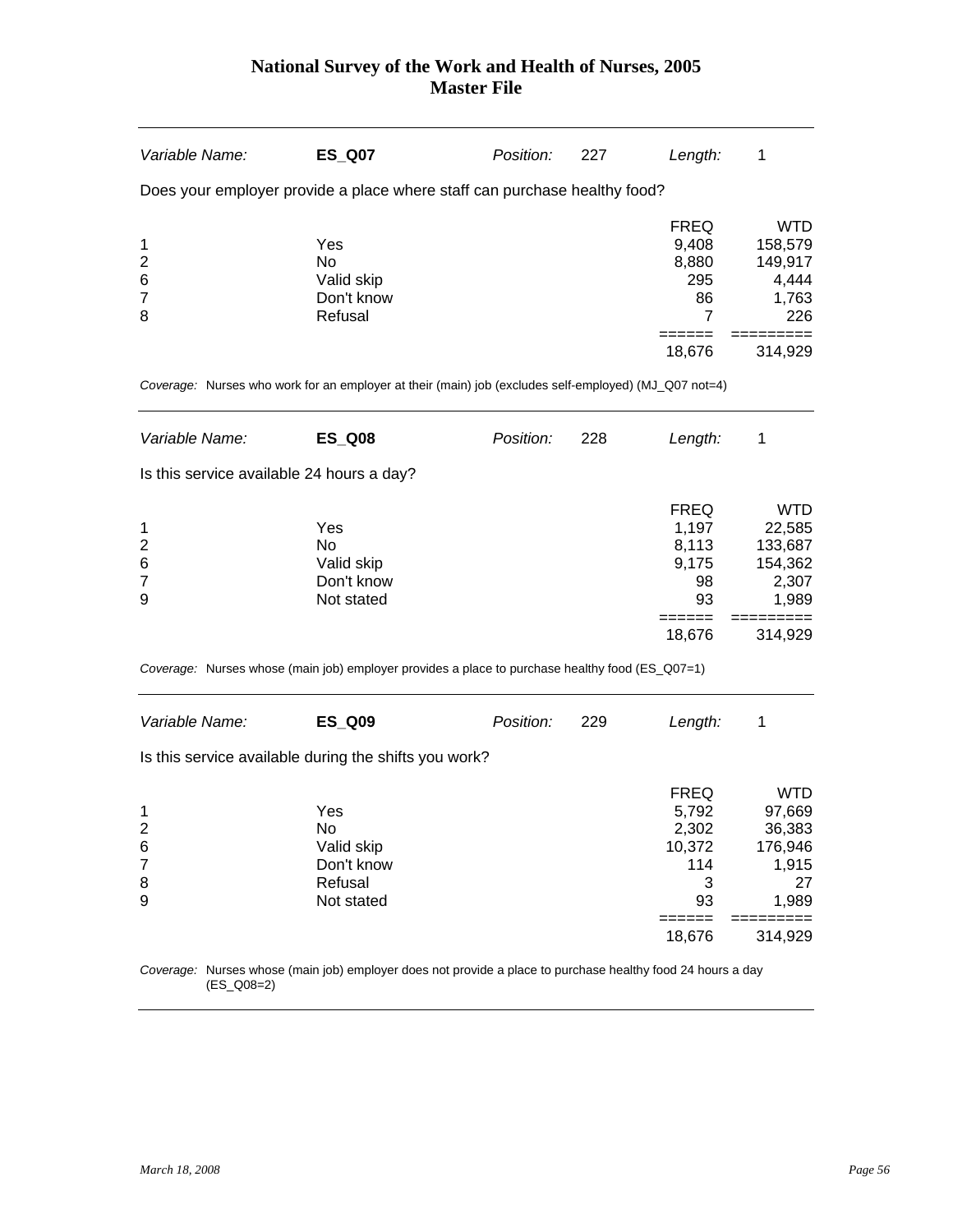# National Survey of the Work and Health of Nurses, 2005
## Master File

| *Variable Name:* | **ES_Q07** | *Position:* | 227 | *Length:* | 1 |
|---|---|---|---|---|---|

Does your employer provide a place where staff can purchase healthy food?

| | | FREQ | WTD |
|---|---|---|---|
| 1 | Yes | 9,408 | 158,579 |
| 2 | No | 8,880 | 149,917 |
| 6 | Valid skip | 295 | 4,444 |
| 7 | Don't know | 86 | 1,763 |
| 8 | Refusal | 7 | 226 |
| | | ====== | ========= |
| | | 18,676 | 314,929 |

*Coverage:* Nurses who work for an employer at their (main) job (excludes self-employed) (MJ_Q07 not=4)

| *Variable Name:* | **ES_Q08** | *Position:* | 228 | *Length:* | 1 |
|---|---|---|---|---|---|

Is this service available 24 hours a day?

| | | FREQ | WTD |
|---|---|---|---|
| 1 | Yes | 1,197 | 22,585 |
| 2 | No | 8,113 | 133,687 |
| 6 | Valid skip | 9,175 | 154,362 |
| 7 | Don't know | 98 | 2,307 |
| 9 | Not stated | 93 | 1,989 |
| | | ====== | ========= |
| | | 18,676 | 314,929 |

*Coverage:* Nurses whose (main job) employer provides a place to purchase healthy food (ES_Q07=1)

| *Variable Name:* | **ES_Q09** | *Position:* | 229 | *Length:* | 1 |
|---|---|---|---|---|---|

Is this service available during the shifts you work?

| | | FREQ | WTD |
|---|---|---|---|
| 1 | Yes | 5,792 | 97,669 |
| 2 | No | 2,302 | 36,383 |
| 6 | Valid skip | 10,372 | 176,946 |
| 7 | Don't know | 114 | 1,915 |
| 8 | Refusal | 3 | 27 |
| 9 | Not stated | 93 | 1,989 |
| | | ====== | ========= |
| | | 18,676 | 314,929 |

*Coverage:* Nurses whose (main job) employer does not provide a place to purchase healthy food 24 hours a day (ES_Q08=2)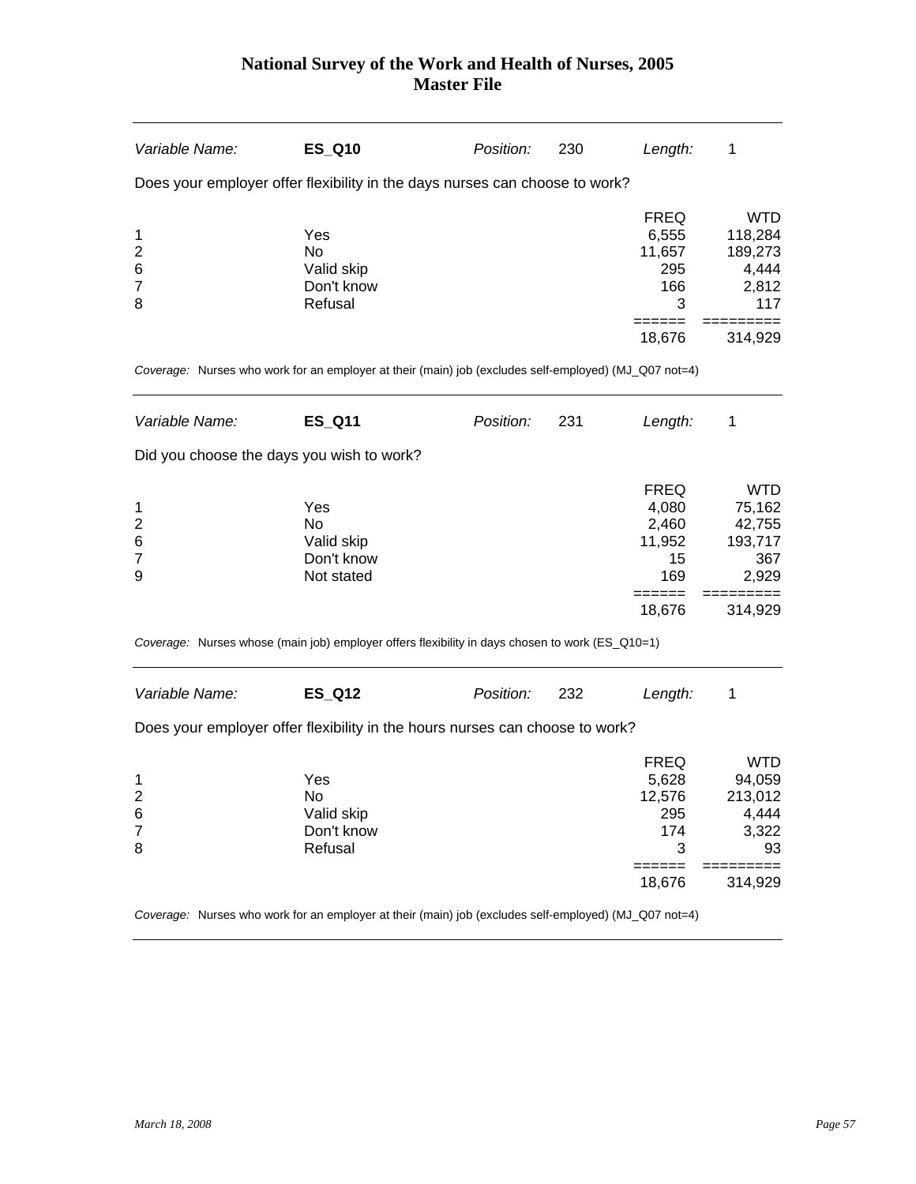| *Variable Name:* | **ES_Q10** | *Position:* | 230 | *Length:* | 1 |
|---|---|---|---|---|---|

Does your employer offer flexibility in the days nurses can choose to work?

| | | FREQ | WTD |
|---|---|---|---|
| 1 | Yes | 6,555 | 118,284 |
| 2 | No | 11,657 | 189,273 |
| 6 | Valid skip | 295 | 4,444 |
| 7 | Don't know | 166 | 2,812 |
| 8 | Refusal | 3 | 117 |
| | | 18,676 | 314,929 |

*Coverage:* Nurses who work for an employer at their (main) job (excludes self-employed) (MJ_Q07 not=4)

| *Variable Name:* | **ES_Q11** | *Position:* | 231 | *Length:* | 1 |
|---|---|---|---|---|---|

Did you choose the days you wish to work?

| | | FREQ | WTD |
|---|---|---|---|
| 1 | Yes | 4,080 | 75,162 |
| 2 | No | 2,460 | 42,755 |
| 6 | Valid skip | 11,952 | 193,717 |
| 7 | Don't know | 15 | 367 |
| 9 | Not stated | 169 | 2,929 |
| | | 18,676 | 314,929 |

*Coverage:* Nurses whose (main job) employer offers flexibility in days chosen to work (ES_Q10=1)

| *Variable Name:* | **ES_Q12** | *Position:* | 232 | *Length:* | 1 |
|---|---|---|---|---|---|

Does your employer offer flexibility in the hours nurses can choose to work?

| | | FREQ | WTD |
|---|---|---|---|
| 1 | Yes | 5,628 | 94,059 |
| 2 | No | 12,576 | 213,012 |
| 6 | Valid skip | 295 | 4,444 |
| 7 | Don't know | 174 | 3,322 |
| 8 | Refusal | 3 | 93 |
| | | 18,676 | 314,929 |

*Coverage:* Nurses who work for an employer at their (main) job (excludes self-employed) (MJ_Q07 not=4)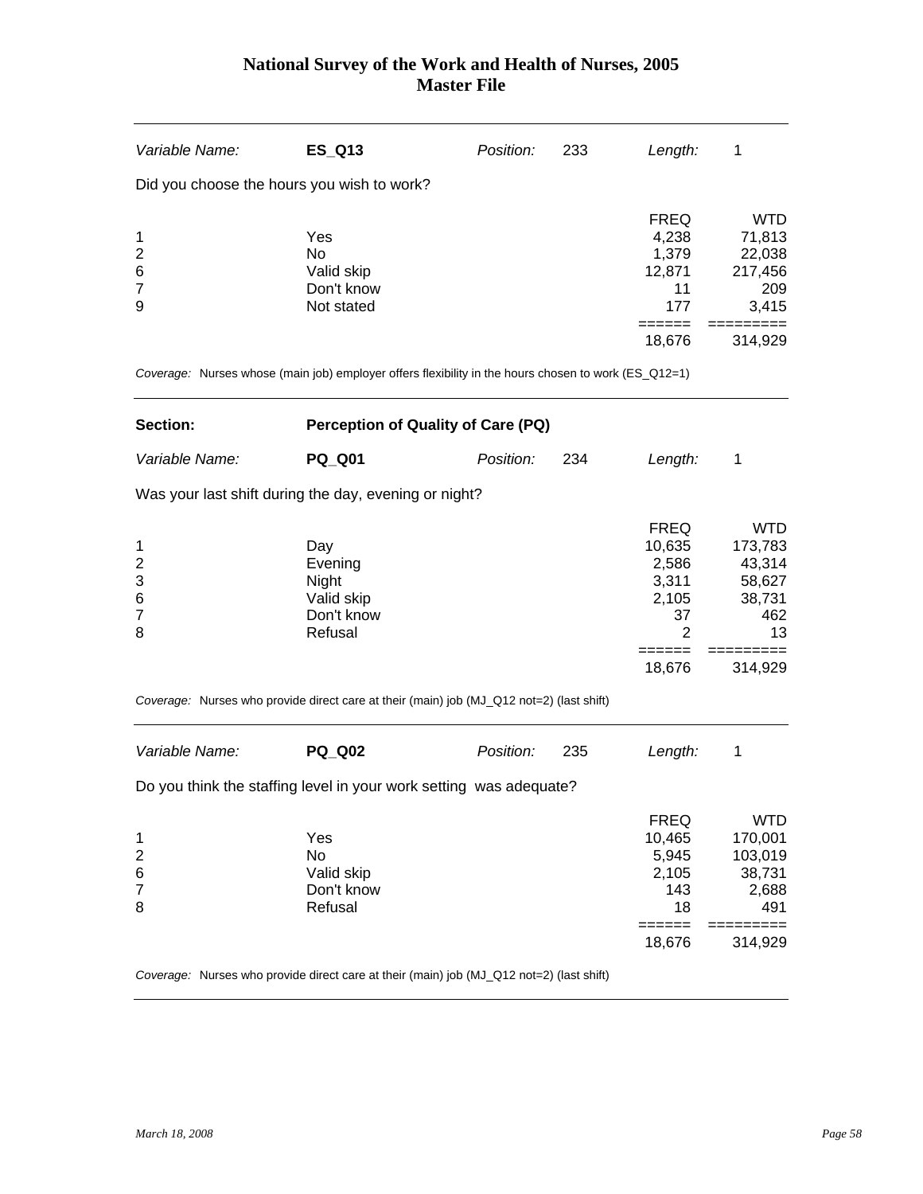| Variable Name: | **ES_Q13** | Position: | 233 | Length: | 1 |
|---|---|---|---|---|---|

Did you choose the hours you wish to work?

| | | FREQ | WTD |
|---|---|---|---|
| 1 | Yes | 4,238 | 71,813 |
| 2 | No | 1,379 | 22,038 |
| 6 | Valid skip | 12,871 | 217,456 |
| 7 | Don't know | 11 | 209 |
| 9 | Not stated | 177 | 3,415 |
| | | 18,676 | 314,929 |

*Coverage:* Nurses whose (main job) employer offers flexibility in the hours chosen to work (ES_Q12=1)

| **Section:** | **Perception of Quality of Care (PQ)** |
|---|---|

| Variable Name: | **PQ_Q01** | Position: | 234 | Length: | 1 |
|---|---|---|---|---|---|

Was your last shift during the day, evening or night?

| | | FREQ | WTD |
|---|---|---|---|
| 1 | Day | 10,635 | 173,783 |
| 2 | Evening | 2,586 | 43,314 |
| 3 | Night | 3,311 | 58,627 |
| 6 | Valid skip | 2,105 | 38,731 |
| 7 | Don't know | 37 | 462 |
| 8 | Refusal | 2 | 13 |
| | | 18,676 | 314,929 |

*Coverage:* Nurses who provide direct care at their (main) job (MJ_Q12 not=2) (last shift)

| Variable Name: | **PQ_Q02** | Position: | 235 | Length: | 1 |
|---|---|---|---|---|---|

Do you think the staffing level in your work setting was adequate?

| | | FREQ | WTD |
|---|---|---|---|
| 1 | Yes | 10,465 | 170,001 |
| 2 | No | 5,945 | 103,019 |
| 6 | Valid skip | 2,105 | 38,731 |
| 7 | Don't know | 143 | 2,688 |
| 8 | Refusal | 18 | 491 |
| | | 18,676 | 314,929 |

*Coverage:* Nurses who provide direct care at their (main) job (MJ_Q12 not=2) (last shift)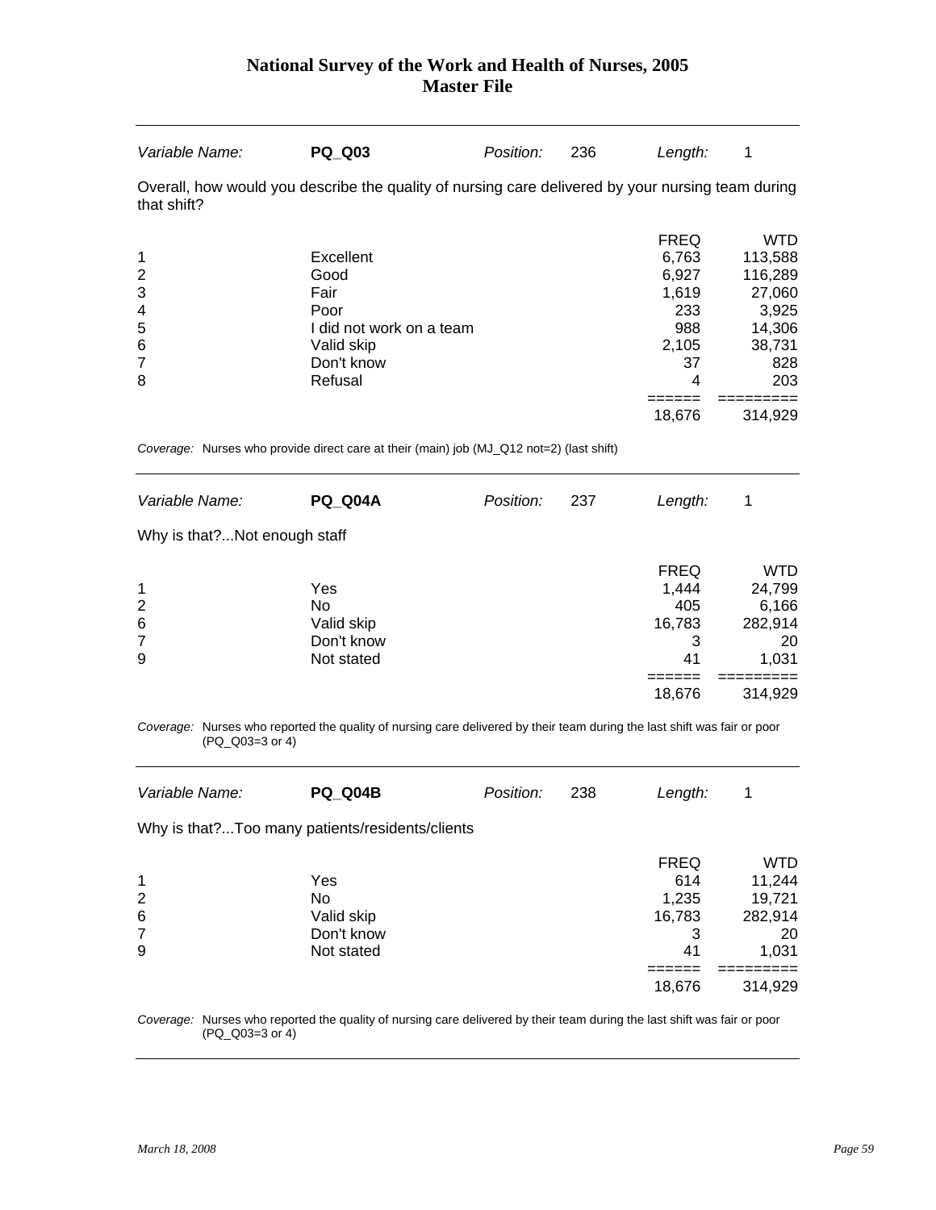| Variable Name: | **PQ_Q03** | Position: | 236 | Length: | 1 |
|---|---|---|---|---|---|

Overall, how would you describe the quality of nursing care delivered by your nursing team during that shift?

| | | FREQ | WTD |
|---|---|---|---|
| 1 | Excellent | 6,763 | 113,588 |
| 2 | Good | 6,927 | 116,289 |
| 3 | Fair | 1,619 | 27,060 |
| 4 | Poor | 233 | 3,925 |
| 5 | I did not work on a team | 988 | 14,306 |
| 6 | Valid skip | 2,105 | 38,731 |
| 7 | Don't know | 37 | 828 |
| 8 | Refusal | 4 | 203 |
| | | ====== | ========= |
| | | 18,676 | 314,929 |

*Coverage:* Nurses who provide direct care at their (main) job (MJ_Q12 not=2) (last shift)

| Variable Name: | **PQ_Q04A** | Position: | 237 | Length: | 1 |
|---|---|---|---|---|---|

Why is that?...Not enough staff

| | | FREQ | WTD |
|---|---|---|---|
| 1 | Yes | 1,444 | 24,799 |
| 2 | No | 405 | 6,166 |
| 6 | Valid skip | 16,783 | 282,914 |
| 7 | Don't know | 3 | 20 |
| 9 | Not stated | 41 | 1,031 |
| | | ====== | ========= |
| | | 18,676 | 314,929 |

*Coverage:* Nurses who reported the quality of nursing care delivered by their team during the last shift was fair or poor (PQ_Q03=3 or 4)

| Variable Name: | **PQ_Q04B** | Position: | 238 | Length: | 1 |
|---|---|---|---|---|---|

Why is that?...Too many patients/residents/clients

| | | FREQ | WTD |
|---|---|---|---|
| 1 | Yes | 614 | 11,244 |
| 2 | No | 1,235 | 19,721 |
| 6 | Valid skip | 16,783 | 282,914 |
| 7 | Don't know | 3 | 20 |
| 9 | Not stated | 41 | 1,031 |
| | | ====== | ========= |
| | | 18,676 | 314,929 |

*Coverage:* Nurses who reported the quality of nursing care delivered by their team during the last shift was fair or poor (PQ_Q03=3 or 4)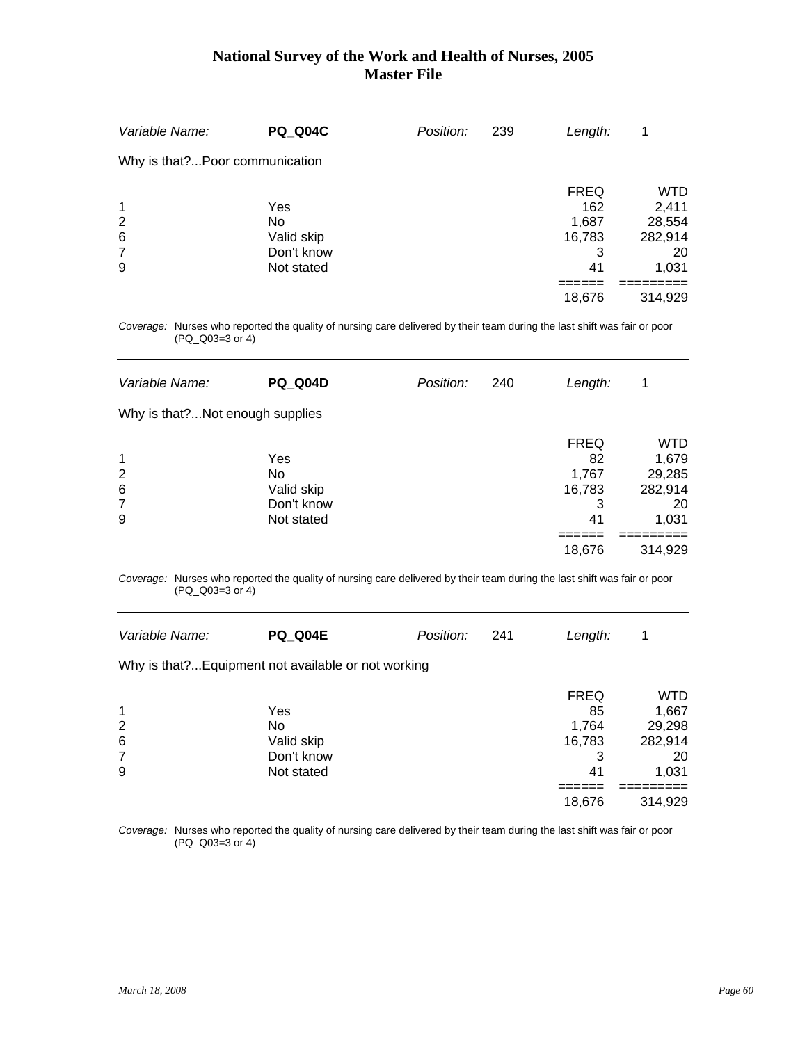| *Variable Name:* | **PQ_Q04C** | *Position:* | 239 | *Length:* | 1 |
|---|---|---|---|---|---|

Why is that?...Poor communication

| | | FREQ | WTD |
|---|---|---|---|
| 1 | Yes | 162 | 2,411 |
| 2 | No | 1,687 | 28,554 |
| 6 | Valid skip | 16,783 | 282,914 |
| 7 | Don't know | 3 | 20 |
| 9 | Not stated | 41 | 1,031 |
| | | ====== | ========= |
| | | 18,676 | 314,929 |

*Coverage:* Nurses who reported the quality of nursing care delivered by their team during the last shift was fair or poor (PQ_Q03=3 or 4)

| *Variable Name:* | **PQ_Q04D** | *Position:* | 240 | *Length:* | 1 |
|---|---|---|---|---|---|

Why is that?...Not enough supplies

| | | FREQ | WTD |
|---|---|---|---|
| 1 | Yes | 82 | 1,679 |
| 2 | No | 1,767 | 29,285 |
| 6 | Valid skip | 16,783 | 282,914 |
| 7 | Don't know | 3 | 20 |
| 9 | Not stated | 41 | 1,031 |
| | | ====== | ========= |
| | | 18,676 | 314,929 |

*Coverage:* Nurses who reported the quality of nursing care delivered by their team during the last shift was fair or poor (PQ_Q03=3 or 4)

| *Variable Name:* | **PQ_Q04E** | *Position:* | 241 | *Length:* | 1 |
|---|---|---|---|---|---|

Why is that?...Equipment not available or not working

| | | FREQ | WTD |
|---|---|---|---|
| 1 | Yes | 85 | 1,667 |
| 2 | No | 1,764 | 29,298 |
| 6 | Valid skip | 16,783 | 282,914 |
| 7 | Don't know | 3 | 20 |
| 9 | Not stated | 41 | 1,031 |
| | | ====== | ========= |
| | | 18,676 | 314,929 |

*Coverage:* Nurses who reported the quality of nursing care delivered by their team during the last shift was fair or poor (PQ_Q03=3 or 4)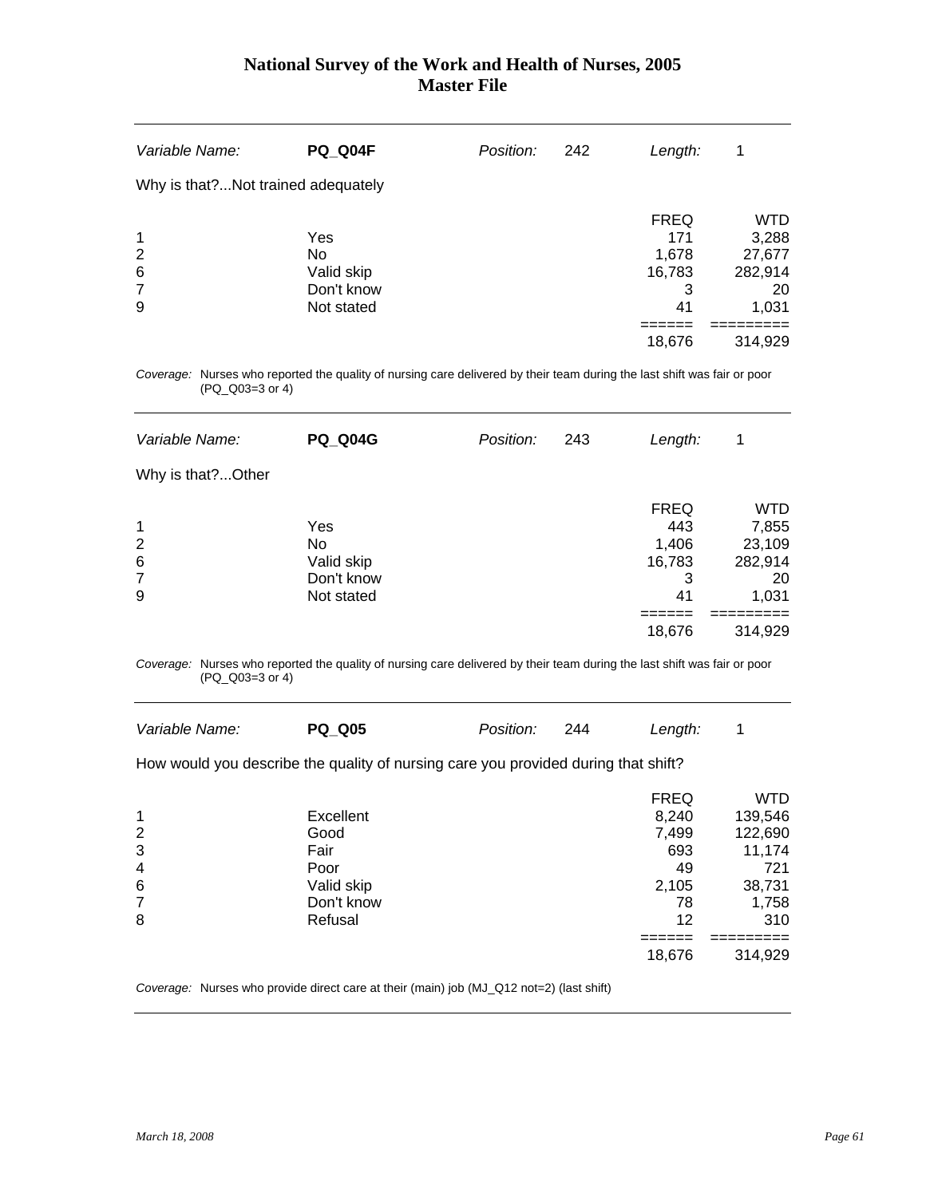| Variable Name: | **PQ_Q04F** | Position: | 242 | Length: | 1 |
|---|---|---|---|---|---|

Why is that?...Not trained adequately

| | | FREQ | WTD |
|---|---|---|---|
| 1 | Yes | 171 | 3,288 |
| 2 | No | 1,678 | 27,677 |
| 6 | Valid skip | 16,783 | 282,914 |
| 7 | Don't know | 3 | 20 |
| 9 | Not stated | 41 | 1,031 |
| | | 18,676 | 314,929 |

*Coverage:* Nurses who reported the quality of nursing care delivered by their team during the last shift was fair or poor (PQ_Q03=3 or 4)

| Variable Name: | **PQ_Q04G** | Position: | 243 | Length: | 1 |
|---|---|---|---|---|---|

Why is that?...Other

| | | FREQ | WTD |
|---|---|---|---|
| 1 | Yes | 443 | 7,855 |
| 2 | No | 1,406 | 23,109 |
| 6 | Valid skip | 16,783 | 282,914 |
| 7 | Don't know | 3 | 20 |
| 9 | Not stated | 41 | 1,031 |
| | | 18,676 | 314,929 |

*Coverage:* Nurses who reported the quality of nursing care delivered by their team during the last shift was fair or poor (PQ_Q03=3 or 4)

| Variable Name: | **PQ_Q05** | Position: | 244 | Length: | 1 |
|---|---|---|---|---|---|

How would you describe the quality of nursing care you provided during that shift?

| | | FREQ | WTD |
|---|---|---|---|
| 1 | Excellent | 8,240 | 139,546 |
| 2 | Good | 7,499 | 122,690 |
| 3 | Fair | 693 | 11,174 |
| 4 | Poor | 49 | 721 |
| 6 | Valid skip | 2,105 | 38,731 |
| 7 | Don't know | 78 | 1,758 |
| 8 | Refusal | 12 | 310 |
| | | 18,676 | 314,929 |

*Coverage:* Nurses who provide direct care at their (main) job (MJ_Q12 not=2) (last shift)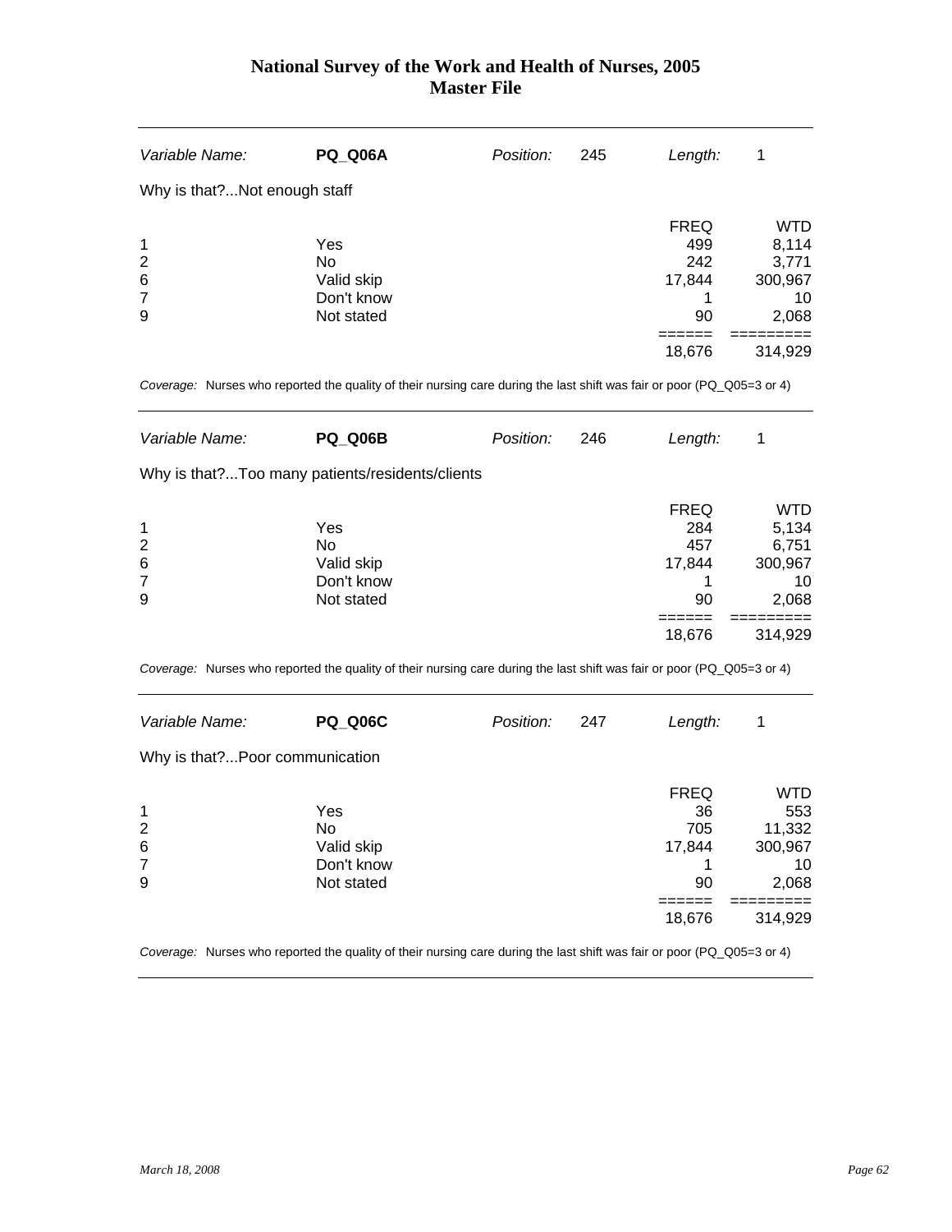# National Survey of the Work and Health of Nurses, 2005
## Master File

| *Variable Name:* | **PQ_Q06A** | *Position:* | 245 | *Length:* | 1 |
|---|---|---|---|---|---|

Why is that?...Not enough staff

| | | FREQ | WTD |
|---|---|---|---|
| 1 | Yes | 499 | 8,114 |
| 2 | No | 242 | 3,771 |
| 6 | Valid skip | 17,844 | 300,967 |
| 7 | Don't know | 1 | 10 |
| 9 | Not stated | 90 | 2,068 |
| | | ====== | ========= |
| | | 18,676 | 314,929 |

*Coverage:* Nurses who reported the quality of their nursing care during the last shift was fair or poor (PQ_Q05=3 or 4)

| *Variable Name:* | **PQ_Q06B** | *Position:* | 246 | *Length:* | 1 |
|---|---|---|---|---|---|

Why is that?...Too many patients/residents/clients

| | | FREQ | WTD |
|---|---|---|---|
| 1 | Yes | 284 | 5,134 |
| 2 | No | 457 | 6,751 |
| 6 | Valid skip | 17,844 | 300,967 |
| 7 | Don't know | 1 | 10 |
| 9 | Not stated | 90 | 2,068 |
| | | ====== | ========= |
| | | 18,676 | 314,929 |

*Coverage:* Nurses who reported the quality of their nursing care during the last shift was fair or poor (PQ_Q05=3 or 4)

| *Variable Name:* | **PQ_Q06C** | *Position:* | 247 | *Length:* | 1 |
|---|---|---|---|---|---|

Why is that?...Poor communication

| | | FREQ | WTD |
|---|---|---|---|
| 1 | Yes | 36 | 553 |
| 2 | No | 705 | 11,332 |
| 6 | Valid skip | 17,844 | 300,967 |
| 7 | Don't know | 1 | 10 |
| 9 | Not stated | 90 | 2,068 |
| | | ====== | ========= |
| | | 18,676 | 314,929 |

*Coverage:* Nurses who reported the quality of their nursing care during the last shift was fair or poor (PQ_Q05=3 or 4)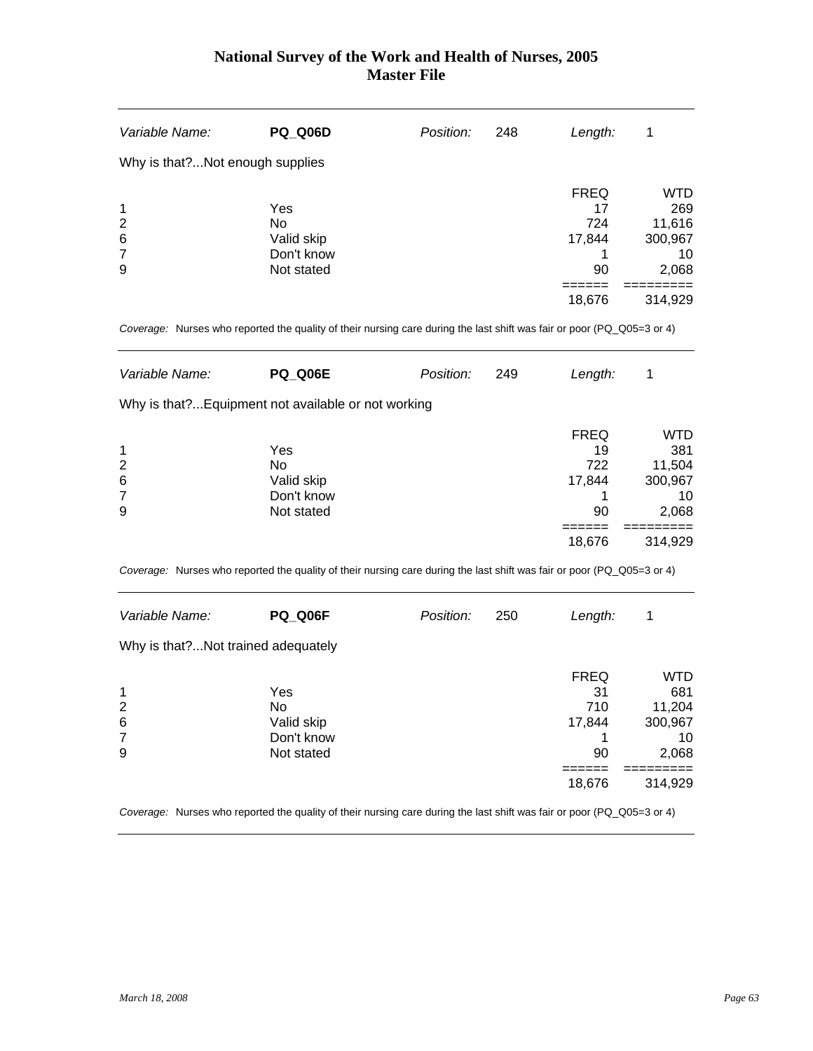| Variable Name: | **PQ_Q06D** | Position: | 248 | Length: | 1 |
|---|---|---|---|---|---|

Why is that?...Not enough supplies

| | | FREQ | WTD |
|---|---|---|---|
| 1 | Yes | 17 | 269 |
| 2 | No | 724 | 11,616 |
| 6 | Valid skip | 17,844 | 300,967 |
| 7 | Don't know | 1 | 10 |
| 9 | Not stated | 90 | 2,068 |
| | | ====== | ========= |
| | | 18,676 | 314,929 |

*Coverage:* Nurses who reported the quality of their nursing care during the last shift was fair or poor (PQ_Q05=3 or 4)

| Variable Name: | **PQ_Q06E** | Position: | 249 | Length: | 1 |
|---|---|---|---|---|---|

Why is that?...Equipment not available or not working

| | | FREQ | WTD |
|---|---|---|---|
| 1 | Yes | 19 | 381 |
| 2 | No | 722 | 11,504 |
| 6 | Valid skip | 17,844 | 300,967 |
| 7 | Don't know | 1 | 10 |
| 9 | Not stated | 90 | 2,068 |
| | | ====== | ========= |
| | | 18,676 | 314,929 |

*Coverage:* Nurses who reported the quality of their nursing care during the last shift was fair or poor (PQ_Q05=3 or 4)

| Variable Name: | **PQ_Q06F** | Position: | 250 | Length: | 1 |
|---|---|---|---|---|---|

Why is that?...Not trained adequately

| | | FREQ | WTD |
|---|---|---|---|
| 1 | Yes | 31 | 681 |
| 2 | No | 710 | 11,204 |
| 6 | Valid skip | 17,844 | 300,967 |
| 7 | Don't know | 1 | 10 |
| 9 | Not stated | 90 | 2,068 |
| | | ====== | ========= |
| | | 18,676 | 314,929 |

*Coverage:* Nurses who reported the quality of their nursing care during the last shift was fair or poor (PQ_Q05=3 or 4)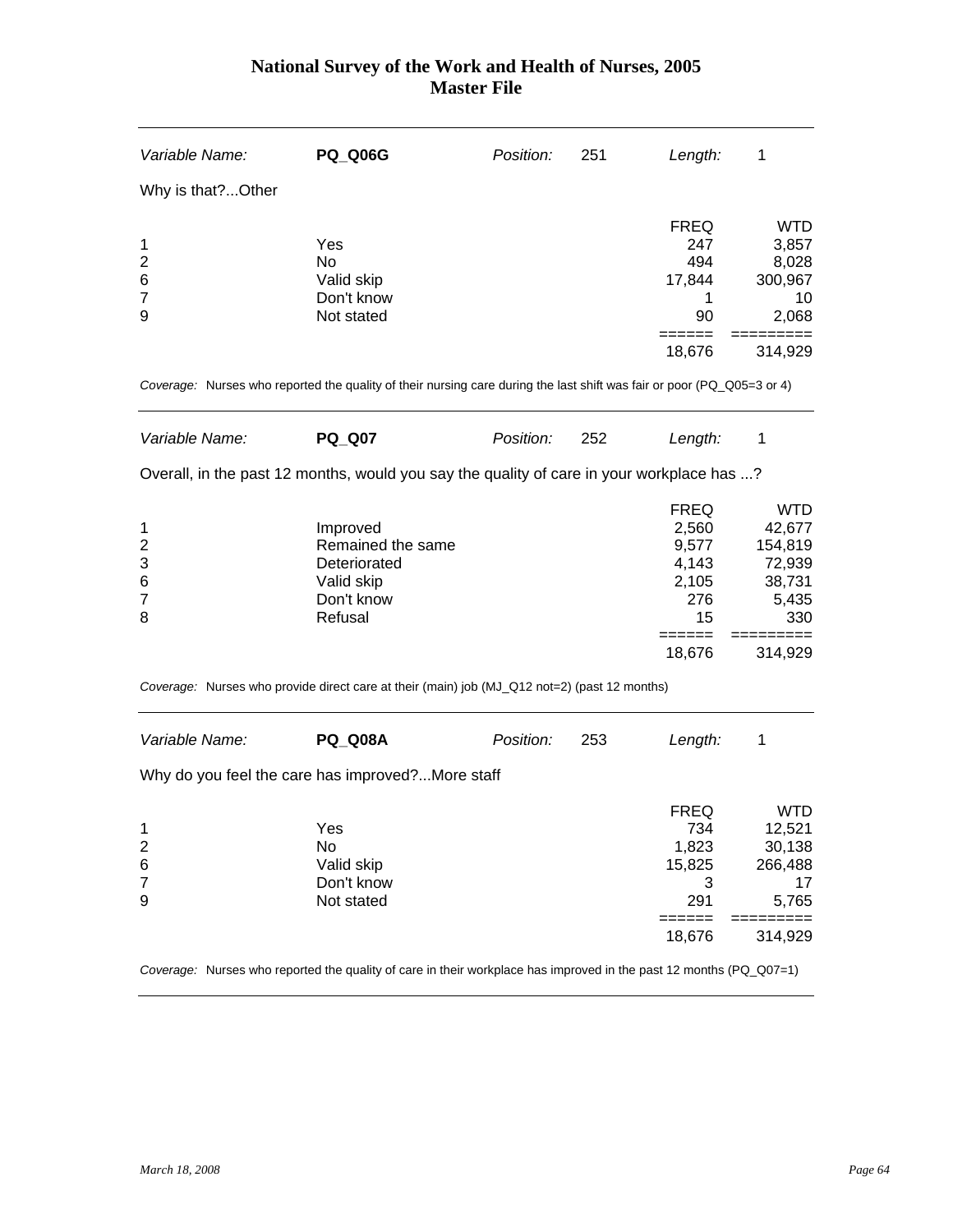# National Survey of the Work and Health of Nurses, 2005
## Master File

| *Variable Name:* | **PQ_Q06G** | *Position:* | 251 | *Length:* | 1 |
|---|---|---|---|---|---|

Why is that?...Other

| | | FREQ | WTD |
|---|---|---|---|
| 1 | Yes | 247 | 3,857 |
| 2 | No | 494 | 8,028 |
| 6 | Valid skip | 17,844 | 300,967 |
| 7 | Don't know | 1 | 10 |
| 9 | Not stated | 90 | 2,068 |
| | | 18,676 | 314,929 |

*Coverage:* Nurses who reported the quality of their nursing care during the last shift was fair or poor (PQ_Q05=3 or 4)

| *Variable Name:* | **PQ_Q07** | *Position:* | 252 | *Length:* | 1 |
|---|---|---|---|---|---|

Overall, in the past 12 months, would you say the quality of care in your workplace has ...?

| | | FREQ | WTD |
|---|---|---|---|
| 1 | Improved | 2,560 | 42,677 |
| 2 | Remained the same | 9,577 | 154,819 |
| 3 | Deteriorated | 4,143 | 72,939 |
| 6 | Valid skip | 2,105 | 38,731 |
| 7 | Don't know | 276 | 5,435 |
| 8 | Refusal | 15 | 330 |
| | | 18,676 | 314,929 |

*Coverage:* Nurses who provide direct care at their (main) job (MJ_Q12 not=2) (past 12 months)

| *Variable Name:* | **PQ_Q08A** | *Position:* | 253 | *Length:* | 1 |
|---|---|---|---|---|---|

Why do you feel the care has improved?...More staff

| | | FREQ | WTD |
|---|---|---|---|
| 1 | Yes | 734 | 12,521 |
| 2 | No | 1,823 | 30,138 |
| 6 | Valid skip | 15,825 | 266,488 |
| 7 | Don't know | 3 | 17 |
| 9 | Not stated | 291 | 5,765 |
| | | 18,676 | 314,929 |

*Coverage:* Nurses who reported the quality of care in their workplace has improved in the past 12 months (PQ_Q07=1)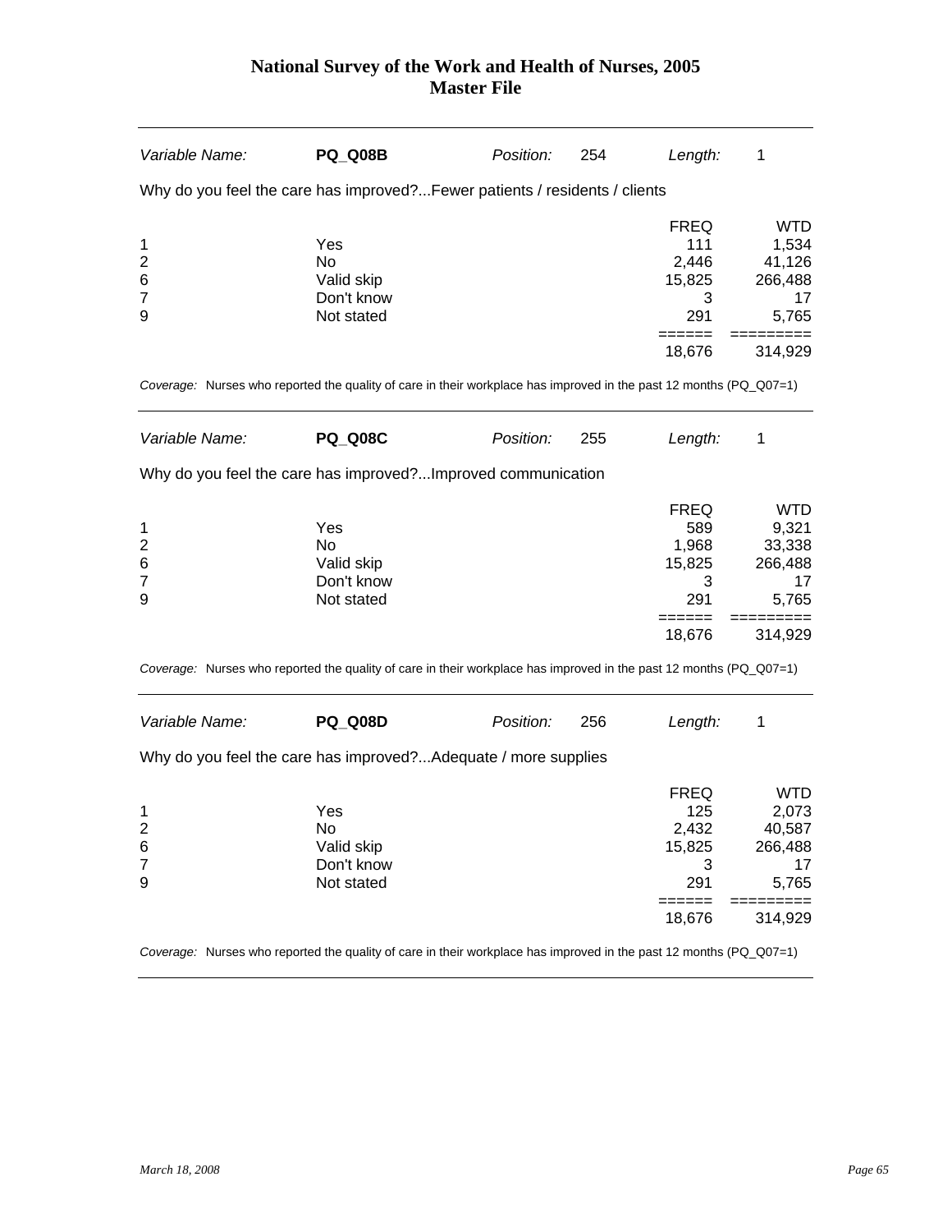# National Survey of the Work and Health of Nurses, 2005
## Master File

| *Variable Name:* | **PQ_Q08B** | *Position:* | 254 | *Length:* | 1 |
|---|---|---|---|---|---|

Why do you feel the care has improved?...Fewer patients / residents / clients

| | | FREQ | WTD |
|---|---|---|---|
| 1 | Yes | 111 | 1,534 |
| 2 | No | 2,446 | 41,126 |
| 6 | Valid skip | 15,825 | 266,488 |
| 7 | Don't know | 3 | 17 |
| 9 | Not stated | 291 | 5,765 |
| | | 18,676 | 314,929 |

*Coverage:* Nurses who reported the quality of care in their workplace has improved in the past 12 months (PQ_Q07=1)

| *Variable Name:* | **PQ_Q08C** | *Position:* | 255 | *Length:* | 1 |
|---|---|---|---|---|---|

Why do you feel the care has improved?...Improved communication

| | | FREQ | WTD |
|---|---|---|---|
| 1 | Yes | 589 | 9,321 |
| 2 | No | 1,968 | 33,338 |
| 6 | Valid skip | 15,825 | 266,488 |
| 7 | Don't know | 3 | 17 |
| 9 | Not stated | 291 | 5,765 |
| | | 18,676 | 314,929 |

*Coverage:* Nurses who reported the quality of care in their workplace has improved in the past 12 months (PQ_Q07=1)

| *Variable Name:* | **PQ_Q08D** | *Position:* | 256 | *Length:* | 1 |
|---|---|---|---|---|---|

Why do you feel the care has improved?...Adequate / more supplies

| | | FREQ | WTD |
|---|---|---|---|
| 1 | Yes | 125 | 2,073 |
| 2 | No | 2,432 | 40,587 |
| 6 | Valid skip | 15,825 | 266,488 |
| 7 | Don't know | 3 | 17 |
| 9 | Not stated | 291 | 5,765 |
| | | 18,676 | 314,929 |

*Coverage:* Nurses who reported the quality of care in their workplace has improved in the past 12 months (PQ_Q07=1)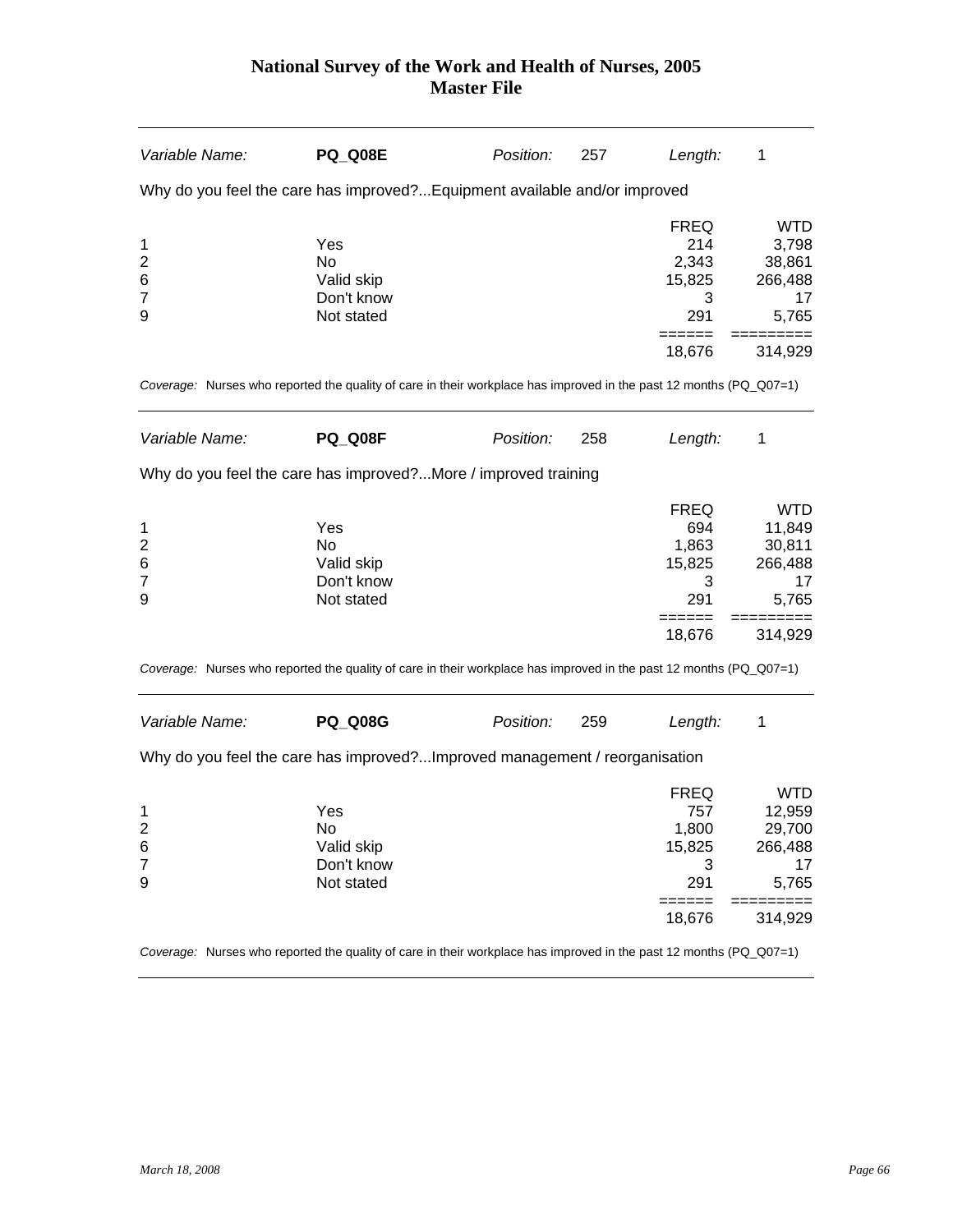# National Survey of the Work and Health of Nurses, 2005
## Master File

| *Variable Name:* | **PQ_Q08E** | *Position:* | 257 | *Length:* | 1 |
|---|---|---|---|---|---|

Why do you feel the care has improved?...Equipment available and/or improved

| | | FREQ | WTD |
|---|---|---|---|
| 1 | Yes | 214 | 3,798 |
| 2 | No | 2,343 | 38,861 |
| 6 | Valid skip | 15,825 | 266,488 |
| 7 | Don't know | 3 | 17 |
| 9 | Not stated | 291 | 5,765 |
| | | 18,676 | 314,929 |

*Coverage:* Nurses who reported the quality of care in their workplace has improved in the past 12 months (PQ_Q07=1)

| *Variable Name:* | **PQ_Q08F** | *Position:* | 258 | *Length:* | 1 |
|---|---|---|---|---|---|

Why do you feel the care has improved?...More / improved training

| | | FREQ | WTD |
|---|---|---|---|
| 1 | Yes | 694 | 11,849 |
| 2 | No | 1,863 | 30,811 |
| 6 | Valid skip | 15,825 | 266,488 |
| 7 | Don't know | 3 | 17 |
| 9 | Not stated | 291 | 5,765 |
| | | 18,676 | 314,929 |

*Coverage:* Nurses who reported the quality of care in their workplace has improved in the past 12 months (PQ_Q07=1)

| *Variable Name:* | **PQ_Q08G** | *Position:* | 259 | *Length:* | 1 |
|---|---|---|---|---|---|

Why do you feel the care has improved?...Improved management / reorganisation

| | | FREQ | WTD |
|---|---|---|---|
| 1 | Yes | 757 | 12,959 |
| 2 | No | 1,800 | 29,700 |
| 6 | Valid skip | 15,825 | 266,488 |
| 7 | Don't know | 3 | 17 |
| 9 | Not stated | 291 | 5,765 |
| | | 18,676 | 314,929 |

*Coverage:* Nurses who reported the quality of care in their workplace has improved in the past 12 months (PQ_Q07=1)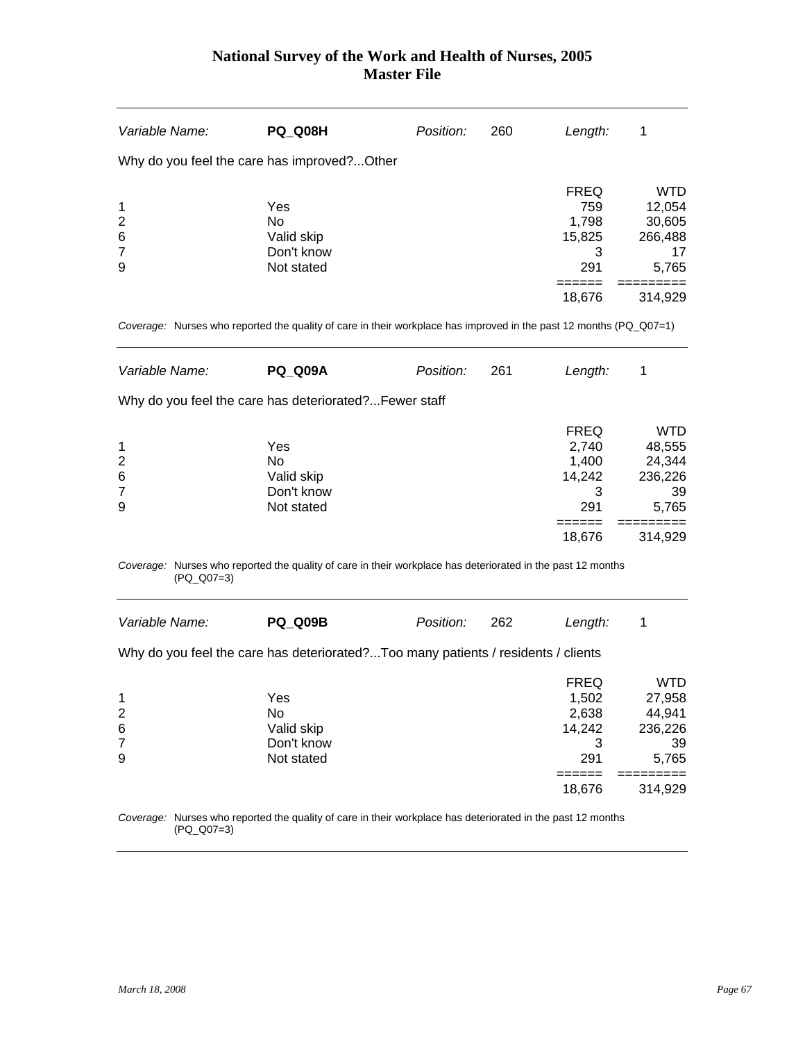| Variable Name: | **PQ_Q08H** | Position: | 260 | Length: | 1 |
|---|---|---|---|---|---|

Why do you feel the care has improved?...Other

| | | FREQ | WTD |
|---|---|---|---|
| 1 | Yes | 759 | 12,054 |
| 2 | No | 1,798 | 30,605 |
| 6 | Valid skip | 15,825 | 266,488 |
| 7 | Don't know | 3 | 17 |
| 9 | Not stated | 291 | 5,765 |
| | | 18,676 | 314,929 |

*Coverage:* Nurses who reported the quality of care in their workplace has improved in the past 12 months (PQ_Q07=1)

| Variable Name: | **PQ_Q09A** | Position: | 261 | Length: | 1 |
|---|---|---|---|---|---|

Why do you feel the care has deteriorated?...Fewer staff

| | | FREQ | WTD |
|---|---|---|---|
| 1 | Yes | 2,740 | 48,555 |
| 2 | No | 1,400 | 24,344 |
| 6 | Valid skip | 14,242 | 236,226 |
| 7 | Don't know | 3 | 39 |
| 9 | Not stated | 291 | 5,765 |
| | | 18,676 | 314,929 |

*Coverage:* Nurses who reported the quality of care in their workplace has deteriorated in the past 12 months (PQ_Q07=3)

| Variable Name: | **PQ_Q09B** | Position: | 262 | Length: | 1 |
|---|---|---|---|---|---|

Why do you feel the care has deteriorated?...Too many patients / residents / clients

| | | FREQ | WTD |
|---|---|---|---|
| 1 | Yes | 1,502 | 27,958 |
| 2 | No | 2,638 | 44,941 |
| 6 | Valid skip | 14,242 | 236,226 |
| 7 | Don't know | 3 | 39 |
| 9 | Not stated | 291 | 5,765 |
| | | 18,676 | 314,929 |

*Coverage:* Nurses who reported the quality of care in their workplace has deteriorated in the past 12 months (PQ_Q07=3)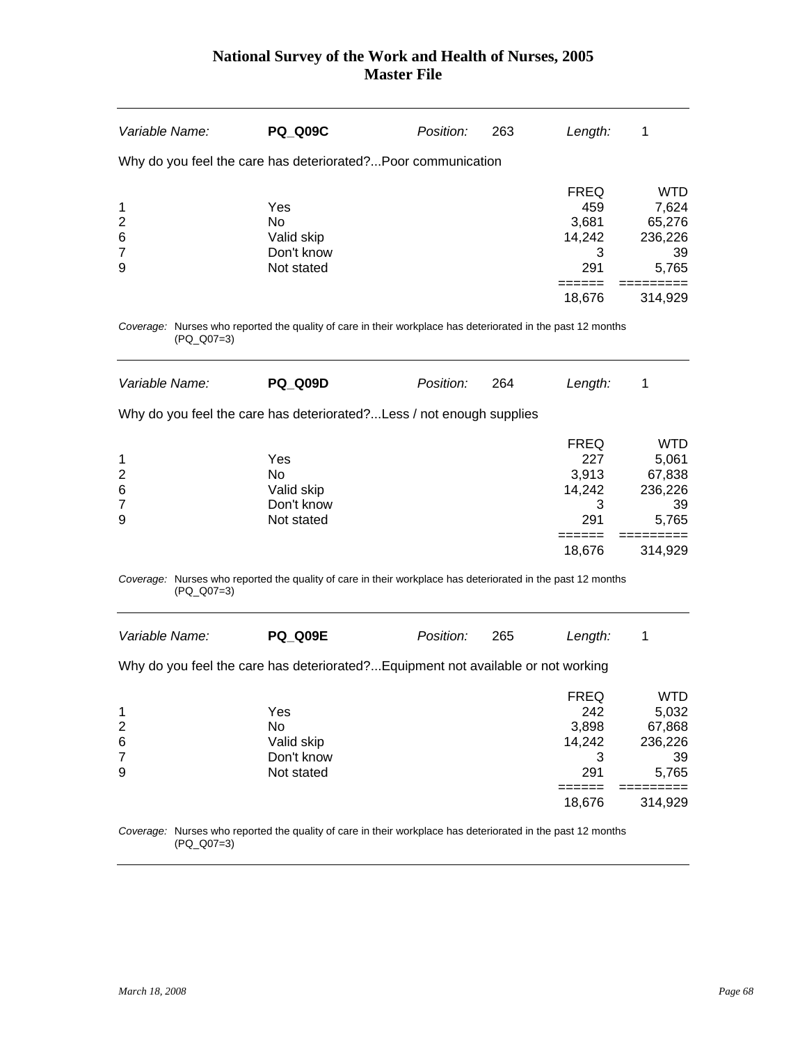| Variable Name: | **PQ_Q09C** | Position: | 263 | Length: | 1 |
|---|---|---|---|---|---|

Why do you feel the care has deteriorated?...Poor communication

| | | FREQ | WTD |
|---|---|---|---|
| 1 | Yes | 459 | 7,624 |
| 2 | No | 3,681 | 65,276 |
| 6 | Valid skip | 14,242 | 236,226 |
| 7 | Don't know | 3 | 39 |
| 9 | Not stated | 291 | 5,765 |
| | | 18,676 | 314,929 |

*Coverage:* Nurses who reported the quality of care in their workplace has deteriorated in the past 12 months (PQ_Q07=3)

| Variable Name: | **PQ_Q09D** | Position: | 264 | Length: | 1 |
|---|---|---|---|---|---|

Why do you feel the care has deteriorated?...Less / not enough supplies

| | | FREQ | WTD |
|---|---|---|---|
| 1 | Yes | 227 | 5,061 |
| 2 | No | 3,913 | 67,838 |
| 6 | Valid skip | 14,242 | 236,226 |
| 7 | Don't know | 3 | 39 |
| 9 | Not stated | 291 | 5,765 |
| | | 18,676 | 314,929 |

*Coverage:* Nurses who reported the quality of care in their workplace has deteriorated in the past 12 months (PQ_Q07=3)

| Variable Name: | **PQ_Q09E** | Position: | 265 | Length: | 1 |
|---|---|---|---|---|---|

Why do you feel the care has deteriorated?...Equipment not available or not working

| | | FREQ | WTD |
|---|---|---|---|
| 1 | Yes | 242 | 5,032 |
| 2 | No | 3,898 | 67,868 |
| 6 | Valid skip | 14,242 | 236,226 |
| 7 | Don't know | 3 | 39 |
| 9 | Not stated | 291 | 5,765 |
| | | 18,676 | 314,929 |

*Coverage:* Nurses who reported the quality of care in their workplace has deteriorated in the past 12 months (PQ_Q07=3)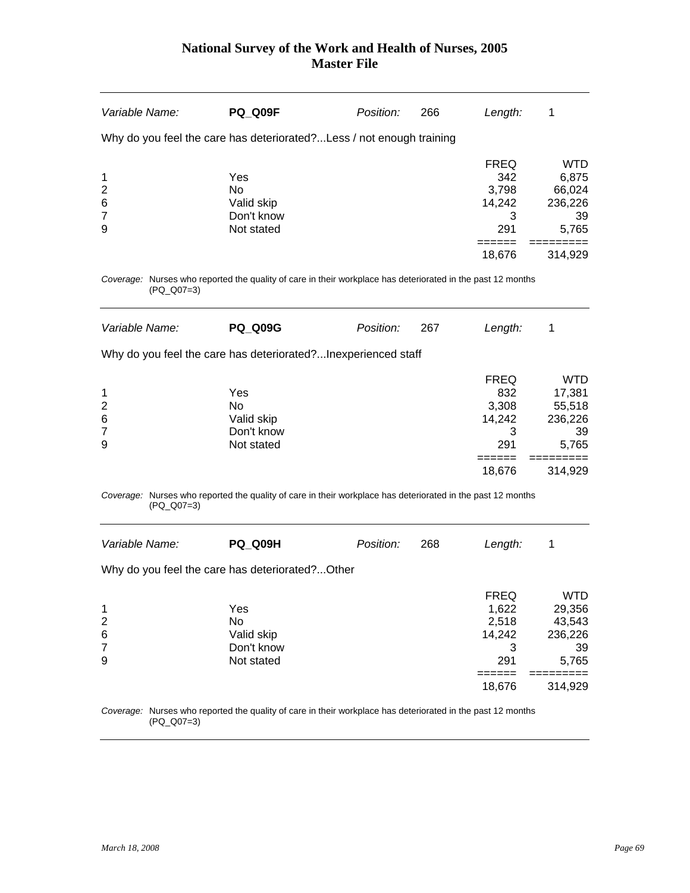| Variable Name: | **PQ_Q09F** | Position: | 266 | Length: | 1 |
|---|---|---|---|---|---|

Why do you feel the care has deteriorated?...Less / not enough training

| | | FREQ | WTD |
|---|---|---|---|
| 1 | Yes | 342 | 6,875 |
| 2 | No | 3,798 | 66,024 |
| 6 | Valid skip | 14,242 | 236,226 |
| 7 | Don't know | 3 | 39 |
| 9 | Not stated | 291 | 5,765 |
| | | 18,676 | 314,929 |

*Coverage:* Nurses who reported the quality of care in their workplace has deteriorated in the past 12 months (PQ_Q07=3)

| Variable Name: | **PQ_Q09G** | Position: | 267 | Length: | 1 |
|---|---|---|---|---|---|

Why do you feel the care has deteriorated?...Inexperienced staff

| | | FREQ | WTD |
|---|---|---|---|
| 1 | Yes | 832 | 17,381 |
| 2 | No | 3,308 | 55,518 |
| 6 | Valid skip | 14,242 | 236,226 |
| 7 | Don't know | 3 | 39 |
| 9 | Not stated | 291 | 5,765 |
| | | 18,676 | 314,929 |

*Coverage:* Nurses who reported the quality of care in their workplace has deteriorated in the past 12 months (PQ_Q07=3)

| Variable Name: | **PQ_Q09H** | Position: | 268 | Length: | 1 |
|---|---|---|---|---|---|

Why do you feel the care has deteriorated?...Other

| | | FREQ | WTD |
|---|---|---|---|
| 1 | Yes | 1,622 | 29,356 |
| 2 | No | 2,518 | 43,543 |
| 6 | Valid skip | 14,242 | 236,226 |
| 7 | Don't know | 3 | 39 |
| 9 | Not stated | 291 | 5,765 |
| | | 18,676 | 314,929 |

*Coverage:* Nurses who reported the quality of care in their workplace has deteriorated in the past 12 months (PQ_Q07=3)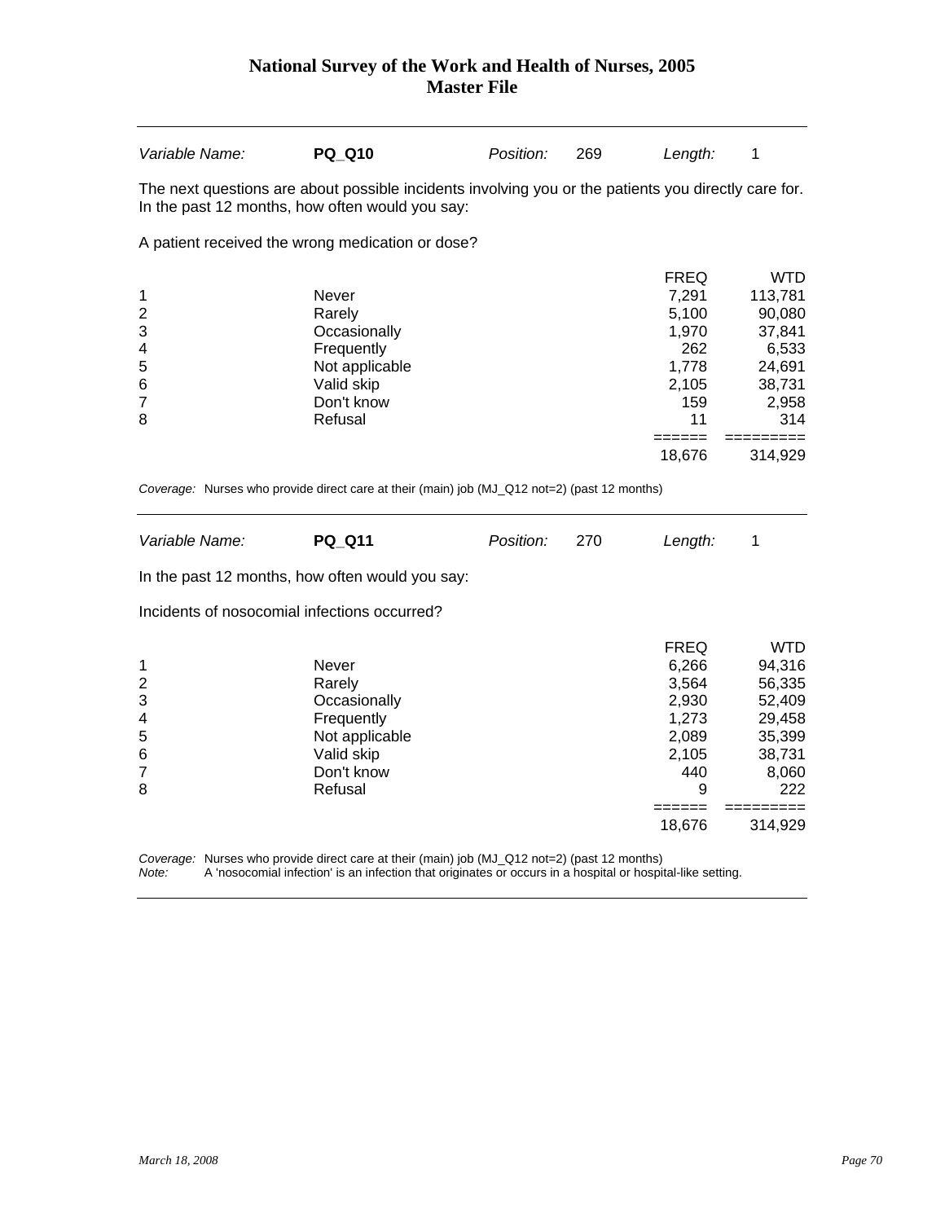| Variable Name: | **PQ_Q10** | Position: | 269 | Length: | 1 |
|---|---|---|---|---|---|

The next questions are about possible incidents involving you or the patients you directly care for. In the past 12 months, how often would you say:

A patient received the wrong medication or dose?

| | | FREQ | WTD |
|---|---|---|---|
| 1 | Never | 7,291 | 113,781 |
| 2 | Rarely | 5,100 | 90,080 |
| 3 | Occasionally | 1,970 | 37,841 |
| 4 | Frequently | 262 | 6,533 |
| 5 | Not applicable | 1,778 | 24,691 |
| 6 | Valid skip | 2,105 | 38,731 |
| 7 | Don't know | 159 | 2,958 |
| 8 | Refusal | 11 | 314 |
| | | ====== | ========= |
| | | 18,676 | 314,929 |

*Coverage:* Nurses who provide direct care at their (main) job (MJ_Q12 not=2) (past 12 months)

| Variable Name: | **PQ_Q11** | Position: | 270 | Length: | 1 |
|---|---|---|---|---|---|

In the past 12 months, how often would you say:

Incidents of nosocomial infections occurred?

| | | FREQ | WTD |
|---|---|---|---|
| 1 | Never | 6,266 | 94,316 |
| 2 | Rarely | 3,564 | 56,335 |
| 3 | Occasionally | 2,930 | 52,409 |
| 4 | Frequently | 1,273 | 29,458 |
| 5 | Not applicable | 2,089 | 35,399 |
| 6 | Valid skip | 2,105 | 38,731 |
| 7 | Don't know | 440 | 8,060 |
| 8 | Refusal | 9 | 222 |
| | | ====== | ========= |
| | | 18,676 | 314,929 |

*Coverage:* Nurses who provide direct care at their (main) job (MJ_Q12 not=2) (past 12 months)
*Note:* A 'nosocomial infection' is an infection that originates or occurs in a hospital or hospital-like setting.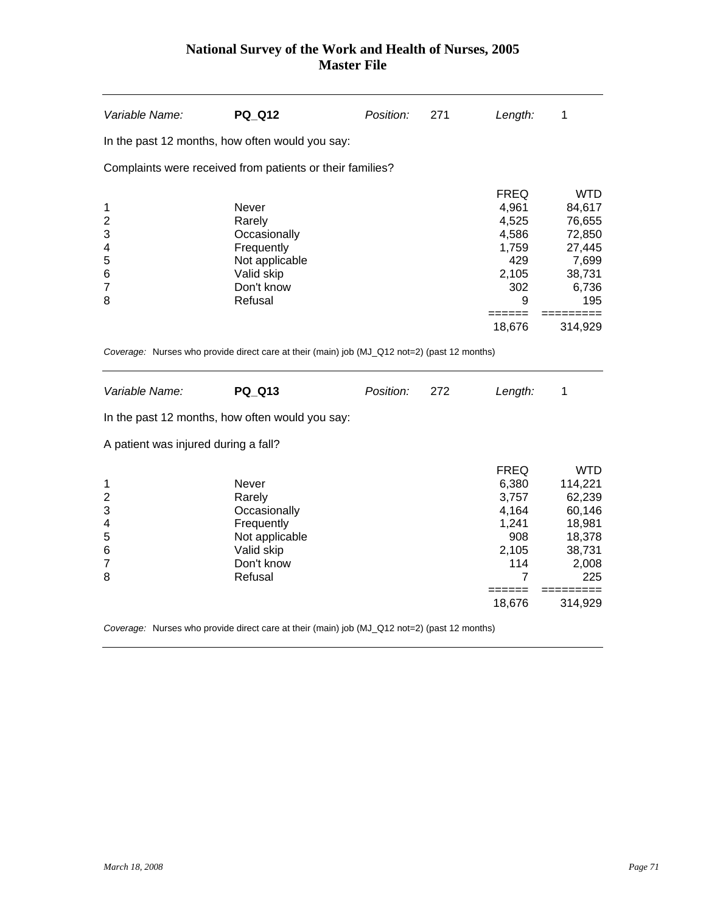# National Survey of the Work and Health of Nurses, 2005
## Master File

| *Variable Name:* | **PQ_Q12** | *Position:* | 271 | *Length:* | 1 |
|---|---|---|---|---|---|

In the past 12 months, how often would you say:

Complaints were received from patients or their families?

| | | FREQ | WTD |
|---|---|---|---|
| 1 | Never | 4,961 | 84,617 |
| 2 | Rarely | 4,525 | 76,655 |
| 3 | Occasionally | 4,586 | 72,850 |
| 4 | Frequently | 1,759 | 27,445 |
| 5 | Not applicable | 429 | 7,699 |
| 6 | Valid skip | 2,105 | 38,731 |
| 7 | Don't know | 302 | 6,736 |
| 8 | Refusal | 9 | 195 |
| | | ====== | ========= |
| | | 18,676 | 314,929 |

*Coverage:* Nurses who provide direct care at their (main) job (MJ_Q12 not=2) (past 12 months)

---

| *Variable Name:* | **PQ_Q13** | *Position:* | 272 | *Length:* | 1 |
|---|---|---|---|---|---|

In the past 12 months, how often would you say:

A patient was injured during a fall?

| | | FREQ | WTD |
|---|---|---|---|
| 1 | Never | 6,380 | 114,221 |
| 2 | Rarely | 3,757 | 62,239 |
| 3 | Occasionally | 4,164 | 60,146 |
| 4 | Frequently | 1,241 | 18,981 |
| 5 | Not applicable | 908 | 18,378 |
| 6 | Valid skip | 2,105 | 38,731 |
| 7 | Don't know | 114 | 2,008 |
| 8 | Refusal | 7 | 225 |
| | | ====== | ========= |
| | | 18,676 | 314,929 |

*Coverage:* Nurses who provide direct care at their (main) job (MJ_Q12 not=2) (past 12 months)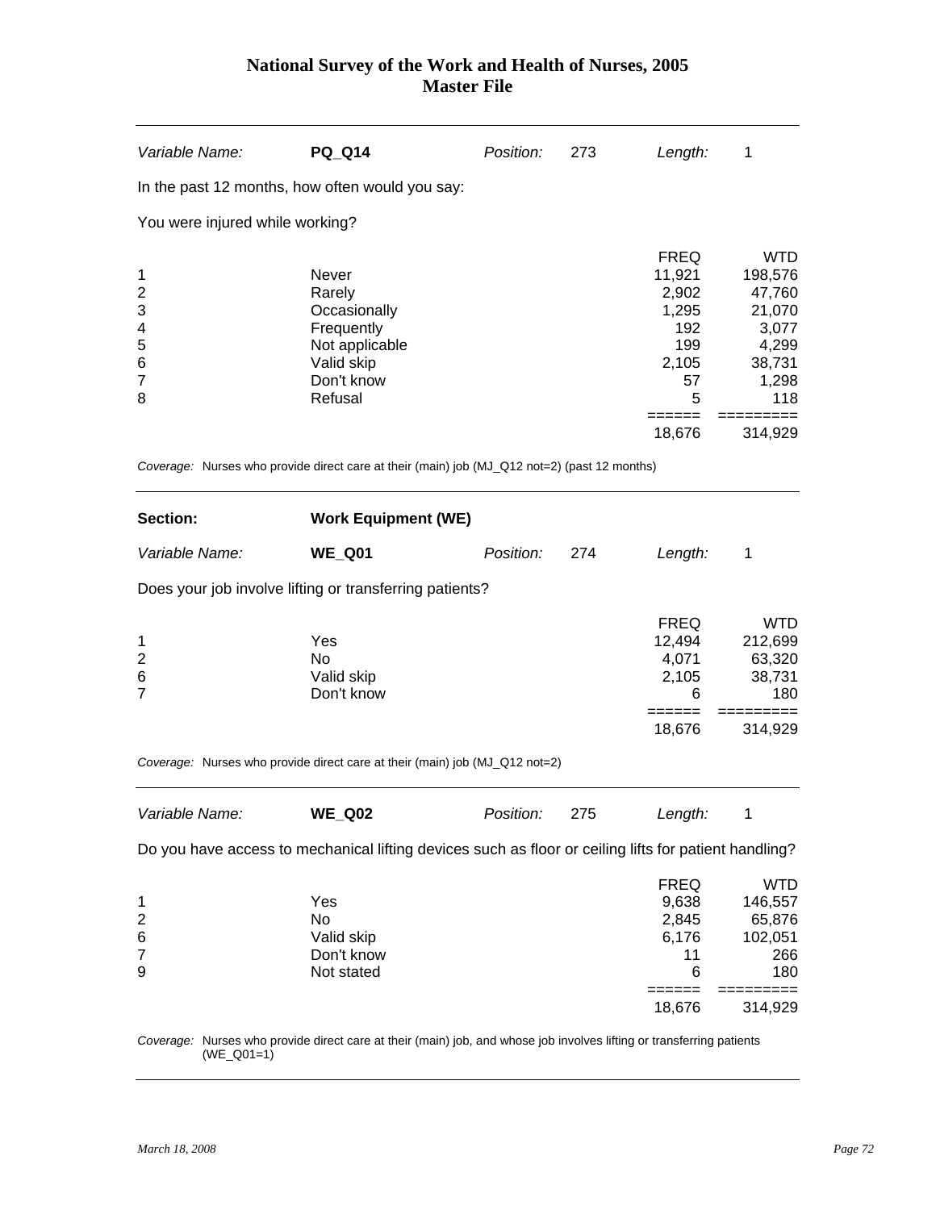| *Variable Name:* | **PQ_Q14** | *Position:* | 273 | *Length:* | 1 |
|---|---|---|---|---|---|

In the past 12 months, how often would you say:

You were injured while working?

| | | FREQ | WTD |
|---|---|---|---|
| 1 | Never | 11,921 | 198,576 |
| 2 | Rarely | 2,902 | 47,760 |
| 3 | Occasionally | 1,295 | 21,070 |
| 4 | Frequently | 192 | 3,077 |
| 5 | Not applicable | 199 | 4,299 |
| 6 | Valid skip | 2,105 | 38,731 |
| 7 | Don't know | 57 | 1,298 |
| 8 | Refusal | 5 | 118 |
| | | ====== | ========= |
| | | 18,676 | 314,929 |

*Coverage:* Nurses who provide direct care at their (main) job (MJ_Q12 not=2) (past 12 months)

## Section: Work Equipment (WE)

| *Variable Name:* | **WE_Q01** | *Position:* | 274 | *Length:* | 1 |
|---|---|---|---|---|---|

Does your job involve lifting or transferring patients?

| | | FREQ | WTD |
|---|---|---|---|
| 1 | Yes | 12,494 | 212,699 |
| 2 | No | 4,071 | 63,320 |
| 6 | Valid skip | 2,105 | 38,731 |
| 7 | Don't know | 6 | 180 |
| | | ====== | ========= |
| | | 18,676 | 314,929 |

*Coverage:* Nurses who provide direct care at their (main) job (MJ_Q12 not=2)

| *Variable Name:* | **WE_Q02** | *Position:* | 275 | *Length:* | 1 |
|---|---|---|---|---|---|

Do you have access to mechanical lifting devices such as floor or ceiling lifts for patient handling?

| | | FREQ | WTD |
|---|---|---|---|
| 1 | Yes | 9,638 | 146,557 |
| 2 | No | 2,845 | 65,876 |
| 6 | Valid skip | 6,176 | 102,051 |
| 7 | Don't know | 11 | 266 |
| 9 | Not stated | 6 | 180 |
| | | ====== | ========= |
| | | 18,676 | 314,929 |

*Coverage:* Nurses who provide direct care at their (main) job, and whose job involves lifting or transferring patients (WE_Q01=1)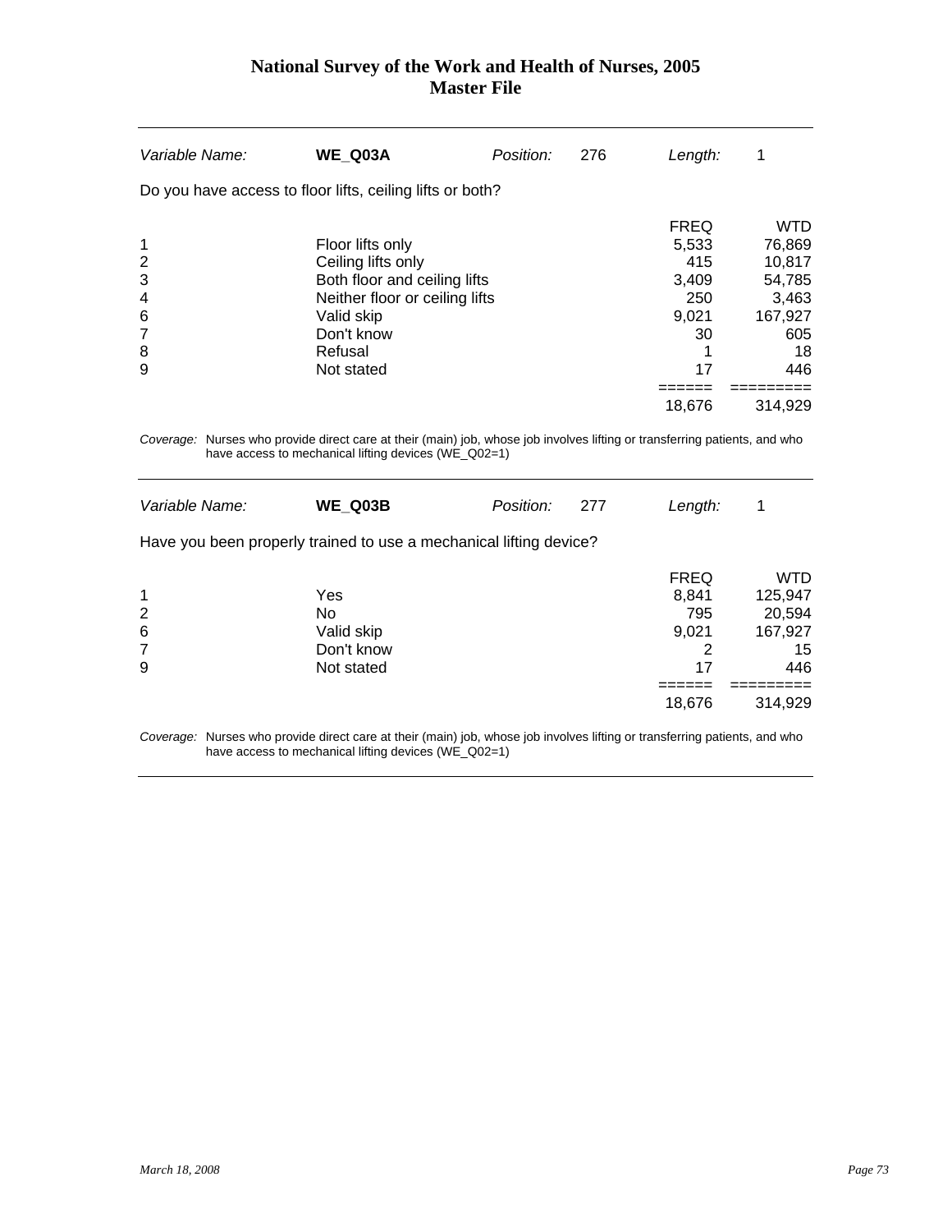# National Survey of the Work and Health of Nurses, 2005
## Master File

| *Variable Name:* | **WE_Q03A** | *Position:* | 276 | *Length:* | 1 |
|---|---|---|---|---|---|

Do you have access to floor lifts, ceiling lifts or both?

| | | FREQ | WTD |
|---|---|---|---|
| 1 | Floor lifts only | 5,533 | 76,869 |
| 2 | Ceiling lifts only | 415 | 10,817 |
| 3 | Both floor and ceiling lifts | 3,409 | 54,785 |
| 4 | Neither floor or ceiling lifts | 250 | 3,463 |
| 6 | Valid skip | 9,021 | 167,927 |
| 7 | Don't know | 30 | 605 |
| 8 | Refusal | 1 | 18 |
| 9 | Not stated | 17 | 446 |
| | | ====== | ========= |
| | | 18,676 | 314,929 |

*Coverage:* Nurses who provide direct care at their (main) job, whose job involves lifting or transferring patients, and who have access to mechanical lifting devices (WE_Q02=1)

| *Variable Name:* | **WE_Q03B** | *Position:* | 277 | *Length:* | 1 |
|---|---|---|---|---|---|

Have you been properly trained to use a mechanical lifting device?

| | | FREQ | WTD |
|---|---|---|---|
| 1 | Yes | 8,841 | 125,947 |
| 2 | No | 795 | 20,594 |
| 6 | Valid skip | 9,021 | 167,927 |
| 7 | Don't know | 2 | 15 |
| 9 | Not stated | 17 | 446 |
| | | ====== | ========= |
| | | 18,676 | 314,929 |

*Coverage:* Nurses who provide direct care at their (main) job, whose job involves lifting or transferring patients, and who have access to mechanical lifting devices (WE_Q02=1)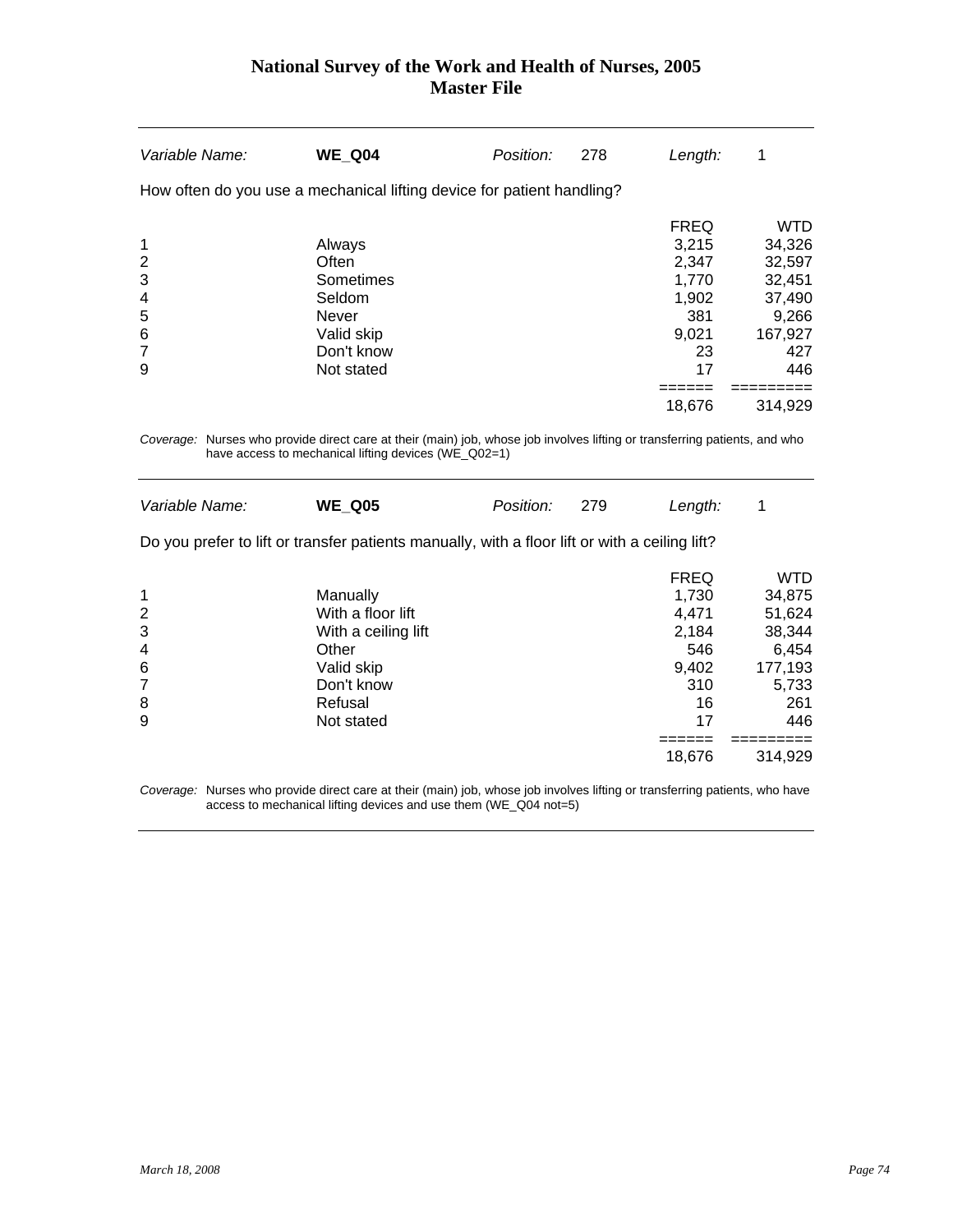# National Survey of the Work and Health of Nurses, 2005
## Master File

| *Variable Name:* | **WE_Q04** | *Position:* | 278 | *Length:* | 1 |
|---|---|---|---|---|---|

How often do you use a mechanical lifting device for patient handling?

| | | FREQ | WTD |
|---|---|---|---|
| 1 | Always | 3,215 | 34,326 |
| 2 | Often | 2,347 | 32,597 |
| 3 | Sometimes | 1,770 | 32,451 |
| 4 | Seldom | 1,902 | 37,490 |
| 5 | Never | 381 | 9,266 |
| 6 | Valid skip | 9,021 | 167,927 |
| 7 | Don't know | 23 | 427 |
| 9 | Not stated | 17 | 446 |
| | | 18,676 | 314,929 |

*Coverage:* Nurses who provide direct care at their (main) job, whose job involves lifting or transferring patients, and who have access to mechanical lifting devices (WE_Q02=1)

| *Variable Name:* | **WE_Q05** | *Position:* | 279 | *Length:* | 1 |
|---|---|---|---|---|---|

Do you prefer to lift or transfer patients manually, with a floor lift or with a ceiling lift?

| | | FREQ | WTD |
|---|---|---|---|
| 1 | Manually | 1,730 | 34,875 |
| 2 | With a floor lift | 4,471 | 51,624 |
| 3 | With a ceiling lift | 2,184 | 38,344 |
| 4 | Other | 546 | 6,454 |
| 6 | Valid skip | 9,402 | 177,193 |
| 7 | Don't know | 310 | 5,733 |
| 8 | Refusal | 16 | 261 |
| 9 | Not stated | 17 | 446 |
| | | 18,676 | 314,929 |

*Coverage:* Nurses who provide direct care at their (main) job, whose job involves lifting or transferring patients, who have access to mechanical lifting devices and use them (WE_Q04 not=5)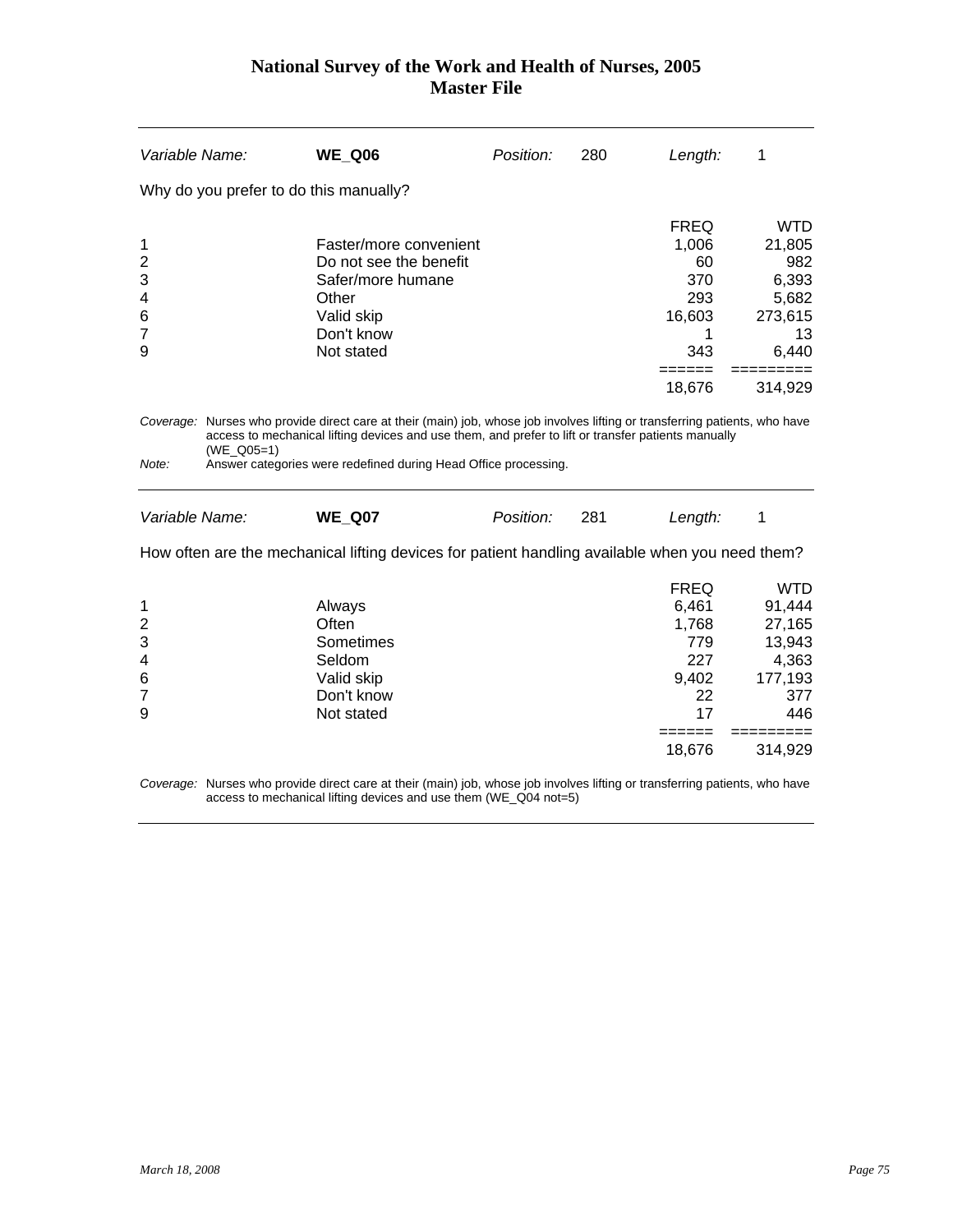# National Survey of the Work and Health of Nurses, 2005
## Master File

| *Variable Name:* | **WE_Q06** | *Position:* | 280 | *Length:* | 1 |
|---|---|---|---|---|---|

Why do you prefer to do this manually?

| Code | Category | FREQ | WTD |
|---|---|---|---|
| 1 | Faster/more convenient | 1,006 | 21,805 |
| 2 | Do not see the benefit | 60 | 982 |
| 3 | Safer/more humane | 370 | 6,393 |
| 4 | Other | 293 | 5,682 |
| 6 | Valid skip | 16,603 | 273,615 |
| 7 | Don't know | 1 | 13 |
| 9 | Not stated | 343 | 6,440 |
| | | 18,676 | 314,929 |

*Coverage:* Nurses who provide direct care at their (main) job, whose job involves lifting or transferring patients, who have access to mechanical lifting devices and use them, and prefer to lift or transfer patients manually (WE_Q05=1)

*Note:* Answer categories were redefined during Head Office processing.

| *Variable Name:* | **WE_Q07** | *Position:* | 281 | *Length:* | 1 |
|---|---|---|---|---|---|

How often are the mechanical lifting devices for patient handling available when you need them?

| Code | Category | FREQ | WTD |
|---|---|---|---|
| 1 | Always | 6,461 | 91,444 |
| 2 | Often | 1,768 | 27,165 |
| 3 | Sometimes | 779 | 13,943 |
| 4 | Seldom | 227 | 4,363 |
| 6 | Valid skip | 9,402 | 177,193 |
| 7 | Don't know | 22 | 377 |
| 9 | Not stated | 17 | 446 |
| | | 18,676 | 314,929 |

*Coverage:* Nurses who provide direct care at their (main) job, whose job involves lifting or transferring patients, who have access to mechanical lifting devices and use them (WE_Q04 not=5)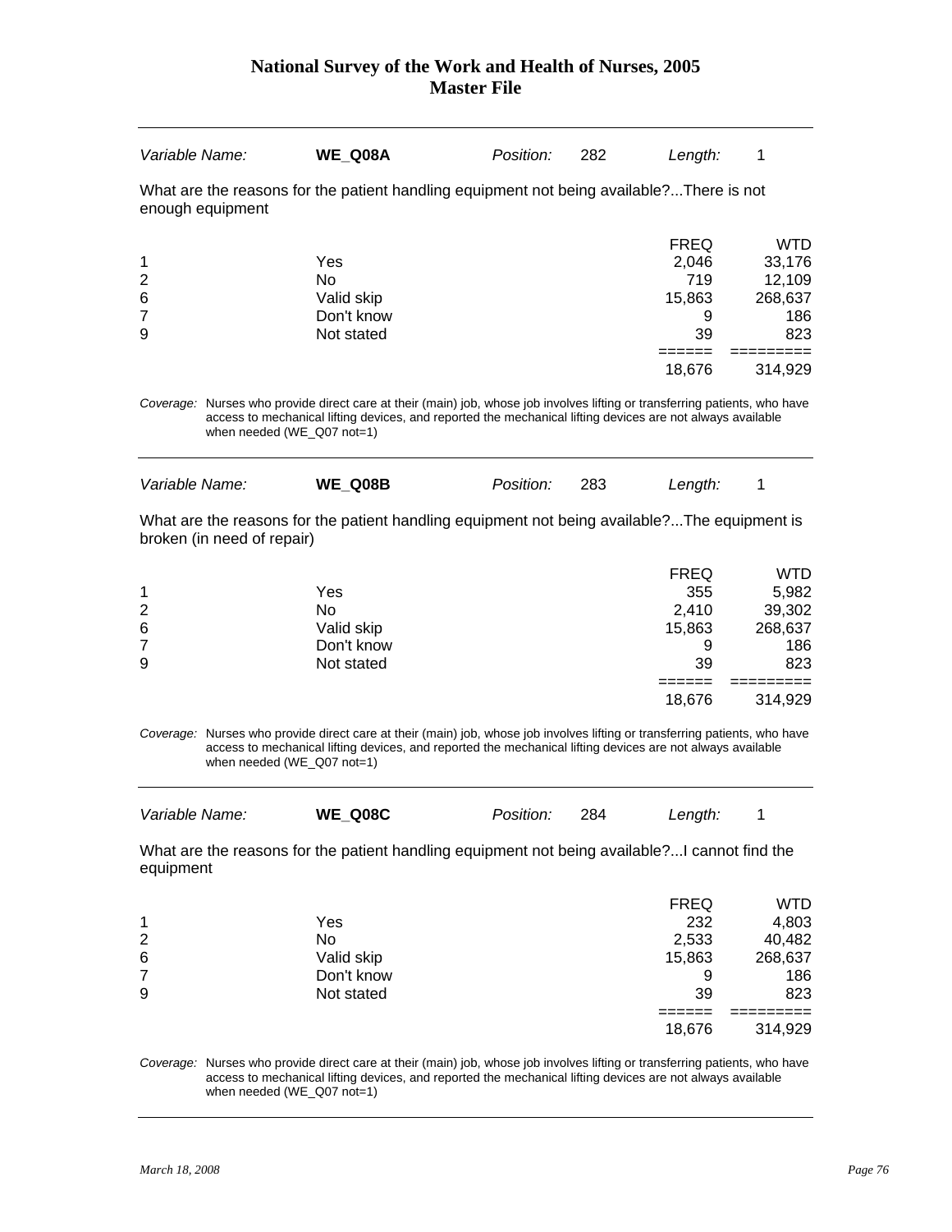| Variable Name: | **WE_Q08A** | Position: | 282 | Length: | 1 |
|---|---|---|---|---|---|

What are the reasons for the patient handling equipment not being available?...There is not enough equipment

| | | FREQ | WTD |
|---|---|---|---|
| 1 | Yes | 2,046 | 33,176 |
| 2 | No | 719 | 12,109 |
| 6 | Valid skip | 15,863 | 268,637 |
| 7 | Don't know | 9 | 186 |
| 9 | Not stated | 39 | 823 |
| | | ====== | ========= |
| | | 18,676 | 314,929 |

*Coverage:* Nurses who provide direct care at their (main) job, whose job involves lifting or transferring patients, who have access to mechanical lifting devices, and reported the mechanical lifting devices are not always available when needed (WE_Q07 not=1)

| Variable Name: | **WE_Q08B** | Position: | 283 | Length: | 1 |
|---|---|---|---|---|---|

What are the reasons for the patient handling equipment not being available?...The equipment is broken (in need of repair)

| | | FREQ | WTD |
|---|---|---|---|
| 1 | Yes | 355 | 5,982 |
| 2 | No | 2,410 | 39,302 |
| 6 | Valid skip | 15,863 | 268,637 |
| 7 | Don't know | 9 | 186 |
| 9 | Not stated | 39 | 823 |
| | | ====== | ========= |
| | | 18,676 | 314,929 |

*Coverage:* Nurses who provide direct care at their (main) job, whose job involves lifting or transferring patients, who have access to mechanical lifting devices, and reported the mechanical lifting devices are not always available when needed (WE_Q07 not=1)

| Variable Name: | **WE_Q08C** | Position: | 284 | Length: | 1 |
|---|---|---|---|---|---|

What are the reasons for the patient handling equipment not being available?...I cannot find the equipment

| | | FREQ | WTD |
|---|---|---|---|
| 1 | Yes | 232 | 4,803 |
| 2 | No | 2,533 | 40,482 |
| 6 | Valid skip | 15,863 | 268,637 |
| 7 | Don't know | 9 | 186 |
| 9 | Not stated | 39 | 823 |
| | | ====== | ========= |
| | | 18,676 | 314,929 |

*Coverage:* Nurses who provide direct care at their (main) job, whose job involves lifting or transferring patients, who have access to mechanical lifting devices, and reported the mechanical lifting devices are not always available when needed (WE_Q07 not=1)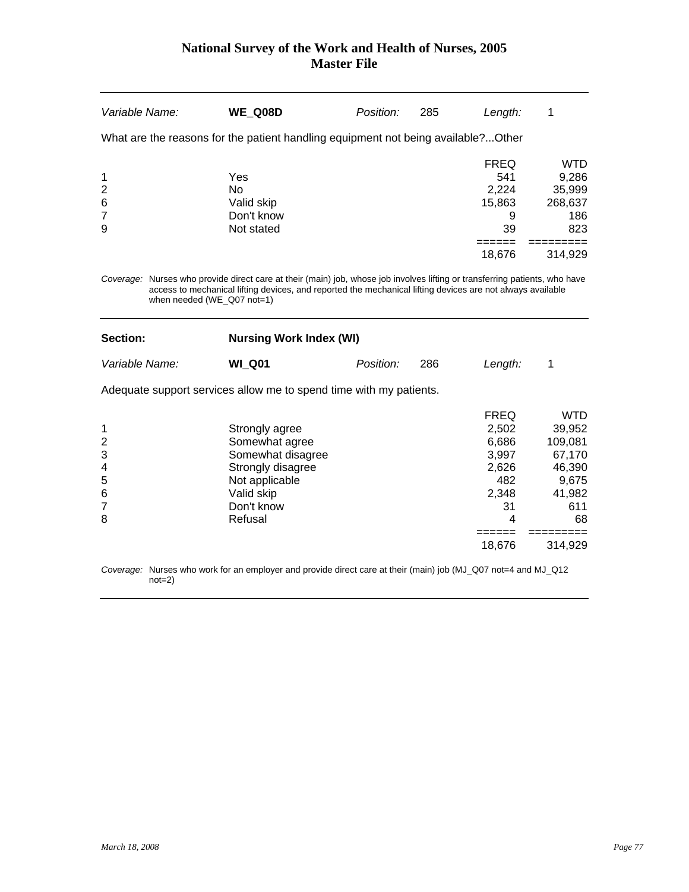# National Survey of the Work and Health of Nurses, 2005
## Master File

| *Variable Name:* | **WE_Q08D** | *Position:* | 285 | *Length:* | 1 |
|---|---|---|---|---|---|

What are the reasons for the patient handling equipment not being available?...Other

| | | FREQ | WTD |
|---|---|---|---|
| 1 | Yes | 541 | 9,286 |
| 2 | No | 2,224 | 35,999 |
| 6 | Valid skip | 15,863 | 268,637 |
| 7 | Don't know | 9 | 186 |
| 9 | Not stated | 39 | 823 |
| | | ====== | ========= |
| | | 18,676 | 314,929 |

*Coverage:* Nurses who provide direct care at their (main) job, whose job involves lifting or transferring patients, who have access to mechanical lifting devices, and reported the mechanical lifting devices are not always available when needed (WE_Q07 not=1)

| **Section:** | **Nursing Work Index (WI)** | | | | |
|---|---|---|---|---|---|
| *Variable Name:* | **WI_Q01** | *Position:* | 286 | *Length:* | 1 |

Adequate support services allow me to spend time with my patients.

| | | FREQ | WTD |
|---|---|---|---|
| 1 | Strongly agree | 2,502 | 39,952 |
| 2 | Somewhat agree | 6,686 | 109,081 |
| 3 | Somewhat disagree | 3,997 | 67,170 |
| 4 | Strongly disagree | 2,626 | 46,390 |
| 5 | Not applicable | 482 | 9,675 |
| 6 | Valid skip | 2,348 | 41,982 |
| 7 | Don't know | 31 | 611 |
| 8 | Refusal | 4 | 68 |
| | | ====== | ========= |
| | | 18,676 | 314,929 |

*Coverage:* Nurses who work for an employer and provide direct care at their (main) job (MJ_Q07 not=4 and MJ_Q12 not=2)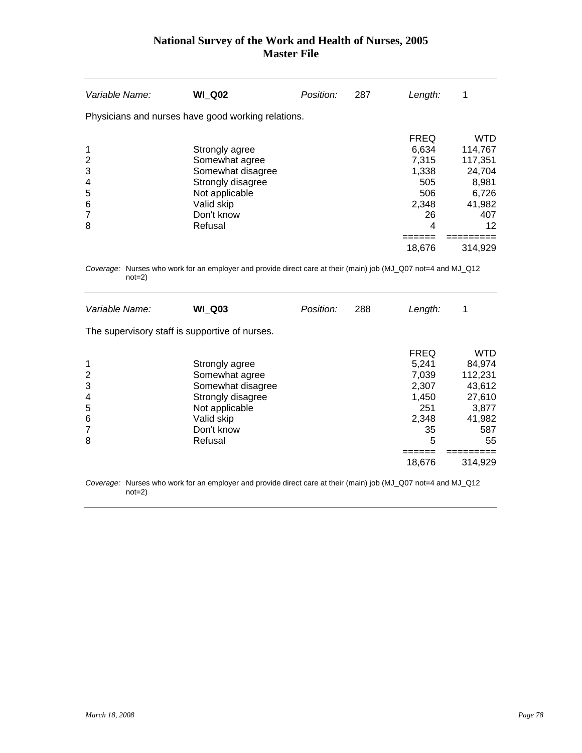| Variable Name: | **WI_Q02** | Position: | 287 | Length: | 1 |
|---|---|---|---|---|---|

Physicians and nurses have good working relations.

| | | FREQ | WTD |
|---|---|---|---|
| 1 | Strongly agree | 6,634 | 114,767 |
| 2 | Somewhat agree | 7,315 | 117,351 |
| 3 | Somewhat disagree | 1,338 | 24,704 |
| 4 | Strongly disagree | 505 | 8,981 |
| 5 | Not applicable | 506 | 6,726 |
| 6 | Valid skip | 2,348 | 41,982 |
| 7 | Don't know | 26 | 407 |
| 8 | Refusal | 4 | 12 |
| | | ====== | ========= |
| | | 18,676 | 314,929 |

*Coverage:* Nurses who work for an employer and provide direct care at their (main) job (MJ_Q07 not=4 and MJ_Q12 not=2)

| Variable Name: | **WI_Q03** | Position: | 288 | Length: | 1 |
|---|---|---|---|---|---|

The supervisory staff is supportive of nurses.

| | | FREQ | WTD |
|---|---|---|---|
| 1 | Strongly agree | 5,241 | 84,974 |
| 2 | Somewhat agree | 7,039 | 112,231 |
| 3 | Somewhat disagree | 2,307 | 43,612 |
| 4 | Strongly disagree | 1,450 | 27,610 |
| 5 | Not applicable | 251 | 3,877 |
| 6 | Valid skip | 2,348 | 41,982 |
| 7 | Don't know | 35 | 587 |
| 8 | Refusal | 5 | 55 |
| | | ====== | ========= |
| | | 18,676 | 314,929 |

*Coverage:* Nurses who work for an employer and provide direct care at their (main) job (MJ_Q07 not=4 and MJ_Q12 not=2)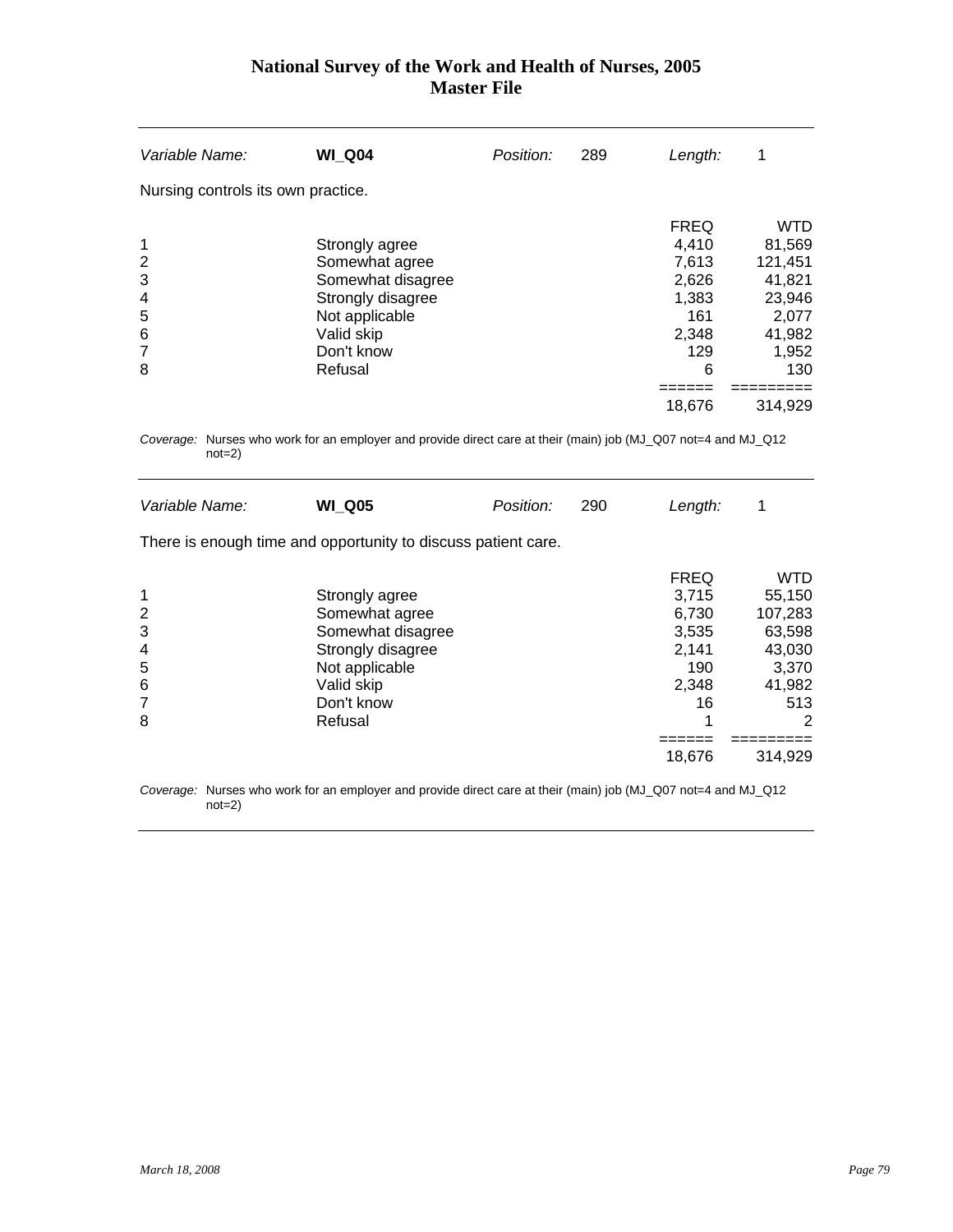| *Variable Name:* | **WI_Q04** | *Position:* | 289 | *Length:* | 1 |
|---|---|---|---|---|---|

Nursing controls its own practice.

| | | FREQ | WTD |
|---|---|---|---|
| 1 | Strongly agree | 4,410 | 81,569 |
| 2 | Somewhat agree | 7,613 | 121,451 |
| 3 | Somewhat disagree | 2,626 | 41,821 |
| 4 | Strongly disagree | 1,383 | 23,946 |
| 5 | Not applicable | 161 | 2,077 |
| 6 | Valid skip | 2,348 | 41,982 |
| 7 | Don't know | 129 | 1,952 |
| 8 | Refusal | 6 | 130 |
| | | ====== | ========= |
| | | 18,676 | 314,929 |

*Coverage:* Nurses who work for an employer and provide direct care at their (main) job (MJ_Q07 not=4 and MJ_Q12 not=2)

| *Variable Name:* | **WI_Q05** | *Position:* | 290 | *Length:* | 1 |
|---|---|---|---|---|---|

There is enough time and opportunity to discuss patient care.

| | | FREQ | WTD |
|---|---|---|---|
| 1 | Strongly agree | 3,715 | 55,150 |
| 2 | Somewhat agree | 6,730 | 107,283 |
| 3 | Somewhat disagree | 3,535 | 63,598 |
| 4 | Strongly disagree | 2,141 | 43,030 |
| 5 | Not applicable | 190 | 3,370 |
| 6 | Valid skip | 2,348 | 41,982 |
| 7 | Don't know | 16 | 513 |
| 8 | Refusal | 1 | 2 |
| | | ====== | ========= |
| | | 18,676 | 314,929 |

*Coverage:* Nurses who work for an employer and provide direct care at their (main) job (MJ_Q07 not=4 and MJ_Q12 not=2)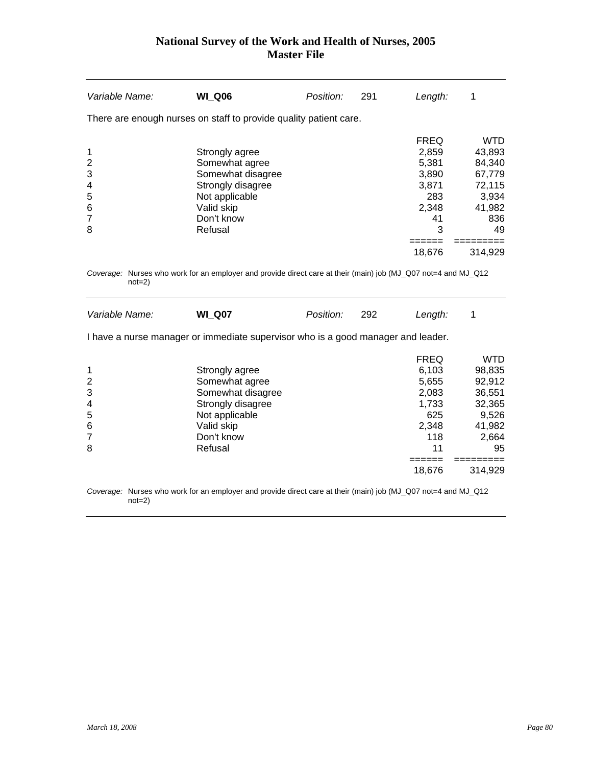# National Survey of the Work and Health of Nurses, 2005
## Master File

| *Variable Name:* | **WI_Q06** | *Position:* | 291 | *Length:* | 1 |
|---|---|---|---|---|---|

There are enough nurses on staff to provide quality patient care.

| | | FREQ | WTD |
|---|---|---|---|
| 1 | Strongly agree | 2,859 | 43,893 |
| 2 | Somewhat agree | 5,381 | 84,340 |
| 3 | Somewhat disagree | 3,890 | 67,779 |
| 4 | Strongly disagree | 3,871 | 72,115 |
| 5 | Not applicable | 283 | 3,934 |
| 6 | Valid skip | 2,348 | 41,982 |
| 7 | Don't know | 41 | 836 |
| 8 | Refusal | 3 | 49 |
| | | ====== | ========= |
| | | 18,676 | 314,929 |

*Coverage:* Nurses who work for an employer and provide direct care at their (main) job (MJ_Q07 not=4 and MJ_Q12 not=2)

| *Variable Name:* | **WI_Q07** | *Position:* | 292 | *Length:* | 1 |
|---|---|---|---|---|---|

I have a nurse manager or immediate supervisor who is a good manager and leader.

| | | FREQ | WTD |
|---|---|---|---|
| 1 | Strongly agree | 6,103 | 98,835 |
| 2 | Somewhat agree | 5,655 | 92,912 |
| 3 | Somewhat disagree | 2,083 | 36,551 |
| 4 | Strongly disagree | 1,733 | 32,365 |
| 5 | Not applicable | 625 | 9,526 |
| 6 | Valid skip | 2,348 | 41,982 |
| 7 | Don't know | 118 | 2,664 |
| 8 | Refusal | 11 | 95 |
| | | ====== | ========= |
| | | 18,676 | 314,929 |

*Coverage:* Nurses who work for an employer and provide direct care at their (main) job (MJ_Q07 not=4 and MJ_Q12 not=2)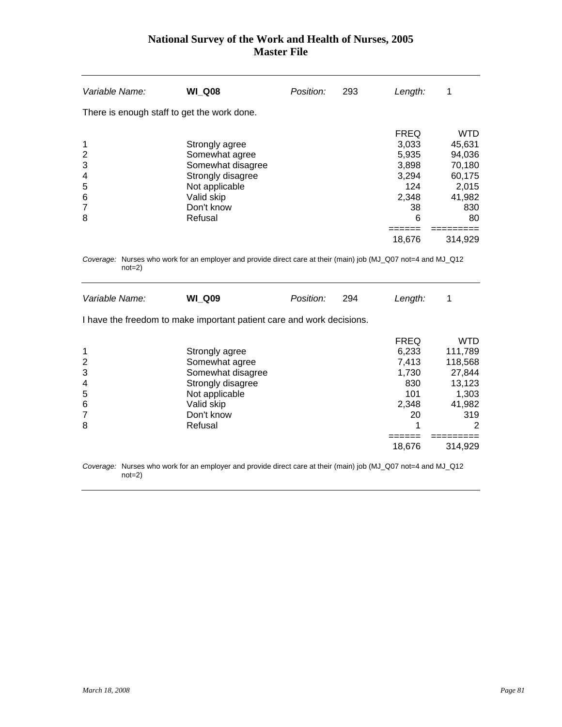| Variable Name: | **WI_Q08** | Position: | 293 | Length: | 1 |
|---|---|---|---|---|---|

There is enough staff to get the work done.

| | | FREQ | WTD |
|---|---|---|---|
| 1 | Strongly agree | 3,033 | 45,631 |
| 2 | Somewhat agree | 5,935 | 94,036 |
| 3 | Somewhat disagree | 3,898 | 70,180 |
| 4 | Strongly disagree | 3,294 | 60,175 |
| 5 | Not applicable | 124 | 2,015 |
| 6 | Valid skip | 2,348 | 41,982 |
| 7 | Don't know | 38 | 830 |
| 8 | Refusal | 6 | 80 |
| | | 18,676 | 314,929 |

*Coverage:* Nurses who work for an employer and provide direct care at their (main) job (MJ_Q07 not=4 and MJ_Q12 not=2)

| Variable Name: | **WI_Q09** | Position: | 294 | Length: | 1 |
|---|---|---|---|---|---|

I have the freedom to make important patient care and work decisions.

| | | FREQ | WTD |
|---|---|---|---|
| 1 | Strongly agree | 6,233 | 111,789 |
| 2 | Somewhat agree | 7,413 | 118,568 |
| 3 | Somewhat disagree | 1,730 | 27,844 |
| 4 | Strongly disagree | 830 | 13,123 |
| 5 | Not applicable | 101 | 1,303 |
| 6 | Valid skip | 2,348 | 41,982 |
| 7 | Don't know | 20 | 319 |
| 8 | Refusal | 1 | 2 |
| | | 18,676 | 314,929 |

*Coverage:* Nurses who work for an employer and provide direct care at their (main) job (MJ_Q07 not=4 and MJ_Q12 not=2)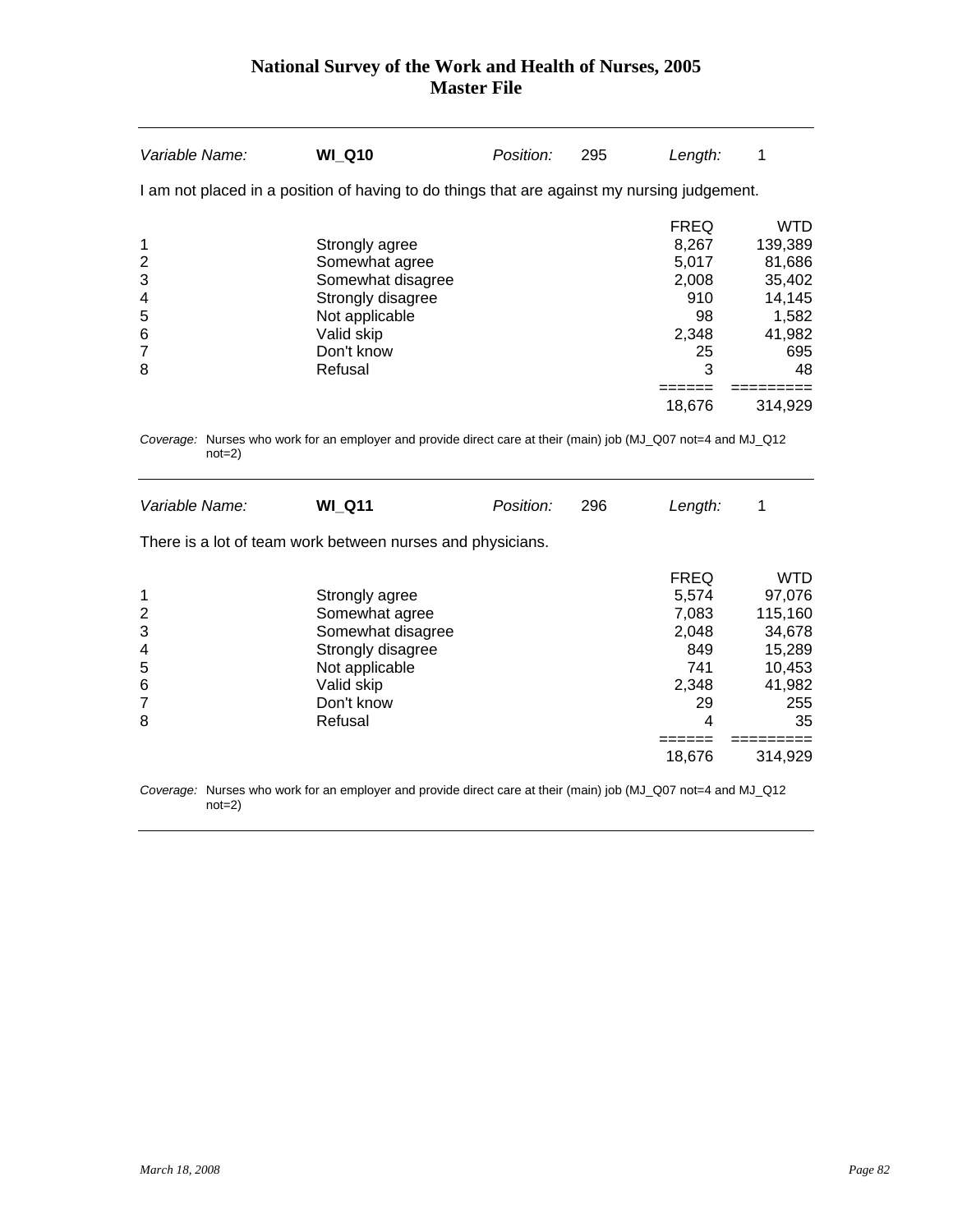| Variable Name: | **WI_Q10** | Position: | 295 | Length: | 1 |
|---|---|---|---|---|---|

I am not placed in a position of having to do things that are against my nursing judgement.

| | | FREQ | WTD |
|---|---|---|---|
| 1 | Strongly agree | 8,267 | 139,389 |
| 2 | Somewhat agree | 5,017 | 81,686 |
| 3 | Somewhat disagree | 2,008 | 35,402 |
| 4 | Strongly disagree | 910 | 14,145 |
| 5 | Not applicable | 98 | 1,582 |
| 6 | Valid skip | 2,348 | 41,982 |
| 7 | Don't know | 25 | 695 |
| 8 | Refusal | 3 | 48 |
| | | ====== | ========= |
| | | 18,676 | 314,929 |

*Coverage:* Nurses who work for an employer and provide direct care at their (main) job (MJ_Q07 not=4 and MJ_Q12 not=2)

| Variable Name: | **WI_Q11** | Position: | 296 | Length: | 1 |
|---|---|---|---|---|---|

There is a lot of team work between nurses and physicians.

| | | FREQ | WTD |
|---|---|---|---|
| 1 | Strongly agree | 5,574 | 97,076 |
| 2 | Somewhat agree | 7,083 | 115,160 |
| 3 | Somewhat disagree | 2,048 | 34,678 |
| 4 | Strongly disagree | 849 | 15,289 |
| 5 | Not applicable | 741 | 10,453 |
| 6 | Valid skip | 2,348 | 41,982 |
| 7 | Don't know | 29 | 255 |
| 8 | Refusal | 4 | 35 |
| | | ====== | ========= |
| | | 18,676 | 314,929 |

*Coverage:* Nurses who work for an employer and provide direct care at their (main) job (MJ_Q07 not=4 and MJ_Q12 not=2)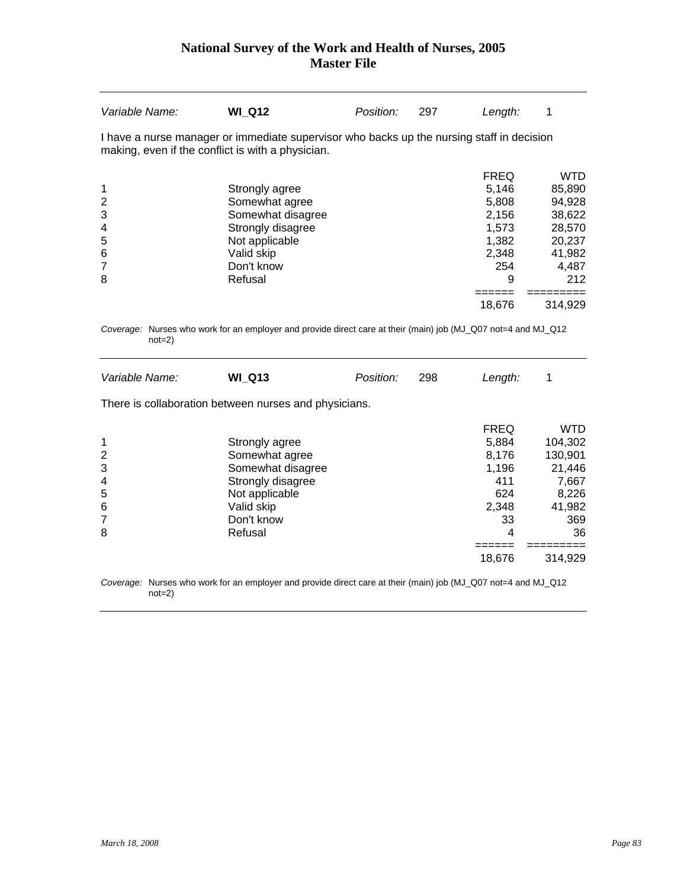| Variable Name: | **WI_Q12** | Position: | 297 | Length: | 1 |
|---|---|---|---|---|---|

I have a nurse manager or immediate supervisor who backs up the nursing staff in decision making, even if the conflict is with a physician.

| | | FREQ | WTD |
|---|---|---|---|
| 1 | Strongly agree | 5,146 | 85,890 |
| 2 | Somewhat agree | 5,808 | 94,928 |
| 3 | Somewhat disagree | 2,156 | 38,622 |
| 4 | Strongly disagree | 1,573 | 28,570 |
| 5 | Not applicable | 1,382 | 20,237 |
| 6 | Valid skip | 2,348 | 41,982 |
| 7 | Don't know | 254 | 4,487 |
| 8 | Refusal | 9 | 212 |
| | | ====== | ========= |
| | | 18,676 | 314,929 |

*Coverage:* Nurses who work for an employer and provide direct care at their (main) job (MJ_Q07 not=4 and MJ_Q12 not=2)

---

| Variable Name: | **WI_Q13** | Position: | 298 | Length: | 1 |
|---|---|---|---|---|---|

There is collaboration between nurses and physicians.

| | | FREQ | WTD |
|---|---|---|---|
| 1 | Strongly agree | 5,884 | 104,302 |
| 2 | Somewhat agree | 8,176 | 130,901 |
| 3 | Somewhat disagree | 1,196 | 21,446 |
| 4 | Strongly disagree | 411 | 7,667 |
| 5 | Not applicable | 624 | 8,226 |
| 6 | Valid skip | 2,348 | 41,982 |
| 7 | Don't know | 33 | 369 |
| 8 | Refusal | 4 | 36 |
| | | ====== | ========= |
| | | 18,676 | 314,929 |

*Coverage:* Nurses who work for an employer and provide direct care at their (main) job (MJ_Q07 not=4 and MJ_Q12 not=2)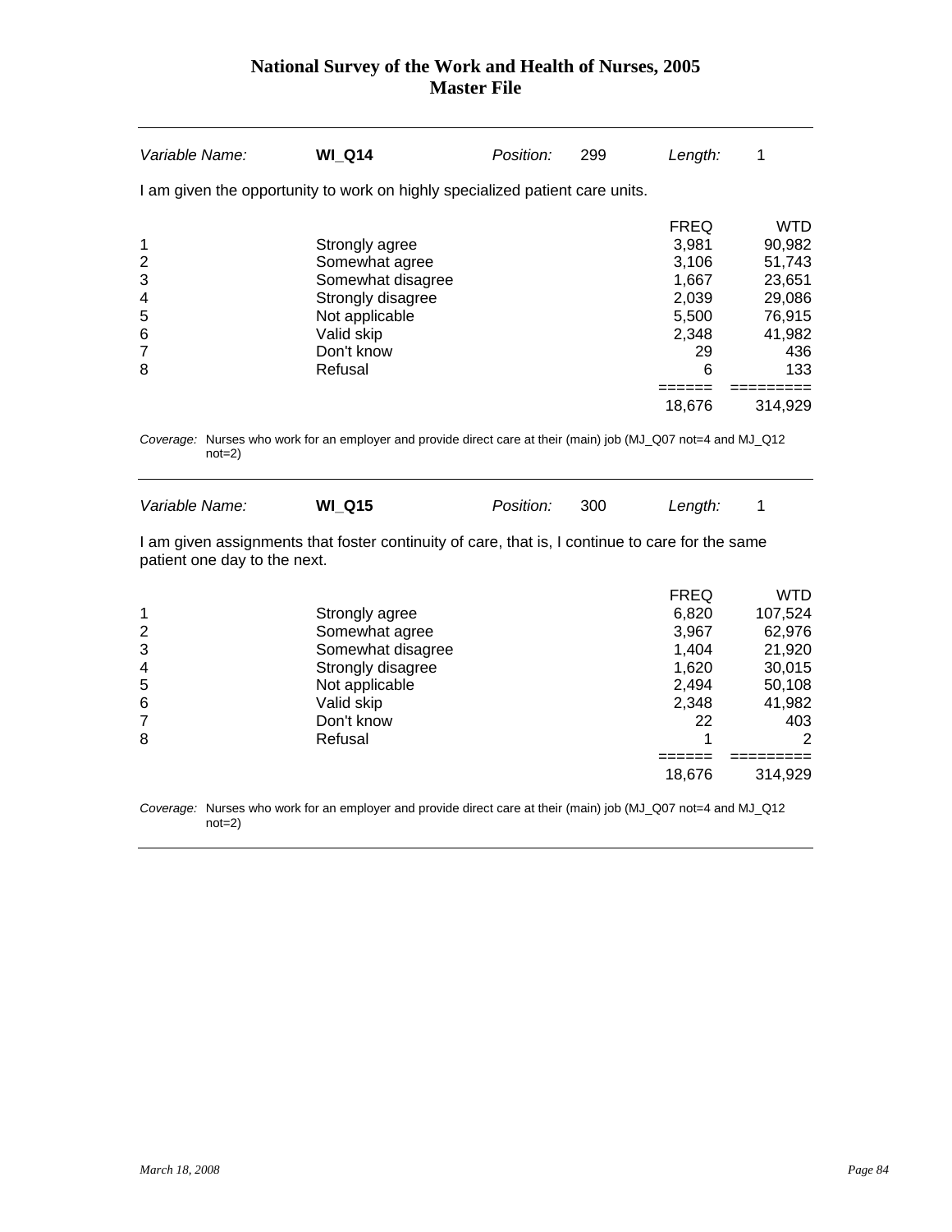| Variable Name: | **WI_Q14** | Position: | 299 | Length: | 1 |
|---|---|---|---|---|---|

I am given the opportunity to work on highly specialized patient care units.

| | | FREQ | WTD |
|---|---|---|---|
| 1 | Strongly agree | 3,981 | 90,982 |
| 2 | Somewhat agree | 3,106 | 51,743 |
| 3 | Somewhat disagree | 1,667 | 23,651 |
| 4 | Strongly disagree | 2,039 | 29,086 |
| 5 | Not applicable | 5,500 | 76,915 |
| 6 | Valid skip | 2,348 | 41,982 |
| 7 | Don't know | 29 | 436 |
| 8 | Refusal | 6 | 133 |
| | | ====== | ========= |
| | | 18,676 | 314,929 |

*Coverage:* Nurses who work for an employer and provide direct care at their (main) job (MJ_Q07 not=4 and MJ_Q12 not=2)

| Variable Name: | **WI_Q15** | Position: | 300 | Length: | 1 |
|---|---|---|---|---|---|

I am given assignments that foster continuity of care, that is, I continue to care for the same patient one day to the next.

| | | FREQ | WTD |
|---|---|---|---|
| 1 | Strongly agree | 6,820 | 107,524 |
| 2 | Somewhat agree | 3,967 | 62,976 |
| 3 | Somewhat disagree | 1,404 | 21,920 |
| 4 | Strongly disagree | 1,620 | 30,015 |
| 5 | Not applicable | 2,494 | 50,108 |
| 6 | Valid skip | 2,348 | 41,982 |
| 7 | Don't know | 22 | 403 |
| 8 | Refusal | 1 | 2 |
| | | ====== | ========= |
| | | 18,676 | 314,929 |

*Coverage:* Nurses who work for an employer and provide direct care at their (main) job (MJ_Q07 not=4 and MJ_Q12 not=2)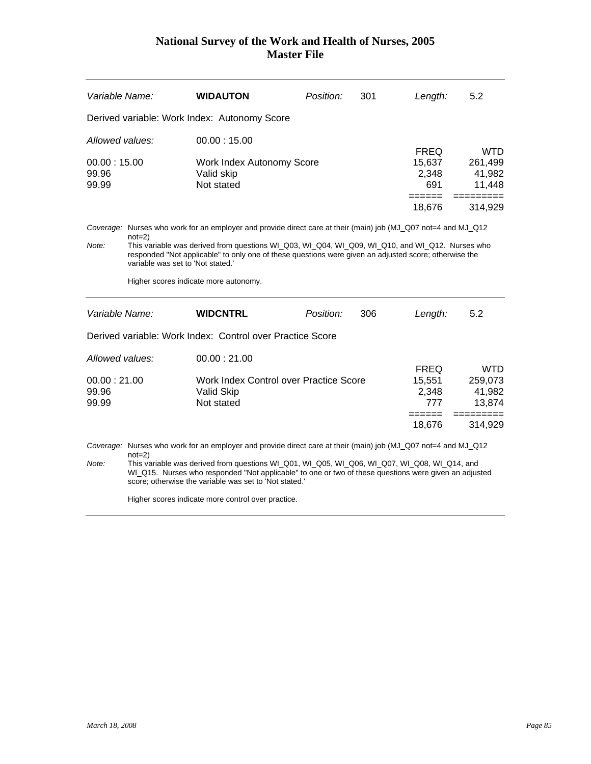| *Variable Name:* | **WIDAUTON** | *Position:* | 301 | *Length:* | 5.2 |
|---|---|---|---|---|---|

Derived variable: Work Index: Autonomy Score

*Allowed values:* 00.00 : 15.00

| | | FREQ | WTD |
|---|---|---|---|
| 00.00 : 15.00 | Work Index Autonomy Score | 15,637 | 261,499 |
| 99.96 | Valid skip | 2,348 | 41,982 |
| 99.99 | Not stated | 691 | 11,448 |
| | | ====== | ========= |
| | | 18,676 | 314,929 |

*Coverage:* Nurses who work for an employer and provide direct care at their (main) job (MJ_Q07 not=4 and MJ_Q12 not=2)

*Note:* This variable was derived from questions WI_Q03, WI_Q04, WI_Q09, WI_Q10, and WI_Q12. Nurses who responded "Not applicable" to only one of these questions were given an adjusted score; otherwise the variable was set to 'Not stated.'

Higher scores indicate more autonomy.

---

| *Variable Name:* | **WIDCNTRL** | *Position:* | 306 | *Length:* | 5.2 |
|---|---|---|---|---|---|

Derived variable: Work Index: Control over Practice Score

*Allowed values:* 00.00 : 21.00

| | | FREQ | WTD |
|---|---|---|---|
| 00.00 : 21.00 | Work Index Control over Practice Score | 15,551 | 259,073 |
| 99.96 | Valid Skip | 2,348 | 41,982 |
| 99.99 | Not stated | 777 | 13,874 |
| | | ====== | ========= |
| | | 18,676 | 314,929 |

*Coverage:* Nurses who work for an employer and provide direct care at their (main) job (MJ_Q07 not=4 and MJ_Q12 not=2)

*Note:* This variable was derived from questions WI_Q01, WI_Q05, WI_Q06, WI_Q07, WI_Q08, WI_Q14, and WI_Q15. Nurses who responded "Not applicable" to one or two of these questions were given an adjusted score; otherwise the variable was set to 'Not stated.'

Higher scores indicate more control over practice.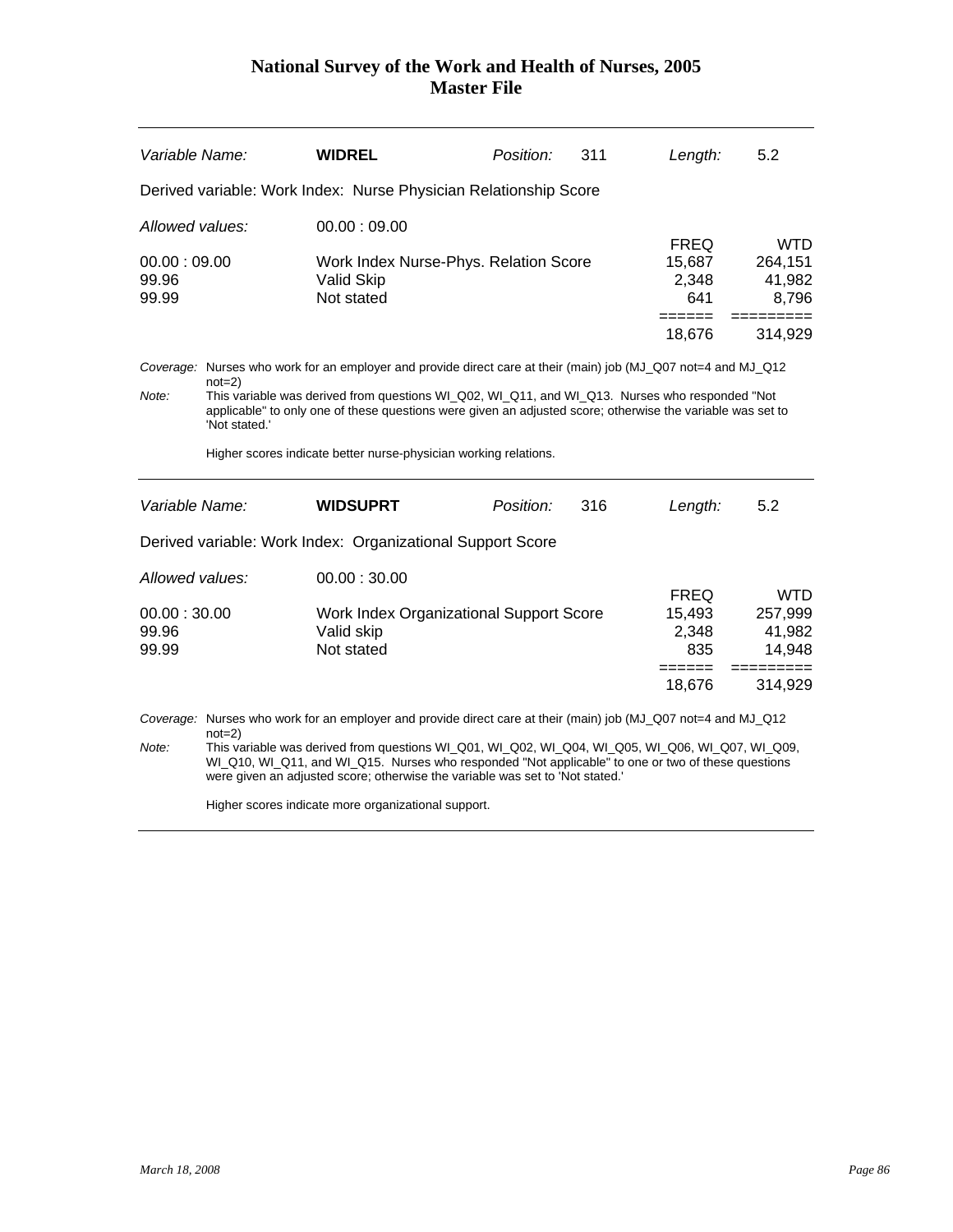| *Variable Name:* | **WIDREL** | *Position:* | 311 | *Length:* | 5.2 |
|---|---|---|---|---|---|

Derived variable: Work Index: Nurse Physician Relationship Score

*Allowed values:* 00.00 : 09.00

| | | FREQ | WTD |
|---|---|---|---|
| 00.00 : 09.00 | Work Index Nurse-Phys. Relation Score | 15,687 | 264,151 |
| 99.96 | Valid Skip | 2,348 | 41,982 |
| 99.99 | Not stated | 641 | 8,796 |
| | | 18,676 | 314,929 |

*Coverage:* Nurses who work for an employer and provide direct care at their (main) job (MJ_Q07 not=4 and MJ_Q12 not=2)

*Note:* This variable was derived from questions WI_Q02, WI_Q11, and WI_Q13. Nurses who responded "Not applicable" to only one of these questions were given an adjusted score; otherwise the variable was set to 'Not stated.'

Higher scores indicate better nurse-physician working relations.

---

| *Variable Name:* | **WIDSUPRT** | *Position:* | 316 | *Length:* | 5.2 |
|---|---|---|---|---|---|

Derived variable: Work Index: Organizational Support Score

*Allowed values:* 00.00 : 30.00

| | | FREQ | WTD |
|---|---|---|---|
| 00.00 : 30.00 | Work Index Organizational Support Score | 15,493 | 257,999 |
| 99.96 | Valid skip | 2,348 | 41,982 |
| 99.99 | Not stated | 835 | 14,948 |
| | | 18,676 | 314,929 |

*Coverage:* Nurses who work for an employer and provide direct care at their (main) job (MJ_Q07 not=4 and MJ_Q12 not=2)

*Note:* This variable was derived from questions WI_Q01, WI_Q02, WI_Q04, WI_Q05, WI_Q06, WI_Q07, WI_Q09, WI_Q10, WI_Q11, and WI_Q15. Nurses who responded "Not applicable" to one or two of these questions were given an adjusted score; otherwise the variable was set to 'Not stated.'

Higher scores indicate more organizational support.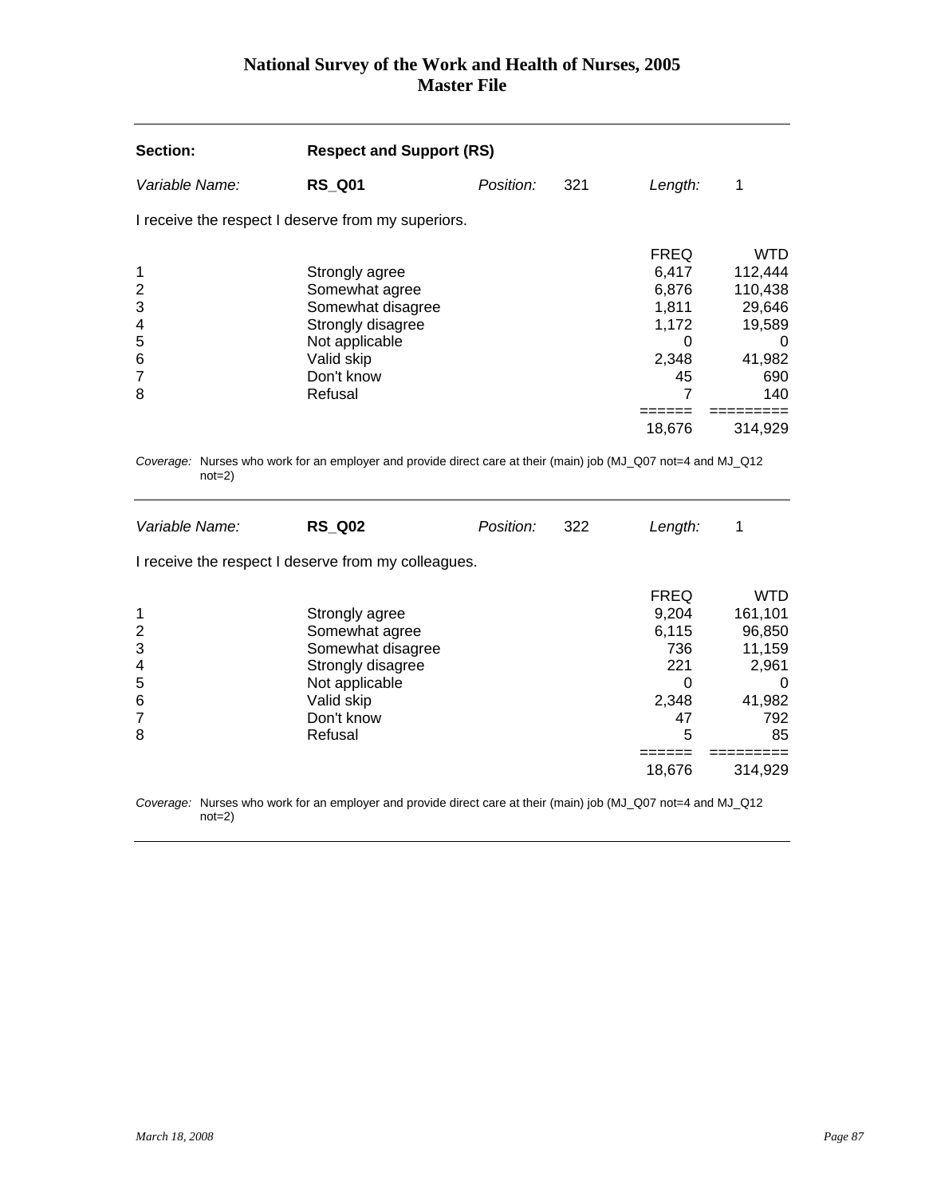**Section:** **Respect and Support (RS)**

*Variable Name:* **RS_Q01** *Position:* 321 *Length:* 1

I receive the respect I deserve from my superiors.

| Code | Category | FREQ | WTD |
|---|---|---|---|
| 1 | Strongly agree | 6,417 | 112,444 |
| 2 | Somewhat agree | 6,876 | 110,438 |
| 3 | Somewhat disagree | 1,811 | 29,646 |
| 4 | Strongly disagree | 1,172 | 19,589 |
| 5 | Not applicable | 0 | 0 |
| 6 | Valid skip | 2,348 | 41,982 |
| 7 | Don't know | 45 | 690 |
| 8 | Refusal | 7 | 140 |
| | | 18,676 | 314,929 |

*Coverage:* Nurses who work for an employer and provide direct care at their (main) job (MJ_Q07 not=4 and MJ_Q12 not=2)

---

*Variable Name:* **RS_Q02** *Position:* 322 *Length:* 1

I receive the respect I deserve from my colleagues.

| Code | Category | FREQ | WTD |
|---|---|---|---|
| 1 | Strongly agree | 9,204 | 161,101 |
| 2 | Somewhat agree | 6,115 | 96,850 |
| 3 | Somewhat disagree | 736 | 11,159 |
| 4 | Strongly disagree | 221 | 2,961 |
| 5 | Not applicable | 0 | 0 |
| 6 | Valid skip | 2,348 | 41,982 |
| 7 | Don't know | 47 | 792 |
| 8 | Refusal | 5 | 85 |
| | | 18,676 | 314,929 |

*Coverage:* Nurses who work for an employer and provide direct care at their (main) job (MJ_Q07 not=4 and MJ_Q12 not=2)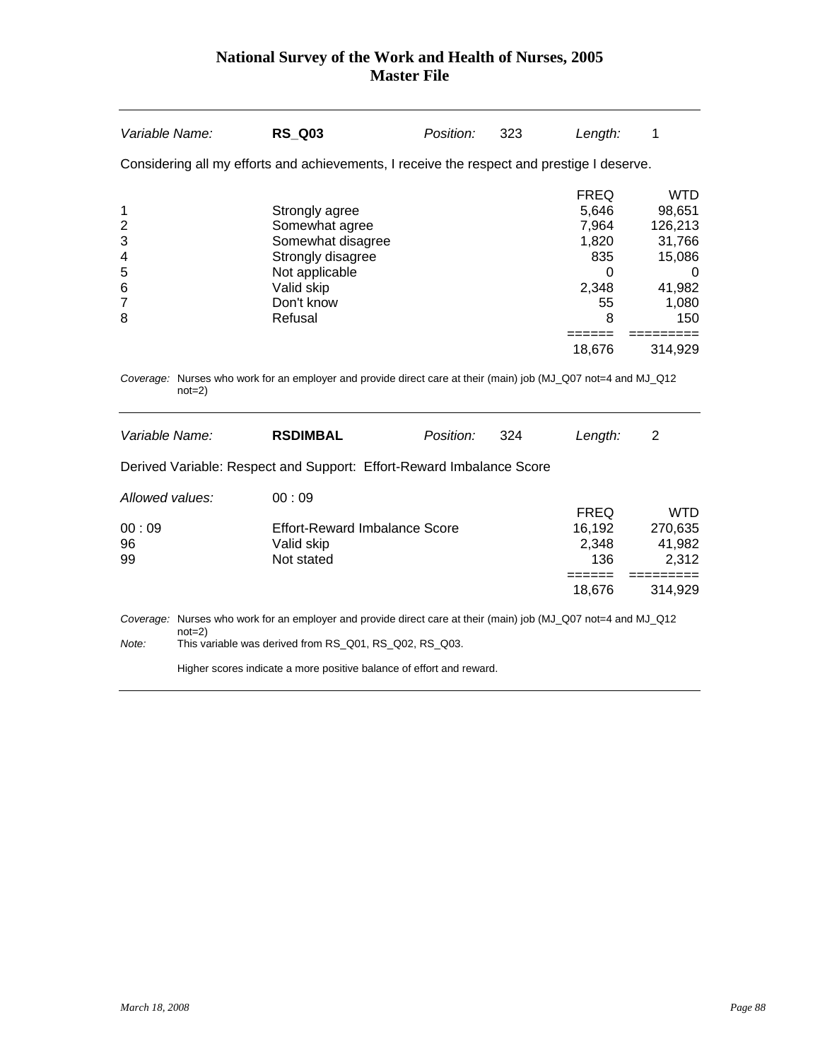| Variable Name: | **RS_Q03** | Position: | 323 | Length: | 1 |
|---|---|---|---|---|---|

Considering all my efforts and achievements, I receive the respect and prestige I deserve.

| | | FREQ | WTD |
|---|---|---|---|
| 1 | Strongly agree | 5,646 | 98,651 |
| 2 | Somewhat agree | 7,964 | 126,213 |
| 3 | Somewhat disagree | 1,820 | 31,766 |
| 4 | Strongly disagree | 835 | 15,086 |
| 5 | Not applicable | 0 | 0 |
| 6 | Valid skip | 2,348 | 41,982 |
| 7 | Don't know | 55 | 1,080 |
| 8 | Refusal | 8 | 150 |
| | | ====== | ========= |
| | | 18,676 | 314,929 |

*Coverage:* Nurses who work for an employer and provide direct care at their (main) job (MJ_Q07 not=4 and MJ_Q12 not=2)

| Variable Name: | **RSDIMBAL** | Position: | 324 | Length: | 2 |
|---|---|---|---|---|---|

Derived Variable: Respect and Support: Effort-Reward Imbalance Score

*Allowed values:* 00 : 09

| | | FREQ | WTD |
|---|---|---|---|
| 00 : 09 | Effort-Reward Imbalance Score | 16,192 | 270,635 |
| 96 | Valid skip | 2,348 | 41,982 |
| 99 | Not stated | 136 | 2,312 |
| | | ====== | ========= |
| | | 18,676 | 314,929 |

*Coverage:* Nurses who work for an employer and provide direct care at their (main) job (MJ_Q07 not=4 and MJ_Q12 not=2)

*Note:* This variable was derived from RS_Q01, RS_Q02, RS_Q03.

Higher scores indicate a more positive balance of effort and reward.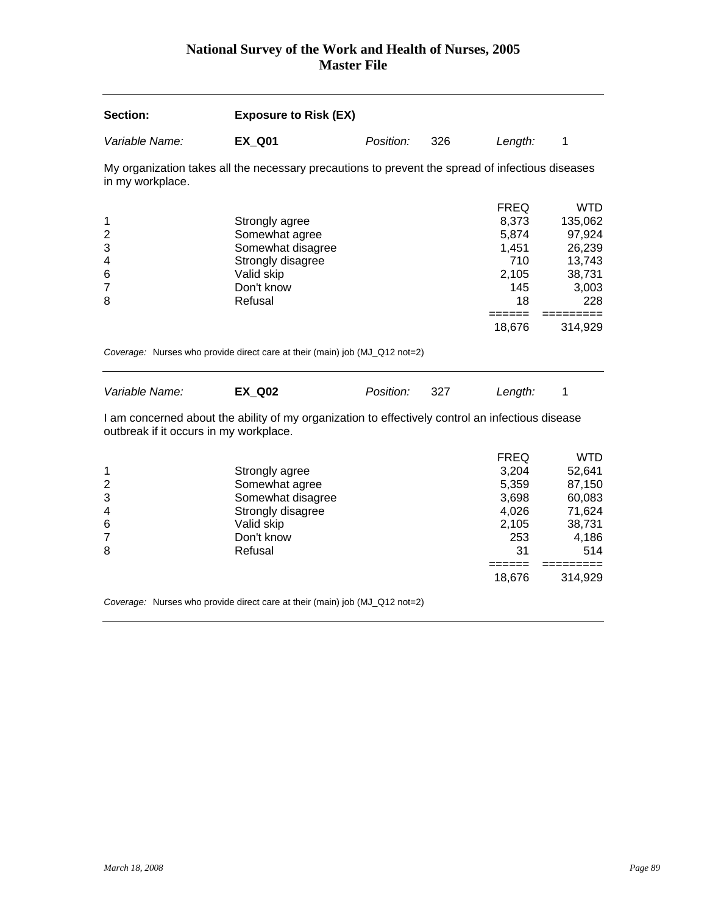| **Section:** | **Exposure to Risk (EX)** | | | | |
|---|---|---|---|---|---|
| *Variable Name:* | **EX_Q01** | *Position:* | 326 | *Length:* | 1 |

My organization takes all the necessary precautions to prevent the spread of infectious diseases in my workplace.

| | | FREQ | WTD |
|---|---|---|---|
| 1 | Strongly agree | 8,373 | 135,062 |
| 2 | Somewhat agree | 5,874 | 97,924 |
| 3 | Somewhat disagree | 1,451 | 26,239 |
| 4 | Strongly disagree | 710 | 13,743 |
| 6 | Valid skip | 2,105 | 38,731 |
| 7 | Don't know | 145 | 3,003 |
| 8 | Refusal | 18 | 228 |
| | | ====== | ========= |
| | | 18,676 | 314,929 |

*Coverage:* Nurses who provide direct care at their (main) job (MJ_Q12 not=2)

| *Variable Name:* | **EX_Q02** | *Position:* | 327 | *Length:* | 1 |
|---|---|---|---|---|---|

I am concerned about the ability of my organization to effectively control an infectious disease outbreak if it occurs in my workplace.

| | | FREQ | WTD |
|---|---|---|---|
| 1 | Strongly agree | 3,204 | 52,641 |
| 2 | Somewhat agree | 5,359 | 87,150 |
| 3 | Somewhat disagree | 3,698 | 60,083 |
| 4 | Strongly disagree | 4,026 | 71,624 |
| 6 | Valid skip | 2,105 | 38,731 |
| 7 | Don't know | 253 | 4,186 |
| 8 | Refusal | 31 | 514 |
| | | ====== | ========= |
| | | 18,676 | 314,929 |

*Coverage:* Nurses who provide direct care at their (main) job (MJ_Q12 not=2)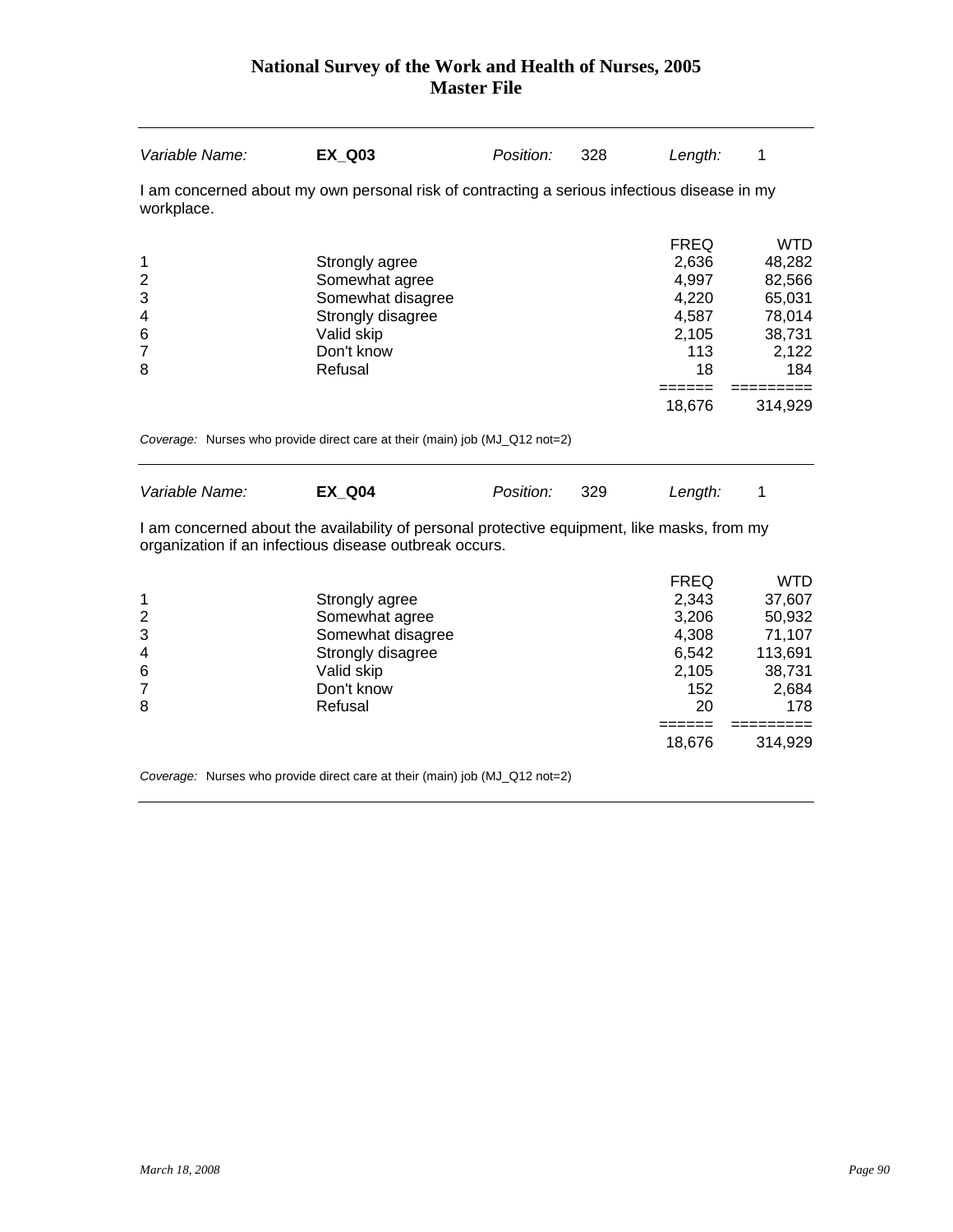| *Variable Name:* | **EX_Q03** | *Position:* | 328 | *Length:* | 1 |
|---|---|---|---|---|---|

I am concerned about my own personal risk of contracting a serious infectious disease in my workplace.

| | | FREQ | WTD |
|---|---|---|---|
| 1 | Strongly agree | 2,636 | 48,282 |
| 2 | Somewhat agree | 4,997 | 82,566 |
| 3 | Somewhat disagree | 4,220 | 65,031 |
| 4 | Strongly disagree | 4,587 | 78,014 |
| 6 | Valid skip | 2,105 | 38,731 |
| 7 | Don't know | 113 | 2,122 |
| 8 | Refusal | 18 | 184 |
| | | ====== | ========= |
| | | 18,676 | 314,929 |

*Coverage:* Nurses who provide direct care at their (main) job (MJ_Q12 not=2)

| *Variable Name:* | **EX_Q04** | *Position:* | 329 | *Length:* | 1 |
|---|---|---|---|---|---|

I am concerned about the availability of personal protective equipment, like masks, from my organization if an infectious disease outbreak occurs.

| | | FREQ | WTD |
|---|---|---|---|
| 1 | Strongly agree | 2,343 | 37,607 |
| 2 | Somewhat agree | 3,206 | 50,932 |
| 3 | Somewhat disagree | 4,308 | 71,107 |
| 4 | Strongly disagree | 6,542 | 113,691 |
| 6 | Valid skip | 2,105 | 38,731 |
| 7 | Don't know | 152 | 2,684 |
| 8 | Refusal | 20 | 178 |
| | | ====== | ========= |
| | | 18,676 | 314,929 |

*Coverage:* Nurses who provide direct care at their (main) job (MJ_Q12 not=2)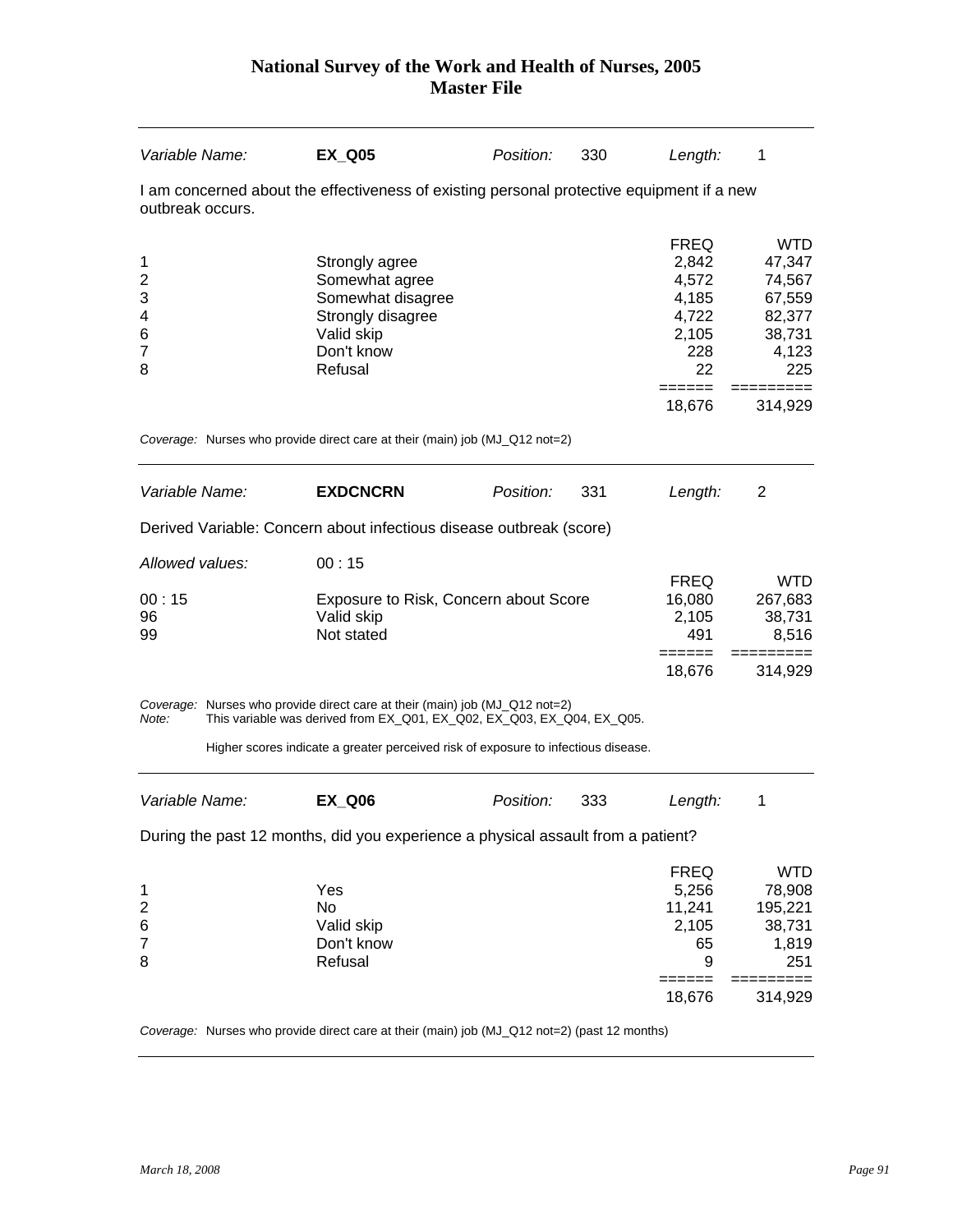| Variable Name: | **EX_Q05** | Position: | 330 | Length: | 1 |
|---|---|---|---|---|---|

I am concerned about the effectiveness of existing personal protective equipment if a new outbreak occurs.

| | | FREQ | WTD |
|---|---|---|---|
| 1 | Strongly agree | 2,842 | 47,347 |
| 2 | Somewhat agree | 4,572 | 74,567 |
| 3 | Somewhat disagree | 4,185 | 67,559 |
| 4 | Strongly disagree | 4,722 | 82,377 |
| 6 | Valid skip | 2,105 | 38,731 |
| 7 | Don't know | 228 | 4,123 |
| 8 | Refusal | 22 | 225 |
| | | 18,676 | 314,929 |

*Coverage:* Nurses who provide direct care at their (main) job (MJ_Q12 not=2)

| Variable Name: | **EXDCNCRN** | Position: | 331 | Length: | 2 |
|---|---|---|---|---|---|

Derived Variable: Concern about infectious disease outbreak (score)

*Allowed values:* 00 : 15

| | | FREQ | WTD |
|---|---|---|---|
| 00 : 15 | Exposure to Risk, Concern about Score | 16,080 | 267,683 |
| 96 | Valid skip | 2,105 | 38,731 |
| 99 | Not stated | 491 | 8,516 |
| | | 18,676 | 314,929 |

*Coverage:* Nurses who provide direct care at their (main) job (MJ_Q12 not=2)
*Note:* This variable was derived from EX_Q01, EX_Q02, EX_Q03, EX_Q04, EX_Q05.

Higher scores indicate a greater perceived risk of exposure to infectious disease.

| Variable Name: | **EX_Q06** | Position: | 333 | Length: | 1 |
|---|---|---|---|---|---|

During the past 12 months, did you experience a physical assault from a patient?

| | | FREQ | WTD |
|---|---|---|---|
| 1 | Yes | 5,256 | 78,908 |
| 2 | No | 11,241 | 195,221 |
| 6 | Valid skip | 2,105 | 38,731 |
| 7 | Don't know | 65 | 1,819 |
| 8 | Refusal | 9 | 251 |
| | | 18,676 | 314,929 |

*Coverage:* Nurses who provide direct care at their (main) job (MJ_Q12 not=2) (past 12 months)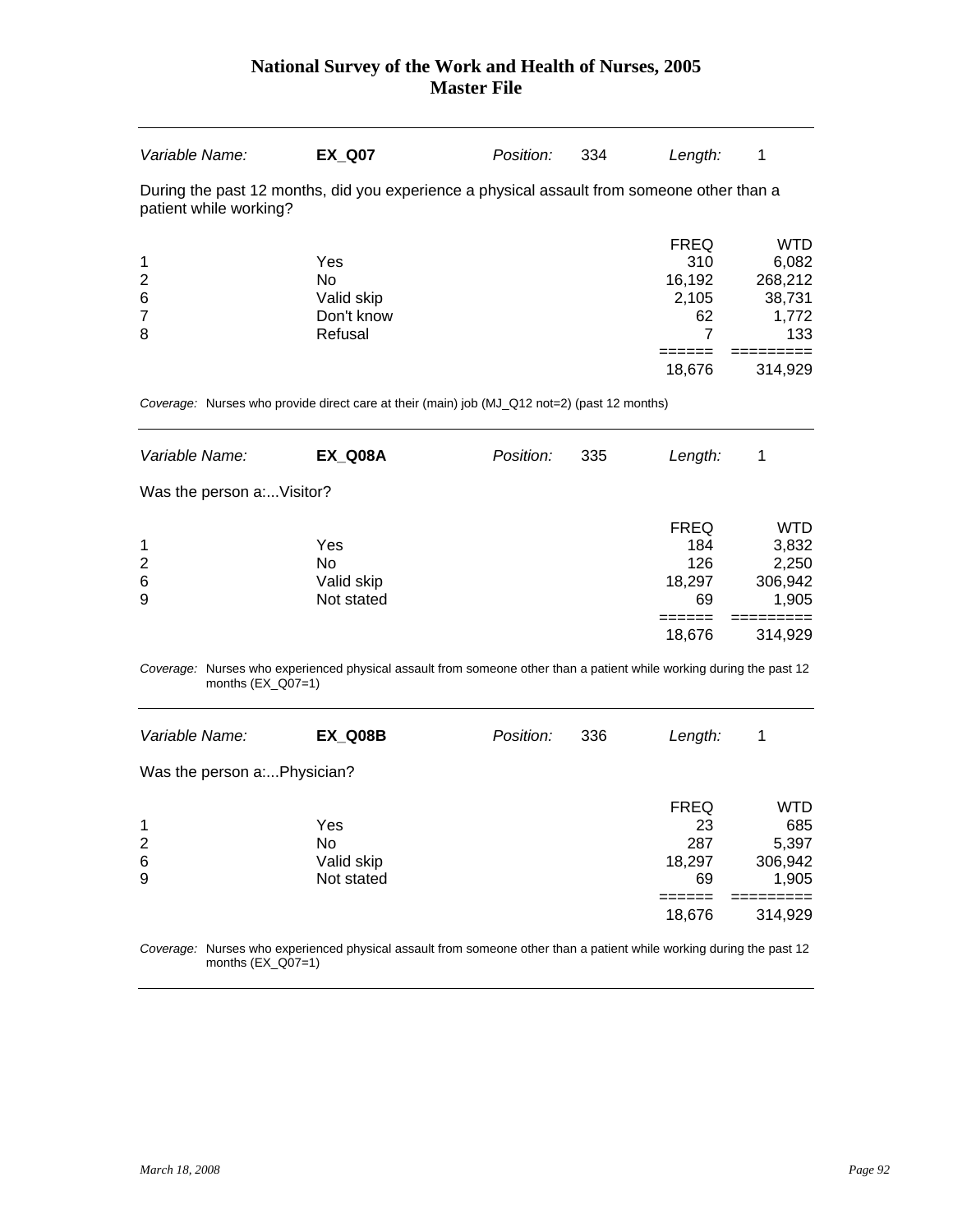# National Survey of the Work and Health of Nurses, 2005
## Master File

| *Variable Name:* | **EX_Q07** | *Position:* | 334 | *Length:* | 1 |
|---|---|---|---|---|---|

During the past 12 months, did you experience a physical assault from someone other than a patient while working?

| | | FREQ | WTD |
|---|---|---|---|
| 1 | Yes | 310 | 6,082 |
| 2 | No | 16,192 | 268,212 |
| 6 | Valid skip | 2,105 | 38,731 |
| 7 | Don't know | 62 | 1,772 |
| 8 | Refusal | 7 | 133 |
| | | ====== | ========= |
| | | 18,676 | 314,929 |

*Coverage:* Nurses who provide direct care at their (main) job (MJ_Q12 not=2) (past 12 months)

| *Variable Name:* | **EX_Q08A** | *Position:* | 335 | *Length:* | 1 |
|---|---|---|---|---|---|

Was the person a:...Visitor?

| | | FREQ | WTD |
|---|---|---|---|
| 1 | Yes | 184 | 3,832 |
| 2 | No | 126 | 2,250 |
| 6 | Valid skip | 18,297 | 306,942 |
| 9 | Not stated | 69 | 1,905 |
| | | ====== | ========= |
| | | 18,676 | 314,929 |

*Coverage:* Nurses who experienced physical assault from someone other than a patient while working during the past 12 months (EX_Q07=1)

| *Variable Name:* | **EX_Q08B** | *Position:* | 336 | *Length:* | 1 |
|---|---|---|---|---|---|

Was the person a:...Physician?

| | | FREQ | WTD |
|---|---|---|---|
| 1 | Yes | 23 | 685 |
| 2 | No | 287 | 5,397 |
| 6 | Valid skip | 18,297 | 306,942 |
| 9 | Not stated | 69 | 1,905 |
| | | ====== | ========= |
| | | 18,676 | 314,929 |

*Coverage:* Nurses who experienced physical assault from someone other than a patient while working during the past 12 months (EX_Q07=1)

*March 18, 2008*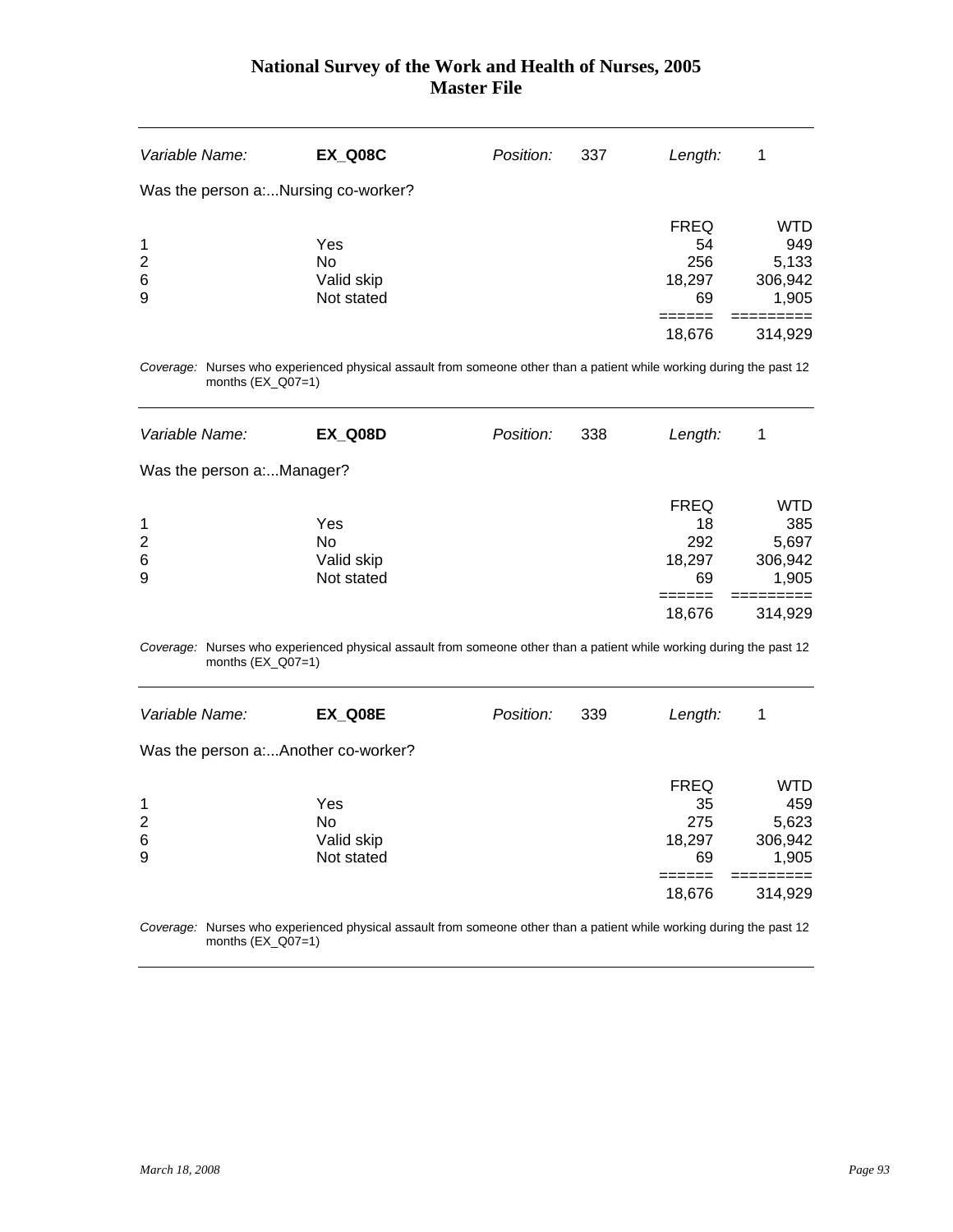| Variable Name: | **EX_Q08C** | Position: | 337 | Length: | 1 |
|---|---|---|---|---|---|

Was the person a:...Nursing co-worker?

| | | FREQ | WTD |
|---|---|---|---|
| 1 | Yes | 54 | 949 |
| 2 | No | 256 | 5,133 |
| 6 | Valid skip | 18,297 | 306,942 |
| 9 | Not stated | 69 | 1,905 |
| | | ====== | ========= |
| | | 18,676 | 314,929 |

*Coverage:* Nurses who experienced physical assault from someone other than a patient while working during the past 12 months (EX_Q07=1)

---

| Variable Name: | **EX_Q08D** | Position: | 338 | Length: | 1 |
|---|---|---|---|---|---|

Was the person a:...Manager?

| | | FREQ | WTD |
|---|---|---|---|
| 1 | Yes | 18 | 385 |
| 2 | No | 292 | 5,697 |
| 6 | Valid skip | 18,297 | 306,942 |
| 9 | Not stated | 69 | 1,905 |
| | | ====== | ========= |
| | | 18,676 | 314,929 |

*Coverage:* Nurses who experienced physical assault from someone other than a patient while working during the past 12 months (EX_Q07=1)

---

| Variable Name: | **EX_Q08E** | Position: | 339 | Length: | 1 |
|---|---|---|---|---|---|

Was the person a:...Another co-worker?

| | | FREQ | WTD |
|---|---|---|---|
| 1 | Yes | 35 | 459 |
| 2 | No | 275 | 5,623 |
| 6 | Valid skip | 18,297 | 306,942 |
| 9 | Not stated | 69 | 1,905 |
| | | ====== | ========= |
| | | 18,676 | 314,929 |

*Coverage:* Nurses who experienced physical assault from someone other than a patient while working during the past 12 months (EX_Q07=1)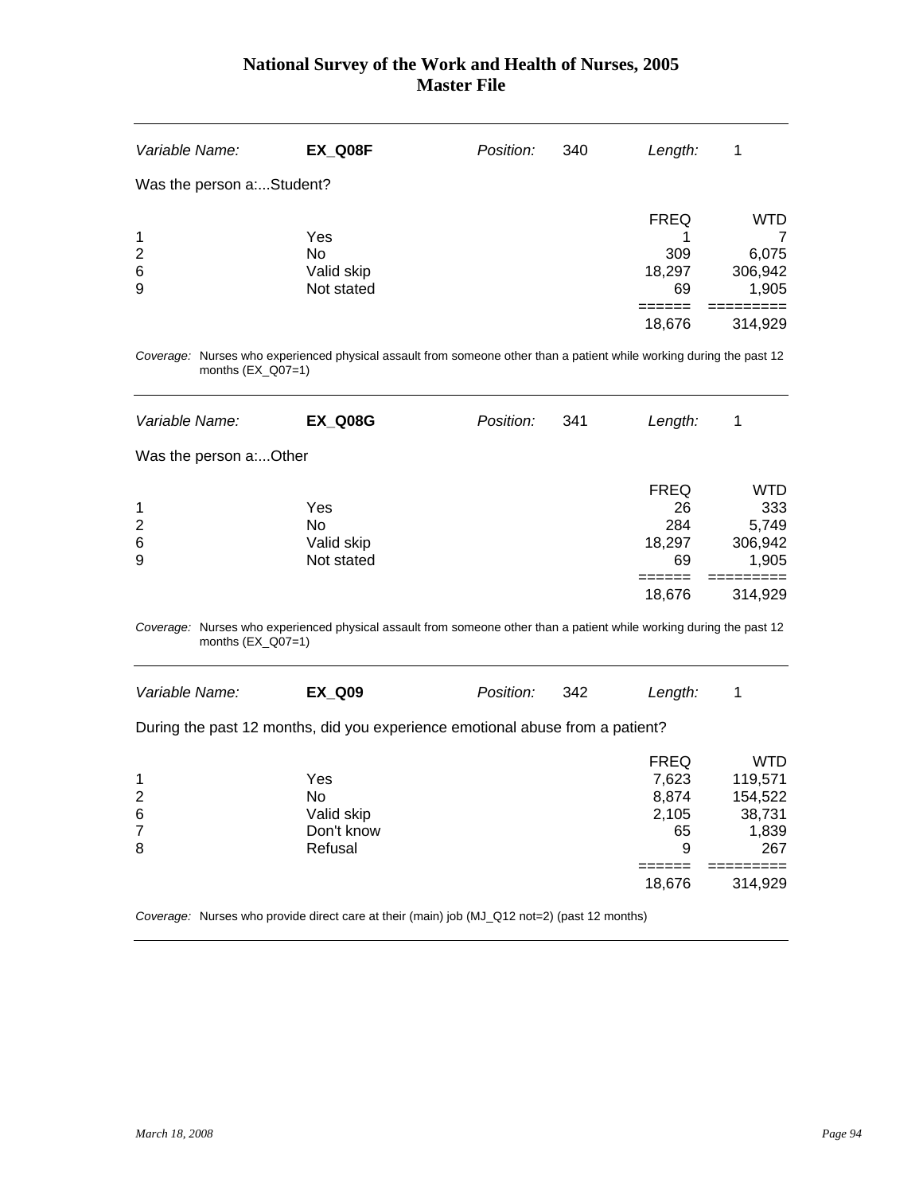# National Survey of the Work and Health of Nurses, 2005
## Master File

| *Variable Name:* | **EX_Q08F** | *Position:* | 340 | *Length:* | 1 |
|---|---|---|---|---|---|

Was the person a:...Student?

| | | FREQ | WTD |
|---|---|---|---|
| 1 | Yes | 1 | 7 |
| 2 | No | 309 | 6,075 |
| 6 | Valid skip | 18,297 | 306,942 |
| 9 | Not stated | 69 | 1,905 |
| | | ====== | ========= |
| | | 18,676 | 314,929 |

*Coverage:* Nurses who experienced physical assault from someone other than a patient while working during the past 12 months (EX_Q07=1)

| *Variable Name:* | **EX_Q08G** | *Position:* | 341 | *Length:* | 1 |
|---|---|---|---|---|---|

Was the person a:...Other

| | | FREQ | WTD |
|---|---|---|---|
| 1 | Yes | 26 | 333 |
| 2 | No | 284 | 5,749 |
| 6 | Valid skip | 18,297 | 306,942 |
| 9 | Not stated | 69 | 1,905 |
| | | ====== | ========= |
| | | 18,676 | 314,929 |

*Coverage:* Nurses who experienced physical assault from someone other than a patient while working during the past 12 months (EX_Q07=1)

| *Variable Name:* | **EX_Q09** | *Position:* | 342 | *Length:* | 1 |
|---|---|---|---|---|---|

During the past 12 months, did you experience emotional abuse from a patient?

| | | FREQ | WTD |
|---|---|---|---|
| 1 | Yes | 7,623 | 119,571 |
| 2 | No | 8,874 | 154,522 |
| 6 | Valid skip | 2,105 | 38,731 |
| 7 | Don't know | 65 | 1,839 |
| 8 | Refusal | 9 | 267 |
| | | ====== | ========= |
| | | 18,676 | 314,929 |

*Coverage:* Nurses who provide direct care at their (main) job (MJ_Q12 not=2) (past 12 months)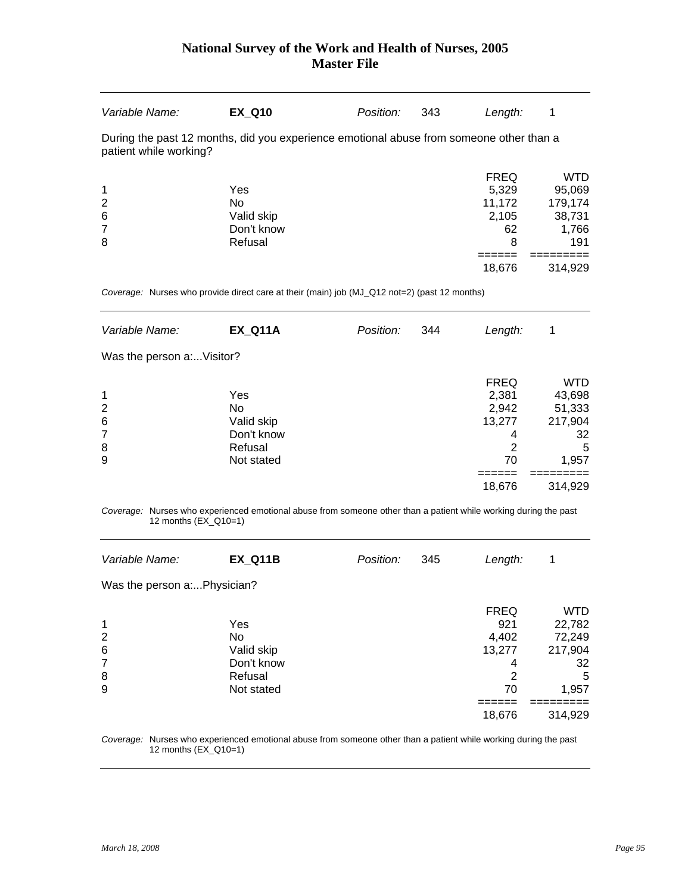| Variable Name: | **EX_Q10** | Position: | 343 | Length: | 1 |
|---|---|---|---|---|---|

During the past 12 months, did you experience emotional abuse from someone other than a patient while working?

| | | FREQ | WTD |
|---|---|---|---|
| 1 | Yes | 5,329 | 95,069 |
| 2 | No | 11,172 | 179,174 |
| 6 | Valid skip | 2,105 | 38,731 |
| 7 | Don't know | 62 | 1,766 |
| 8 | Refusal | 8 | 191 |
| | | 18,676 | 314,929 |

*Coverage:* Nurses who provide direct care at their (main) job (MJ_Q12 not=2) (past 12 months)

| Variable Name: | **EX_Q11A** | Position: | 344 | Length: | 1 |
|---|---|---|---|---|---|

Was the person a:...Visitor?

| | | FREQ | WTD |
|---|---|---|---|
| 1 | Yes | 2,381 | 43,698 |
| 2 | No | 2,942 | 51,333 |
| 6 | Valid skip | 13,277 | 217,904 |
| 7 | Don't know | 4 | 32 |
| 8 | Refusal | 2 | 5 |
| 9 | Not stated | 70 | 1,957 |
| | | 18,676 | 314,929 |

*Coverage:* Nurses who experienced emotional abuse from someone other than a patient while working during the past 12 months (EX_Q10=1)

| Variable Name: | **EX_Q11B** | Position: | 345 | Length: | 1 |
|---|---|---|---|---|---|

Was the person a:...Physician?

| | | FREQ | WTD |
|---|---|---|---|
| 1 | Yes | 921 | 22,782 |
| 2 | No | 4,402 | 72,249 |
| 6 | Valid skip | 13,277 | 217,904 |
| 7 | Don't know | 4 | 32 |
| 8 | Refusal | 2 | 5 |
| 9 | Not stated | 70 | 1,957 |
| | | 18,676 | 314,929 |

*Coverage:* Nurses who experienced emotional abuse from someone other than a patient while working during the past 12 months (EX_Q10=1)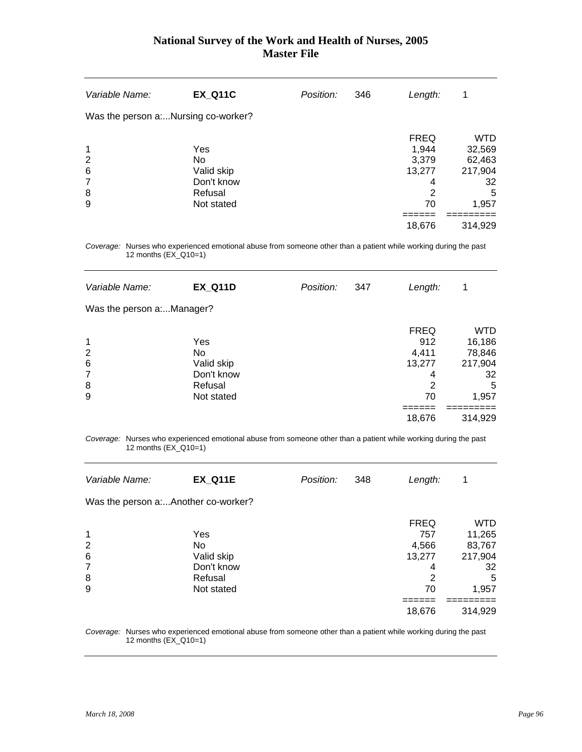# National Survey of the Work and Health of Nurses, 2005
# Master File

| *Variable Name:* | **EX_Q11C** | *Position:* | 346 | *Length:* | 1 |
|---|---|---|---|---|---|

Was the person a:...Nursing co-worker?

| | | FREQ | WTD |
|---|---|---|---|
| 1 | Yes | 1,944 | 32,569 |
| 2 | No | 3,379 | 62,463 |
| 6 | Valid skip | 13,277 | 217,904 |
| 7 | Don't know | 4 | 32 |
| 8 | Refusal | 2 | 5 |
| 9 | Not stated | 70 | 1,957 |
| | | 18,676 | 314,929 |

*Coverage:* Nurses who experienced emotional abuse from someone other than a patient while working during the past 12 months (EX_Q10=1)

| *Variable Name:* | **EX_Q11D** | *Position:* | 347 | *Length:* | 1 |
|---|---|---|---|---|---|

Was the person a:...Manager?

| | | FREQ | WTD |
|---|---|---|---|
| 1 | Yes | 912 | 16,186 |
| 2 | No | 4,411 | 78,846 |
| 6 | Valid skip | 13,277 | 217,904 |
| 7 | Don't know | 4 | 32 |
| 8 | Refusal | 2 | 5 |
| 9 | Not stated | 70 | 1,957 |
| | | 18,676 | 314,929 |

*Coverage:* Nurses who experienced emotional abuse from someone other than a patient while working during the past 12 months (EX_Q10=1)

| *Variable Name:* | **EX_Q11E** | *Position:* | 348 | *Length:* | 1 |
|---|---|---|---|---|---|

Was the person a:...Another co-worker?

| | | FREQ | WTD |
|---|---|---|---|
| 1 | Yes | 757 | 11,265 |
| 2 | No | 4,566 | 83,767 |
| 6 | Valid skip | 13,277 | 217,904 |
| 7 | Don't know | 4 | 32 |
| 8 | Refusal | 2 | 5 |
| 9 | Not stated | 70 | 1,957 |
| | | 18,676 | 314,929 |

*Coverage:* Nurses who experienced emotional abuse from someone other than a patient while working during the past 12 months (EX_Q10=1)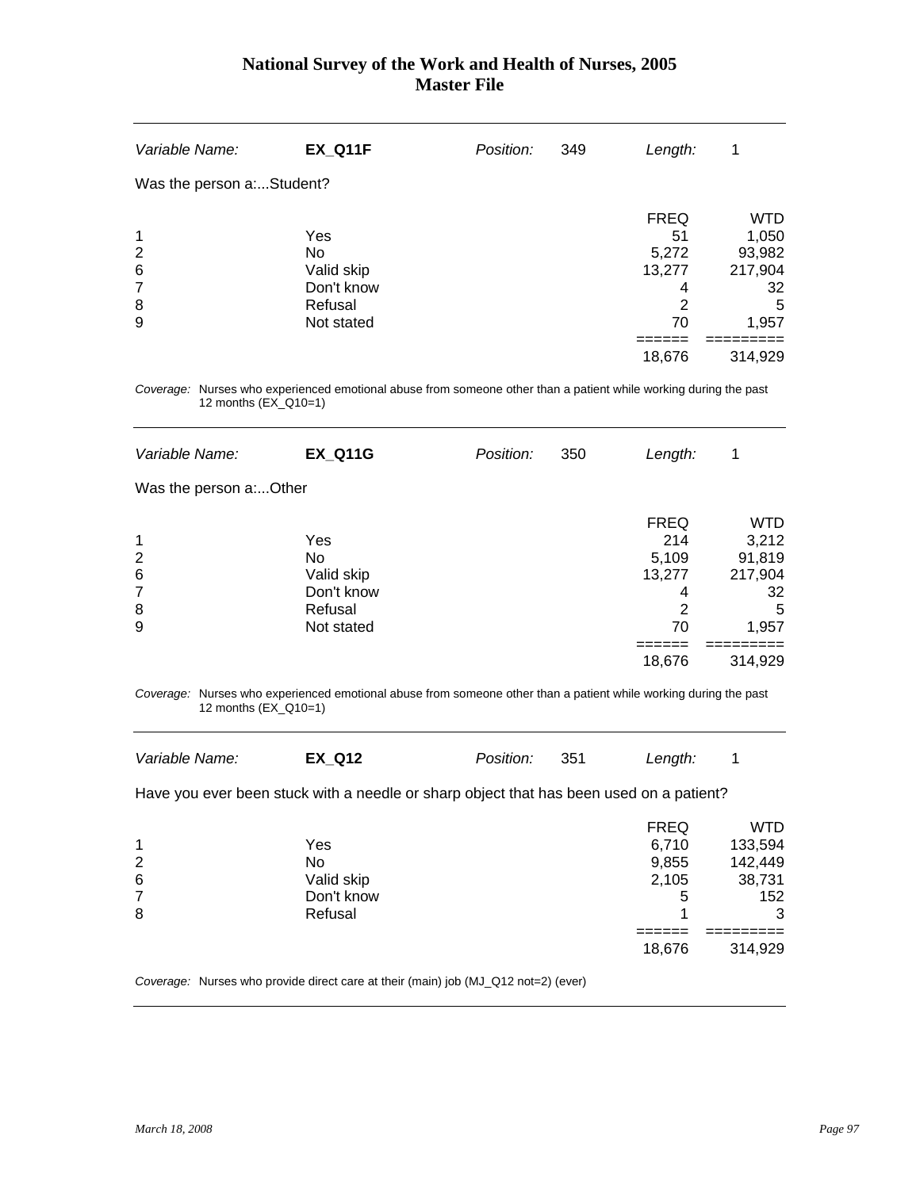| Variable Name: | **EX_Q11F** | Position: | 349 | Length: | 1 |
|---|---|---|---|---|---|

Was the person a:...Student?

| | | FREQ | WTD |
|---|---|---|---|
| 1 | Yes | 51 | 1,050 |
| 2 | No | 5,272 | 93,982 |
| 6 | Valid skip | 13,277 | 217,904 |
| 7 | Don't know | 4 | 32 |
| 8 | Refusal | 2 | 5 |
| 9 | Not stated | 70 | 1,957 |
| | | 18,676 | 314,929 |

*Coverage:* Nurses who experienced emotional abuse from someone other than a patient while working during the past 12 months (EX_Q10=1)

| Variable Name: | **EX_Q11G** | Position: | 350 | Length: | 1 |
|---|---|---|---|---|---|

Was the person a:...Other

| | | FREQ | WTD |
|---|---|---|---|
| 1 | Yes | 214 | 3,212 |
| 2 | No | 5,109 | 91,819 |
| 6 | Valid skip | 13,277 | 217,904 |
| 7 | Don't know | 4 | 32 |
| 8 | Refusal | 2 | 5 |
| 9 | Not stated | 70 | 1,957 |
| | | 18,676 | 314,929 |

*Coverage:* Nurses who experienced emotional abuse from someone other than a patient while working during the past 12 months (EX_Q10=1)

| Variable Name: | **EX_Q12** | Position: | 351 | Length: | 1 |
|---|---|---|---|---|---|

Have you ever been stuck with a needle or sharp object that has been used on a patient?

| | | FREQ | WTD |
|---|---|---|---|
| 1 | Yes | 6,710 | 133,594 |
| 2 | No | 9,855 | 142,449 |
| 6 | Valid skip | 2,105 | 38,731 |
| 7 | Don't know | 5 | 152 |
| 8 | Refusal | 1 | 3 |
| | | 18,676 | 314,929 |

*Coverage:* Nurses who provide direct care at their (main) job (MJ_Q12 not=2) (ever)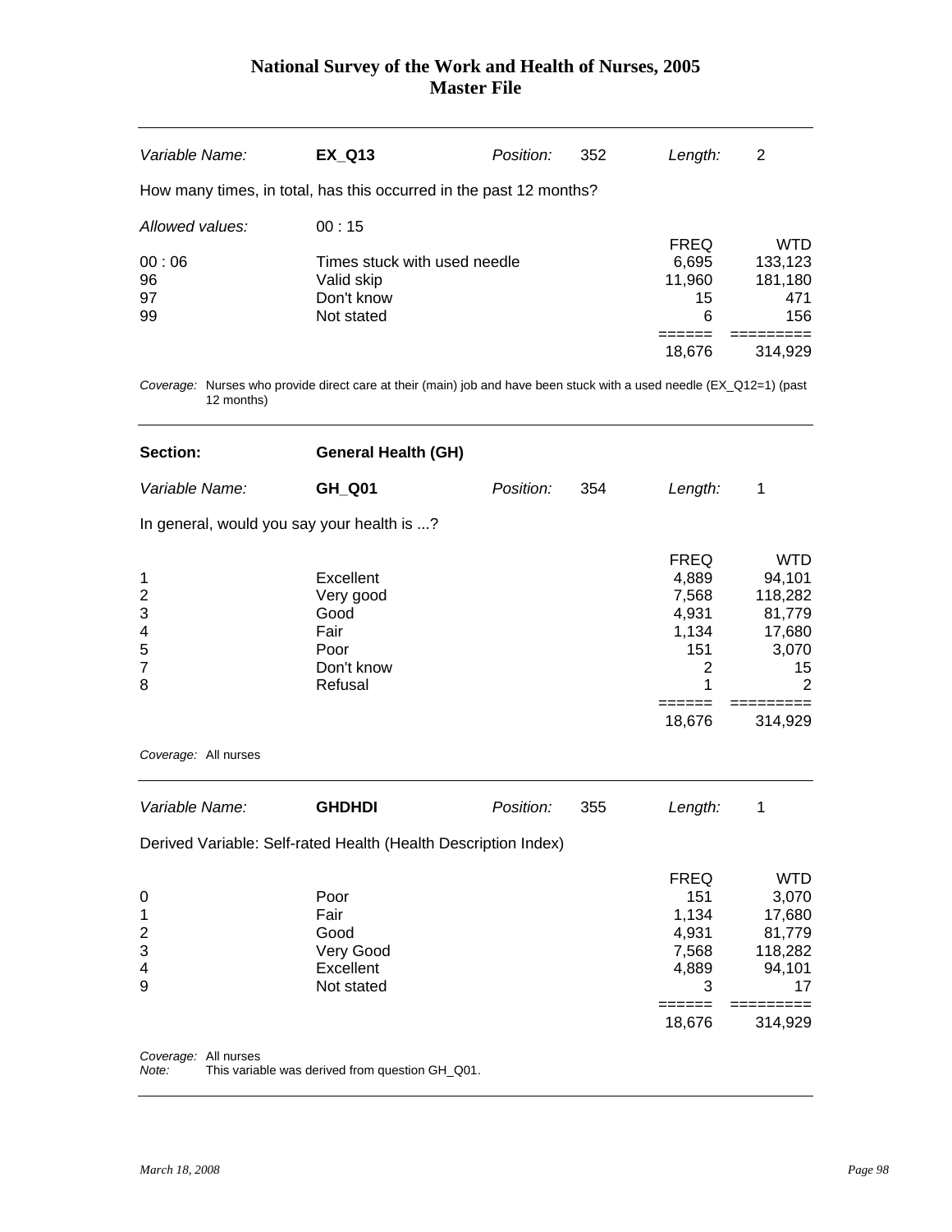| *Variable Name:* | **EX_Q13** | *Position:* | 352 | *Length:* | 2 |
|---|---|---|---|---|---|

How many times, in total, has this occurred in the past 12 months?

*Allowed values:* 00 : 15

| | | FREQ | WTD |
|---|---|---|---|
| 00 : 06 | Times stuck with used needle | 6,695 | 133,123 |
| 96 | Valid skip | 11,960 | 181,180 |
| 97 | Don't know | 15 | 471 |
| 99 | Not stated | 6 | 156 |
| | | ====== | ========= |
| | | 18,676 | 314,929 |

*Coverage:* Nurses who provide direct care at their (main) job and have been stuck with a used needle (EX_Q12=1) (past 12 months)

| **Section:** | **General Health (GH)** |
|---|---|

| *Variable Name:* | **GH_Q01** | *Position:* | 354 | *Length:* | 1 |
|---|---|---|---|---|---|

In general, would you say your health is ...?

| | | FREQ | WTD |
|---|---|---|---|
| 1 | Excellent | 4,889 | 94,101 |
| 2 | Very good | 7,568 | 118,282 |
| 3 | Good | 4,931 | 81,779 |
| 4 | Fair | 1,134 | 17,680 |
| 5 | Poor | 151 | 3,070 |
| 7 | Don't know | 2 | 15 |
| 8 | Refusal | 1 | 2 |
| | | ====== | ========= |
| | | 18,676 | 314,929 |

*Coverage:* All nurses

| *Variable Name:* | **GHDHDI** | *Position:* | 355 | *Length:* | 1 |
|---|---|---|---|---|---|

Derived Variable: Self-rated Health (Health Description Index)

| | | FREQ | WTD |
|---|---|---|---|
| 0 | Poor | 151 | 3,070 |
| 1 | Fair | 1,134 | 17,680 |
| 2 | Good | 4,931 | 81,779 |
| 3 | Very Good | 7,568 | 118,282 |
| 4 | Excellent | 4,889 | 94,101 |
| 9 | Not stated | 3 | 17 |
| | | ====== | ========= |
| | | 18,676 | 314,929 |

*Coverage:* All nurses
*Note:* This variable was derived from question GH_Q01.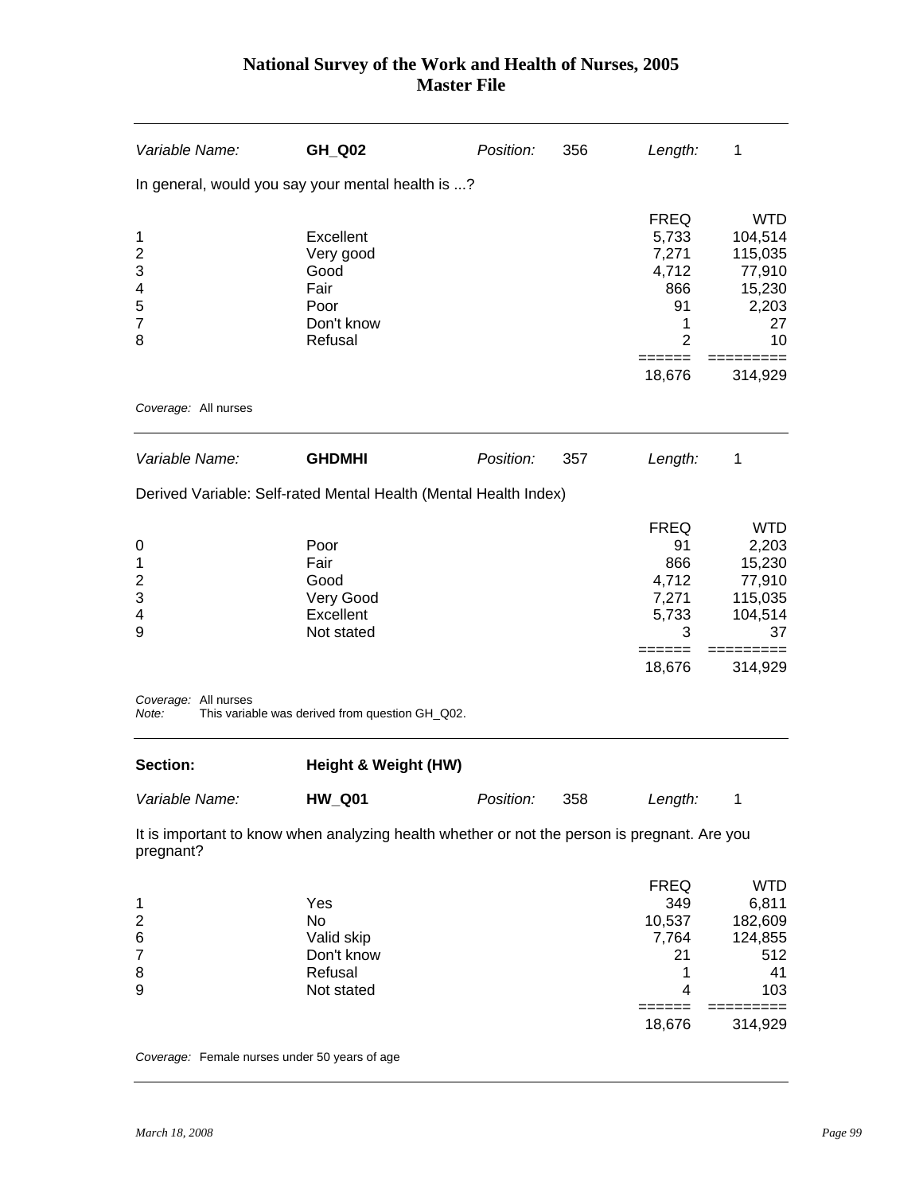| Variable Name: | **GH_Q02** | Position: | 356 | Length: | 1 |
|---|---|---|---|---|---|

In general, would you say your mental health is ...?

| | | FREQ | WTD |
|---|---|---|---|
| 1 | Excellent | 5,733 | 104,514 |
| 2 | Very good | 7,271 | 115,035 |
| 3 | Good | 4,712 | 77,910 |
| 4 | Fair | 866 | 15,230 |
| 5 | Poor | 91 | 2,203 |
| 7 | Don't know | 1 | 27 |
| 8 | Refusal | 2 | 10 |
| | | 18,676 | 314,929 |

*Coverage:* All nurses

| Variable Name: | **GHDMHI** | Position: | 357 | Length: | 1 |
|---|---|---|---|---|---|

Derived Variable: Self-rated Mental Health (Mental Health Index)

| | | FREQ | WTD |
|---|---|---|---|
| 0 | Poor | 91 | 2,203 |
| 1 | Fair | 866 | 15,230 |
| 2 | Good | 4,712 | 77,910 |
| 3 | Very Good | 7,271 | 115,035 |
| 4 | Excellent | 5,733 | 104,514 |
| 9 | Not stated | 3 | 37 |
| | | 18,676 | 314,929 |

*Coverage:* All nurses
*Note:* This variable was derived from question GH_Q02.

## Section: Height & Weight (HW)

| Variable Name: | **HW_Q01** | Position: | 358 | Length: | 1 |
|---|---|---|---|---|---|

It is important to know when analyzing health whether or not the person is pregnant. Are you pregnant?

| | | FREQ | WTD |
|---|---|---|---|
| 1 | Yes | 349 | 6,811 |
| 2 | No | 10,537 | 182,609 |
| 6 | Valid skip | 7,764 | 124,855 |
| 7 | Don't know | 21 | 512 |
| 8 | Refusal | 1 | 41 |
| 9 | Not stated | 4 | 103 |
| | | 18,676 | 314,929 |

*Coverage:* Female nurses under 50 years of age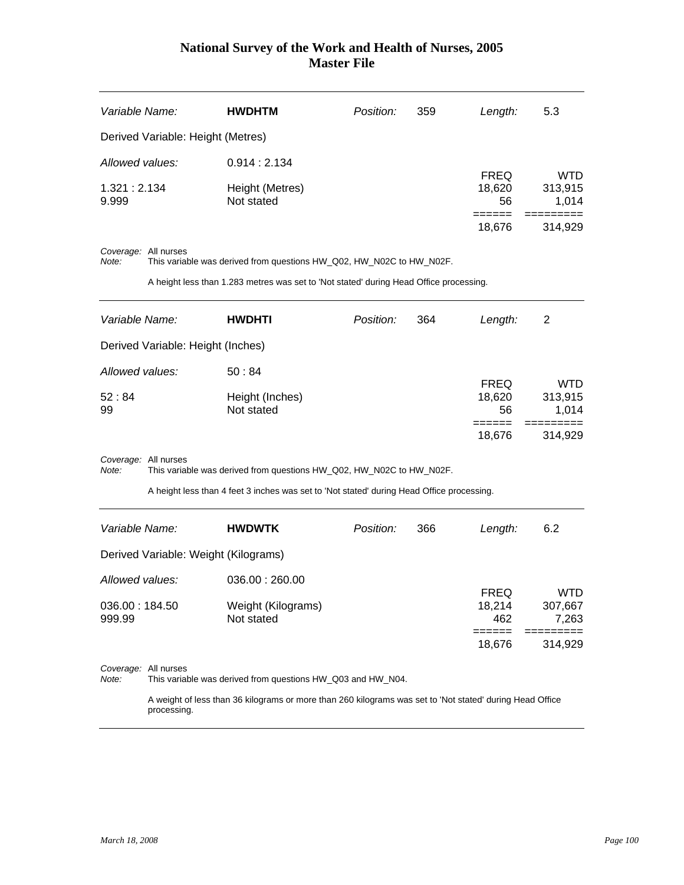| Variable Name: | **HWDHTM** | Position: | 359 | Length: | 5.3 |
|---|---|---|---|---|---|

Derived Variable: Height (Metres)

*Allowed values:* 0.914 : 2.134

| | | FREQ | WTD |
|---|---|---|---|
| 1.321 : 2.134 | Height (Metres) | 18,620 | 313,915 |
| 9.999 | Not stated | 56 | 1,014 |
| | | ====== | ========= |
| | | 18,676 | 314,929 |

*Coverage:* All nurses
*Note:* This variable was derived from questions HW_Q02, HW_N02C to HW_N02F.

A height less than 1.283 metres was set to 'Not stated' during Head Office processing.

---

| Variable Name: | **HWDHTI** | Position: | 364 | Length: | 2 |
|---|---|---|---|---|---|

Derived Variable: Height (Inches)

*Allowed values:* 50 : 84

| | | FREQ | WTD |
|---|---|---|---|
| 52 : 84 | Height (Inches) | 18,620 | 313,915 |
| 99 | Not stated | 56 | 1,014 |
| | | ====== | ========= |
| | | 18,676 | 314,929 |

*Coverage:* All nurses
*Note:* This variable was derived from questions HW_Q02, HW_N02C to HW_N02F.

A height less than 4 feet 3 inches was set to 'Not stated' during Head Office processing.

---

| Variable Name: | **HWDWTK** | Position: | 366 | Length: | 6.2 |
|---|---|---|---|---|---|

Derived Variable: Weight (Kilograms)

*Allowed values:* 036.00 : 260.00

| | | FREQ | WTD |
|---|---|---|---|
| 036.00 : 184.50 | Weight (Kilograms) | 18,214 | 307,667 |
| 999.99 | Not stated | 462 | 7,263 |
| | | ====== | ========= |
| | | 18,676 | 314,929 |

*Coverage:* All nurses
*Note:* This variable was derived from questions HW_Q03 and HW_N04.

A weight of less than 36 kilograms or more than 260 kilograms was set to 'Not stated' during Head Office processing.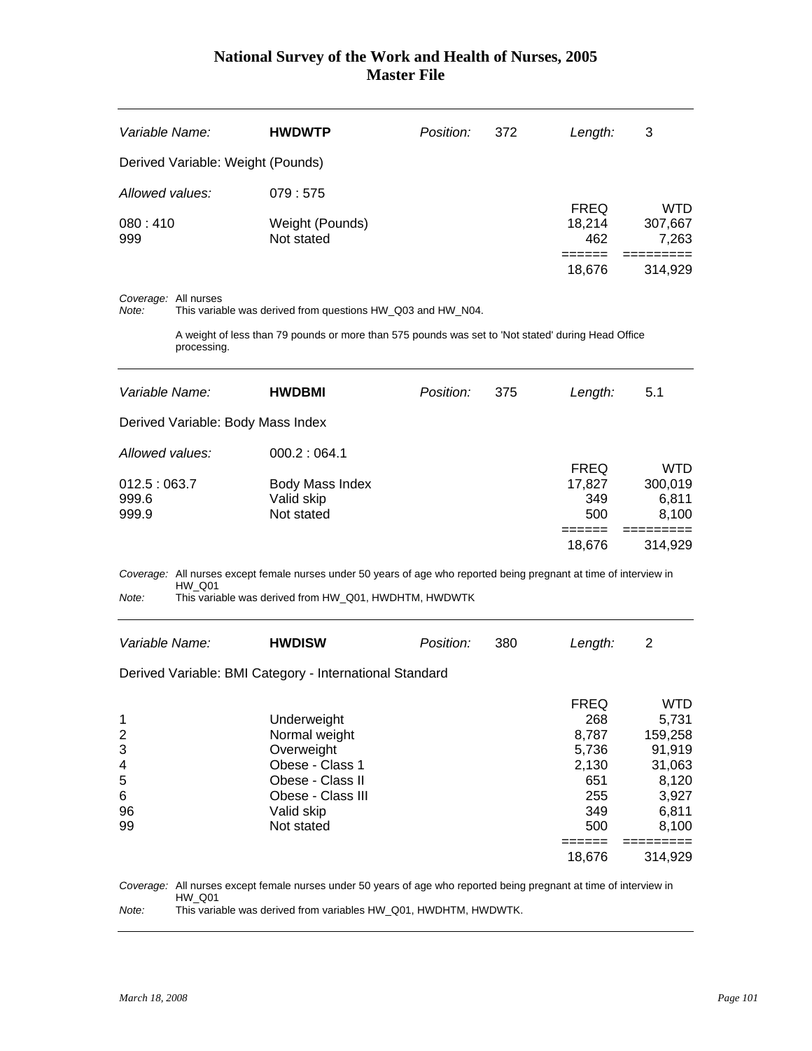# National Survey of the Work and Health of Nurses, 2005
# Master File

| *Variable Name:* | **HWDWTP** | *Position:* | 372 | *Length:* | 3 |
|---|---|---|---|---|---|

Derived Variable: Weight (Pounds)

*Allowed values:* 079 : 575

| | | FREQ | WTD |
|---|---|---|---|
| 080 : 410 | Weight (Pounds) | 18,214 | 307,667 |
| 999 | Not stated | 462 | 7,263 |
| | | ====== | ========= |
| | | 18,676 | 314,929 |

*Coverage:* All nurses

*Note:* This variable was derived from questions HW_Q03 and HW_N04.

A weight of less than 79 pounds or more than 575 pounds was set to 'Not stated' during Head Office processing.

---

| *Variable Name:* | **HWDBMI** | *Position:* | 375 | *Length:* | 5.1 |
|---|---|---|---|---|---|

Derived Variable: Body Mass Index

*Allowed values:* 000.2 : 064.1

| | | FREQ | WTD |
|---|---|---|---|
| 012.5 : 063.7 | Body Mass Index | 17,827 | 300,019 |
| 999.6 | Valid skip | 349 | 6,811 |
| 999.9 | Not stated | 500 | 8,100 |
| | | ====== | ========= |
| | | 18,676 | 314,929 |

*Coverage:* All nurses except female nurses under 50 years of age who reported being pregnant at time of interview in HW_Q01

*Note:* This variable was derived from HW_Q01, HWDHTM, HWDWTK

---

| *Variable Name:* | **HWDISW** | *Position:* | 380 | *Length:* | 2 |
|---|---|---|---|---|---|

Derived Variable: BMI Category - International Standard

| | | FREQ | WTD |
|---|---|---|---|
| 1 | Underweight | 268 | 5,731 |
| 2 | Normal weight | 8,787 | 159,258 |
| 3 | Overweight | 5,736 | 91,919 |
| 4 | Obese - Class 1 | 2,130 | 31,063 |
| 5 | Obese - Class II | 651 | 8,120 |
| 6 | Obese - Class III | 255 | 3,927 |
| 96 | Valid skip | 349 | 6,811 |
| 99 | Not stated | 500 | 8,100 |
| | | ====== | ========= |
| | | 18,676 | 314,929 |

*Coverage:* All nurses except female nurses under 50 years of age who reported being pregnant at time of interview in HW_Q01

*Note:* This variable was derived from variables HW_Q01, HWDHTM, HWDWTK.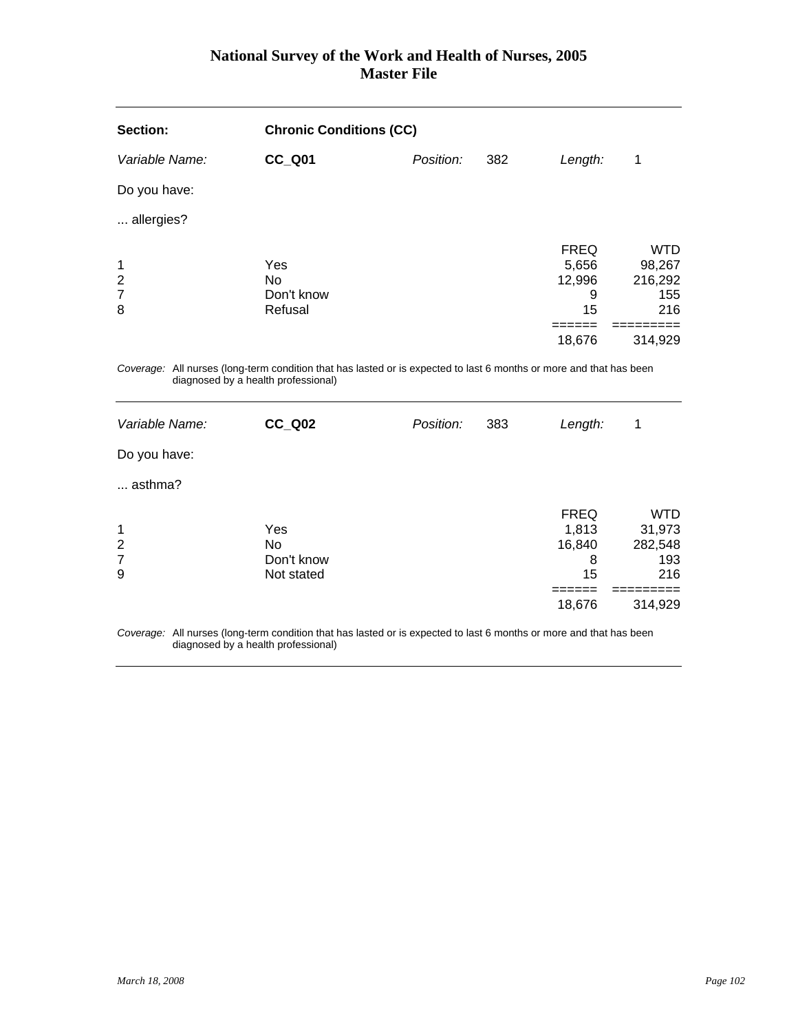**Section:** **Chronic Conditions (CC)**

*Variable Name:* **CC_Q01** *Position:* 382 *Length:* 1

Do you have:

... allergies?

| | | FREQ | WTD |
|---|---|---|---|
| 1 | Yes | 5,656 | 98,267 |
| 2 | No | 12,996 | 216,292 |
| 7 | Don't know | 9 | 155 |
| 8 | Refusal | 15 | 216 |
| | | ====== | ========= |
| | | 18,676 | 314,929 |

*Coverage:* All nurses (long-term condition that has lasted or is expected to last 6 months or more and that has been diagnosed by a health professional)

---

*Variable Name:* **CC_Q02** *Position:* 383 *Length:* 1

Do you have:

... asthma?

| | | FREQ | WTD |
|---|---|---|---|
| 1 | Yes | 1,813 | 31,973 |
| 2 | No | 16,840 | 282,548 |
| 7 | Don't know | 8 | 193 |
| 9 | Not stated | 15 | 216 |
| | | ====== | ========= |
| | | 18,676 | 314,929 |

*Coverage:* All nurses (long-term condition that has lasted or is expected to last 6 months or more and that has been diagnosed by a health professional)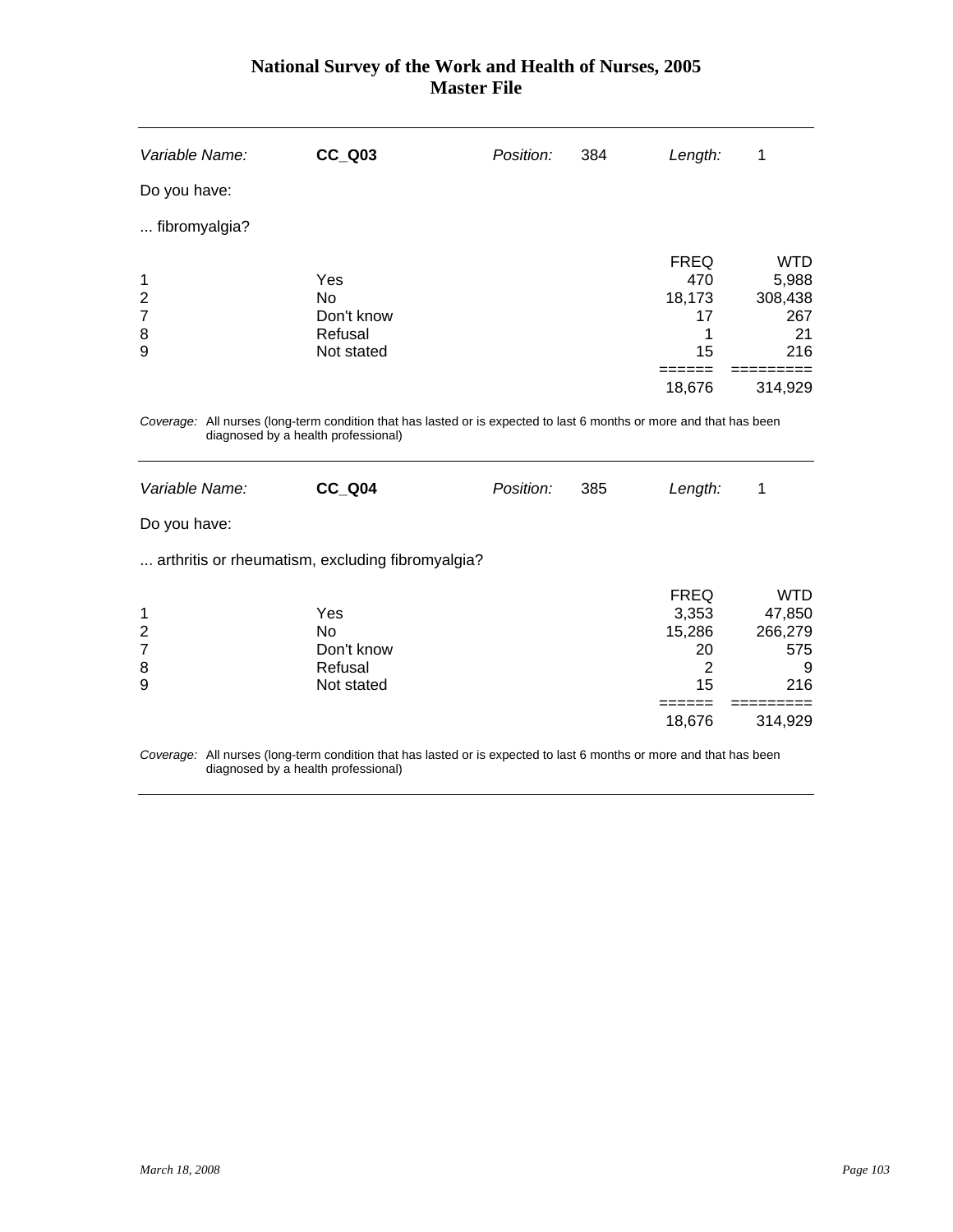| Variable Name: | **CC_Q03** | Position: | 384 | Length: | 1 |
|---|---|---|---|---|---|

Do you have:

... fibromyalgia?

| | | FREQ | WTD |
|---|---|---|---|
| 1 | Yes | 470 | 5,988 |
| 2 | No | 18,173 | 308,438 |
| 7 | Don't know | 17 | 267 |
| 8 | Refusal | 1 | 21 |
| 9 | Not stated | 15 | 216 |
| | | ====== | ========= |
| | | 18,676 | 314,929 |

*Coverage:* All nurses (long-term condition that has lasted or is expected to last 6 months or more and that has been diagnosed by a health professional)

| Variable Name: | **CC_Q04** | Position: | 385 | Length: | 1 |
|---|---|---|---|---|---|

Do you have:

... arthritis or rheumatism, excluding fibromyalgia?

| | | FREQ | WTD |
|---|---|---|---|
| 1 | Yes | 3,353 | 47,850 |
| 2 | No | 15,286 | 266,279 |
| 7 | Don't know | 20 | 575 |
| 8 | Refusal | 2 | 9 |
| 9 | Not stated | 15 | 216 |
| | | ====== | ========= |
| | | 18,676 | 314,929 |

*Coverage:* All nurses (long-term condition that has lasted or is expected to last 6 months or more and that has been diagnosed by a health professional)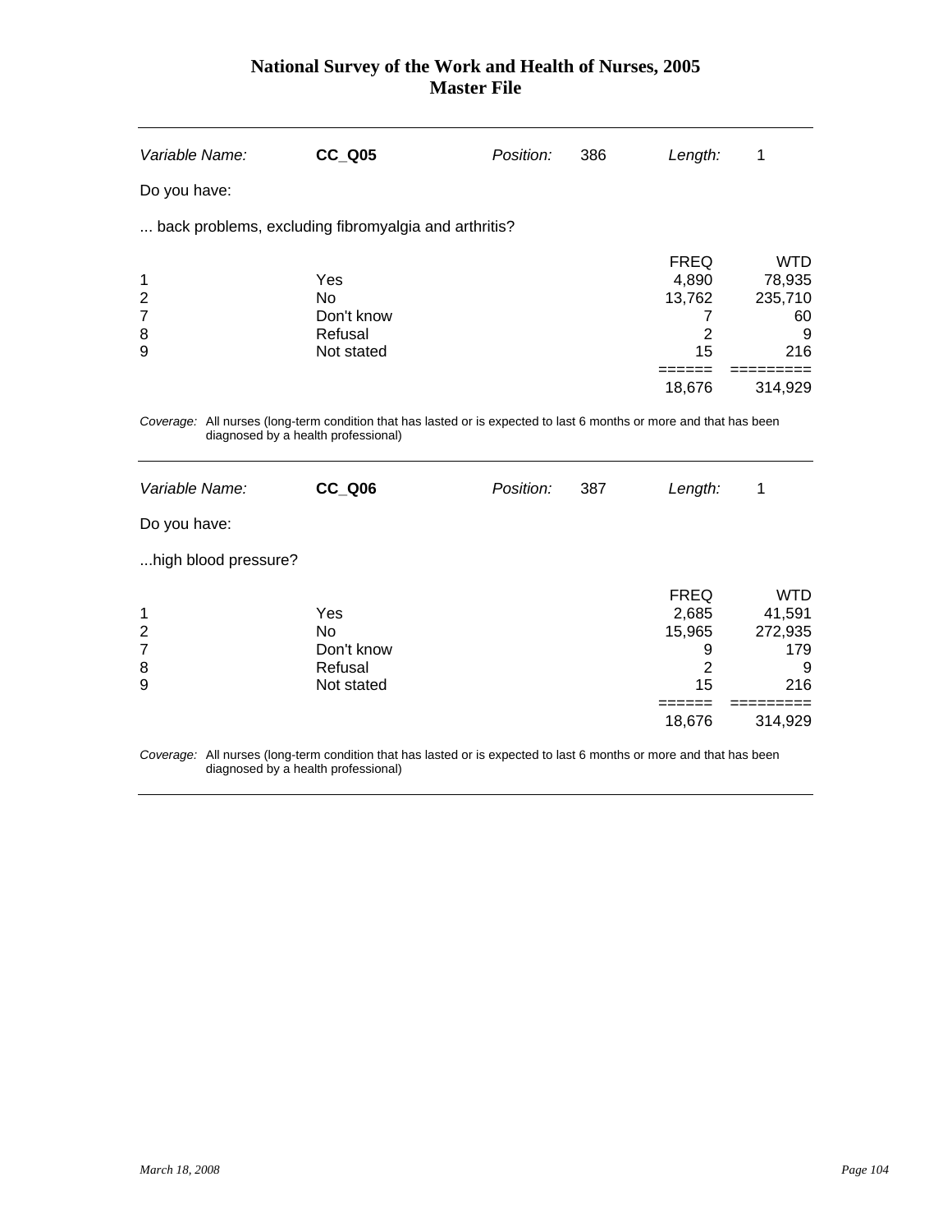| *Variable Name:* | **CC_Q05** | *Position:* | 386 | *Length:* | 1 |
|---|---|---|---|---|---|

Do you have:

... back problems, excluding fibromyalgia and arthritis?

| | | FREQ | WTD |
|---|---|---|---|
| 1 | Yes | 4,890 | 78,935 |
| 2 | No | 13,762 | 235,710 |
| 7 | Don't know | 7 | 60 |
| 8 | Refusal | 2 | 9 |
| 9 | Not stated | 15 | 216 |
| | | ====== | ========= |
| | | 18,676 | 314,929 |

*Coverage:* All nurses (long-term condition that has lasted or is expected to last 6 months or more and that has been diagnosed by a health professional)

| *Variable Name:* | **CC_Q06** | *Position:* | 387 | *Length:* | 1 |
|---|---|---|---|---|---|

Do you have:

...high blood pressure?

| | | FREQ | WTD |
|---|---|---|---|
| 1 | Yes | 2,685 | 41,591 |
| 2 | No | 15,965 | 272,935 |
| 7 | Don't know | 9 | 179 |
| 8 | Refusal | 2 | 9 |
| 9 | Not stated | 15 | 216 |
| | | ====== | ========= |
| | | 18,676 | 314,929 |

*Coverage:* All nurses (long-term condition that has lasted or is expected to last 6 months or more and that has been diagnosed by a health professional)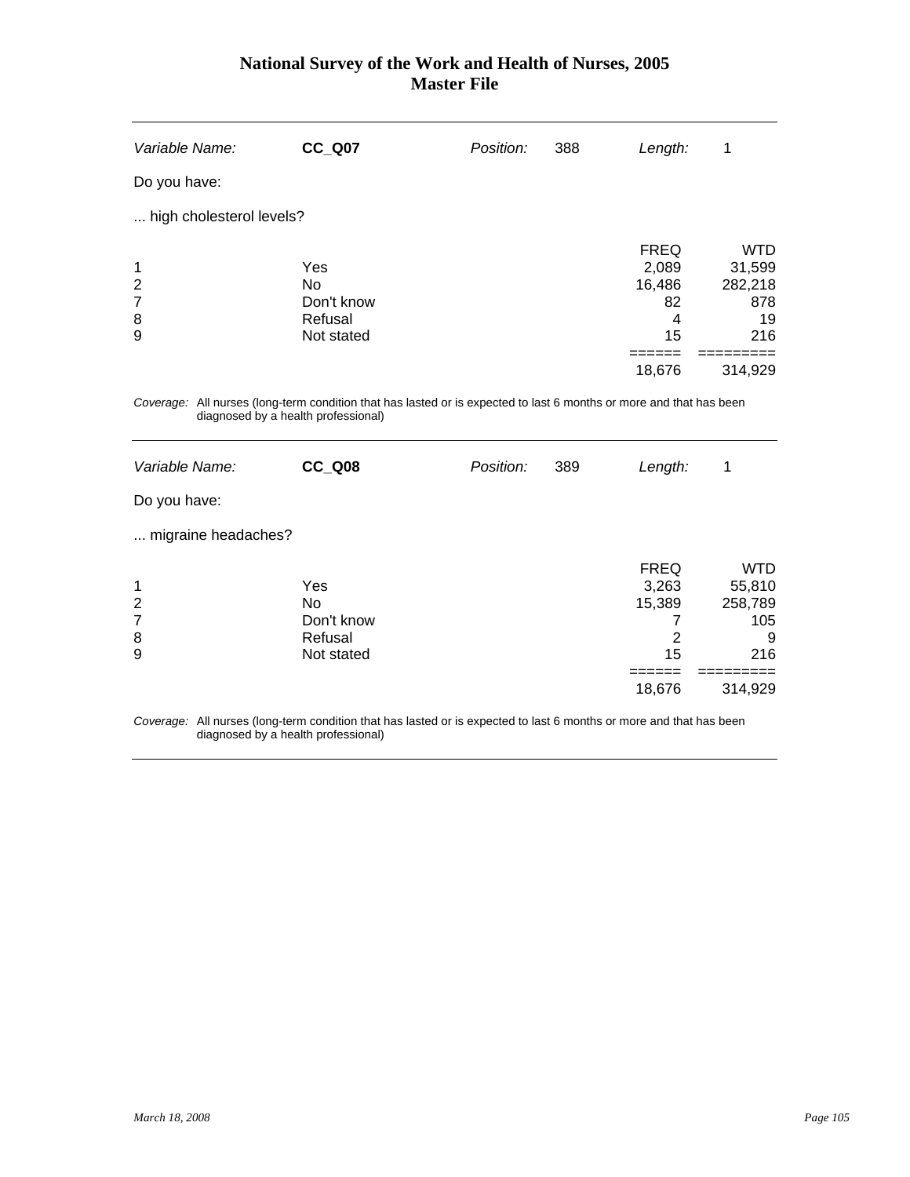| *Variable Name:* | **CC_Q07** | *Position:* | 388 | *Length:* | 1 |
|---|---|---|---|---|---|

Do you have:

... high cholesterol levels?

| | | FREQ | WTD |
|---|---|---|---|
| 1 | Yes | 2,089 | 31,599 |
| 2 | No | 16,486 | 282,218 |
| 7 | Don't know | 82 | 878 |
| 8 | Refusal | 4 | 19 |
| 9 | Not stated | 15 | 216 |
| | | ====== | ========= |
| | | 18,676 | 314,929 |

*Coverage:* All nurses (long-term condition that has lasted or is expected to last 6 months or more and that has been diagnosed by a health professional)

| *Variable Name:* | **CC_Q08** | *Position:* | 389 | *Length:* | 1 |
|---|---|---|---|---|---|

Do you have:

... migraine headaches?

| | | FREQ | WTD |
|---|---|---|---|
| 1 | Yes | 3,263 | 55,810 |
| 2 | No | 15,389 | 258,789 |
| 7 | Don't know | 7 | 105 |
| 8 | Refusal | 2 | 9 |
| 9 | Not stated | 15 | 216 |
| | | ====== | ========= |
| | | 18,676 | 314,929 |

*Coverage:* All nurses (long-term condition that has lasted or is expected to last 6 months or more and that has been diagnosed by a health professional)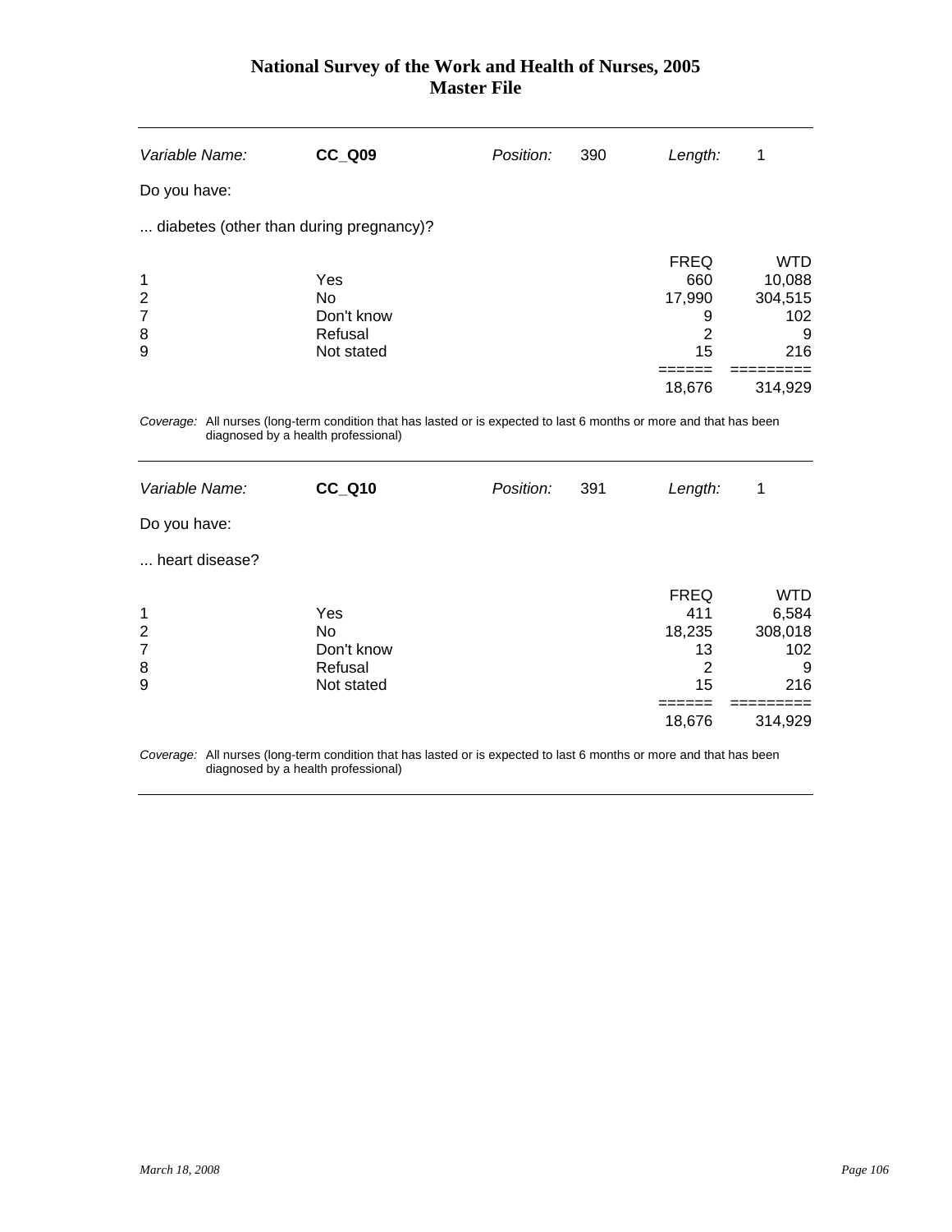| *Variable Name:* | **CC_Q09** | *Position:* | 390 | *Length:* | 1 |
|---|---|---|---|---|---|

Do you have:

... diabetes (other than during pregnancy)?

| | | FREQ | WTD |
|---|---|---|---|
| 1 | Yes | 660 | 10,088 |
| 2 | No | 17,990 | 304,515 |
| 7 | Don't know | 9 | 102 |
| 8 | Refusal | 2 | 9 |
| 9 | Not stated | 15 | 216 |
| | | ====== | ========= |
| | | 18,676 | 314,929 |

*Coverage:* All nurses (long-term condition that has lasted or is expected to last 6 months or more and that has been diagnosed by a health professional)

| *Variable Name:* | **CC_Q10** | *Position:* | 391 | *Length:* | 1 |
|---|---|---|---|---|---|

Do you have:

... heart disease?

| | | FREQ | WTD |
|---|---|---|---|
| 1 | Yes | 411 | 6,584 |
| 2 | No | 18,235 | 308,018 |
| 7 | Don't know | 13 | 102 |
| 8 | Refusal | 2 | 9 |
| 9 | Not stated | 15 | 216 |
| | | ====== | ========= |
| | | 18,676 | 314,929 |

*Coverage:* All nurses (long-term condition that has lasted or is expected to last 6 months or more and that has been diagnosed by a health professional)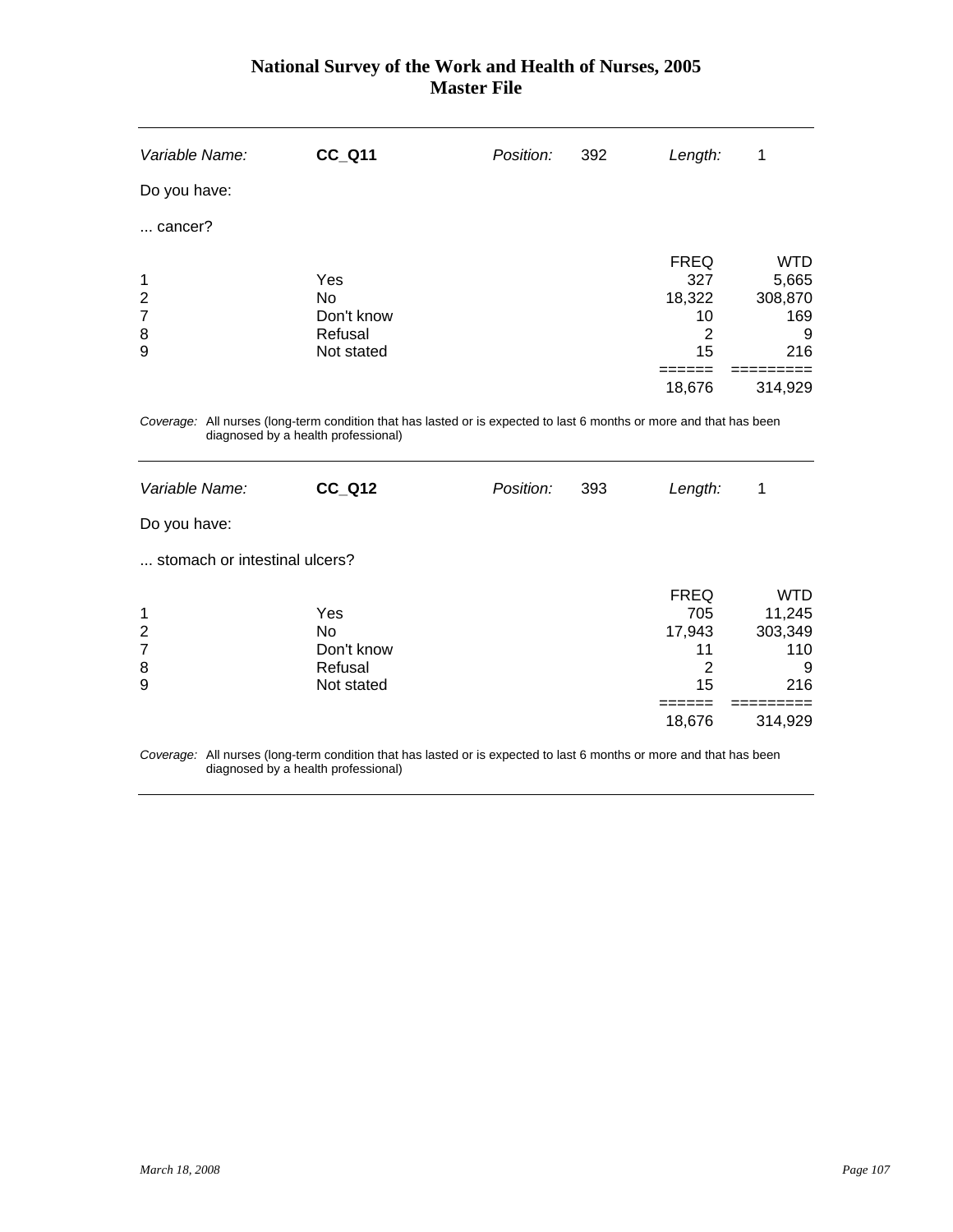# National Survey of the Work and Health of Nurses, 2005
## Master File

| *Variable Name:* | **CC_Q11** | *Position:* | 392 | *Length:* | 1 |
|---|---|---|---|---|---|

Do you have:

... cancer?

| | | FREQ | WTD |
|---|---|---|---|
| 1 | Yes | 327 | 5,665 |
| 2 | No | 18,322 | 308,870 |
| 7 | Don't know | 10 | 169 |
| 8 | Refusal | 2 | 9 |
| 9 | Not stated | 15 | 216 |
| | | ====== | ========= |
| | | 18,676 | 314,929 |

*Coverage:* All nurses (long-term condition that has lasted or is expected to last 6 months or more and that has been diagnosed by a health professional)

| *Variable Name:* | **CC_Q12** | *Position:* | 393 | *Length:* | 1 |
|---|---|---|---|---|---|

Do you have:

... stomach or intestinal ulcers?

| | | FREQ | WTD |
|---|---|---|---|
| 1 | Yes | 705 | 11,245 |
| 2 | No | 17,943 | 303,349 |
| 7 | Don't know | 11 | 110 |
| 8 | Refusal | 2 | 9 |
| 9 | Not stated | 15 | 216 |
| | | ====== | ========= |
| | | 18,676 | 314,929 |

*Coverage:* All nurses (long-term condition that has lasted or is expected to last 6 months or more and that has been diagnosed by a health professional)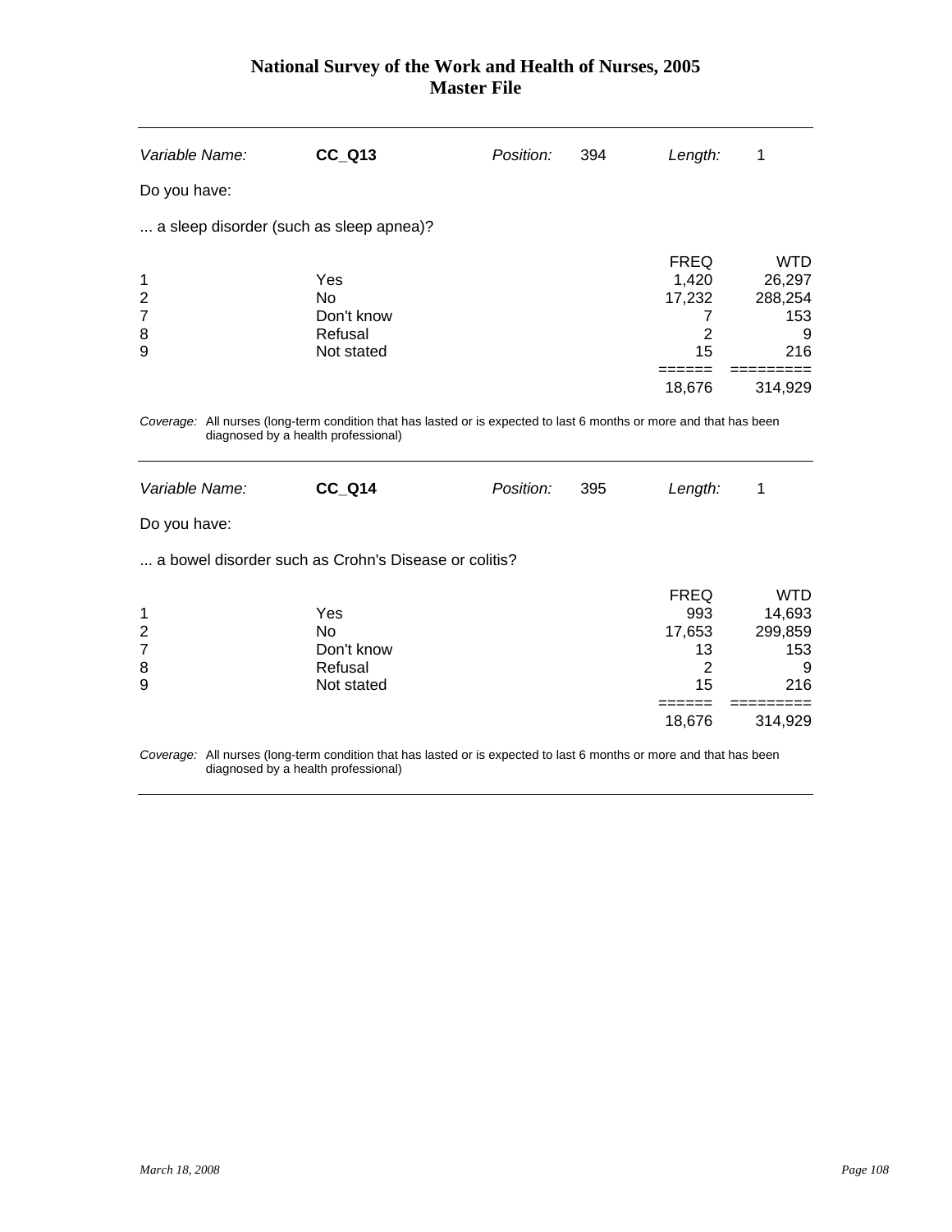| *Variable Name:* | **CC_Q13** | *Position:* | 394 | *Length:* | 1 |
|---|---|---|---|---|---|

Do you have:

... a sleep disorder (such as sleep apnea)?

| | | FREQ | WTD |
|---|---|---|---|
| 1 | Yes | 1,420 | 26,297 |
| 2 | No | 17,232 | 288,254 |
| 7 | Don't know | 7 | 153 |
| 8 | Refusal | 2 | 9 |
| 9 | Not stated | 15 | 216 |
| | | ====== | ========= |
| | | 18,676 | 314,929 |

*Coverage:* All nurses (long-term condition that has lasted or is expected to last 6 months or more and that has been diagnosed by a health professional)

| *Variable Name:* | **CC_Q14** | *Position:* | 395 | *Length:* | 1 |
|---|---|---|---|---|---|

Do you have:

... a bowel disorder such as Crohn's Disease or colitis?

| | | FREQ | WTD |
|---|---|---|---|
| 1 | Yes | 993 | 14,693 |
| 2 | No | 17,653 | 299,859 |
| 7 | Don't know | 13 | 153 |
| 8 | Refusal | 2 | 9 |
| 9 | Not stated | 15 | 216 |
| | | ====== | ========= |
| | | 18,676 | 314,929 |

*Coverage:* All nurses (long-term condition that has lasted or is expected to last 6 months or more and that has been diagnosed by a health professional)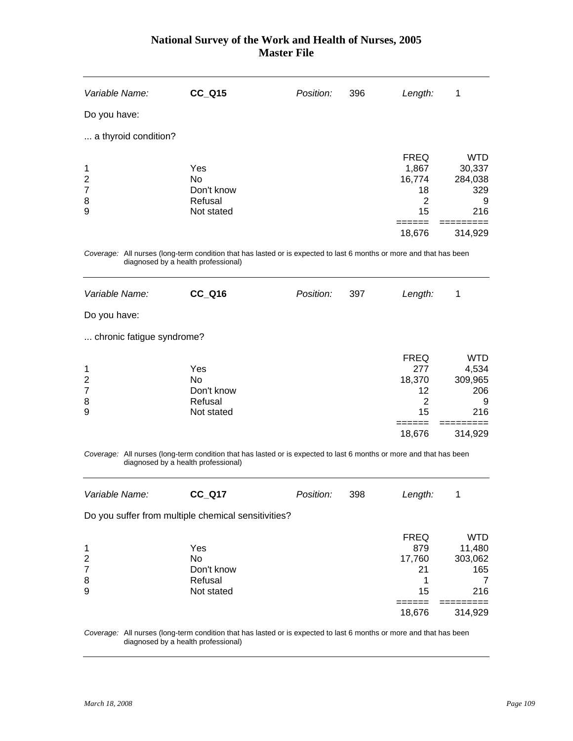| Variable Name: | **CC_Q15** | Position: | 396 | Length: | 1 |
|---|---|---|---|---|---|

Do you have:

... a thyroid condition?

| | | FREQ | WTD |
|---|---|---|---|
| 1 | Yes | 1,867 | 30,337 |
| 2 | No | 16,774 | 284,038 |
| 7 | Don't know | 18 | 329 |
| 8 | Refusal | 2 | 9 |
| 9 | Not stated | 15 | 216 |
| | | ====== | ========= |
| | | 18,676 | 314,929 |

*Coverage:* All nurses (long-term condition that has lasted or is expected to last 6 months or more and that has been diagnosed by a health professional)

| Variable Name: | **CC_Q16** | Position: | 397 | Length: | 1 |
|---|---|---|---|---|---|

Do you have:

... chronic fatigue syndrome?

| | | FREQ | WTD |
|---|---|---|---|
| 1 | Yes | 277 | 4,534 |
| 2 | No | 18,370 | 309,965 |
| 7 | Don't know | 12 | 206 |
| 8 | Refusal | 2 | 9 |
| 9 | Not stated | 15 | 216 |
| | | ====== | ========= |
| | | 18,676 | 314,929 |

*Coverage:* All nurses (long-term condition that has lasted or is expected to last 6 months or more and that has been diagnosed by a health professional)

| Variable Name: | **CC_Q17** | Position: | 398 | Length: | 1 |
|---|---|---|---|---|---|

Do you suffer from multiple chemical sensitivities?

| | | FREQ | WTD |
|---|---|---|---|
| 1 | Yes | 879 | 11,480 |
| 2 | No | 17,760 | 303,062 |
| 7 | Don't know | 21 | 165 |
| 8 | Refusal | 1 | 7 |
| 9 | Not stated | 15 | 216 |
| | | ====== | ========= |
| | | 18,676 | 314,929 |

*Coverage:* All nurses (long-term condition that has lasted or is expected to last 6 months or more and that has been diagnosed by a health professional)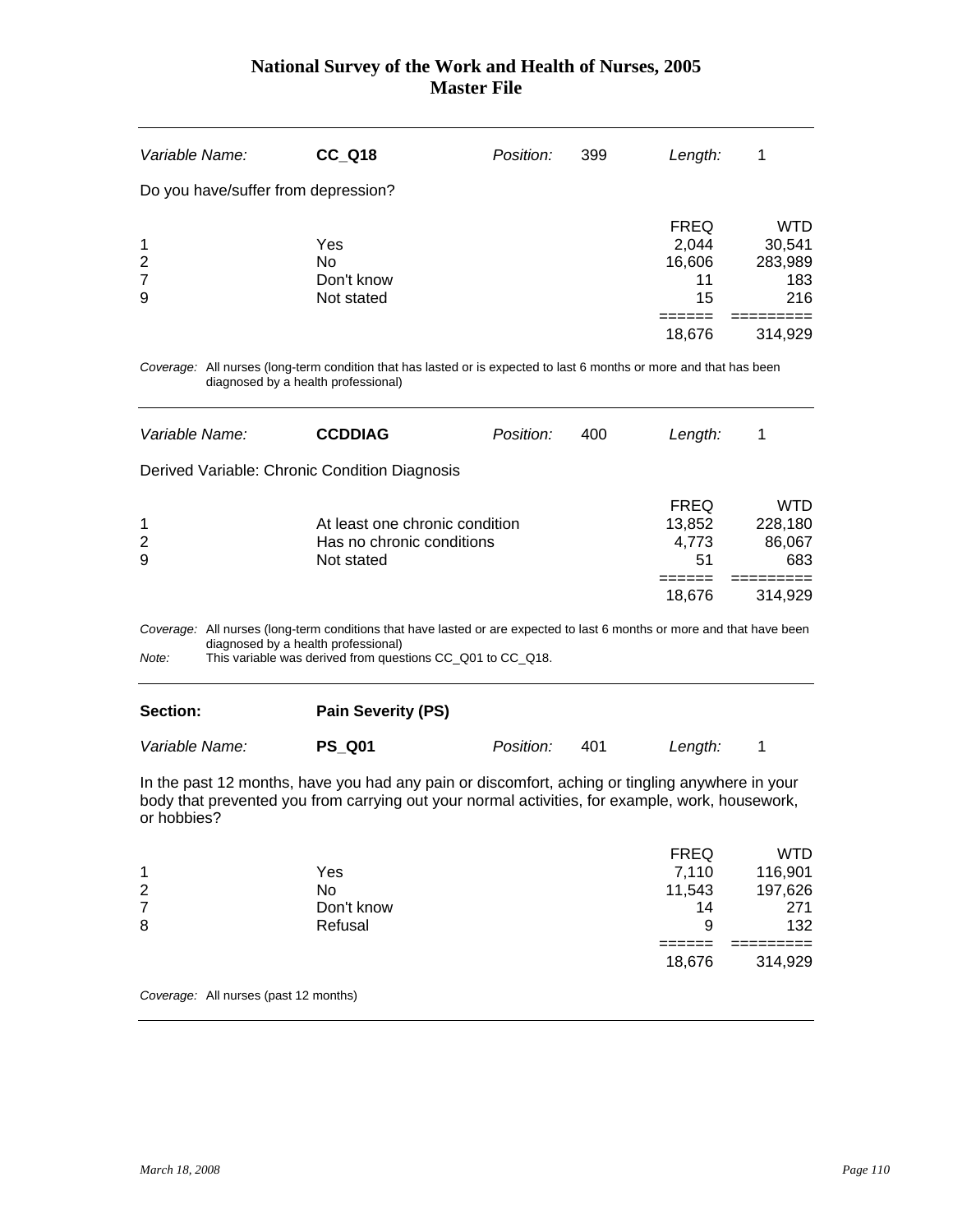| Variable Name: | **CC_Q18** | Position: | 399 | Length: | 1 |
|---|---|---|---|---|---|

Do you have/suffer from depression?

| | | FREQ | WTD |
|---|---|---|---|
| 1 | Yes | 2,044 | 30,541 |
| 2 | No | 16,606 | 283,989 |
| 7 | Don't know | 11 | 183 |
| 9 | Not stated | 15 | 216 |
| | | ====== | ========= |
| | | 18,676 | 314,929 |

*Coverage:* All nurses (long-term condition that has lasted or is expected to last 6 months or more and that has been diagnosed by a health professional)

| Variable Name: | **CCDDIAG** | Position: | 400 | Length: | 1 |
|---|---|---|---|---|---|

Derived Variable: Chronic Condition Diagnosis

| | | FREQ | WTD |
|---|---|---|---|
| 1 | At least one chronic condition | 13,852 | 228,180 |
| 2 | Has no chronic conditions | 4,773 | 86,067 |
| 9 | Not stated | 51 | 683 |
| | | ====== | ========= |
| | | 18,676 | 314,929 |

*Coverage:* All nurses (long-term conditions that have lasted or are expected to last 6 months or more and that have been diagnosed by a health professional)
*Note:* This variable was derived from questions CC_Q01 to CC_Q18.

| Section: | **Pain Severity (PS)** | | | | |
|---|---|---|---|---|---|
| Variable Name: | **PS_Q01** | Position: | 401 | Length: | 1 |

In the past 12 months, have you had any pain or discomfort, aching or tingling anywhere in your body that prevented you from carrying out your normal activities, for example, work, housework, or hobbies?

| | | FREQ | WTD |
|---|---|---|---|
| 1 | Yes | 7,110 | 116,901 |
| 2 | No | 11,543 | 197,626 |
| 7 | Don't know | 14 | 271 |
| 8 | Refusal | 9 | 132 |
| | | ====== | ========= |
| | | 18,676 | 314,929 |

*Coverage:* All nurses (past 12 months)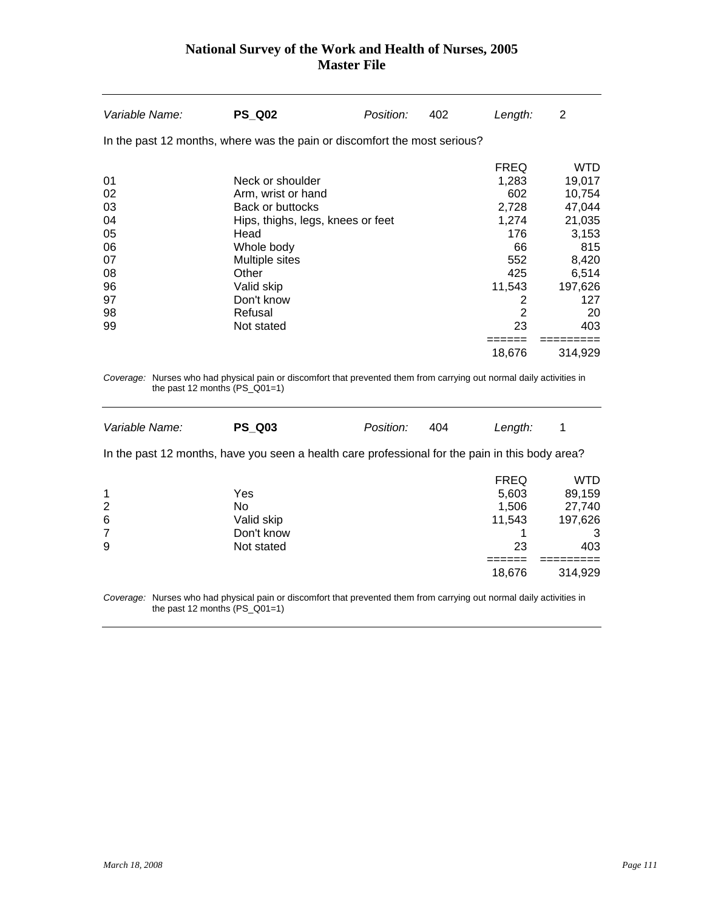# National Survey of the Work and Health of Nurses, 2005
## Master File

---

*Variable Name:* **PS_Q02** *Position:* 402 *Length:* 2

In the past 12 months, where was the pain or discomfort the most serious?

| | | FREQ | WTD |
|---|---|---|---|
| 01 | Neck or shoulder | 1,283 | 19,017 |
| 02 | Arm, wrist or hand | 602 | 10,754 |
| 03 | Back or buttocks | 2,728 | 47,044 |
| 04 | Hips, thighs, legs, knees or feet | 1,274 | 21,035 |
| 05 | Head | 176 | 3,153 |
| 06 | Whole body | 66 | 815 |
| 07 | Multiple sites | 552 | 8,420 |
| 08 | Other | 425 | 6,514 |
| 96 | Valid skip | 11,543 | 197,626 |
| 97 | Don't know | 2 | 127 |
| 98 | Refusal | 2 | 20 |
| 99 | Not stated | 23 | 403 |
| | | ====== | ========= |
| | | 18,676 | 314,929 |

*Coverage:* Nurses who had physical pain or discomfort that prevented them from carrying out normal daily activities in the past 12 months (PS_Q01=1)

---

*Variable Name:* **PS_Q03** *Position:* 404 *Length:* 1

In the past 12 months, have you seen a health care professional for the pain in this body area?

| | | FREQ | WTD |
|---|---|---|---|
| 1 | Yes | 5,603 | 89,159 |
| 2 | No | 1,506 | 27,740 |
| 6 | Valid skip | 11,543 | 197,626 |
| 7 | Don't know | 1 | 3 |
| 9 | Not stated | 23 | 403 |
| | | ====== | ========= |
| | | 18,676 | 314,929 |

*Coverage:* Nurses who had physical pain or discomfort that prevented them from carrying out normal daily activities in the past 12 months (PS_Q01=1)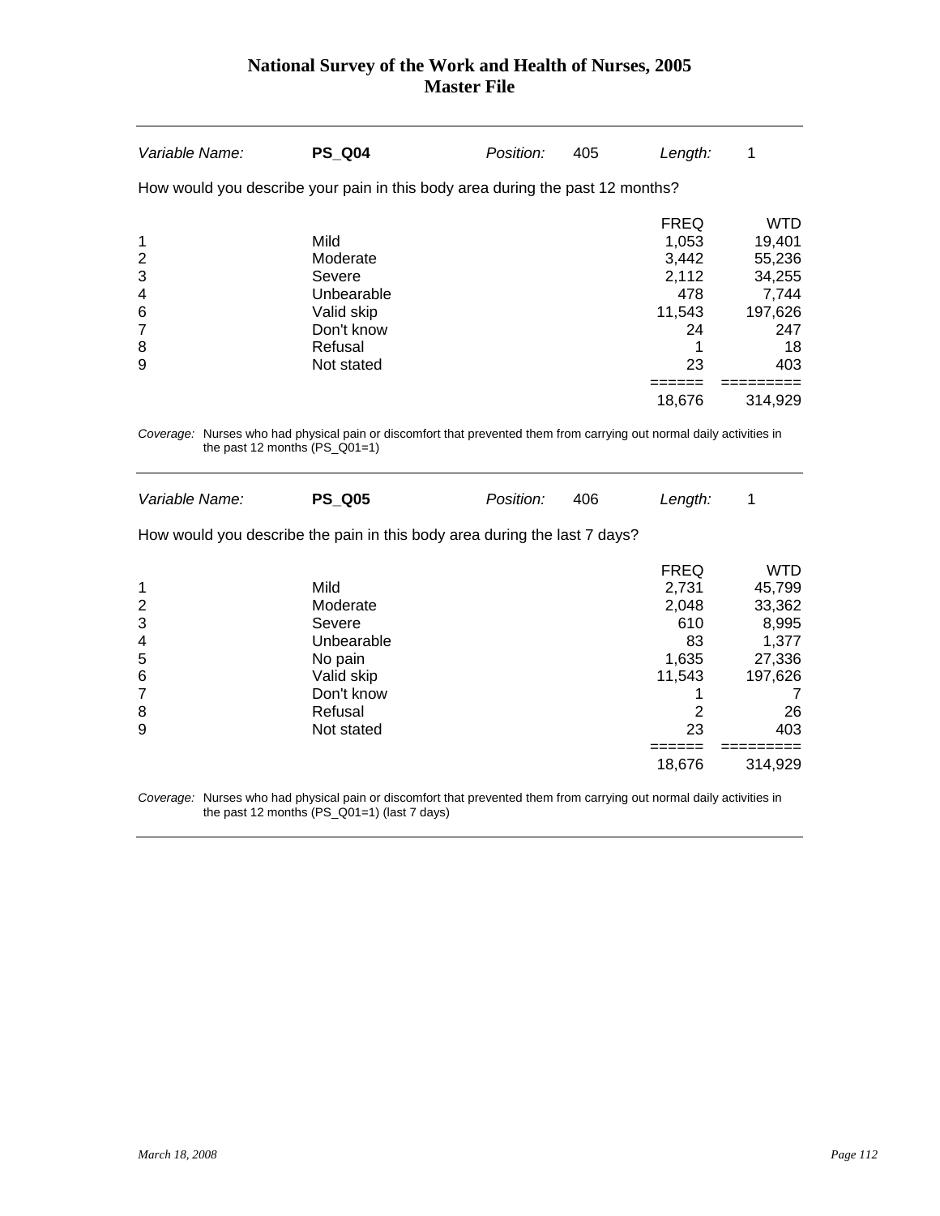| Variable Name: | **PS_Q04** | Position: | 405 | Length: | 1 |
|---|---|---|---|---|---|

How would you describe your pain in this body area during the past 12 months?

| | | FREQ | WTD |
|---|---|---|---|
| 1 | Mild | 1,053 | 19,401 |
| 2 | Moderate | 3,442 | 55,236 |
| 3 | Severe | 2,112 | 34,255 |
| 4 | Unbearable | 478 | 7,744 |
| 6 | Valid skip | 11,543 | 197,626 |
| 7 | Don't know | 24 | 247 |
| 8 | Refusal | 1 | 18 |
| 9 | Not stated | 23 | 403 |
| | | 18,676 | 314,929 |

*Coverage:* Nurses who had physical pain or discomfort that prevented them from carrying out normal daily activities in the past 12 months (PS_Q01=1)

| Variable Name: | **PS_Q05** | Position: | 406 | Length: | 1 |
|---|---|---|---|---|---|

How would you describe the pain in this body area during the last 7 days?

| | | FREQ | WTD |
|---|---|---|---|
| 1 | Mild | 2,731 | 45,799 |
| 2 | Moderate | 2,048 | 33,362 |
| 3 | Severe | 610 | 8,995 |
| 4 | Unbearable | 83 | 1,377 |
| 5 | No pain | 1,635 | 27,336 |
| 6 | Valid skip | 11,543 | 197,626 |
| 7 | Don't know | 1 | 7 |
| 8 | Refusal | 2 | 26 |
| 9 | Not stated | 23 | 403 |
| | | 18,676 | 314,929 |

*Coverage:* Nurses who had physical pain or discomfort that prevented them from carrying out normal daily activities in the past 12 months (PS_Q01=1) (last 7 days)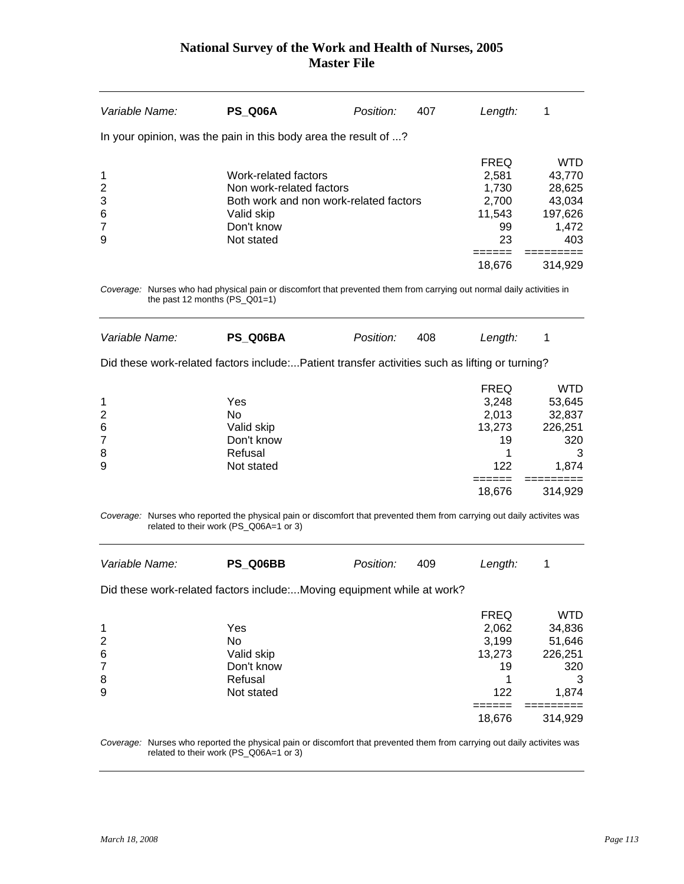| Variable Name: | **PS_Q06A** | Position: | 407 | Length: | 1 |
|---|---|---|---|---|---|

In your opinion, was the pain in this body area the result of ...?

| | | FREQ | WTD |
|---|---|---|---|
| 1 | Work-related factors | 2,581 | 43,770 |
| 2 | Non work-related factors | 1,730 | 28,625 |
| 3 | Both work and non work-related factors | 2,700 | 43,034 |
| 6 | Valid skip | 11,543 | 197,626 |
| 7 | Don't know | 99 | 1,472 |
| 9 | Not stated | 23 | 403 |
| | | 18,676 | 314,929 |

*Coverage:* Nurses who had physical pain or discomfort that prevented them from carrying out normal daily activities in the past 12 months (PS_Q01=1)

| Variable Name: | **PS_Q06BA** | Position: | 408 | Length: | 1 |
|---|---|---|---|---|---|

Did these work-related factors include:...Patient transfer activities such as lifting or turning?

| | | FREQ | WTD |
|---|---|---|---|
| 1 | Yes | 3,248 | 53,645 |
| 2 | No | 2,013 | 32,837 |
| 6 | Valid skip | 13,273 | 226,251 |
| 7 | Don't know | 19 | 320 |
| 8 | Refusal | 1 | 3 |
| 9 | Not stated | 122 | 1,874 |
| | | 18,676 | 314,929 |

*Coverage:* Nurses who reported the physical pain or discomfort that prevented them from carrying out daily activites was related to their work (PS_Q06A=1 or 3)

| Variable Name: | **PS_Q06BB** | Position: | 409 | Length: | 1 |
|---|---|---|---|---|---|

Did these work-related factors include:...Moving equipment while at work?

| | | FREQ | WTD |
|---|---|---|---|
| 1 | Yes | 2,062 | 34,836 |
| 2 | No | 3,199 | 51,646 |
| 6 | Valid skip | 13,273 | 226,251 |
| 7 | Don't know | 19 | 320 |
| 8 | Refusal | 1 | 3 |
| 9 | Not stated | 122 | 1,874 |
| | | 18,676 | 314,929 |

*Coverage:* Nurses who reported the physical pain or discomfort that prevented them from carrying out daily activites was related to their work (PS_Q06A=1 or 3)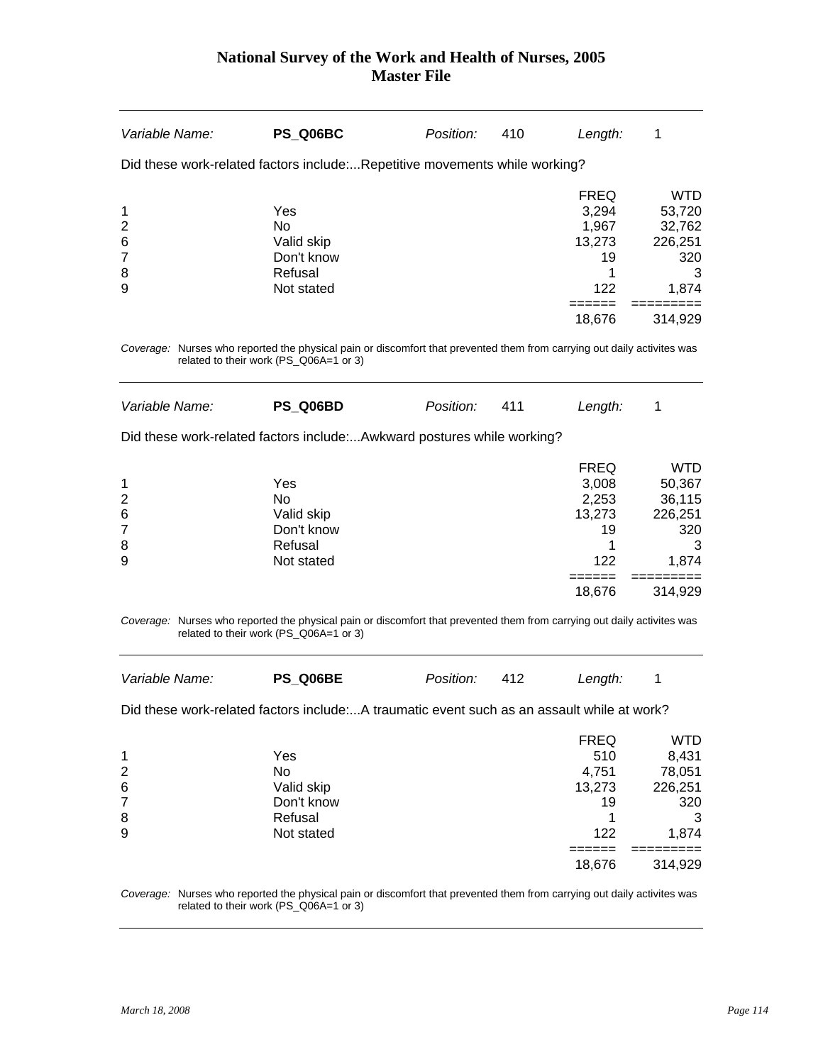| *Variable Name:* | **PS_Q06BC** | *Position:* | 410 | *Length:* | 1 |
|---|---|---|---|---|---|

Did these work-related factors include:...Repetitive movements while working?

| | | FREQ | WTD |
|---|---|---|---|
| 1 | Yes | 3,294 | 53,720 |
| 2 | No | 1,967 | 32,762 |
| 6 | Valid skip | 13,273 | 226,251 |
| 7 | Don't know | 19 | 320 |
| 8 | Refusal | 1 | 3 |
| 9 | Not stated | 122 | 1,874 |
| | | 18,676 | 314,929 |

*Coverage:* Nurses who reported the physical pain or discomfort that prevented them from carrying out daily activites was related to their work (PS_Q06A=1 or 3)

| *Variable Name:* | **PS_Q06BD** | *Position:* | 411 | *Length:* | 1 |
|---|---|---|---|---|---|

Did these work-related factors include:...Awkward postures while working?

| | | FREQ | WTD |
|---|---|---|---|
| 1 | Yes | 3,008 | 50,367 |
| 2 | No | 2,253 | 36,115 |
| 6 | Valid skip | 13,273 | 226,251 |
| 7 | Don't know | 19 | 320 |
| 8 | Refusal | 1 | 3 |
| 9 | Not stated | 122 | 1,874 |
| | | 18,676 | 314,929 |

*Coverage:* Nurses who reported the physical pain or discomfort that prevented them from carrying out daily activites was related to their work (PS_Q06A=1 or 3)

| *Variable Name:* | **PS_Q06BE** | *Position:* | 412 | *Length:* | 1 |
|---|---|---|---|---|---|

Did these work-related factors include:...A traumatic event such as an assault while at work?

| | | FREQ | WTD |
|---|---|---|---|
| 1 | Yes | 510 | 8,431 |
| 2 | No | 4,751 | 78,051 |
| 6 | Valid skip | 13,273 | 226,251 |
| 7 | Don't know | 19 | 320 |
| 8 | Refusal | 1 | 3 |
| 9 | Not stated | 122 | 1,874 |
| | | 18,676 | 314,929 |

*Coverage:* Nurses who reported the physical pain or discomfort that prevented them from carrying out daily activites was related to their work (PS_Q06A=1 or 3)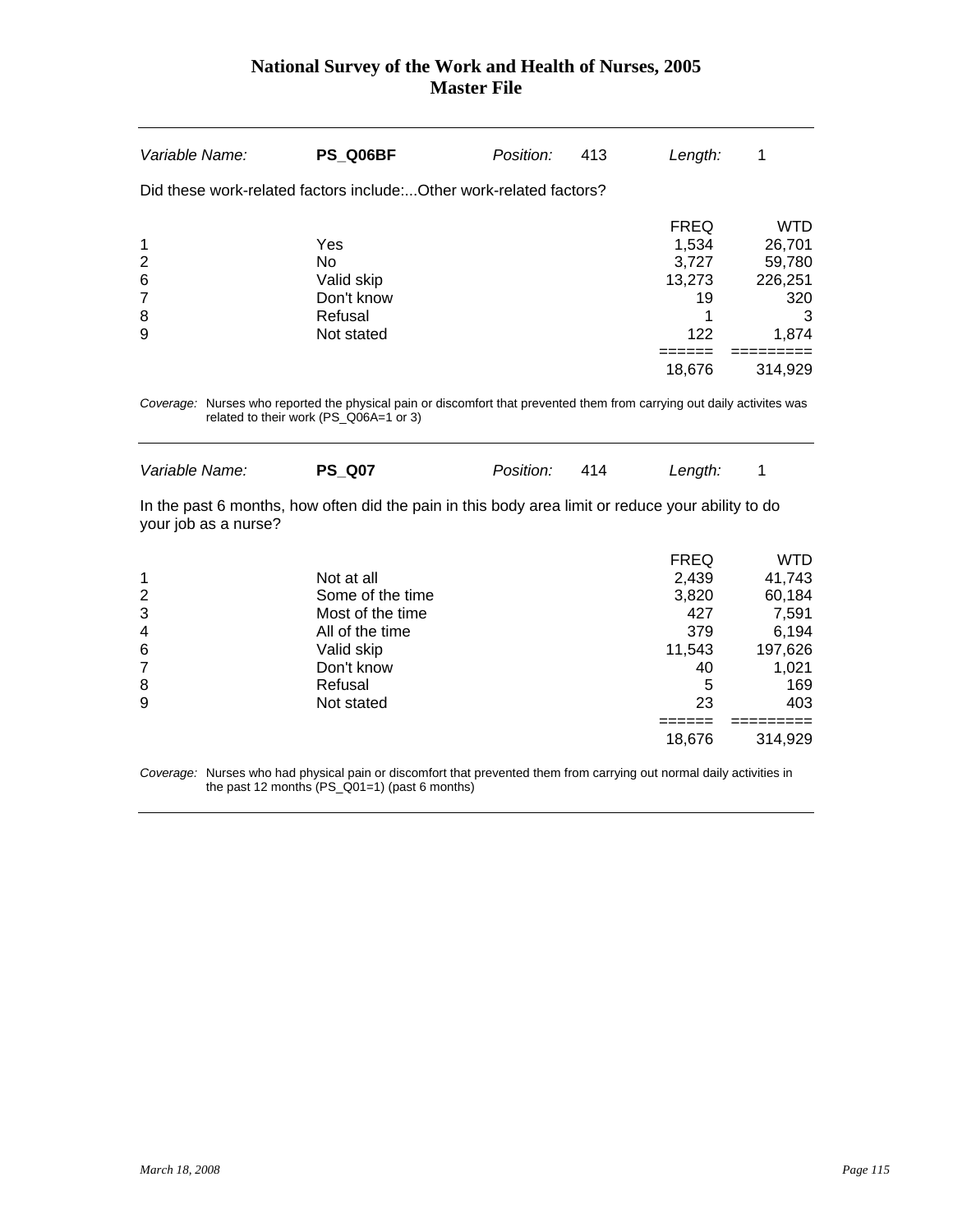| *Variable Name:* | **PS_Q06BF** | *Position:* | 413 | *Length:* | 1 |
|---|---|---|---|---|---|

Did these work-related factors include:...Other work-related factors?

| | | FREQ | WTD |
|---|---|---|---|
| 1 | Yes | 1,534 | 26,701 |
| 2 | No | 3,727 | 59,780 |
| 6 | Valid skip | 13,273 | 226,251 |
| 7 | Don't know | 19 | 320 |
| 8 | Refusal | 1 | 3 |
| 9 | Not stated | 122 | 1,874 |
| | | ====== | ========= |
| | | 18,676 | 314,929 |

*Coverage:* Nurses who reported the physical pain or discomfort that prevented them from carrying out daily activites was related to their work (PS_Q06A=1 or 3)

| *Variable Name:* | **PS_Q07** | *Position:* | 414 | *Length:* | 1 |
|---|---|---|---|---|---|

In the past 6 months, how often did the pain in this body area limit or reduce your ability to do your job as a nurse?

| | | FREQ | WTD |
|---|---|---|---|
| 1 | Not at all | 2,439 | 41,743 |
| 2 | Some of the time | 3,820 | 60,184 |
| 3 | Most of the time | 427 | 7,591 |
| 4 | All of the time | 379 | 6,194 |
| 6 | Valid skip | 11,543 | 197,626 |
| 7 | Don't know | 40 | 1,021 |
| 8 | Refusal | 5 | 169 |
| 9 | Not stated | 23 | 403 |
| | | ====== | ========= |
| | | 18,676 | 314,929 |

*Coverage:* Nurses who had physical pain or discomfort that prevented them from carrying out normal daily activities in the past 12 months (PS_Q01=1) (past 6 months)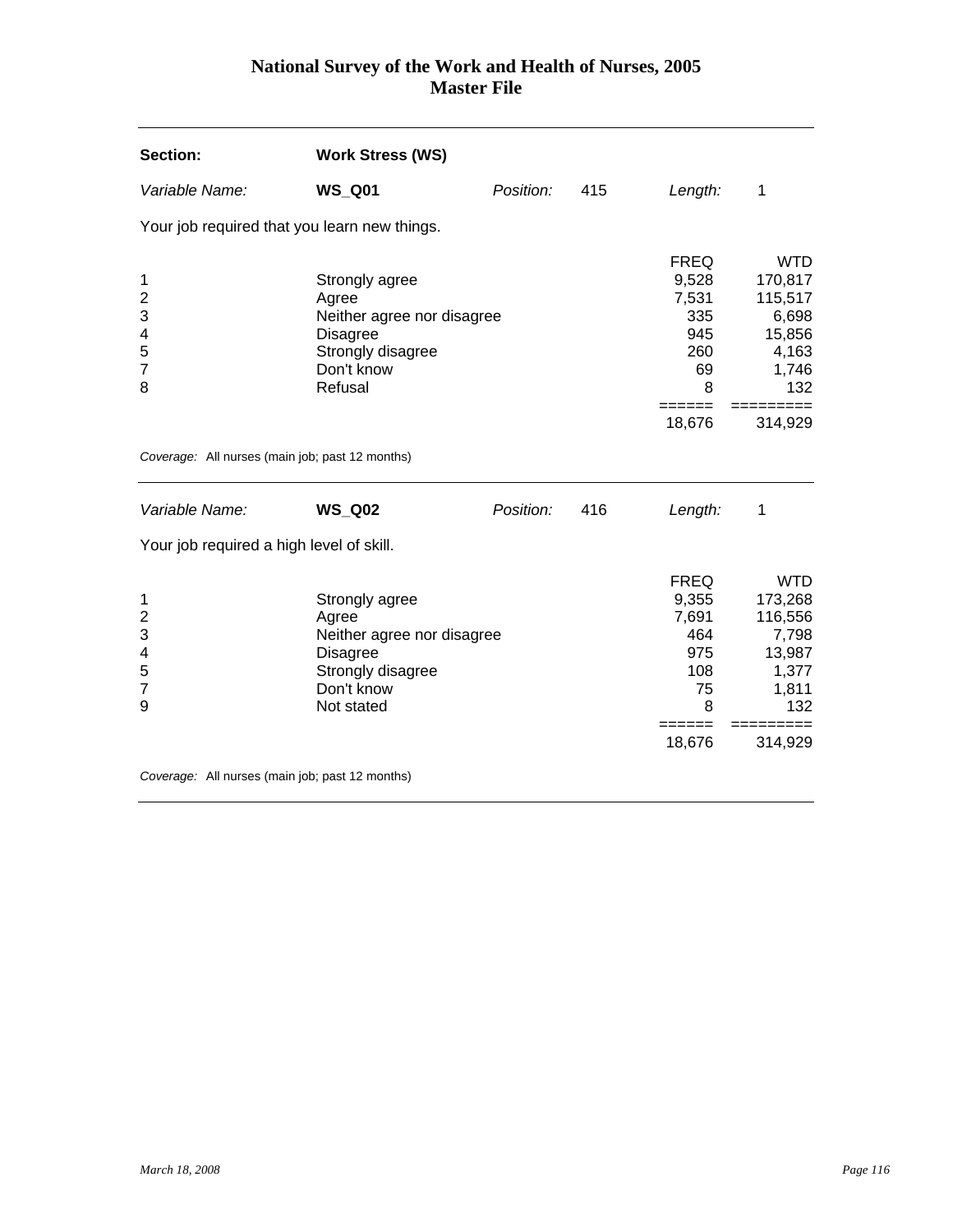# National Survey of the Work and Health of Nurses, 2005
## Master File

**Section:** **Work Stress (WS)**

*Variable Name:* **WS_Q01** *Position:* 415 *Length:* 1

Your job required that you learn new things.

| | | FREQ | WTD |
|---|---|---|---|
| 1 | Strongly agree | 9,528 | 170,817 |
| 2 | Agree | 7,531 | 115,517 |
| 3 | Neither agree nor disagree | 335 | 6,698 |
| 4 | Disagree | 945 | 15,856 |
| 5 | Strongly disagree | 260 | 4,163 |
| 7 | Don't know | 69 | 1,746 |
| 8 | Refusal | 8 | 132 |
| | | 18,676 | 314,929 |

*Coverage:* All nurses (main job; past 12 months)

*Variable Name:* **WS_Q02** *Position:* 416 *Length:* 1

Your job required a high level of skill.

| | | FREQ | WTD |
|---|---|---|---|
| 1 | Strongly agree | 9,355 | 173,268 |
| 2 | Agree | 7,691 | 116,556 |
| 3 | Neither agree nor disagree | 464 | 7,798 |
| 4 | Disagree | 975 | 13,987 |
| 5 | Strongly disagree | 108 | 1,377 |
| 7 | Don't know | 75 | 1,811 |
| 9 | Not stated | 8 | 132 |
| | | 18,676 | 314,929 |

*Coverage:* All nurses (main job; past 12 months)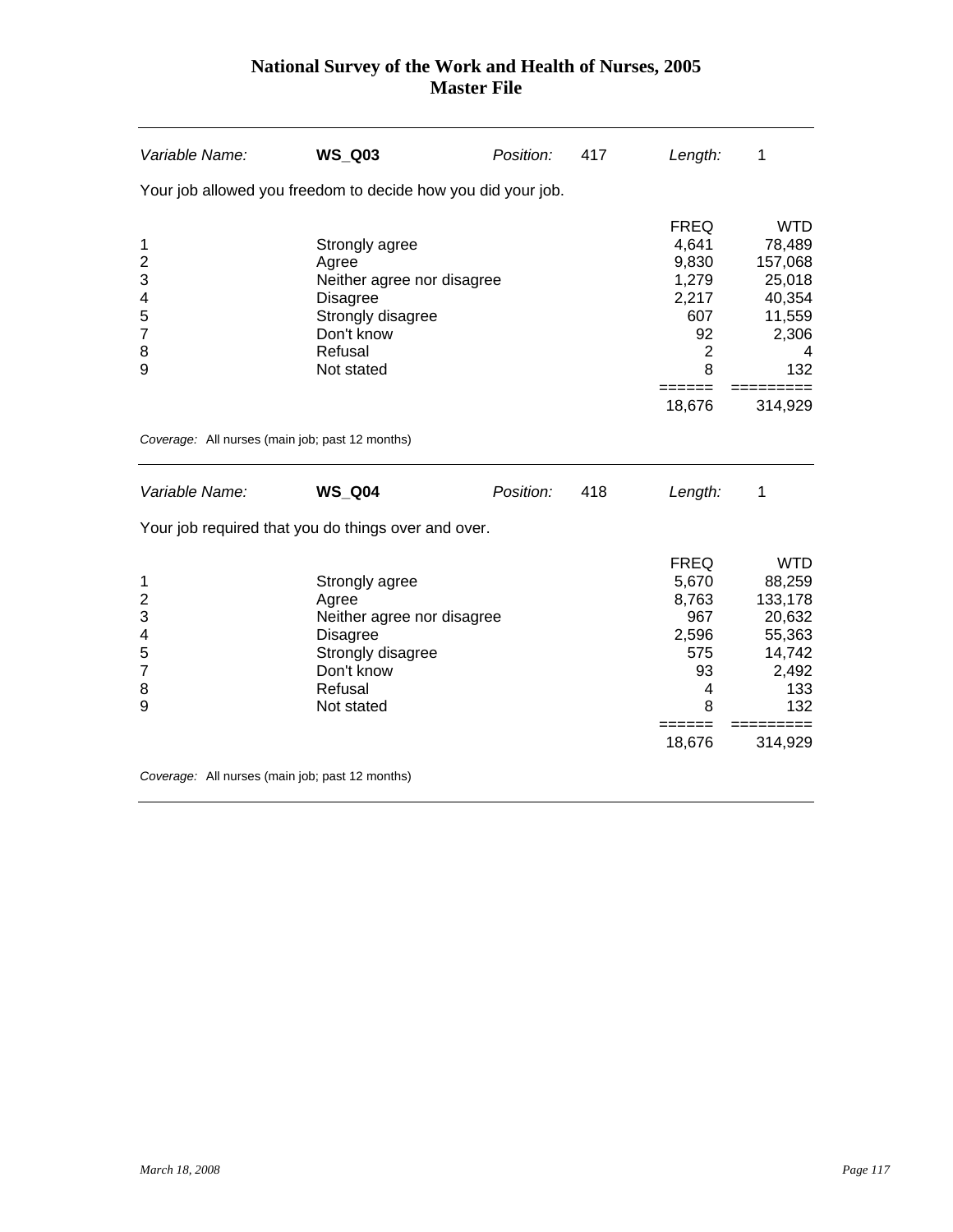| *Variable Name:* | **WS_Q03** | *Position:* | 417 | *Length:* | 1 |
|---|---|---|---|---|---|

Your job allowed you freedom to decide how you did your job.

| | | FREQ | WTD |
|---|---|---|---|
| 1 | Strongly agree | 4,641 | 78,489 |
| 2 | Agree | 9,830 | 157,068 |
| 3 | Neither agree nor disagree | 1,279 | 25,018 |
| 4 | Disagree | 2,217 | 40,354 |
| 5 | Strongly disagree | 607 | 11,559 |
| 7 | Don't know | 92 | 2,306 |
| 8 | Refusal | 2 | 4 |
| 9 | Not stated | 8 | 132 |
| | | 18,676 | 314,929 |

*Coverage:* All nurses (main job; past 12 months)

| *Variable Name:* | **WS_Q04** | *Position:* | 418 | *Length:* | 1 |
|---|---|---|---|---|---|

Your job required that you do things over and over.

| | | FREQ | WTD |
|---|---|---|---|
| 1 | Strongly agree | 5,670 | 88,259 |
| 2 | Agree | 8,763 | 133,178 |
| 3 | Neither agree nor disagree | 967 | 20,632 |
| 4 | Disagree | 2,596 | 55,363 |
| 5 | Strongly disagree | 575 | 14,742 |
| 7 | Don't know | 93 | 2,492 |
| 8 | Refusal | 4 | 133 |
| 9 | Not stated | 8 | 132 |
| | | 18,676 | 314,929 |

*Coverage:* All nurses (main job; past 12 months)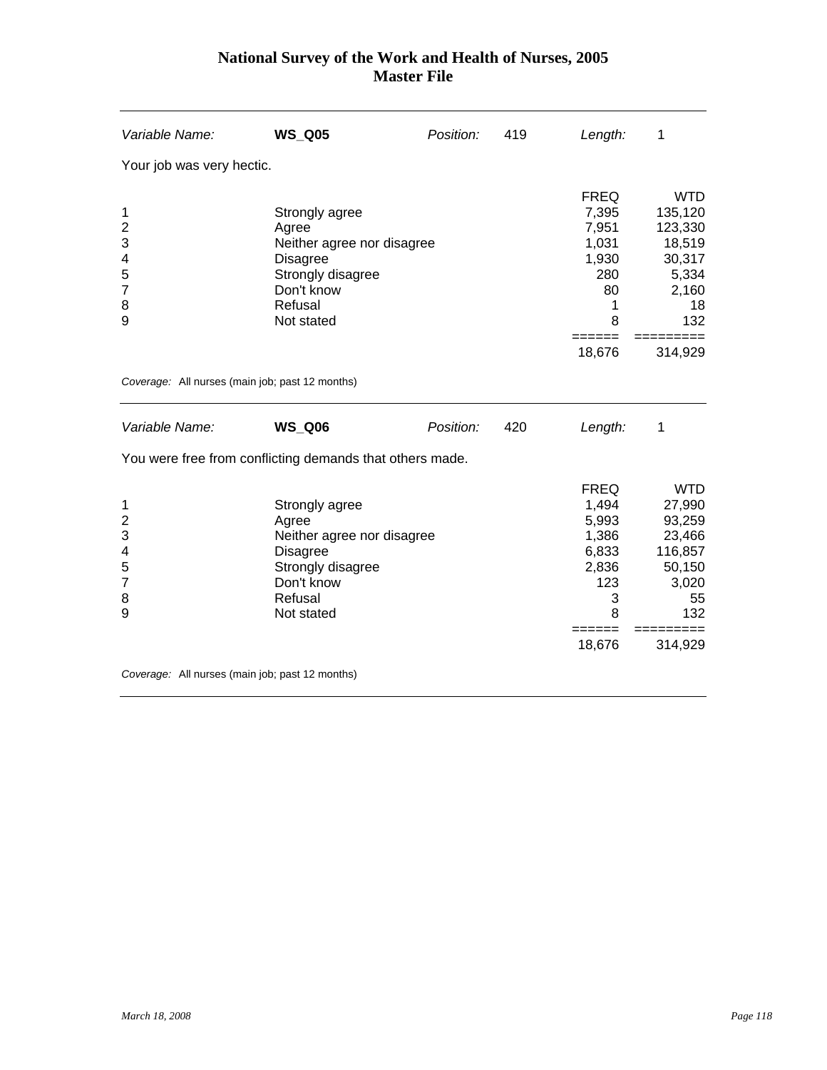# National Survey of the Work and Health of Nurses, 2005
## Master File

| *Variable Name:* | **WS_Q05** | *Position:* | 419 | *Length:* | 1 |
|---|---|---|---|---|---|

Your job was very hectic.

| | | FREQ | WTD |
|---|---|---|---|
| 1 | Strongly agree | 7,395 | 135,120 |
| 2 | Agree | 7,951 | 123,330 |
| 3 | Neither agree nor disagree | 1,031 | 18,519 |
| 4 | Disagree | 1,930 | 30,317 |
| 5 | Strongly disagree | 280 | 5,334 |
| 7 | Don't know | 80 | 2,160 |
| 8 | Refusal | 1 | 18 |
| 9 | Not stated | 8 | 132 |
| | | 18,676 | 314,929 |

*Coverage:* All nurses (main job; past 12 months)

| *Variable Name:* | **WS_Q06** | *Position:* | 420 | *Length:* | 1 |
|---|---|---|---|---|---|

You were free from conflicting demands that others made.

| | | FREQ | WTD |
|---|---|---|---|
| 1 | Strongly agree | 1,494 | 27,990 |
| 2 | Agree | 5,993 | 93,259 |
| 3 | Neither agree nor disagree | 1,386 | 23,466 |
| 4 | Disagree | 6,833 | 116,857 |
| 5 | Strongly disagree | 2,836 | 50,150 |
| 7 | Don't know | 123 | 3,020 |
| 8 | Refusal | 3 | 55 |
| 9 | Not stated | 8 | 132 |
| | | 18,676 | 314,929 |

*Coverage:* All nurses (main job; past 12 months)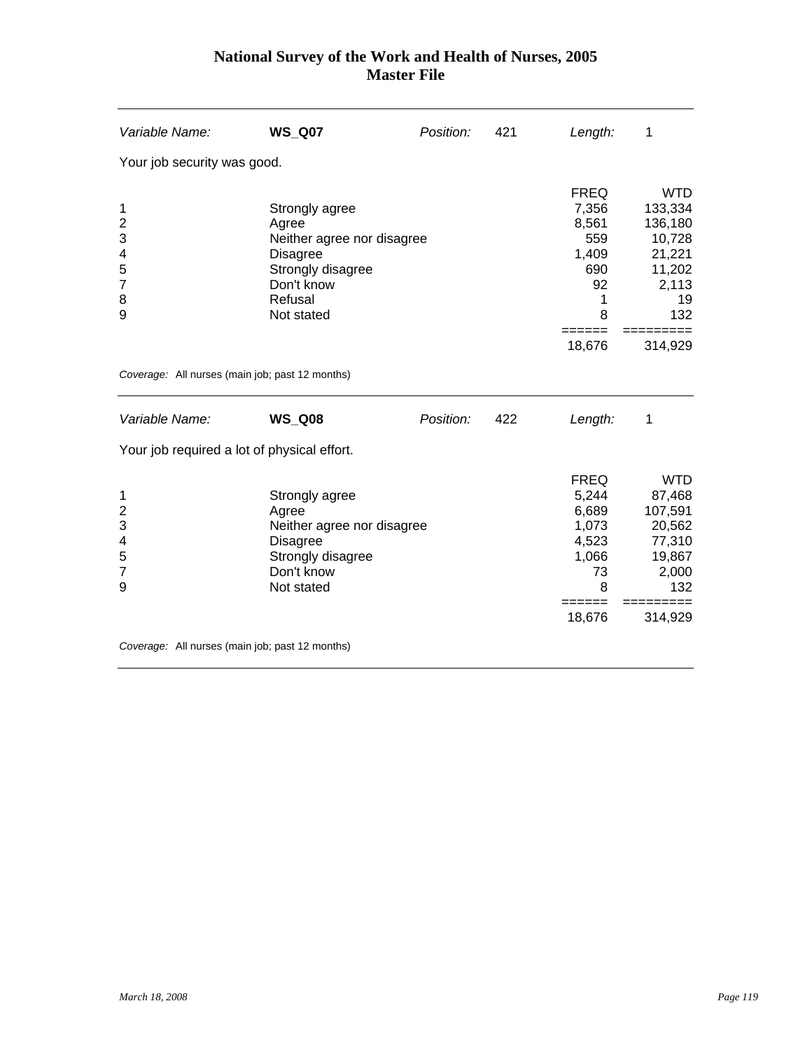# National Survey of the Work and Health of Nurses, 2005
## Master File

| *Variable Name:* | **WS_Q07** | *Position:* | 421 | *Length:* | 1 |
|---|---|---|---|---|---|

Your job security was good.

| | | FREQ | WTD |
|---|---|---|---|
| 1 | Strongly agree | 7,356 | 133,334 |
| 2 | Agree | 8,561 | 136,180 |
| 3 | Neither agree nor disagree | 559 | 10,728 |
| 4 | Disagree | 1,409 | 21,221 |
| 5 | Strongly disagree | 690 | 11,202 |
| 7 | Don't know | 92 | 2,113 |
| 8 | Refusal | 1 | 19 |
| 9 | Not stated | 8 | 132 |
| | | ====== | ========= |
| | | 18,676 | 314,929 |

*Coverage:* All nurses (main job; past 12 months)

| *Variable Name:* | **WS_Q08** | *Position:* | 422 | *Length:* | 1 |
|---|---|---|---|---|---|

Your job required a lot of physical effort.

| | | FREQ | WTD |
|---|---|---|---|
| 1 | Strongly agree | 5,244 | 87,468 |
| 2 | Agree | 6,689 | 107,591 |
| 3 | Neither agree nor disagree | 1,073 | 20,562 |
| 4 | Disagree | 4,523 | 77,310 |
| 5 | Strongly disagree | 1,066 | 19,867 |
| 7 | Don't know | 73 | 2,000 |
| 9 | Not stated | 8 | 132 |
| | | ====== | ========= |
| | | 18,676 | 314,929 |

*Coverage:* All nurses (main job; past 12 months)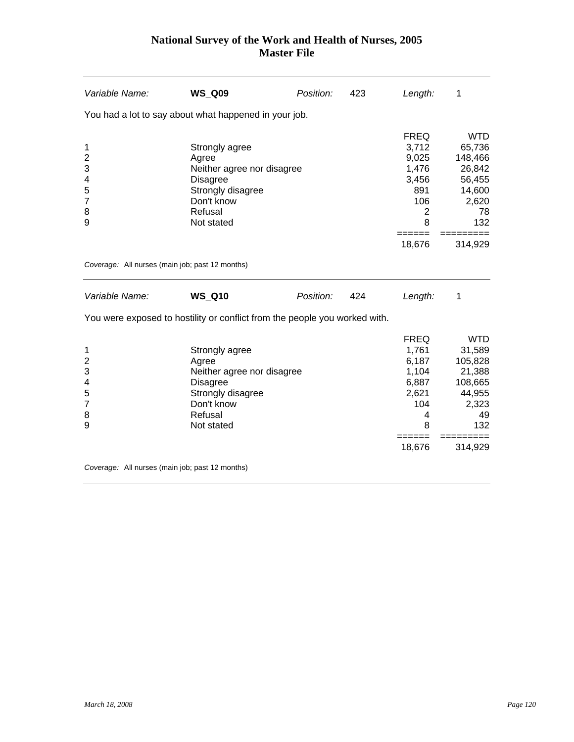| *Variable Name:* | **WS_Q09** | *Position:* | 423 | *Length:* | 1 |
|---|---|---|---|---|---|

You had a lot to say about what happened in your job.

| | | FREQ | WTD |
|---|---|---|---|
| 1 | Strongly agree | 3,712 | 65,736 |
| 2 | Agree | 9,025 | 148,466 |
| 3 | Neither agree nor disagree | 1,476 | 26,842 |
| 4 | Disagree | 3,456 | 56,455 |
| 5 | Strongly disagree | 891 | 14,600 |
| 7 | Don't know | 106 | 2,620 |
| 8 | Refusal | 2 | 78 |
| 9 | Not stated | 8 | 132 |
| | | ====== | ========= |
| | | 18,676 | 314,929 |

*Coverage:* All nurses (main job; past 12 months)

| *Variable Name:* | **WS_Q10** | *Position:* | 424 | *Length:* | 1 |
|---|---|---|---|---|---|

You were exposed to hostility or conflict from the people you worked with.

| | | FREQ | WTD |
|---|---|---|---|
| 1 | Strongly agree | 1,761 | 31,589 |
| 2 | Agree | 6,187 | 105,828 |
| 3 | Neither agree nor disagree | 1,104 | 21,388 |
| 4 | Disagree | 6,887 | 108,665 |
| 5 | Strongly disagree | 2,621 | 44,955 |
| 7 | Don't know | 104 | 2,323 |
| 8 | Refusal | 4 | 49 |
| 9 | Not stated | 8 | 132 |
| | | ====== | ========= |
| | | 18,676 | 314,929 |

*Coverage:* All nurses (main job; past 12 months)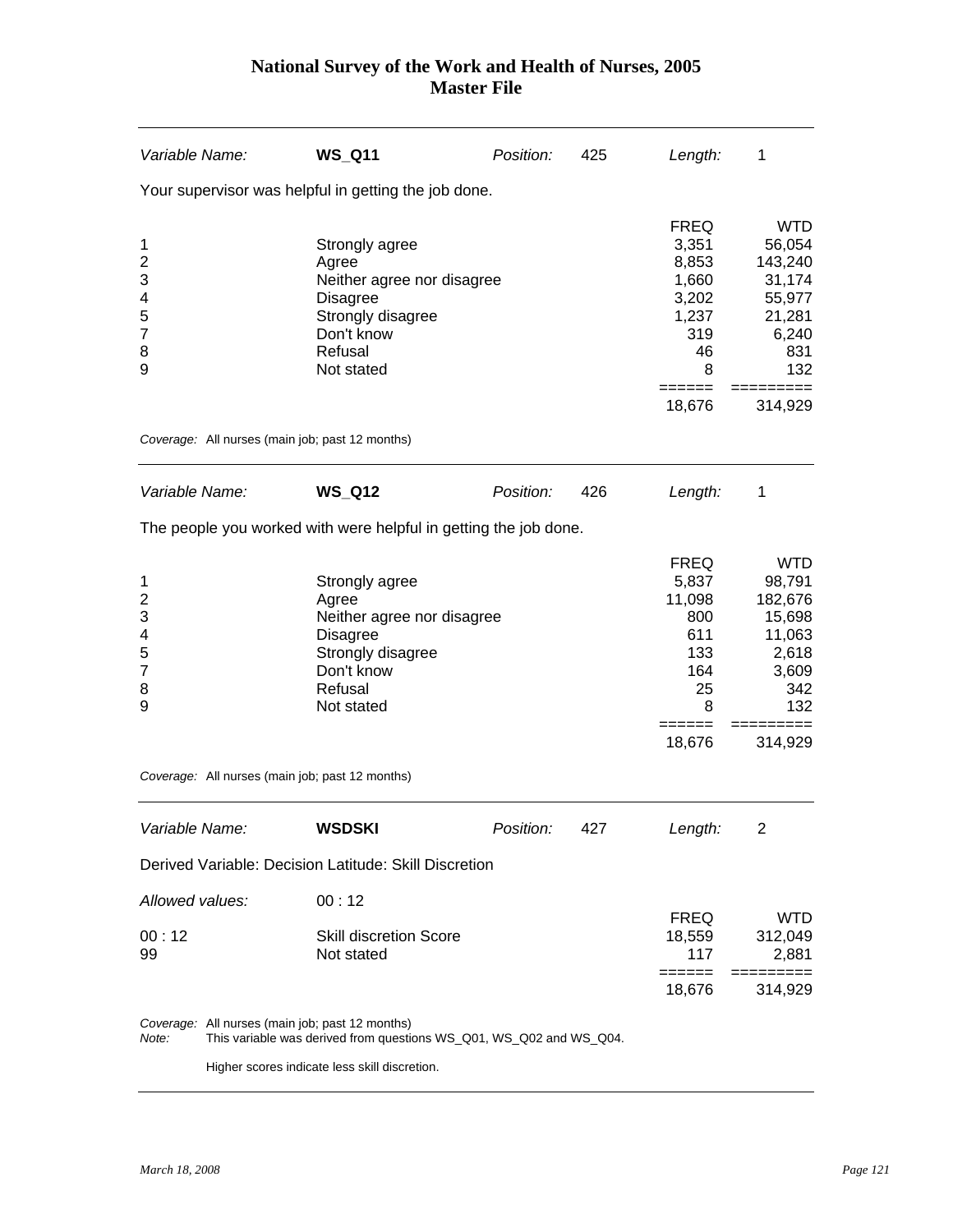# National Survey of the Work and Health of Nurses, 2005
## Master File

| *Variable Name:* | **WS_Q11** | *Position:* | 425 | *Length:* | 1 |
|---|---|---|---|---|---|

Your supervisor was helpful in getting the job done.

| | | FREQ | WTD |
|---|---|---|---|
| 1 | Strongly agree | 3,351 | 56,054 |
| 2 | Agree | 8,853 | 143,240 |
| 3 | Neither agree nor disagree | 1,660 | 31,174 |
| 4 | Disagree | 3,202 | 55,977 |
| 5 | Strongly disagree | 1,237 | 21,281 |
| 7 | Don't know | 319 | 6,240 |
| 8 | Refusal | 46 | 831 |
| 9 | Not stated | 8 | 132 |
| | | ====== | ========= |
| | | 18,676 | 314,929 |

*Coverage:* All nurses (main job; past 12 months)

---

| *Variable Name:* | **WS_Q12** | *Position:* | 426 | *Length:* | 1 |
|---|---|---|---|---|---|

The people you worked with were helpful in getting the job done.

| | | FREQ | WTD |
|---|---|---|---|
| 1 | Strongly agree | 5,837 | 98,791 |
| 2 | Agree | 11,098 | 182,676 |
| 3 | Neither agree nor disagree | 800 | 15,698 |
| 4 | Disagree | 611 | 11,063 |
| 5 | Strongly disagree | 133 | 2,618 |
| 7 | Don't know | 164 | 3,609 |
| 8 | Refusal | 25 | 342 |
| 9 | Not stated | 8 | 132 |
| | | ====== | ========= |
| | | 18,676 | 314,929 |

*Coverage:* All nurses (main job; past 12 months)

---

| *Variable Name:* | **WSDSKI** | *Position:* | 427 | *Length:* | 2 |
|---|---|---|---|---|---|

Derived Variable: Decision Latitude: Skill Discretion

*Allowed values:* 00 : 12

| | | FREQ | WTD |
|---|---|---|---|
| 00 : 12 | Skill discretion Score | 18,559 | 312,049 |
| 99 | Not stated | 117 | 2,881 |
| | | ====== | ========= |
| | | 18,676 | 314,929 |

*Coverage:* All nurses (main job; past 12 months)

*Note:* This variable was derived from questions WS_Q01, WS_Q02 and WS_Q04.

Higher scores indicate less skill discretion.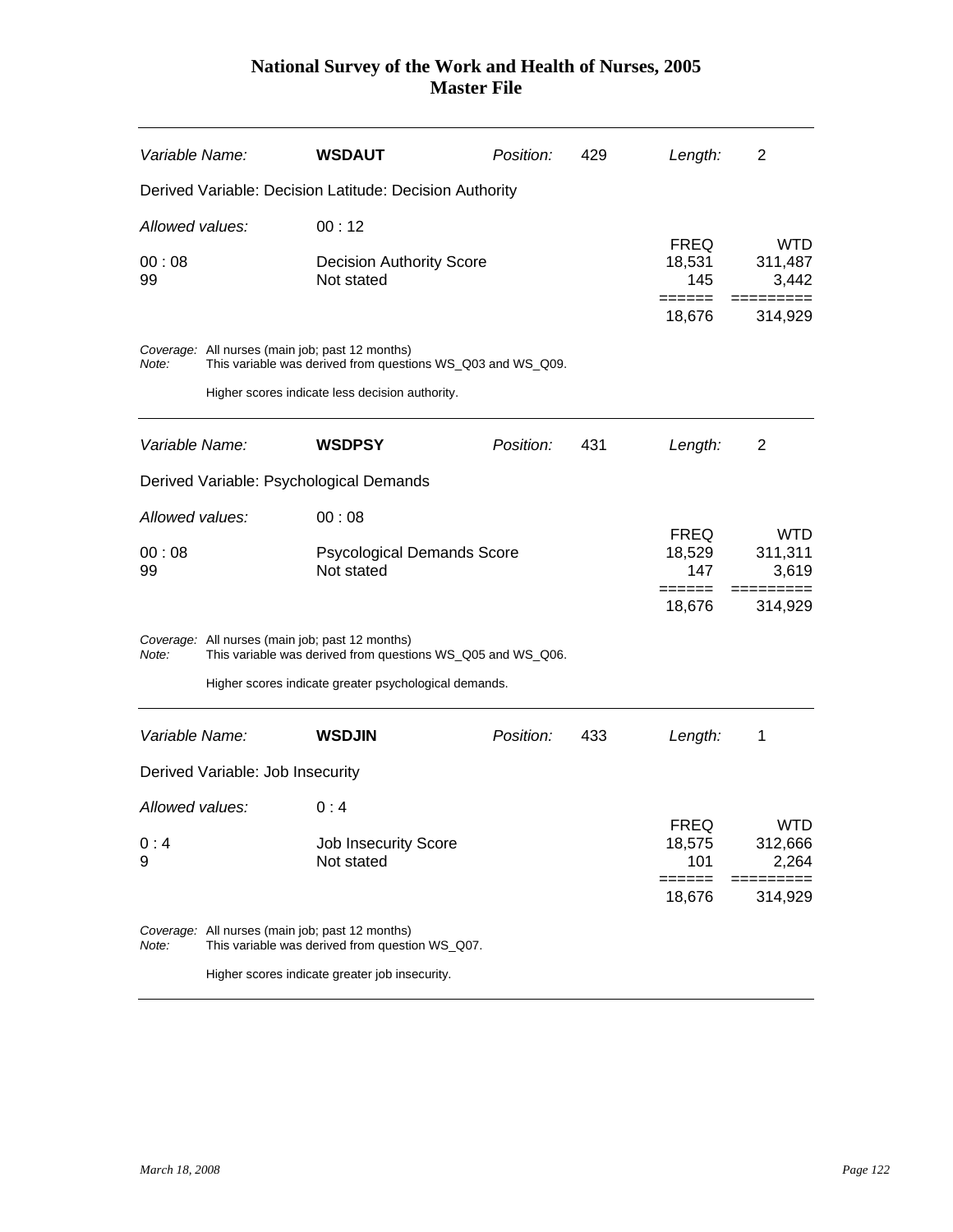| Variable Name: | **WSDAUT** | Position: | 429 | Length: | 2 |
|---|---|---|---|---|---|

Derived Variable: Decision Latitude: Decision Authority

Allowed values: 00 : 12

| | | FREQ | WTD |
|---|---|---|---|
| 00 : 08 | Decision Authority Score | 18,531 | 311,487 |
| 99 | Not stated | 145 | 3,442 |
| | | 18,676 | 314,929 |

*Coverage:* All nurses (main job; past 12 months)
*Note:* This variable was derived from questions WS_Q03 and WS_Q09.

Higher scores indicate less decision authority.

---

| Variable Name: | **WSDPSY** | Position: | 431 | Length: | 2 |
|---|---|---|---|---|---|

Derived Variable: Psychological Demands

Allowed values: 00 : 08

| | | FREQ | WTD |
|---|---|---|---|
| 00 : 08 | Psycological Demands Score | 18,529 | 311,311 |
| 99 | Not stated | 147 | 3,619 |
| | | 18,676 | 314,929 |

*Coverage:* All nurses (main job; past 12 months)
*Note:* This variable was derived from questions WS_Q05 and WS_Q06.

Higher scores indicate greater psychological demands.

---

| Variable Name: | **WSDJIN** | Position: | 433 | Length: | 1 |
|---|---|---|---|---|---|

Derived Variable: Job Insecurity

Allowed values: 0 : 4

| | | FREQ | WTD |
|---|---|---|---|
| 0 : 4 | Job Insecurity Score | 18,575 | 312,666 |
| 9 | Not stated | 101 | 2,264 |
| | | 18,676 | 314,929 |

*Coverage:* All nurses (main job; past 12 months)
*Note:* This variable was derived from question WS_Q07.

Higher scores indicate greater job insecurity.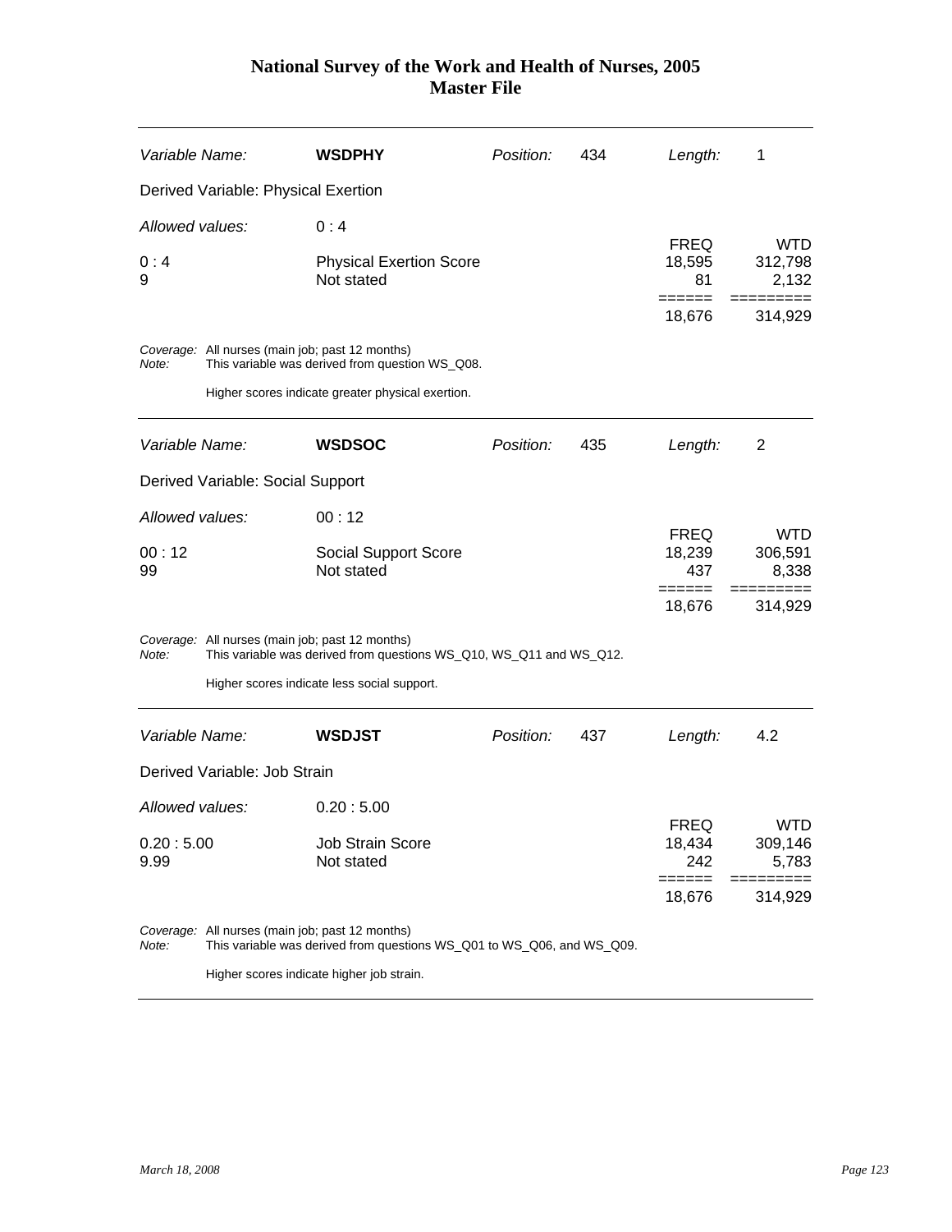# National Survey of the Work and Health of Nurses, 2005
## Master File

| *Variable Name:* | **WSDPHY** | *Position:* | 434 | *Length:* | 1 |
|---|---|---|---|---|---|

Derived Variable: Physical Exertion

*Allowed values:* 0 : 4

| | | FREQ | WTD |
|---|---|---|---|
| 0 : 4 | Physical Exertion Score | 18,595 | 312,798 |
| 9 | Not stated | 81 | 2,132 |
| | | 18,676 | 314,929 |

*Coverage:* All nurses (main job; past 12 months)
*Note:* This variable was derived from question WS_Q08.

Higher scores indicate greater physical exertion.

---

| *Variable Name:* | **WSDSOC** | *Position:* | 435 | *Length:* | 2 |
|---|---|---|---|---|---|

Derived Variable: Social Support

*Allowed values:* 00 : 12

| | | FREQ | WTD |
|---|---|---|---|
| 00 : 12 | Social Support Score | 18,239 | 306,591 |
| 99 | Not stated | 437 | 8,338 |
| | | 18,676 | 314,929 |

*Coverage:* All nurses (main job; past 12 months)
*Note:* This variable was derived from questions WS_Q10, WS_Q11 and WS_Q12.

Higher scores indicate less social support.

---

| *Variable Name:* | **WSDJST** | *Position:* | 437 | *Length:* | 4.2 |
|---|---|---|---|---|---|

Derived Variable: Job Strain

*Allowed values:* 0.20 : 5.00

| | | FREQ | WTD |
|---|---|---|---|
| 0.20 : 5.00 | Job Strain Score | 18,434 | 309,146 |
| 9.99 | Not stated | 242 | 5,783 |
| | | 18,676 | 314,929 |

*Coverage:* All nurses (main job; past 12 months)
*Note:* This variable was derived from questions WS_Q01 to WS_Q06, and WS_Q09.

Higher scores indicate higher job strain.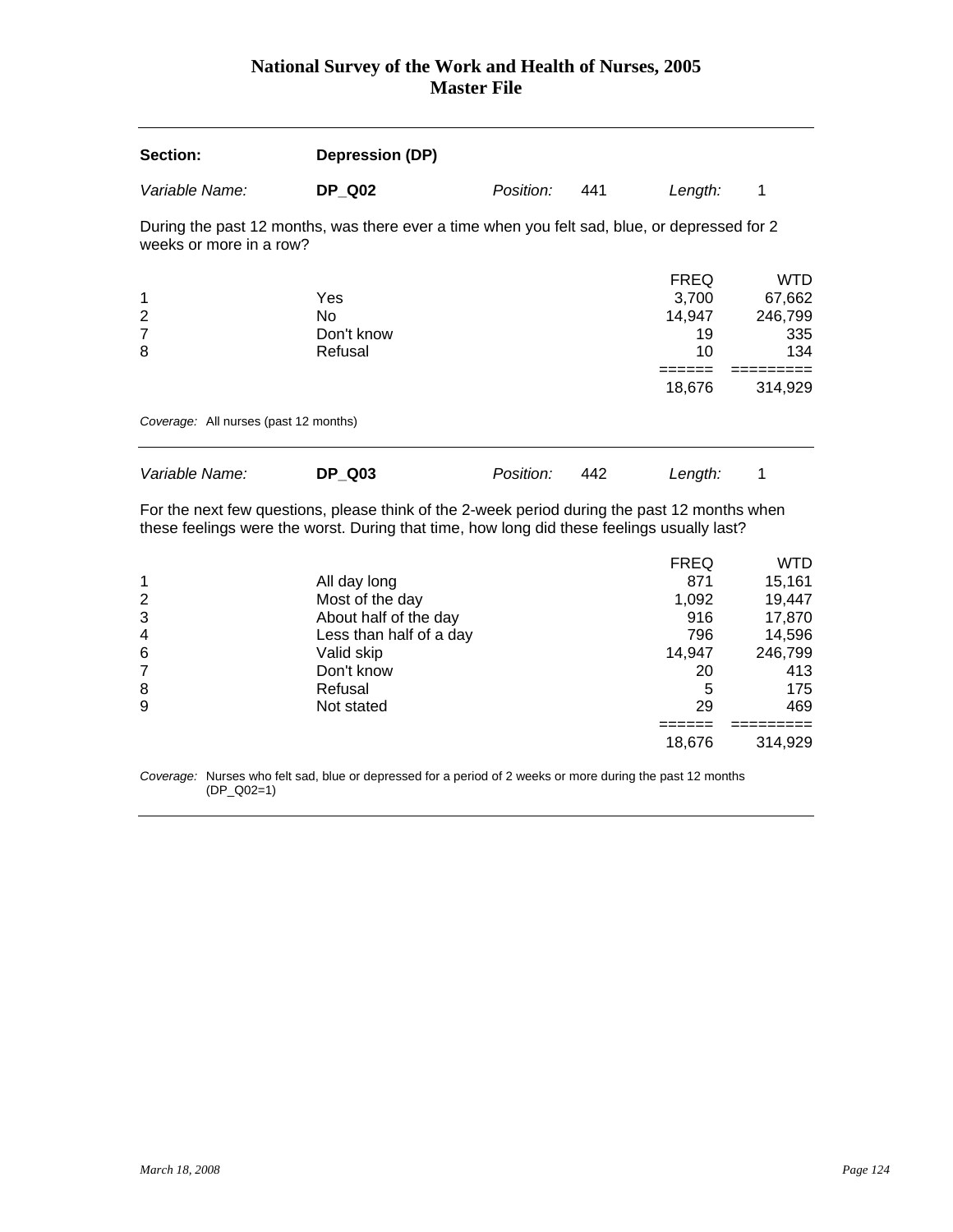# National Survey of the Work and Health of Nurses, 2005
## Master File

| **Section:** | **Depression (DP)** | | | | |
|---|---|---|---|---|---|
| *Variable Name:* | **DP_Q02** | *Position:* | 441 | *Length:* | 1 |

During the past 12 months, was there ever a time when you felt sad, blue, or depressed for 2 weeks or more in a row?

| | | FREQ | WTD |
|---|---|---|---|
| 1 | Yes | 3,700 | 67,662 |
| 2 | No | 14,947 | 246,799 |
| 7 | Don't know | 19 | 335 |
| 8 | Refusal | 10 | 134 |
| | | ====== | ========= |
| | | 18,676 | 314,929 |

*Coverage:* All nurses (past 12 months)

---

| *Variable Name:* | **DP_Q03** | *Position:* | 442 | *Length:* | 1 |
|---|---|---|---|---|---|

For the next few questions, please think of the 2-week period during the past 12 months when these feelings were the worst. During that time, how long did these feelings usually last?

| | | FREQ | WTD |
|---|---|---|---|
| 1 | All day long | 871 | 15,161 |
| 2 | Most of the day | 1,092 | 19,447 |
| 3 | About half of the day | 916 | 17,870 |
| 4 | Less than half of a day | 796 | 14,596 |
| 6 | Valid skip | 14,947 | 246,799 |
| 7 | Don't know | 20 | 413 |
| 8 | Refusal | 5 | 175 |
| 9 | Not stated | 29 | 469 |
| | | ====== | ========= |
| | | 18,676 | 314,929 |

*Coverage:* Nurses who felt sad, blue or depressed for a period of 2 weeks or more during the past 12 months (DP_Q02=1)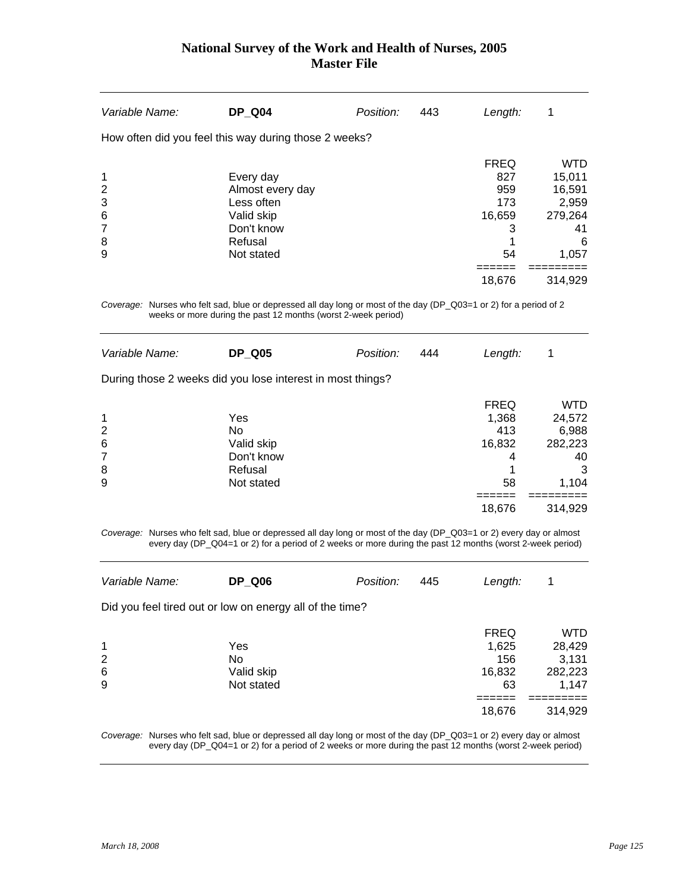| Variable Name: | DP_Q04 | Position: | 443 | Length: | 1 |
|---|---|---|---|---|---|

How often did you feel this way during those 2 weeks?

| | | FREQ | WTD |
|---|---|---|---|
| 1 | Every day | 827 | 15,011 |
| 2 | Almost every day | 959 | 16,591 |
| 3 | Less often | 173 | 2,959 |
| 6 | Valid skip | 16,659 | 279,264 |
| 7 | Don't know | 3 | 41 |
| 8 | Refusal | 1 | 6 |
| 9 | Not stated | 54 | 1,057 |
| | | 18,676 | 314,929 |

*Coverage:* Nurses who felt sad, blue or depressed all day long or most of the day (DP_Q03=1 or 2) for a period of 2 weeks or more during the past 12 months (worst 2-week period)

| Variable Name: | DP_Q05 | Position: | 444 | Length: | 1 |
|---|---|---|---|---|---|

During those 2 weeks did you lose interest in most things?

| | | FREQ | WTD |
|---|---|---|---|
| 1 | Yes | 1,368 | 24,572 |
| 2 | No | 413 | 6,988 |
| 6 | Valid skip | 16,832 | 282,223 |
| 7 | Don't know | 4 | 40 |
| 8 | Refusal | 1 | 3 |
| 9 | Not stated | 58 | 1,104 |
| | | 18,676 | 314,929 |

*Coverage:* Nurses who felt sad, blue or depressed all day long or most of the day (DP_Q03=1 or 2) every day or almost every day (DP_Q04=1 or 2) for a period of 2 weeks or more during the past 12 months (worst 2-week period)

| Variable Name: | DP_Q06 | Position: | 445 | Length: | 1 |
|---|---|---|---|---|---|

Did you feel tired out or low on energy all of the time?

| | | FREQ | WTD |
|---|---|---|---|
| 1 | Yes | 1,625 | 28,429 |
| 2 | No | 156 | 3,131 |
| 6 | Valid skip | 16,832 | 282,223 |
| 9 | Not stated | 63 | 1,147 |
| | | 18,676 | 314,929 |

*Coverage:* Nurses who felt sad, blue or depressed all day long or most of the day (DP_Q03=1 or 2) every day or almost every day (DP_Q04=1 or 2) for a period of 2 weeks or more during the past 12 months (worst 2-week period)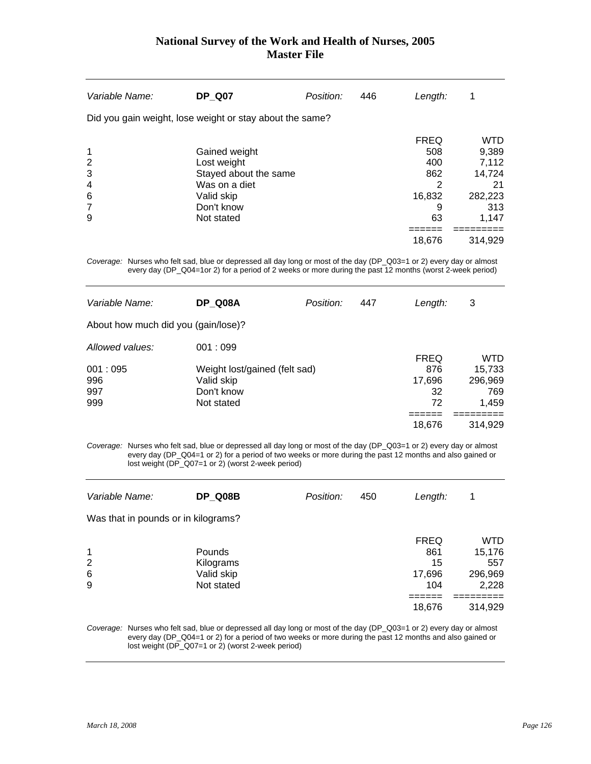| Variable Name: | **DP_Q07** | Position: | 446 | Length: | 1 |
|---|---|---|---|---|---|

Did you gain weight, lose weight or stay about the same?

| | | FREQ | WTD |
|---|---|---|---|
| 1 | Gained weight | 508 | 9,389 |
| 2 | Lost weight | 400 | 7,112 |
| 3 | Stayed about the same | 862 | 14,724 |
| 4 | Was on a diet | 2 | 21 |
| 6 | Valid skip | 16,832 | 282,223 |
| 7 | Don't know | 9 | 313 |
| 9 | Not stated | 63 | 1,147 |
| | | ====== | ========= |
| | | 18,676 | 314,929 |

*Coverage:* Nurses who felt sad, blue or depressed all day long or most of the day (DP_Q03=1 or 2) every day or almost every day (DP_Q04=1or 2) for a period of 2 weeks or more during the past 12 months (worst 2-week period)

---

| Variable Name: | **DP_Q08A** | Position: | 447 | Length: | 3 |
|---|---|---|---|---|---|

About how much did you (gain/lose)?

*Allowed values:* 001 : 099

| | | FREQ | WTD |
|---|---|---|---|
| 001 : 095 | Weight lost/gained (felt sad) | 876 | 15,733 |
| 996 | Valid skip | 17,696 | 296,969 |
| 997 | Don't know | 32 | 769 |
| 999 | Not stated | 72 | 1,459 |
| | | ====== | ========= |
| | | 18,676 | 314,929 |

*Coverage:* Nurses who felt sad, blue or depressed all day long or most of the day (DP_Q03=1 or 2) every day or almost every day (DP_Q04=1 or 2) for a period of two weeks or more during the past 12 months and also gained or lost weight (DP_Q07=1 or 2) (worst 2-week period)

---

| Variable Name: | **DP_Q08B** | Position: | 450 | Length: | 1 |
|---|---|---|---|---|---|

Was that in pounds or in kilograms?

| | | FREQ | WTD |
|---|---|---|---|
| 1 | Pounds | 861 | 15,176 |
| 2 | Kilograms | 15 | 557 |
| 6 | Valid skip | 17,696 | 296,969 |
| 9 | Not stated | 104 | 2,228 |
| | | ====== | ========= |
| | | 18,676 | 314,929 |

*Coverage:* Nurses who felt sad, blue or depressed all day long or most of the day (DP_Q03=1 or 2) every day or almost every day (DP_Q04=1 or 2) for a period of two weeks or more during the past 12 months and also gained or lost weight (DP_Q07=1 or 2) (worst 2-week period)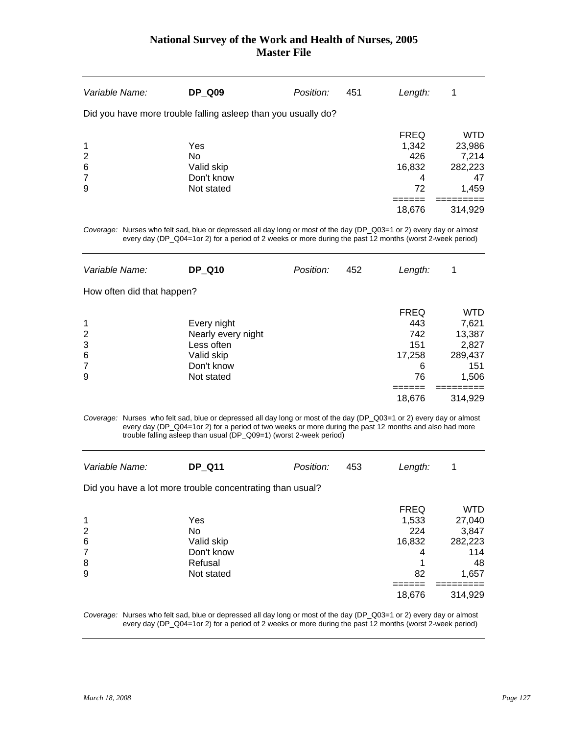| Variable Name: | **DP_Q09** | Position: | 451 | Length: | 1 |
|---|---|---|---|---|---|

Did you have more trouble falling asleep than you usually do?

| | | FREQ | WTD |
|---|---|---|---|
| 1 | Yes | 1,342 | 23,986 |
| 2 | No | 426 | 7,214 |
| 6 | Valid skip | 16,832 | 282,223 |
| 7 | Don't know | 4 | 47 |
| 9 | Not stated | 72 | 1,459 |
| | | 18,676 | 314,929 |

*Coverage:* Nurses who felt sad, blue or depressed all day long or most of the day (DP_Q03=1 or 2) every day or almost every day (DP_Q04=1or 2) for a period of 2 weeks or more during the past 12 months (worst 2-week period)

| Variable Name: | **DP_Q10** | Position: | 452 | Length: | 1 |
|---|---|---|---|---|---|

How often did that happen?

| | | FREQ | WTD |
|---|---|---|---|
| 1 | Every night | 443 | 7,621 |
| 2 | Nearly every night | 742 | 13,387 |
| 3 | Less often | 151 | 2,827 |
| 6 | Valid skip | 17,258 | 289,437 |
| 7 | Don't know | 6 | 151 |
| 9 | Not stated | 76 | 1,506 |
| | | 18,676 | 314,929 |

*Coverage:* Nurses who felt sad, blue or depressed all day long or most of the day (DP_Q03=1 or 2) every day or almost every day (DP_Q04=1or 2) for a period of two weeks or more during the past 12 months and also had more trouble falling asleep than usual (DP_Q09=1) (worst 2-week period)

| Variable Name: | **DP_Q11** | Position: | 453 | Length: | 1 |
|---|---|---|---|---|---|

Did you have a lot more trouble concentrating than usual?

| | | FREQ | WTD |
|---|---|---|---|
| 1 | Yes | 1,533 | 27,040 |
| 2 | No | 224 | 3,847 |
| 6 | Valid skip | 16,832 | 282,223 |
| 7 | Don't know | 4 | 114 |
| 8 | Refusal | 1 | 48 |
| 9 | Not stated | 82 | 1,657 |
| | | 18,676 | 314,929 |

*Coverage:* Nurses who felt sad, blue or depressed all day long or most of the day (DP_Q03=1 or 2) every day or almost every day (DP_Q04=1or 2) for a period of 2 weeks or more during the past 12 months (worst 2-week period)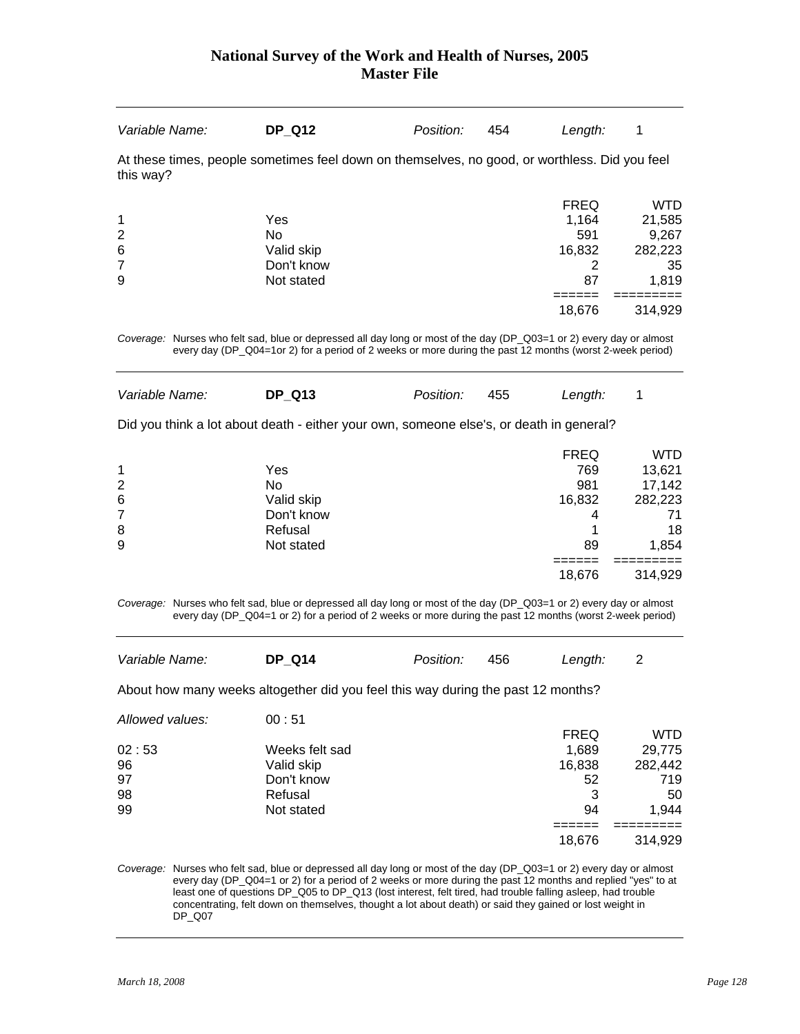# National Survey of the Work and Health of Nurses, 2005
## Master File

| *Variable Name:* | **DP_Q12** | *Position:* | 454 | *Length:* | 1 |
|---|---|---|---|---|---|

At these times, people sometimes feel down on themselves, no good, or worthless. Did you feel this way?

| | | FREQ | WTD |
|---|---|---|---|
| 1 | Yes | 1,164 | 21,585 |
| 2 | No | 591 | 9,267 |
| 6 | Valid skip | 16,832 | 282,223 |
| 7 | Don't know | 2 | 35 |
| 9 | Not stated | 87 | 1,819 |
| | | ====== | ========= |
| | | 18,676 | 314,929 |

*Coverage:* Nurses who felt sad, blue or depressed all day long or most of the day (DP_Q03=1 or 2) every day or almost every day (DP_Q04=1or 2) for a period of 2 weeks or more during the past 12 months (worst 2-week period)

| *Variable Name:* | **DP_Q13** | *Position:* | 455 | *Length:* | 1 |
|---|---|---|---|---|---|

Did you think a lot about death - either your own, someone else's, or death in general?

| | | FREQ | WTD |
|---|---|---|---|
| 1 | Yes | 769 | 13,621 |
| 2 | No | 981 | 17,142 |
| 6 | Valid skip | 16,832 | 282,223 |
| 7 | Don't know | 4 | 71 |
| 8 | Refusal | 1 | 18 |
| 9 | Not stated | 89 | 1,854 |
| | | ====== | ========= |
| | | 18,676 | 314,929 |

*Coverage:* Nurses who felt sad, blue or depressed all day long or most of the day (DP_Q03=1 or 2) every day or almost every day (DP_Q04=1 or 2) for a period of 2 weeks or more during the past 12 months (worst 2-week period)

| *Variable Name:* | **DP_Q14** | *Position:* | 456 | *Length:* | 2 |
|---|---|---|---|---|---|

About how many weeks altogether did you feel this way during the past 12 months?

*Allowed values:* 00 : 51

| | | FREQ | WTD |
|---|---|---|---|
| 02 : 53 | Weeks felt sad | 1,689 | 29,775 |
| 96 | Valid skip | 16,838 | 282,442 |
| 97 | Don't know | 52 | 719 |
| 98 | Refusal | 3 | 50 |
| 99 | Not stated | 94 | 1,944 |
| | | ====== | ========= |
| | | 18,676 | 314,929 |

*Coverage:* Nurses who felt sad, blue or depressed all day long or most of the day (DP_Q03=1 or 2) every day or almost every day (DP_Q04=1 or 2) for a period of 2 weeks or more during the past 12 months and replied "yes" to at least one of questions DP_Q05 to DP_Q13 (lost interest, felt tired, had trouble falling asleep, had trouble concentrating, felt down on themselves, thought a lot about death) or said they gained or lost weight in DP_Q07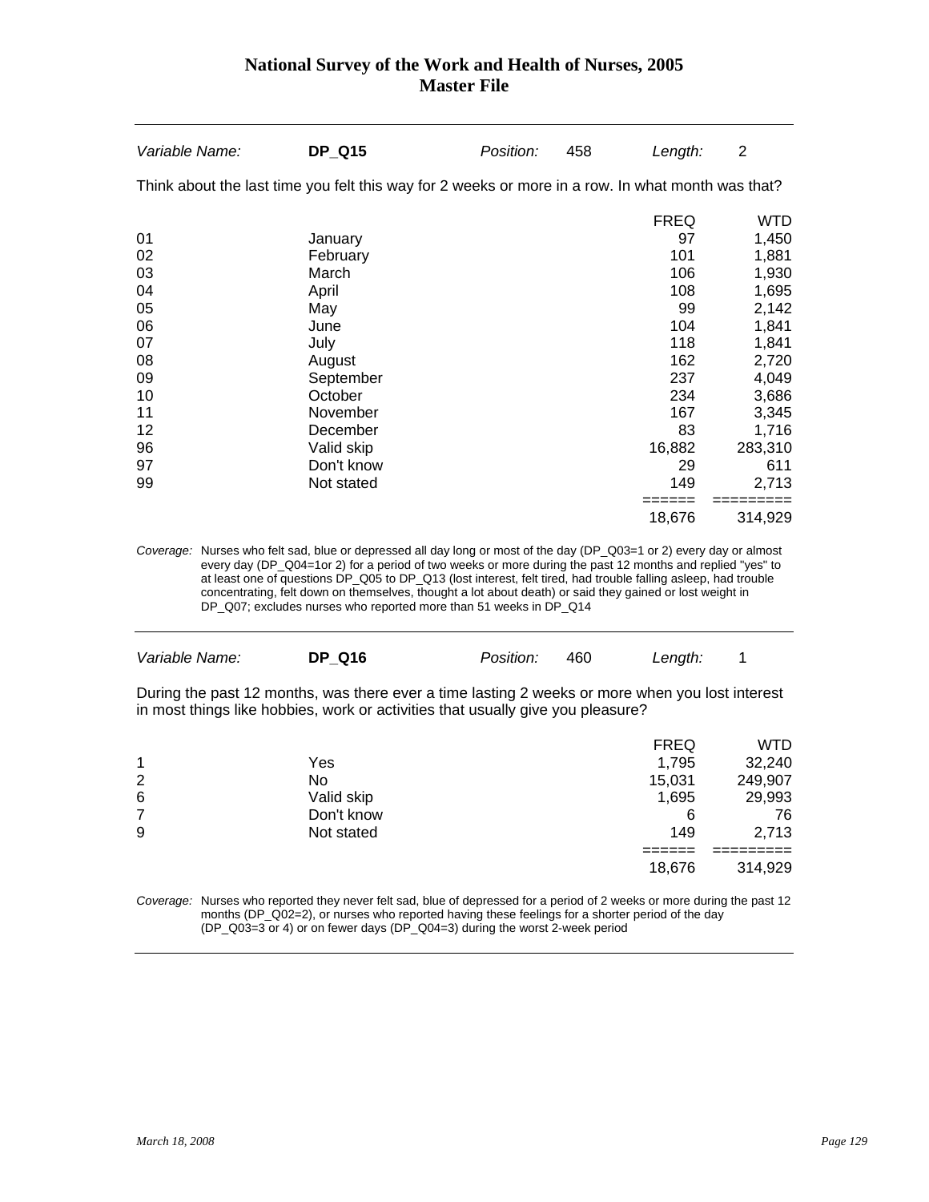# National Survey of the Work and Health of Nurses, 2005
## Master File

| *Variable Name:* | **DP_Q15** | *Position:* | 458 | *Length:* | 2 |
|---|---|---|---|---|---|

Think about the last time you felt this way for 2 weeks or more in a row. In what month was that?

| | | FREQ | WTD |
|---|---|---|---|
| 01 | January | 97 | 1,450 |
| 02 | February | 101 | 1,881 |
| 03 | March | 106 | 1,930 |
| 04 | April | 108 | 1,695 |
| 05 | May | 99 | 2,142 |
| 06 | June | 104 | 1,841 |
| 07 | July | 118 | 1,841 |
| 08 | August | 162 | 2,720 |
| 09 | September | 237 | 4,049 |
| 10 | October | 234 | 3,686 |
| 11 | November | 167 | 3,345 |
| 12 | December | 83 | 1,716 |
| 96 | Valid skip | 16,882 | 283,310 |
| 97 | Don't know | 29 | 611 |
| 99 | Not stated | 149 | 2,713 |
| | | ====== | ========= |
| | | 18,676 | 314,929 |

*Coverage:* Nurses who felt sad, blue or depressed all day long or most of the day (DP_Q03=1 or 2) every day or almost every day (DP_Q04=1or 2) for a period of two weeks or more during the past 12 months and replied "yes" to at least one of questions DP_Q05 to DP_Q13 (lost interest, felt tired, had trouble falling asleep, had trouble concentrating, felt down on themselves, thought a lot about death) or said they gained or lost weight in DP_Q07; excludes nurses who reported more than 51 weeks in DP_Q14

| *Variable Name:* | **DP_Q16** | *Position:* | 460 | *Length:* | 1 |
|---|---|---|---|---|---|

During the past 12 months, was there ever a time lasting 2 weeks or more when you lost interest in most things like hobbies, work or activities that usually give you pleasure?

| | | FREQ | WTD |
|---|---|---|---|
| 1 | Yes | 1,795 | 32,240 |
| 2 | No | 15,031 | 249,907 |
| 6 | Valid skip | 1,695 | 29,993 |
| 7 | Don't know | 6 | 76 |
| 9 | Not stated | 149 | 2,713 |
| | | ====== | ========= |
| | | 18,676 | 314,929 |

*Coverage:* Nurses who reported they never felt sad, blue of depressed for a period of 2 weeks or more during the past 12 months (DP_Q02=2), or nurses who reported having these feelings for a shorter period of the day (DP_Q03=3 or 4) or on fewer days (DP_Q04=3) during the worst 2-week period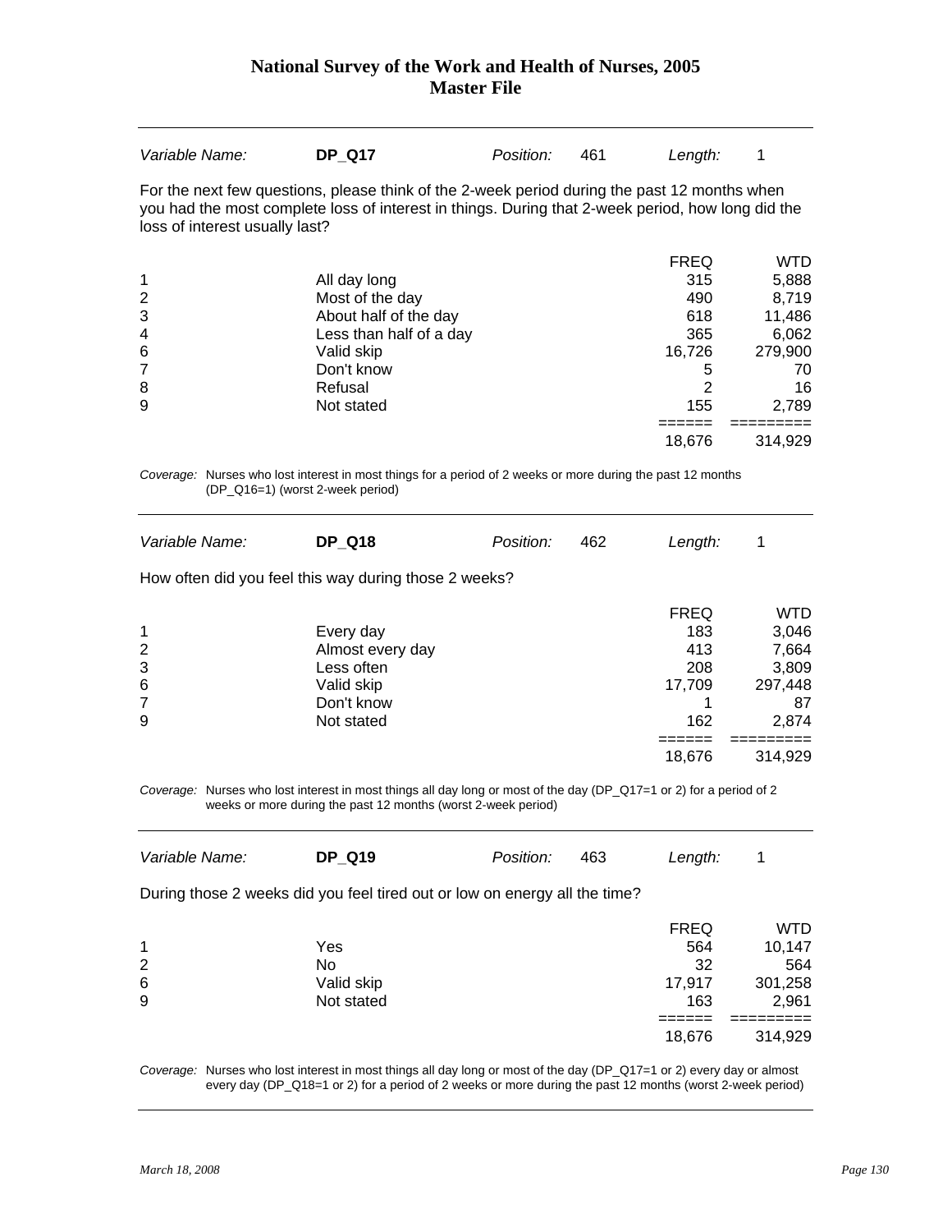# National Survey of the Work and Health of Nurses, 2005
## Master File

| *Variable Name:* | **DP_Q17** | *Position:* | 461 | *Length:* | 1 |
|---|---|---|---|---|---|

For the next few questions, please think of the 2-week period during the past 12 months when you had the most complete loss of interest in things. During that 2-week period, how long did the loss of interest usually last?

| | | FREQ | WTD |
|---|---|---|---|
| 1 | All day long | 315 | 5,888 |
| 2 | Most of the day | 490 | 8,719 |
| 3 | About half of the day | 618 | 11,486 |
| 4 | Less than half of a day | 365 | 6,062 |
| 6 | Valid skip | 16,726 | 279,900 |
| 7 | Don't know | 5 | 70 |
| 8 | Refusal | 2 | 16 |
| 9 | Not stated | 155 | 2,789 |
| | | 18,676 | 314,929 |

*Coverage:* Nurses who lost interest in most things for a period of 2 weeks or more during the past 12 months (DP_Q16=1) (worst 2-week period)

| *Variable Name:* | **DP_Q18** | *Position:* | 462 | *Length:* | 1 |
|---|---|---|---|---|---|

How often did you feel this way during those 2 weeks?

| | | FREQ | WTD |
|---|---|---|---|
| 1 | Every day | 183 | 3,046 |
| 2 | Almost every day | 413 | 7,664 |
| 3 | Less often | 208 | 3,809 |
| 6 | Valid skip | 17,709 | 297,448 |
| 7 | Don't know | 1 | 87 |
| 9 | Not stated | 162 | 2,874 |
| | | 18,676 | 314,929 |

*Coverage:* Nurses who lost interest in most things all day long or most of the day (DP_Q17=1 or 2) for a period of 2 weeks or more during the past 12 months (worst 2-week period)

| *Variable Name:* | **DP_Q19** | *Position:* | 463 | *Length:* | 1 |
|---|---|---|---|---|---|

During those 2 weeks did you feel tired out or low on energy all the time?

| | | FREQ | WTD |
|---|---|---|---|
| 1 | Yes | 564 | 10,147 |
| 2 | No | 32 | 564 |
| 6 | Valid skip | 17,917 | 301,258 |
| 9 | Not stated | 163 | 2,961 |
| | | 18,676 | 314,929 |

*Coverage:* Nurses who lost interest in most things all day long or most of the day (DP_Q17=1 or 2) every day or almost every day (DP_Q18=1 or 2) for a period of 2 weeks or more during the past 12 months (worst 2-week period)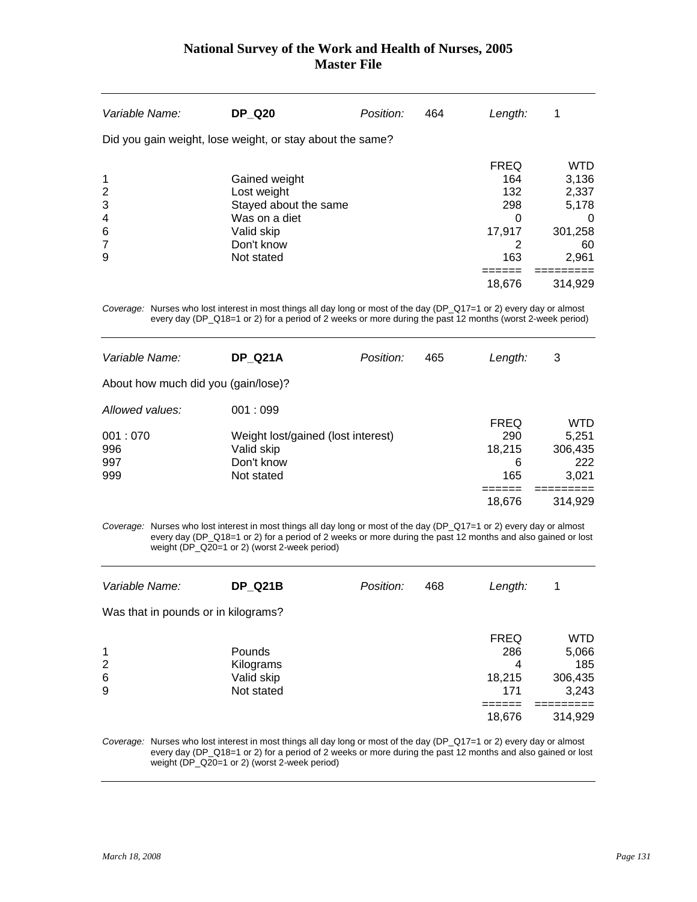| Variable Name: | **DP_Q20** | Position: | 464 | Length: | 1 |
|---|---|---|---|---|---|

Did you gain weight, lose weight, or stay about the same?

| | | FREQ | WTD |
|---|---|---|---|
| 1 | Gained weight | 164 | 3,136 |
| 2 | Lost weight | 132 | 2,337 |
| 3 | Stayed about the same | 298 | 5,178 |
| 4 | Was on a diet | 0 | 0 |
| 6 | Valid skip | 17,917 | 301,258 |
| 7 | Don't know | 2 | 60 |
| 9 | Not stated | 163 | 2,961 |
| | | ====== | ========= |
| | | 18,676 | 314,929 |

*Coverage:* Nurses who lost interest in most things all day long or most of the day (DP_Q17=1 or 2) every day or almost every day (DP_Q18=1 or 2) for a period of 2 weeks or more during the past 12 months (worst 2-week period)

| Variable Name: | **DP_Q21A** | Position: | 465 | Length: | 3 |
|---|---|---|---|---|---|

About how much did you (gain/lose)?

*Allowed values:* 001 : 099

| | | FREQ | WTD |
|---|---|---|---|
| 001 : 070 | Weight lost/gained (lost interest) | 290 | 5,251 |
| 996 | Valid skip | 18,215 | 306,435 |
| 997 | Don't know | 6 | 222 |
| 999 | Not stated | 165 | 3,021 |
| | | ====== | ========= |
| | | 18,676 | 314,929 |

*Coverage:* Nurses who lost interest in most things all day long or most of the day (DP_Q17=1 or 2) every day or almost every day (DP_Q18=1 or 2) for a period of 2 weeks or more during the past 12 months and also gained or lost weight (DP_Q20=1 or 2) (worst 2-week period)

| Variable Name: | **DP_Q21B** | Position: | 468 | Length: | 1 |
|---|---|---|---|---|---|

Was that in pounds or in kilograms?

| | | FREQ | WTD |
|---|---|---|---|
| 1 | Pounds | 286 | 5,066 |
| 2 | Kilograms | 4 | 185 |
| 6 | Valid skip | 18,215 | 306,435 |
| 9 | Not stated | 171 | 3,243 |
| | | ====== | ========= |
| | | 18,676 | 314,929 |

*Coverage:* Nurses who lost interest in most things all day long or most of the day (DP_Q17=1 or 2) every day or almost every day (DP_Q18=1 or 2) for a period of 2 weeks or more during the past 12 months and also gained or lost weight (DP_Q20=1 or 2) (worst 2-week period)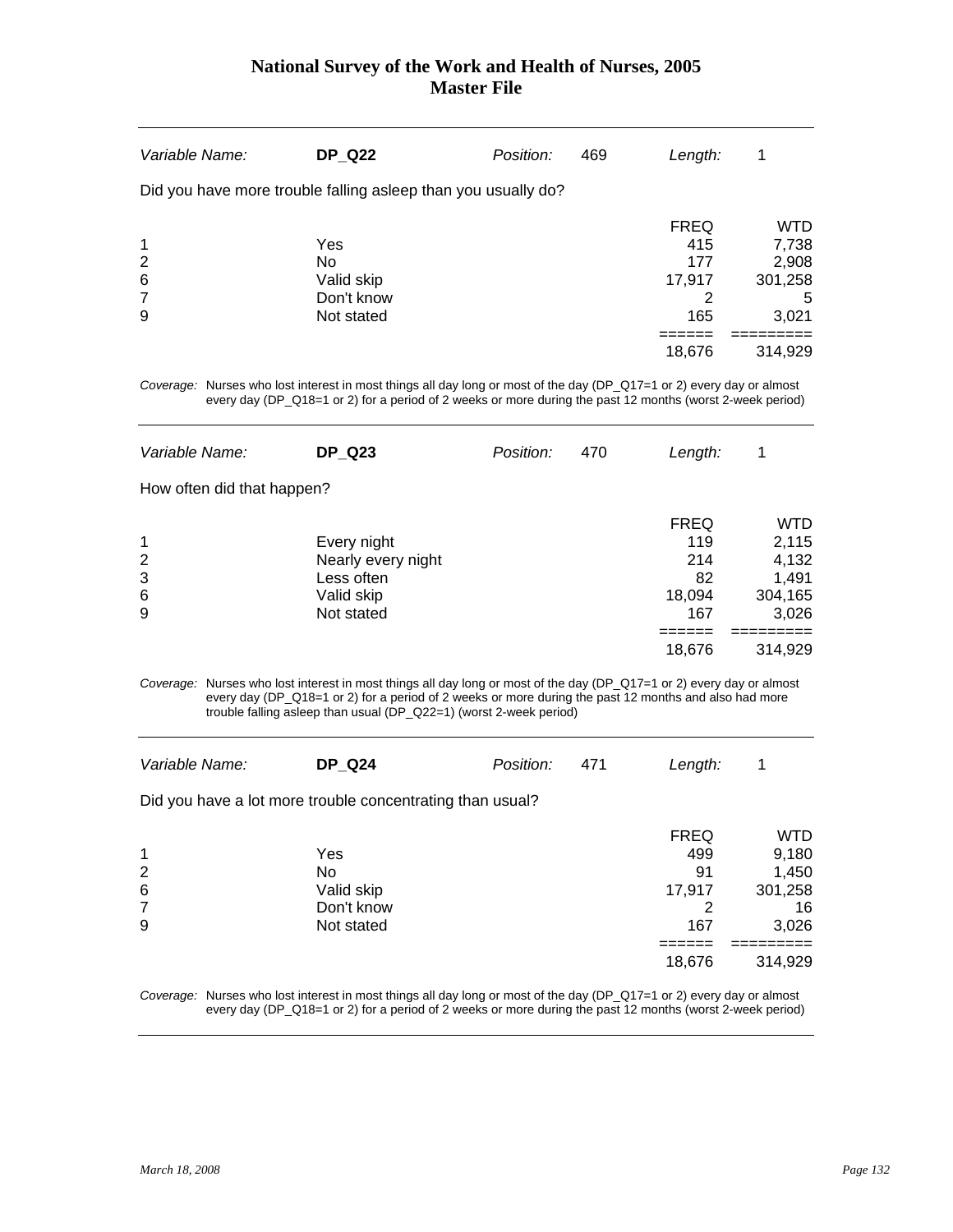| Variable Name: | **DP_Q22** | Position: | 469 | Length: | 1 |
|---|---|---|---|---|---|

Did you have more trouble falling asleep than you usually do?

| | | FREQ | WTD |
|---|---|---|---|
| 1 | Yes | 415 | 7,738 |
| 2 | No | 177 | 2,908 |
| 6 | Valid skip | 17,917 | 301,258 |
| 7 | Don't know | 2 | 5 |
| 9 | Not stated | 165 | 3,021 |
| | | 18,676 | 314,929 |

*Coverage:* Nurses who lost interest in most things all day long or most of the day (DP_Q17=1 or 2) every day or almost every day (DP_Q18=1 or 2) for a period of 2 weeks or more during the past 12 months (worst 2-week period)

| Variable Name: | **DP_Q23** | Position: | 470 | Length: | 1 |
|---|---|---|---|---|---|

How often did that happen?

| | | FREQ | WTD |
|---|---|---|---|
| 1 | Every night | 119 | 2,115 |
| 2 | Nearly every night | 214 | 4,132 |
| 3 | Less often | 82 | 1,491 |
| 6 | Valid skip | 18,094 | 304,165 |
| 9 | Not stated | 167 | 3,026 |
| | | 18,676 | 314,929 |

*Coverage:* Nurses who lost interest in most things all day long or most of the day (DP_Q17=1 or 2) every day or almost every day (DP_Q18=1 or 2) for a period of 2 weeks or more during the past 12 months and also had more trouble falling asleep than usual (DP_Q22=1) (worst 2-week period)

| Variable Name: | **DP_Q24** | Position: | 471 | Length: | 1 |
|---|---|---|---|---|---|

Did you have a lot more trouble concentrating than usual?

| | | FREQ | WTD |
|---|---|---|---|
| 1 | Yes | 499 | 9,180 |
| 2 | No | 91 | 1,450 |
| 6 | Valid skip | 17,917 | 301,258 |
| 7 | Don't know | 2 | 16 |
| 9 | Not stated | 167 | 3,026 |
| | | 18,676 | 314,929 |

*Coverage:* Nurses who lost interest in most things all day long or most of the day (DP_Q17=1 or 2) every day or almost every day (DP_Q18=1 or 2) for a period of 2 weeks or more during the past 12 months (worst 2-week period)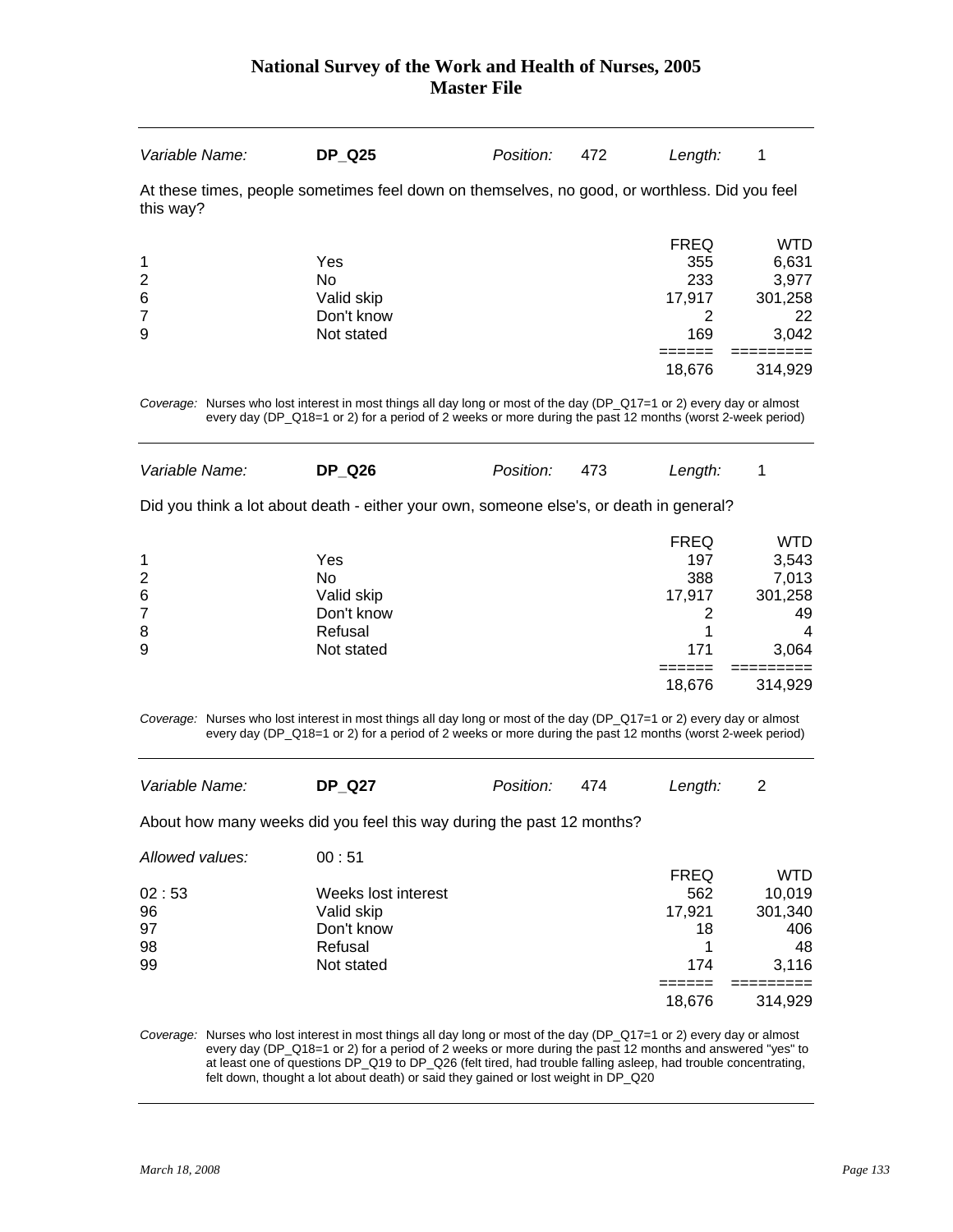| *Variable Name:* | **DP_Q25** | *Position:* | 472 | *Length:* | 1 |
|---|---|---|---|---|---|

At these times, people sometimes feel down on themselves, no good, or worthless. Did you feel this way?

| | | FREQ | WTD |
|---|---|---|---|
| 1 | Yes | 355 | 6,631 |
| 2 | No | 233 | 3,977 |
| 6 | Valid skip | 17,917 | 301,258 |
| 7 | Don't know | 2 | 22 |
| 9 | Not stated | 169 | 3,042 |
| | | 18,676 | 314,929 |

*Coverage:* Nurses who lost interest in most things all day long or most of the day (DP_Q17=1 or 2) every day or almost every day (DP_Q18=1 or 2) for a period of 2 weeks or more during the past 12 months (worst 2-week period)

| *Variable Name:* | **DP_Q26** | *Position:* | 473 | *Length:* | 1 |
|---|---|---|---|---|---|

Did you think a lot about death - either your own, someone else's, or death in general?

| | | FREQ | WTD |
|---|---|---|---|
| 1 | Yes | 197 | 3,543 |
| 2 | No | 388 | 7,013 |
| 6 | Valid skip | 17,917 | 301,258 |
| 7 | Don't know | 2 | 49 |
| 8 | Refusal | 1 | 4 |
| 9 | Not stated | 171 | 3,064 |
| | | 18,676 | 314,929 |

*Coverage:* Nurses who lost interest in most things all day long or most of the day (DP_Q17=1 or 2) every day or almost every day (DP_Q18=1 or 2) for a period of 2 weeks or more during the past 12 months (worst 2-week period)

| *Variable Name:* | **DP_Q27** | *Position:* | 474 | *Length:* | 2 |
|---|---|---|---|---|---|

About how many weeks did you feel this way during the past 12 months?

*Allowed values:* 00 : 51

| | | FREQ | WTD |
|---|---|---|---|
| 02 : 53 | Weeks lost interest | 562 | 10,019 |
| 96 | Valid skip | 17,921 | 301,340 |
| 97 | Don't know | 18 | 406 |
| 98 | Refusal | 1 | 48 |
| 99 | Not stated | 174 | 3,116 |
| | | 18,676 | 314,929 |

*Coverage:* Nurses who lost interest in most things all day long or most of the day (DP_Q17=1 or 2) every day or almost every day (DP_Q18=1 or 2) for a period of 2 weeks or more during the past 12 months and answered "yes" to at least one of questions DP_Q19 to DP_Q26 (felt tired, had trouble falling asleep, had trouble concentrating, felt down, thought a lot about death) or said they gained or lost weight in DP_Q20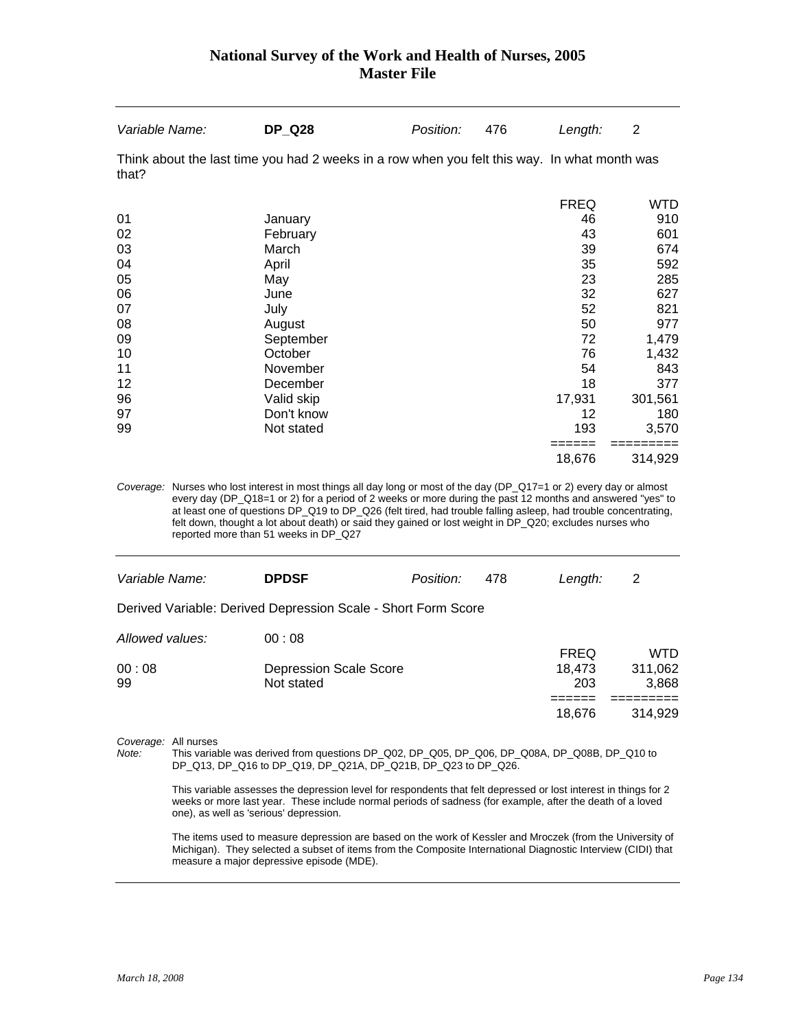# National Survey of the Work and Health of Nurses, 2005
## Master File

| *Variable Name:* | **DP_Q28** | *Position:* | 476 | *Length:* | 2 |
|---|---|---|---|---|---|

Think about the last time you had 2 weeks in a row when you felt this way. In what month was that?

| | | FREQ | WTD |
|---|---|---|---|
| 01 | January | 46 | 910 |
| 02 | February | 43 | 601 |
| 03 | March | 39 | 674 |
| 04 | April | 35 | 592 |
| 05 | May | 23 | 285 |
| 06 | June | 32 | 627 |
| 07 | July | 52 | 821 |
| 08 | August | 50 | 977 |
| 09 | September | 72 | 1,479 |
| 10 | October | 76 | 1,432 |
| 11 | November | 54 | 843 |
| 12 | December | 18 | 377 |
| 96 | Valid skip | 17,931 | 301,561 |
| 97 | Don't know | 12 | 180 |
| 99 | Not stated | 193 | 3,570 |
| | | ====== | ========= |
| | | 18,676 | 314,929 |

*Coverage:* Nurses who lost interest in most things all day long or most of the day (DP_Q17=1 or 2) every day or almost every day (DP_Q18=1 or 2) for a period of 2 weeks or more during the past 12 months and answered "yes" to at least one of questions DP_Q19 to DP_Q26 (felt tired, had trouble falling asleep, had trouble concentrating, felt down, thought a lot about death) or said they gained or lost weight in DP_Q20; excludes nurses who reported more than 51 weeks in DP_Q27

---

| *Variable Name:* | **DPDSF** | *Position:* | 478 | *Length:* | 2 |
|---|---|---|---|---|---|

Derived Variable: Derived Depression Scale - Short Form Score

*Allowed values:* 00 : 08

| | | FREQ | WTD |
|---|---|---|---|
| 00 : 08 | Depression Scale Score | 18,473 | 311,062 |
| 99 | Not stated | 203 | 3,868 |
| | | ====== | ========= |
| | | 18,676 | 314,929 |

*Coverage:* All nurses

*Note:* This variable was derived from questions DP_Q02, DP_Q05, DP_Q06, DP_Q08A, DP_Q08B, DP_Q10 to DP_Q13, DP_Q16 to DP_Q19, DP_Q21A, DP_Q21B, DP_Q23 to DP_Q26.

This variable assesses the depression level for respondents that felt depressed or lost interest in things for 2 weeks or more last year. These include normal periods of sadness (for example, after the death of a loved one), as well as 'serious' depression.

The items used to measure depression are based on the work of Kessler and Mroczek (from the University of Michigan). They selected a subset of items from the Composite International Diagnostic Interview (CIDI) that measure a major depressive episode (MDE).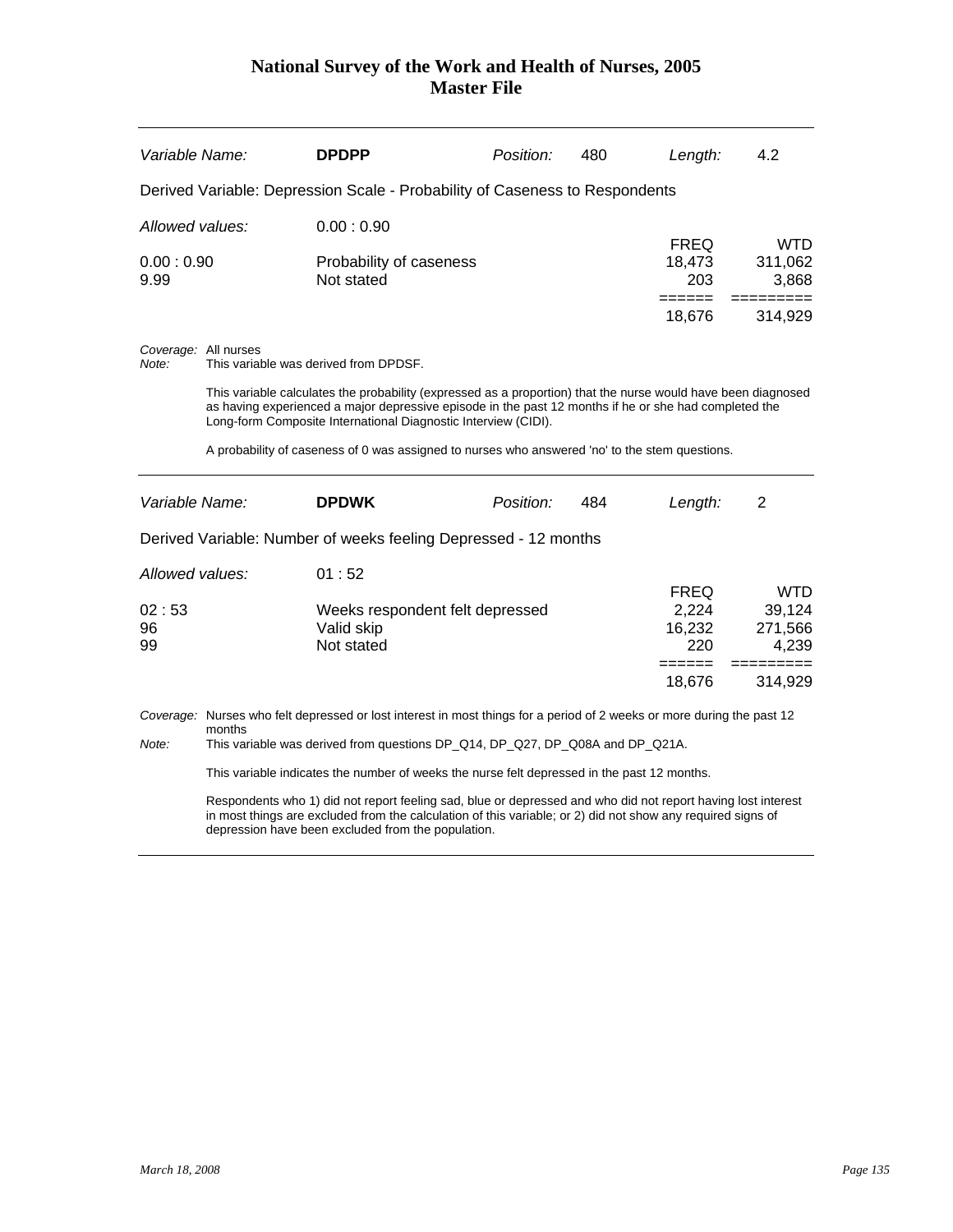# National Survey of the Work and Health of Nurses, 2005
## Master File

| *Variable Name:* | **DPDPP** | *Position:* | 480 | *Length:* | 4.2 |
|---|---|---|---|---|---|

Derived Variable: Depression Scale - Probability of Caseness to Respondents

*Allowed values:* 0.00 : 0.90

| | | FREQ | WTD |
|---|---|---|---|
| 0.00 : 0.90 | Probability of caseness | 18,473 | 311,062 |
| 9.99 | Not stated | 203 | 3,868 |
| | | ====== | ========= |
| | | 18,676 | 314,929 |

*Coverage:* All nurses

*Note:* This variable was derived from DPDSF.

This variable calculates the probability (expressed as a proportion) that the nurse would have been diagnosed as having experienced a major depressive episode in the past 12 months if he or she had completed the Long-form Composite International Diagnostic Interview (CIDI).

A probability of caseness of 0 was assigned to nurses who answered 'no' to the stem questions.

---

| *Variable Name:* | **DPDWK** | *Position:* | 484 | *Length:* | 2 |
|---|---|---|---|---|---|

Derived Variable: Number of weeks feeling Depressed - 12 months

*Allowed values:* 01 : 52

| | | FREQ | WTD |
|---|---|---|---|
| 02 : 53 | Weeks respondent felt depressed | 2,224 | 39,124 |
| 96 | Valid skip | 16,232 | 271,566 |
| 99 | Not stated | 220 | 4,239 |
| | | ====== | ========= |
| | | 18,676 | 314,929 |

*Coverage:* Nurses who felt depressed or lost interest in most things for a period of 2 weeks or more during the past 12 months

*Note:* This variable was derived from questions DP_Q14, DP_Q27, DP_Q08A and DP_Q21A.

This variable indicates the number of weeks the nurse felt depressed in the past 12 months.

Respondents who 1) did not report feeling sad, blue or depressed and who did not report having lost interest in most things are excluded from the calculation of this variable; or 2) did not show any required signs of depression have been excluded from the population.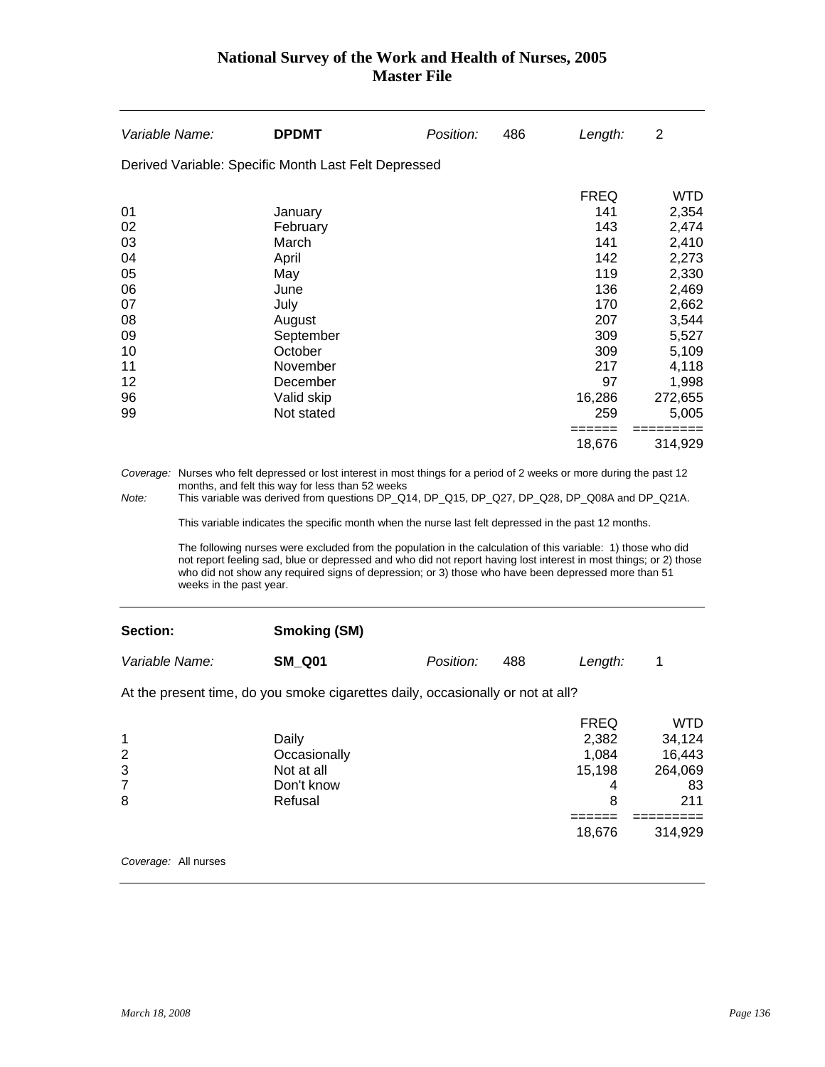| Variable Name: | **DPDMT** | Position: | 486 | Length: | 2 |
|---|---|---|---|---|---|

Derived Variable: Specific Month Last Felt Depressed

| | | FREQ | WTD |
|---|---|---|---|
| 01 | January | 141 | 2,354 |
| 02 | February | 143 | 2,474 |
| 03 | March | 141 | 2,410 |
| 04 | April | 142 | 2,273 |
| 05 | May | 119 | 2,330 |
| 06 | June | 136 | 2,469 |
| 07 | July | 170 | 2,662 |
| 08 | August | 207 | 3,544 |
| 09 | September | 309 | 5,527 |
| 10 | October | 309 | 5,109 |
| 11 | November | 217 | 4,118 |
| 12 | December | 97 | 1,998 |
| 96 | Valid skip | 16,286 | 272,655 |
| 99 | Not stated | 259 | 5,005 |
| | | 18,676 | 314,929 |

*Coverage:* Nurses who felt depressed or lost interest in most things for a period of 2 weeks or more during the past 12 months, and felt this way for less than 52 weeks

*Note:* This variable was derived from questions DP_Q14, DP_Q15, DP_Q27, DP_Q28, DP_Q08A and DP_Q21A.

This variable indicates the specific month when the nurse last felt depressed in the past 12 months.

The following nurses were excluded from the population in the calculation of this variable: 1) those who did not report feeling sad, blue or depressed and who did not report having lost interest in most things; or 2) those who did not show any required signs of depression; or 3) those who have been depressed more than 51 weeks in the past year.

---

**Section:** **Smoking (SM)**

| Variable Name: | **SM_Q01** | Position: | 488 | Length: | 1 |
|---|---|---|---|---|---|

At the present time, do you smoke cigarettes daily, occasionally or not at all?

| | | FREQ | WTD |
|---|---|---|---|
| 1 | Daily | 2,382 | 34,124 |
| 2 | Occasionally | 1,084 | 16,443 |
| 3 | Not at all | 15,198 | 264,069 |
| 7 | Don't know | 4 | 83 |
| 8 | Refusal | 8 | 211 |
| | | 18,676 | 314,929 |

*Coverage:* All nurses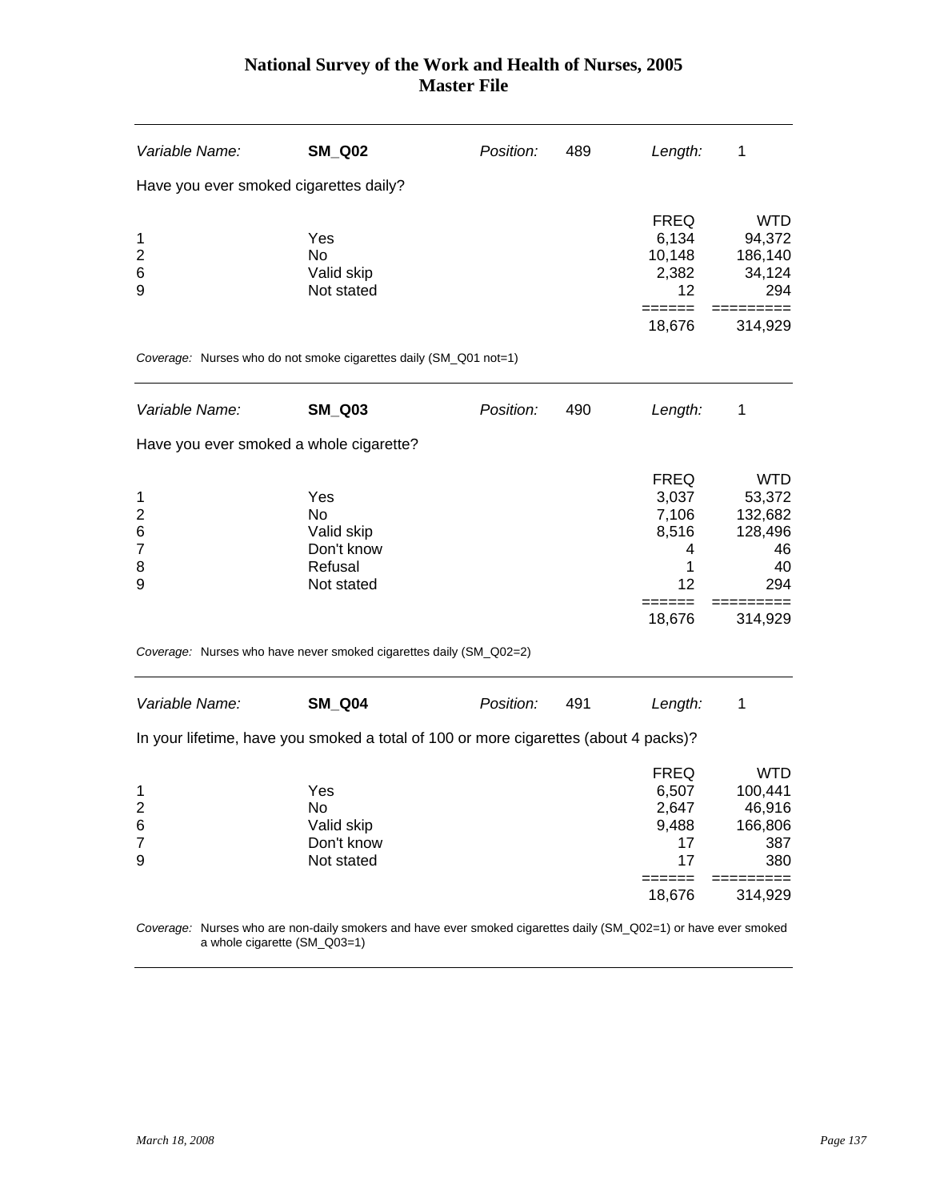| Variable Name: | **SM_Q02** | Position: | 489 | Length: | 1 |
|---|---|---|---|---|---|

Have you ever smoked cigarettes daily?

| | | FREQ | WTD |
|---|---|---|---|
| 1 | Yes | 6,134 | 94,372 |
| 2 | No | 10,148 | 186,140 |
| 6 | Valid skip | 2,382 | 34,124 |
| 9 | Not stated | 12 | 294 |
| | | 18,676 | 314,929 |

*Coverage:* Nurses who do not smoke cigarettes daily (SM_Q01 not=1)

| Variable Name: | **SM_Q03** | Position: | 490 | Length: | 1 |
|---|---|---|---|---|---|

Have you ever smoked a whole cigarette?

| | | FREQ | WTD |
|---|---|---|---|
| 1 | Yes | 3,037 | 53,372 |
| 2 | No | 7,106 | 132,682 |
| 6 | Valid skip | 8,516 | 128,496 |
| 7 | Don't know | 4 | 46 |
| 8 | Refusal | 1 | 40 |
| 9 | Not stated | 12 | 294 |
| | | 18,676 | 314,929 |

*Coverage:* Nurses who have never smoked cigarettes daily (SM_Q02=2)

| Variable Name: | **SM_Q04** | Position: | 491 | Length: | 1 |
|---|---|---|---|---|---|

In your lifetime, have you smoked a total of 100 or more cigarettes (about 4 packs)?

| | | FREQ | WTD |
|---|---|---|---|
| 1 | Yes | 6,507 | 100,441 |
| 2 | No | 2,647 | 46,916 |
| 6 | Valid skip | 9,488 | 166,806 |
| 7 | Don't know | 17 | 387 |
| 9 | Not stated | 17 | 380 |
| | | 18,676 | 314,929 |

*Coverage:* Nurses who are non-daily smokers and have ever smoked cigarettes daily (SM_Q02=1) or have ever smoked a whole cigarette (SM_Q03=1)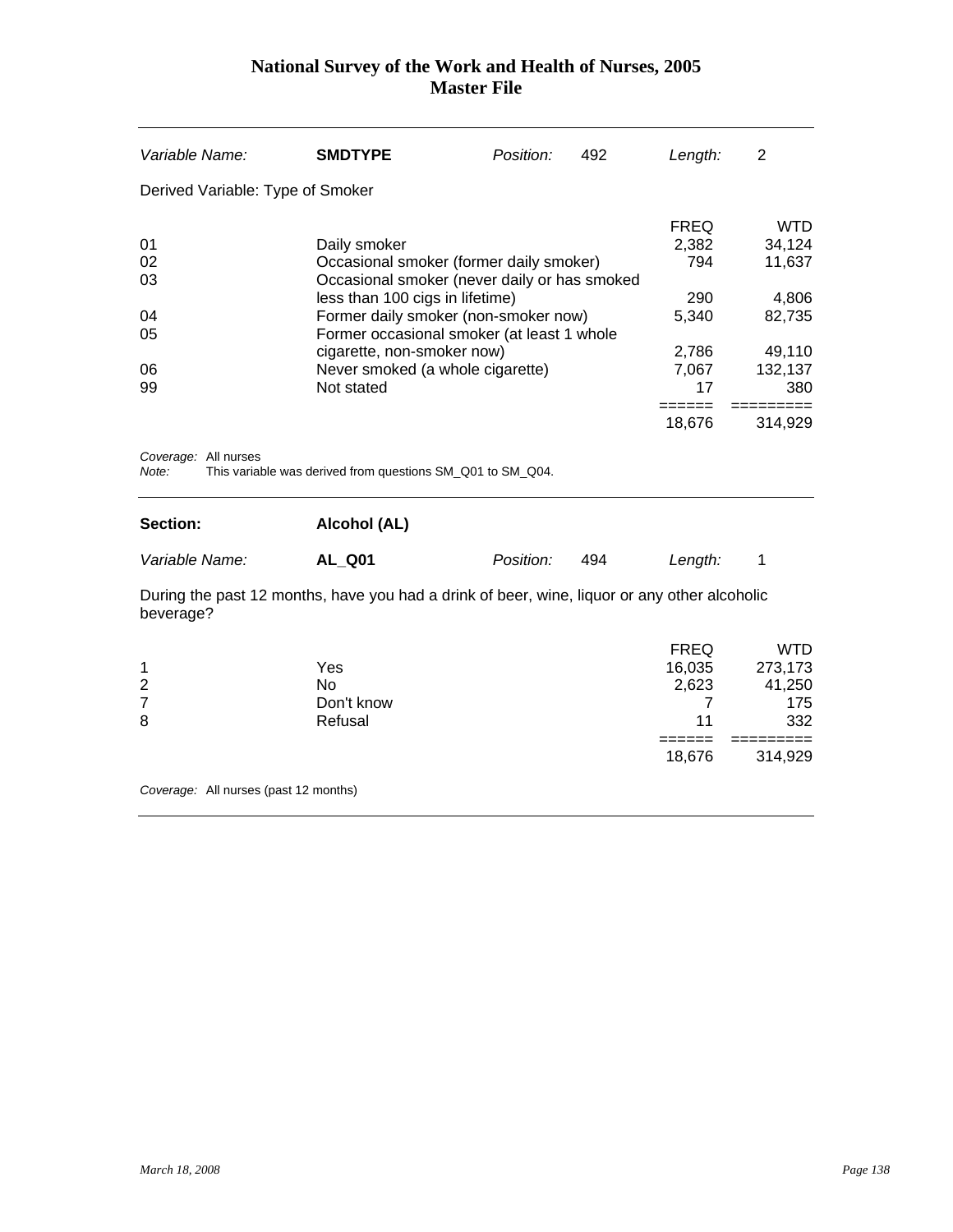| *Variable Name:* | **SMDTYPE** | *Position:* | 492 | *Length:* | 2 |
|---|---|---|---|---|---|

Derived Variable: Type of Smoker

| | | FREQ | WTD |
|---|---|---|---|
| 01 | Daily smoker | 2,382 | 34,124 |
| 02 | Occasional smoker (former daily smoker) | 794 | 11,637 |
| 03 | Occasional smoker (never daily or has smoked less than 100 cigs in lifetime) | 290 | 4,806 |
| 04 | Former daily smoker (non-smoker now) | 5,340 | 82,735 |
| 05 | Former occasional smoker (at least 1 whole cigarette, non-smoker now) | 2,786 | 49,110 |
| 06 | Never smoked (a whole cigarette) | 7,067 | 132,137 |
| 99 | Not stated | 17 | 380 |
| | | ====== | ========= |
| | | 18,676 | 314,929 |

*Coverage:* All nurses
*Note:* This variable was derived from questions SM_Q01 to SM_Q04.

---

| **Section:** | **Alcohol (AL)** | | | | |
|---|---|---|---|---|---|
| *Variable Name:* | **AL_Q01** | *Position:* | 494 | *Length:* | 1 |

During the past 12 months, have you had a drink of beer, wine, liquor or any other alcoholic beverage?

| | | FREQ | WTD |
|---|---|---|---|
| 1 | Yes | 16,035 | 273,173 |
| 2 | No | 2,623 | 41,250 |
| 7 | Don't know | 7 | 175 |
| 8 | Refusal | 11 | 332 |
| | | ====== | ========= |
| | | 18,676 | 314,929 |

*Coverage:* All nurses (past 12 months)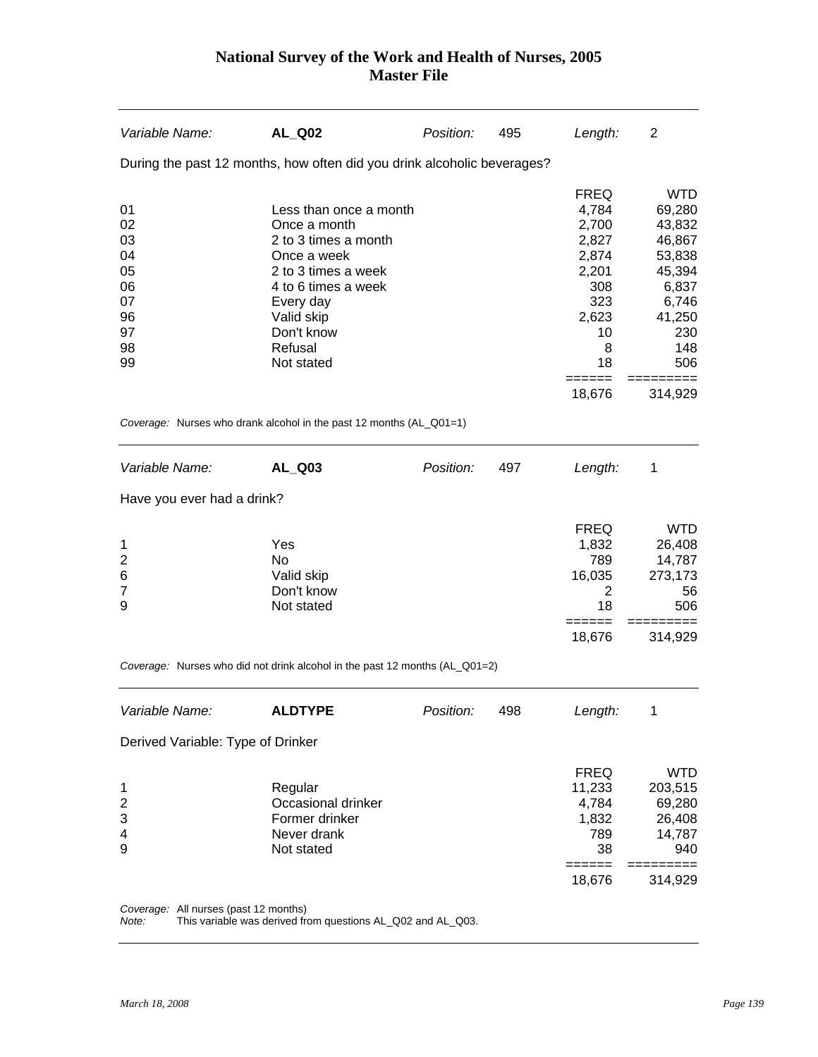# National Survey of the Work and Health of Nurses, 2005
## Master File

| *Variable Name:* | **AL_Q02** | *Position:* | 495 | *Length:* | 2 |
|---|---|---|---|---|---|

During the past 12 months, how often did you drink alcoholic beverages?

| Code | Description | FREQ | WTD |
|---|---|---|---|
| 01 | Less than once a month | 4,784 | 69,280 |
| 02 | Once a month | 2,700 | 43,832 |
| 03 | 2 to 3 times a month | 2,827 | 46,867 |
| 04 | Once a week | 2,874 | 53,838 |
| 05 | 2 to 3 times a week | 2,201 | 45,394 |
| 06 | 4 to 6 times a week | 308 | 6,837 |
| 07 | Every day | 323 | 6,746 |
| 96 | Valid skip | 2,623 | 41,250 |
| 97 | Don't know | 10 | 230 |
| 98 | Refusal | 8 | 148 |
| 99 | Not stated | 18 | 506 |
| | | 18,676 | 314,929 |

*Coverage:* Nurses who drank alcohol in the past 12 months (AL_Q01=1)

| *Variable Name:* | **AL_Q03** | *Position:* | 497 | *Length:* | 1 |
|---|---|---|---|---|---|

Have you ever had a drink?

| Code | Description | FREQ | WTD |
|---|---|---|---|
| 1 | Yes | 1,832 | 26,408 |
| 2 | No | 789 | 14,787 |
| 6 | Valid skip | 16,035 | 273,173 |
| 7 | Don't know | 2 | 56 |
| 9 | Not stated | 18 | 506 |
| | | 18,676 | 314,929 |

*Coverage:* Nurses who did not drink alcohol in the past 12 months (AL_Q01=2)

| *Variable Name:* | **ALDTYPE** | *Position:* | 498 | *Length:* | 1 |
|---|---|---|---|---|---|

Derived Variable: Type of Drinker

| Code | Description | FREQ | WTD |
|---|---|---|---|
| 1 | Regular | 11,233 | 203,515 |
| 2 | Occasional drinker | 4,784 | 69,280 |
| 3 | Former drinker | 1,832 | 26,408 |
| 4 | Never drank | 789 | 14,787 |
| 9 | Not stated | 38 | 940 |
| | | 18,676 | 314,929 |

*Coverage:* All nurses (past 12 months)
*Note:* This variable was derived from questions AL_Q02 and AL_Q03.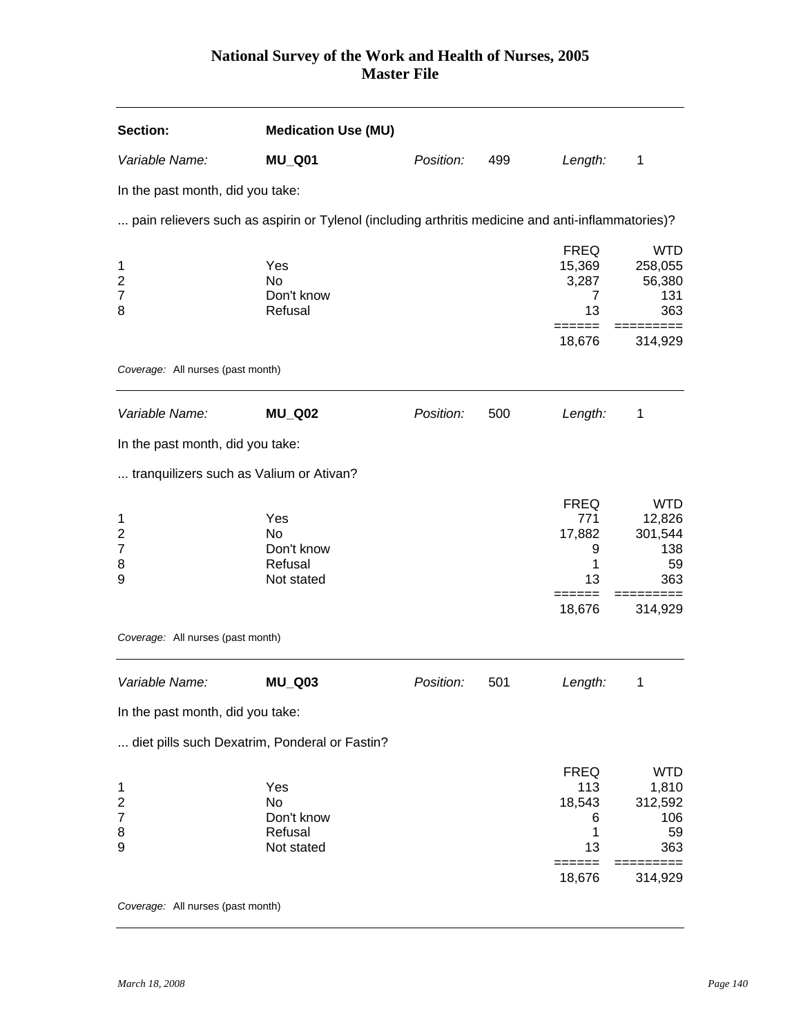# National Survey of the Work and Health of Nurses, 2005
## Master File

| **Section:** | **Medication Use (MU)** | | | | |
|---|---|---|---|---|---|
| *Variable Name:* | **MU_Q01** | *Position:* | 499 | *Length:* | 1 |

In the past month, did you take:

... pain relievers such as aspirin or Tylenol (including arthritis medicine and anti-inflammatories)?

| | | FREQ | WTD |
|---|---|---|---|
| 1 | Yes | 15,369 | 258,055 |
| 2 | No | 3,287 | 56,380 |
| 7 | Don't know | 7 | 131 |
| 8 | Refusal | 13 | 363 |
| | | ====== | ========= |
| | | 18,676 | 314,929 |

*Coverage:* All nurses (past month)

| *Variable Name:* | **MU_Q02** | *Position:* | 500 | *Length:* | 1 |
|---|---|---|---|---|---|

In the past month, did you take:

... tranquilizers such as Valium or Ativan?

| | | FREQ | WTD |
|---|---|---|---|
| 1 | Yes | 771 | 12,826 |
| 2 | No | 17,882 | 301,544 |
| 7 | Don't know | 9 | 138 |
| 8 | Refusal | 1 | 59 |
| 9 | Not stated | 13 | 363 |
| | | ====== | ========= |
| | | 18,676 | 314,929 |

*Coverage:* All nurses (past month)

| *Variable Name:* | **MU_Q03** | *Position:* | 501 | *Length:* | 1 |
|---|---|---|---|---|---|

In the past month, did you take:

... diet pills such Dexatrim, Ponderal or Fastin?

| | | FREQ | WTD |
|---|---|---|---|
| 1 | Yes | 113 | 1,810 |
| 2 | No | 18,543 | 312,592 |
| 7 | Don't know | 6 | 106 |
| 8 | Refusal | 1 | 59 |
| 9 | Not stated | 13 | 363 |
| | | ====== | ========= |
| | | 18,676 | 314,929 |

*Coverage:* All nurses (past month)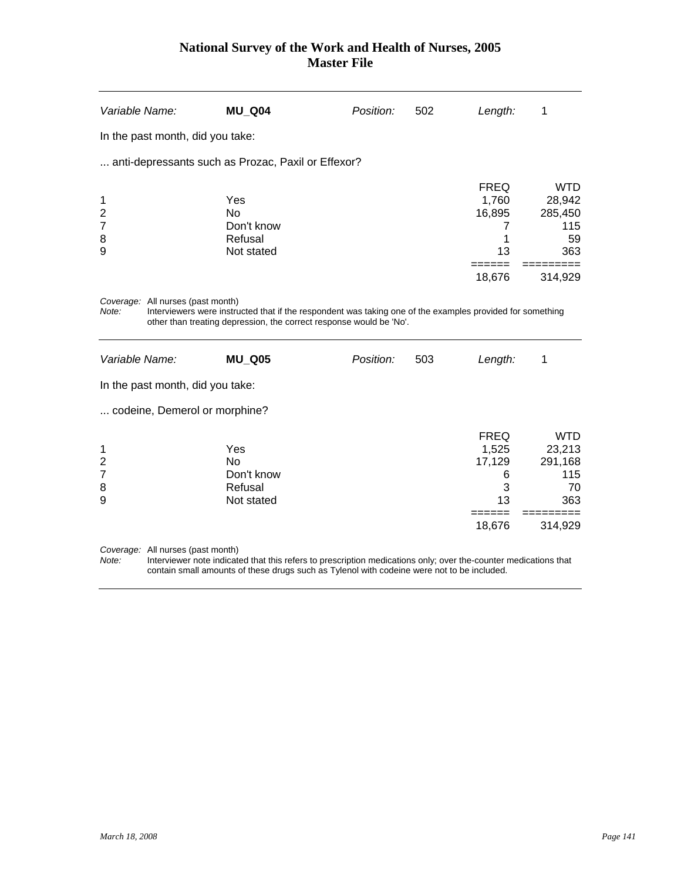| Variable Name: | **MU_Q04** | Position: | 502 | Length: | 1 |
|---|---|---|---|---|---|

In the past month, did you take:

... anti-depressants such as Prozac, Paxil or Effexor?

| | | FREQ | WTD |
|---|---|---|---|
| 1 | Yes | 1,760 | 28,942 |
| 2 | No | 16,895 | 285,450 |
| 7 | Don't know | 7 | 115 |
| 8 | Refusal | 1 | 59 |
| 9 | Not stated | 13 | 363 |
| | | 18,676 | 314,929 |

*Coverage:* All nurses (past month)
*Note:* Interviewers were instructed that if the respondent was taking one of the examples provided for something other than treating depression, the correct response would be 'No'.

| Variable Name: | **MU_Q05** | Position: | 503 | Length: | 1 |
|---|---|---|---|---|---|

In the past month, did you take:

... codeine, Demerol or morphine?

| | | FREQ | WTD |
|---|---|---|---|
| 1 | Yes | 1,525 | 23,213 |
| 2 | No | 17,129 | 291,168 |
| 7 | Don't know | 6 | 115 |
| 8 | Refusal | 3 | 70 |
| 9 | Not stated | 13 | 363 |
| | | 18,676 | 314,929 |

*Coverage:* All nurses (past month)
*Note:* Interviewer note indicated that this refers to prescription medications only; over the-counter medications that contain small amounts of these drugs such as Tylenol with codeine were not to be included.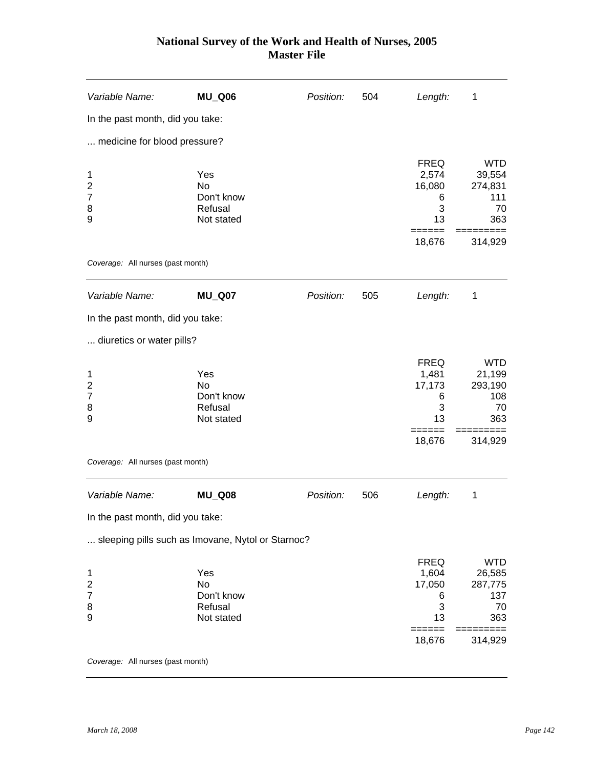| *Variable Name:* | **MU_Q06** | *Position:* | 504 | *Length:* | 1 |
|---|---|---|---|---|---|

In the past month, did you take:

... medicine for blood pressure?

| Code | Response | FREQ | WTD |
|---|---|---|---|
| 1 | Yes | 2,574 | 39,554 |
| 2 | No | 16,080 | 274,831 |
| 7 | Don't know | 6 | 111 |
| 8 | Refusal | 3 | 70 |
| 9 | Not stated | 13 | 363 |
| | | 18,676 | 314,929 |

*Coverage:* All nurses (past month)

| *Variable Name:* | **MU_Q07** | *Position:* | 505 | *Length:* | 1 |
|---|---|---|---|---|---|

In the past month, did you take:

... diuretics or water pills?

| Code | Response | FREQ | WTD |
|---|---|---|---|
| 1 | Yes | 1,481 | 21,199 |
| 2 | No | 17,173 | 293,190 |
| 7 | Don't know | 6 | 108 |
| 8 | Refusal | 3 | 70 |
| 9 | Not stated | 13 | 363 |
| | | 18,676 | 314,929 |

*Coverage:* All nurses (past month)

| *Variable Name:* | **MU_Q08** | *Position:* | 506 | *Length:* | 1 |
|---|---|---|---|---|---|

In the past month, did you take:

... sleeping pills such as Imovane, Nytol or Starnoc?

| Code | Response | FREQ | WTD |
|---|---|---|---|
| 1 | Yes | 1,604 | 26,585 |
| 2 | No | 17,050 | 287,775 |
| 7 | Don't know | 6 | 137 |
| 8 | Refusal | 3 | 70 |
| 9 | Not stated | 13 | 363 |
| | | 18,676 | 314,929 |

*Coverage:* All nurses (past month)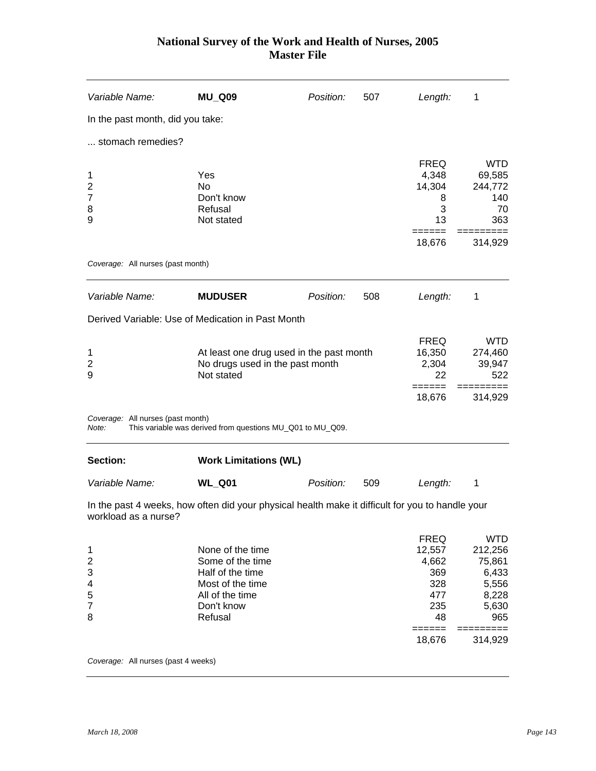| Variable Name: | **MU_Q09** | Position: | 507 | Length: | 1 |
|---|---|---|---|---|---|

In the past month, did you take:

... stomach remedies?

| | | FREQ | WTD |
|---|---|---|---|
| 1 | Yes | 4,348 | 69,585 |
| 2 | No | 14,304 | 244,772 |
| 7 | Don't know | 8 | 140 |
| 8 | Refusal | 3 | 70 |
| 9 | Not stated | 13 | 363 |
| | | 18,676 | 314,929 |

*Coverage:* All nurses (past month)

| Variable Name: | **MUDUSER** | Position: | 508 | Length: | 1 |
|---|---|---|---|---|---|

Derived Variable: Use of Medication in Past Month

| | | FREQ | WTD |
|---|---|---|---|
| 1 | At least one drug used in the past month | 16,350 | 274,460 |
| 2 | No drugs used in the past month | 2,304 | 39,947 |
| 9 | Not stated | 22 | 522 |
| | | 18,676 | 314,929 |

*Coverage:* All nurses (past month)
*Note:* This variable was derived from questions MU_Q01 to MU_Q09.

**Section:** **Work Limitations (WL)**

| Variable Name: | **WL_Q01** | Position: | 509 | Length: | 1 |
|---|---|---|---|---|---|

In the past 4 weeks, how often did your physical health make it difficult for you to handle your workload as a nurse?

| | | FREQ | WTD |
|---|---|---|---|
| 1 | None of the time | 12,557 | 212,256 |
| 2 | Some of the time | 4,662 | 75,861 |
| 3 | Half of the time | 369 | 6,433 |
| 4 | Most of the time | 328 | 5,556 |
| 5 | All of the time | 477 | 8,228 |
| 7 | Don't know | 235 | 5,630 |
| 8 | Refusal | 48 | 965 |
| | | 18,676 | 314,929 |

*Coverage:* All nurses (past 4 weeks)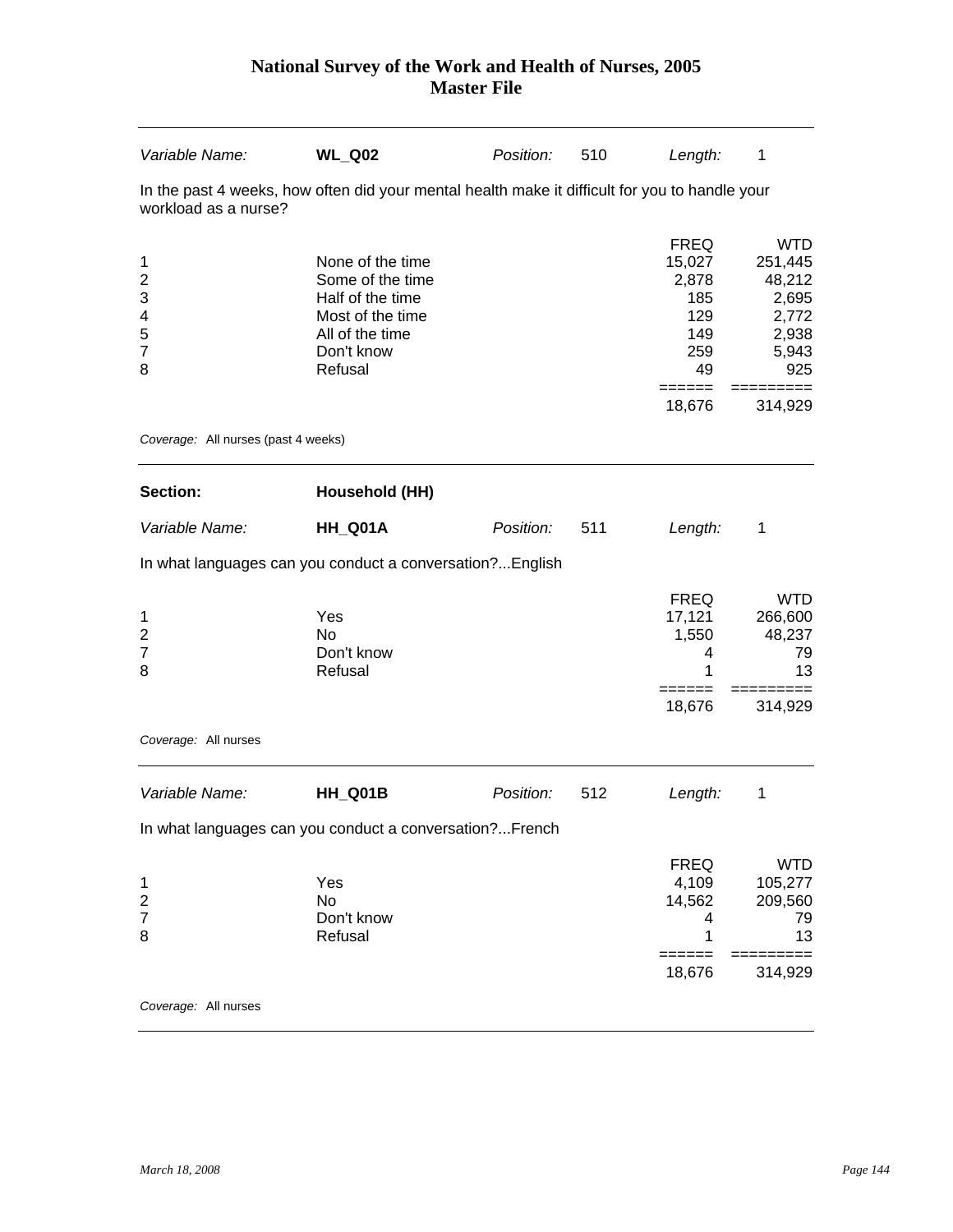| Variable Name: | **WL_Q02** | Position: | 510 | Length: | 1 |
|---|---|---|---|---|---|

In the past 4 weeks, how often did your mental health make it difficult for you to handle your workload as a nurse?

| | | FREQ | WTD |
|---|---|---|---|
| 1 | None of the time | 15,027 | 251,445 |
| 2 | Some of the time | 2,878 | 48,212 |
| 3 | Half of the time | 185 | 2,695 |
| 4 | Most of the time | 129 | 2,772 |
| 5 | All of the time | 149 | 2,938 |
| 7 | Don't know | 259 | 5,943 |
| 8 | Refusal | 49 | 925 |
| | | ====== | ========= |
| | | 18,676 | 314,929 |

*Coverage:* All nurses (past 4 weeks)

| **Section:** | **Household (HH)** |
|---|---|

| Variable Name: | **HH_Q01A** | Position: | 511 | Length: | 1 |
|---|---|---|---|---|---|

In what languages can you conduct a conversation?...English

| | | FREQ | WTD |
|---|---|---|---|
| 1 | Yes | 17,121 | 266,600 |
| 2 | No | 1,550 | 48,237 |
| 7 | Don't know | 4 | 79 |
| 8 | Refusal | 1 | 13 |
| | | ====== | ========= |
| | | 18,676 | 314,929 |

*Coverage:* All nurses

| Variable Name: | **HH_Q01B** | Position: | 512 | Length: | 1 |
|---|---|---|---|---|---|

In what languages can you conduct a conversation?...French

| | | FREQ | WTD |
|---|---|---|---|
| 1 | Yes | 4,109 | 105,277 |
| 2 | No | 14,562 | 209,560 |
| 7 | Don't know | 4 | 79 |
| 8 | Refusal | 1 | 13 |
| | | ====== | ========= |
| | | 18,676 | 314,929 |

*Coverage:* All nurses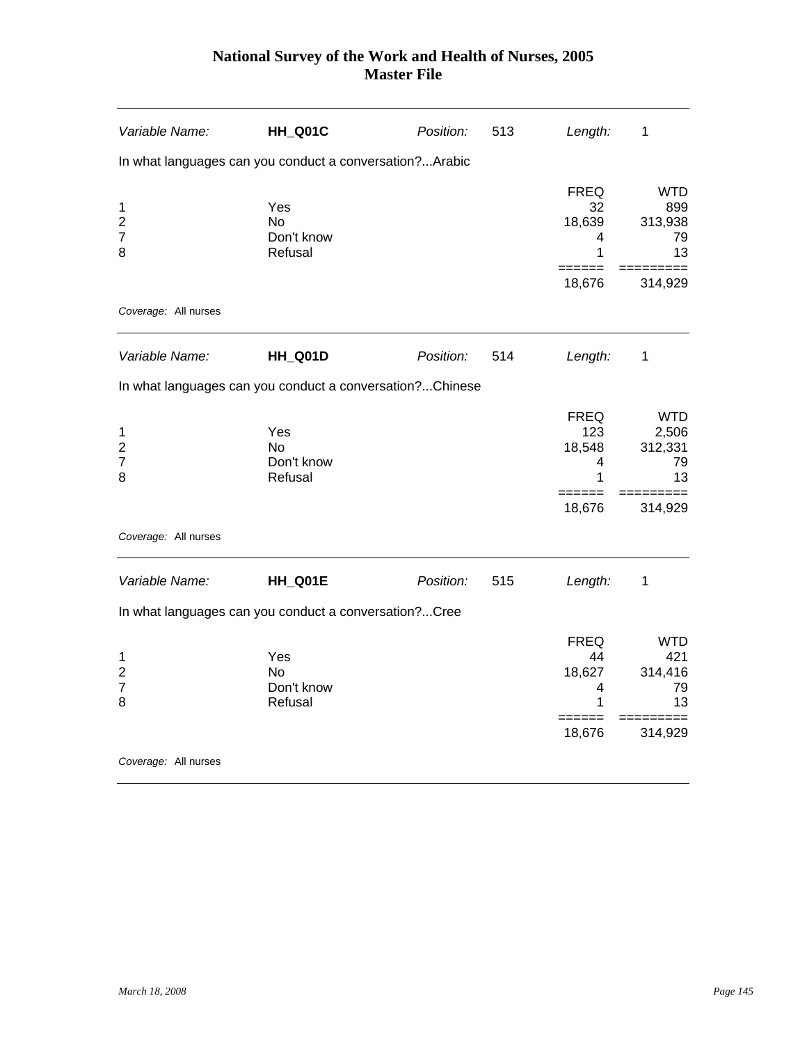| Variable Name: | **HH_Q01C** | Position: | 513 | Length: | 1 |
|---|---|---|---|---|---|

In what languages can you conduct a conversation?...Arabic

| | | FREQ | WTD |
|---|---|---|---|
| 1 | Yes | 32 | 899 |
| 2 | No | 18,639 | 313,938 |
| 7 | Don't know | 4 | 79 |
| 8 | Refusal | 1 | 13 |
| | | 18,676 | 314,929 |

*Coverage:* All nurses

| Variable Name: | **HH_Q01D** | Position: | 514 | Length: | 1 |
|---|---|---|---|---|---|

In what languages can you conduct a conversation?...Chinese

| | | FREQ | WTD |
|---|---|---|---|
| 1 | Yes | 123 | 2,506 |
| 2 | No | 18,548 | 312,331 |
| 7 | Don't know | 4 | 79 |
| 8 | Refusal | 1 | 13 |
| | | 18,676 | 314,929 |

*Coverage:* All nurses

| Variable Name: | **HH_Q01E** | Position: | 515 | Length: | 1 |
|---|---|---|---|---|---|

In what languages can you conduct a conversation?...Cree

| | | FREQ | WTD |
|---|---|---|---|
| 1 | Yes | 44 | 421 |
| 2 | No | 18,627 | 314,416 |
| 7 | Don't know | 4 | 79 |
| 8 | Refusal | 1 | 13 |
| | | 18,676 | 314,929 |

*Coverage:* All nurses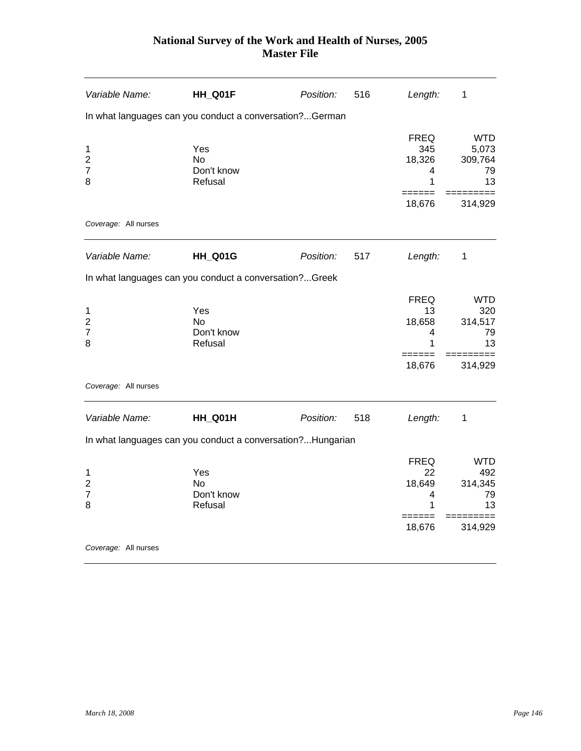# National Survey of the Work and Health of Nurses, 2005
# Master File

| *Variable Name:* | **HH_Q01F** | *Position:* | 516 | *Length:* | 1 |
|---|---|---|---|---|---|

In what languages can you conduct a conversation?...German

| | | FREQ | WTD |
|---|---|---|---|
| 1 | Yes | 345 | 5,073 |
| 2 | No | 18,326 | 309,764 |
| 7 | Don't know | 4 | 79 |
| 8 | Refusal | 1 | 13 |
| | | ====== | ========= |
| | | 18,676 | 314,929 |

*Coverage:* All nurses

| *Variable Name:* | **HH_Q01G** | *Position:* | 517 | *Length:* | 1 |
|---|---|---|---|---|---|

In what languages can you conduct a conversation?...Greek

| | | FREQ | WTD |
|---|---|---|---|
| 1 | Yes | 13 | 320 |
| 2 | No | 18,658 | 314,517 |
| 7 | Don't know | 4 | 79 |
| 8 | Refusal | 1 | 13 |
| | | ====== | ========= |
| | | 18,676 | 314,929 |

*Coverage:* All nurses

| *Variable Name:* | **HH_Q01H** | *Position:* | 518 | *Length:* | 1 |
|---|---|---|---|---|---|

In what languages can you conduct a conversation?...Hungarian

| | | FREQ | WTD |
|---|---|---|---|
| 1 | Yes | 22 | 492 |
| 2 | No | 18,649 | 314,345 |
| 7 | Don't know | 4 | 79 |
| 8 | Refusal | 1 | 13 |
| | | ====== | ========= |
| | | 18,676 | 314,929 |

*Coverage:* All nurses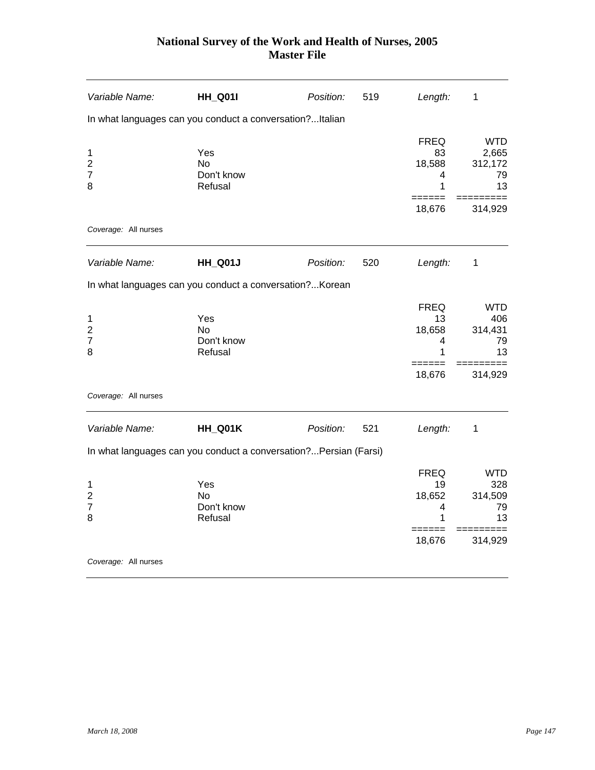# National Survey of the Work and Health of Nurses, 2005
## Master File

| *Variable Name:* | **HH_Q01I** | *Position:* | 519 | *Length:* | 1 |
|---|---|---|---|---|---|

In what languages can you conduct a conversation?...Italian

| | | FREQ | WTD |
|---|---|---|---|
| 1 | Yes | 83 | 2,665 |
| 2 | No | 18,588 | 312,172 |
| 7 | Don't know | 4 | 79 |
| 8 | Refusal | 1 | 13 |
| | | ====== | ========= |
| | | 18,676 | 314,929 |

*Coverage:* All nurses

| *Variable Name:* | **HH_Q01J** | *Position:* | 520 | *Length:* | 1 |
|---|---|---|---|---|---|

In what languages can you conduct a conversation?...Korean

| | | FREQ | WTD |
|---|---|---|---|
| 1 | Yes | 13 | 406 |
| 2 | No | 18,658 | 314,431 |
| 7 | Don't know | 4 | 79 |
| 8 | Refusal | 1 | 13 |
| | | ====== | ========= |
| | | 18,676 | 314,929 |

*Coverage:* All nurses

| *Variable Name:* | **HH_Q01K** | *Position:* | 521 | *Length:* | 1 |
|---|---|---|---|---|---|

In what languages can you conduct a conversation?...Persian (Farsi)

| | | FREQ | WTD |
|---|---|---|---|
| 1 | Yes | 19 | 328 |
| 2 | No | 18,652 | 314,509 |
| 7 | Don't know | 4 | 79 |
| 8 | Refusal | 1 | 13 |
| | | ====== | ========= |
| | | 18,676 | 314,929 |

*Coverage:* All nurses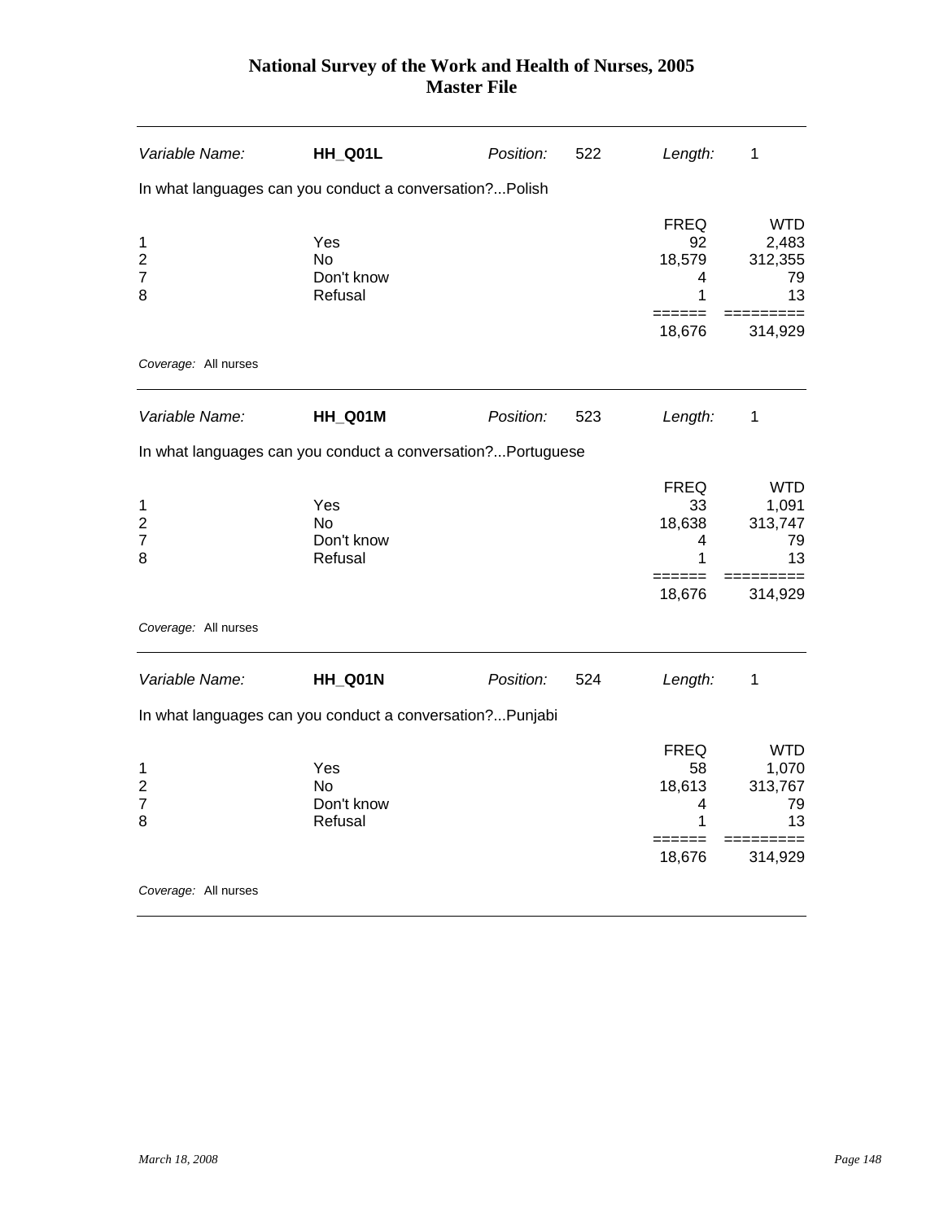# National Survey of the Work and Health of Nurses, 2005
## Master File

| *Variable Name:* | **HH_Q01L** | *Position:* | 522 | *Length:* | 1 |
|---|---|---|---|---|---|

In what languages can you conduct a conversation?...Polish

| | | FREQ | WTD |
|---|---|---|---|
| 1 | Yes | 92 | 2,483 |
| 2 | No | 18,579 | 312,355 |
| 7 | Don't know | 4 | 79 |
| 8 | Refusal | 1 | 13 |
| | | 18,676 | 314,929 |

*Coverage:* All nurses

| *Variable Name:* | **HH_Q01M** | *Position:* | 523 | *Length:* | 1 |
|---|---|---|---|---|---|

In what languages can you conduct a conversation?...Portuguese

| | | FREQ | WTD |
|---|---|---|---|
| 1 | Yes | 33 | 1,091 |
| 2 | No | 18,638 | 313,747 |
| 7 | Don't know | 4 | 79 |
| 8 | Refusal | 1 | 13 |
| | | 18,676 | 314,929 |

*Coverage:* All nurses

| *Variable Name:* | **HH_Q01N** | *Position:* | 524 | *Length:* | 1 |
|---|---|---|---|---|---|

In what languages can you conduct a conversation?...Punjabi

| | | FREQ | WTD |
|---|---|---|---|
| 1 | Yes | 58 | 1,070 |
| 2 | No | 18,613 | 313,767 |
| 7 | Don't know | 4 | 79 |
| 8 | Refusal | 1 | 13 |
| | | 18,676 | 314,929 |

*Coverage:* All nurses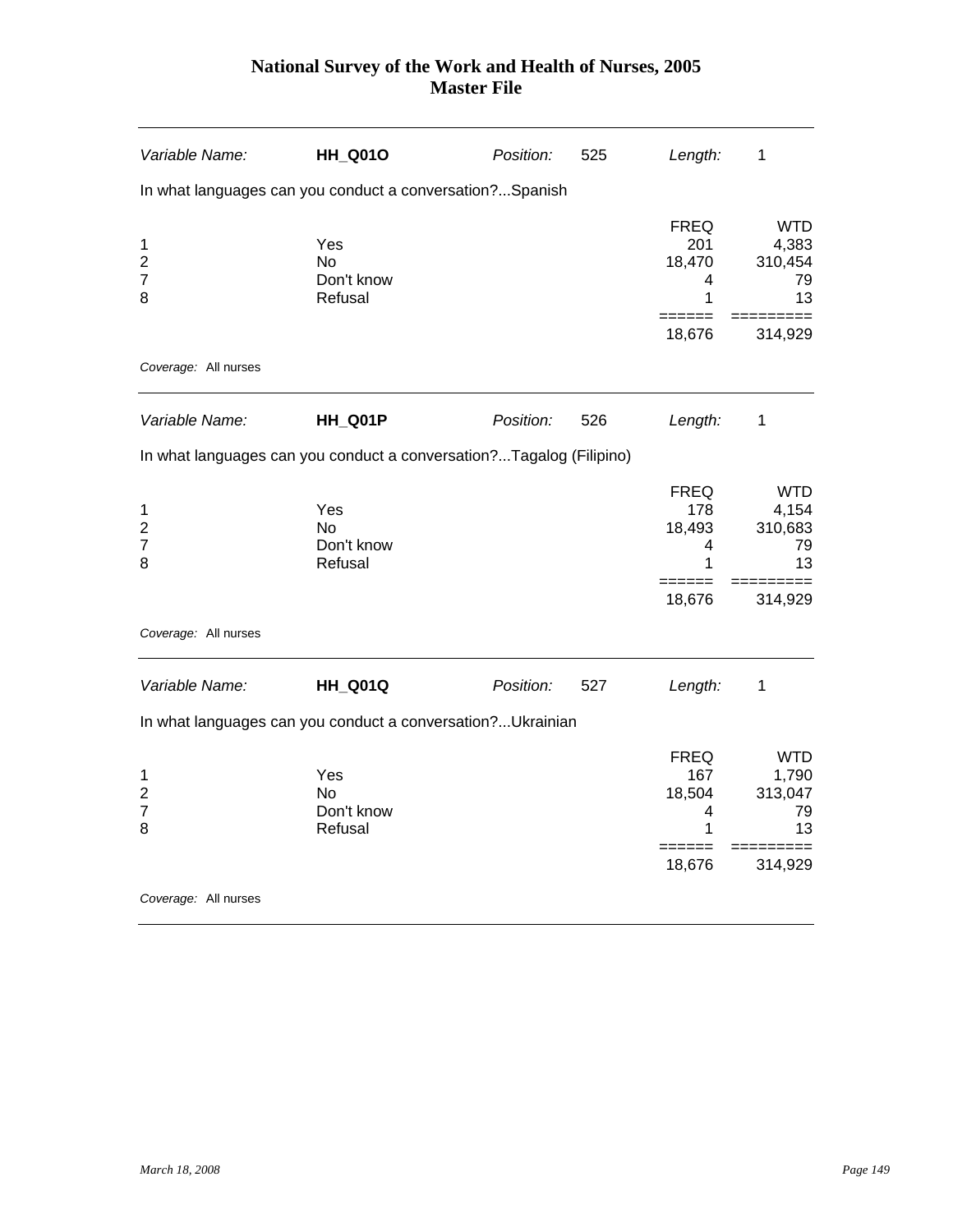| Variable Name: | **HH_Q01O** | Position: | 525 | Length: | 1 |
|---|---|---|---|---|---|

In what languages can you conduct a conversation?...Spanish

| | | FREQ | WTD |
|---|---|---|---|
| 1 | Yes | 201 | 4,383 |
| 2 | No | 18,470 | 310,454 |
| 7 | Don't know | 4 | 79 |
| 8 | Refusal | 1 | 13 |
| | | 18,676 | 314,929 |

*Coverage:* All nurses

| Variable Name: | **HH_Q01P** | Position: | 526 | Length: | 1 |
|---|---|---|---|---|---|

In what languages can you conduct a conversation?...Tagalog (Filipino)

| | | FREQ | WTD |
|---|---|---|---|
| 1 | Yes | 178 | 4,154 |
| 2 | No | 18,493 | 310,683 |
| 7 | Don't know | 4 | 79 |
| 8 | Refusal | 1 | 13 |
| | | 18,676 | 314,929 |

*Coverage:* All nurses

| Variable Name: | **HH_Q01Q** | Position: | 527 | Length: | 1 |
|---|---|---|---|---|---|

In what languages can you conduct a conversation?...Ukrainian

| | | FREQ | WTD |
|---|---|---|---|
| 1 | Yes | 167 | 1,790 |
| 2 | No | 18,504 | 313,047 |
| 7 | Don't know | 4 | 79 |
| 8 | Refusal | 1 | 13 |
| | | 18,676 | 314,929 |

*Coverage:* All nurses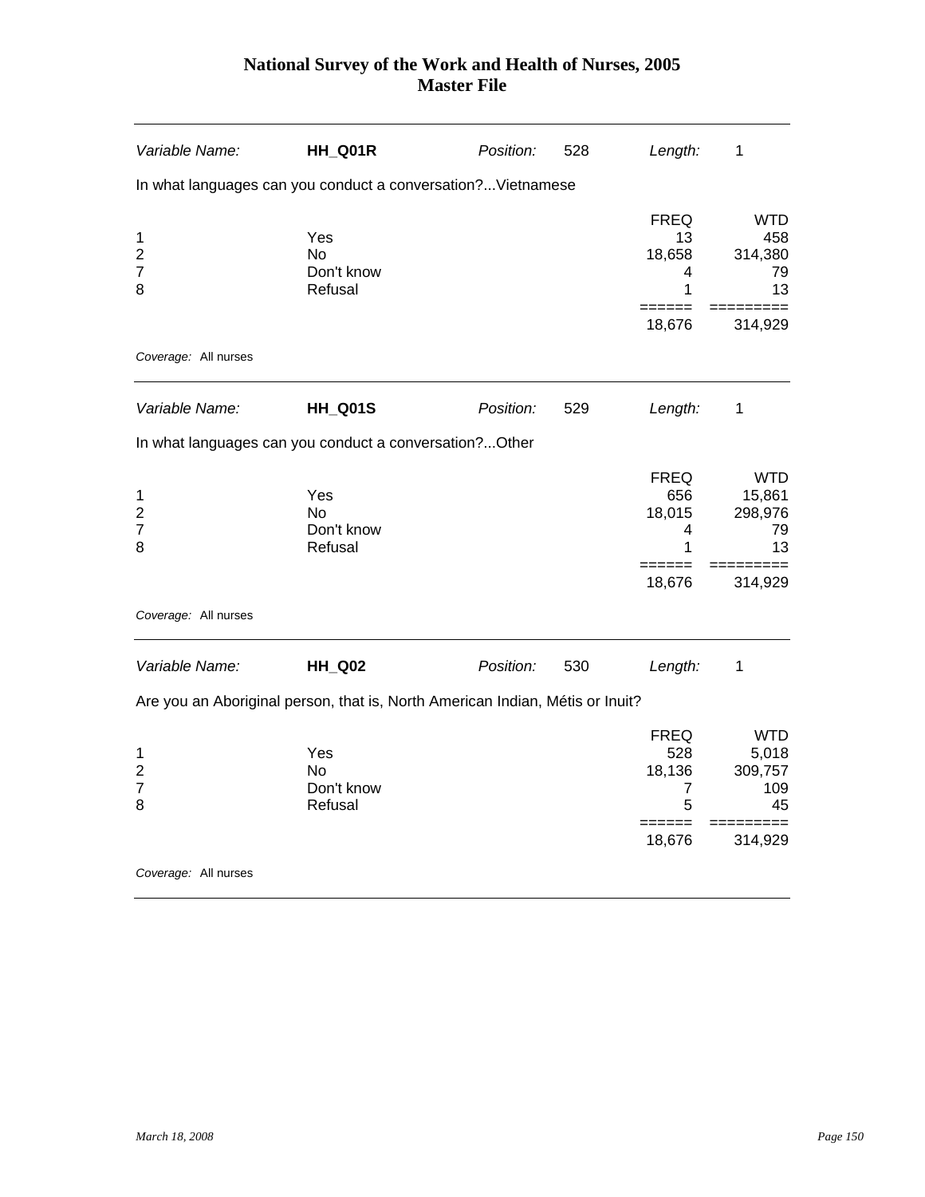# National Survey of the Work and Health of Nurses, 2005
## Master File

| *Variable Name:* | **HH_Q01R** | *Position:* | 528 | *Length:* | 1 |
|---|---|---|---|---|---|

In what languages can you conduct a conversation?...Vietnamese

| | | FREQ | WTD |
|---|---|---|---|
| 1 | Yes | 13 | 458 |
| 2 | No | 18,658 | 314,380 |
| 7 | Don't know | 4 | 79 |
| 8 | Refusal | 1 | 13 |
| | | 18,676 | 314,929 |

*Coverage:* All nurses

| *Variable Name:* | **HH_Q01S** | *Position:* | 529 | *Length:* | 1 |
|---|---|---|---|---|---|

In what languages can you conduct a conversation?...Other

| | | FREQ | WTD |
|---|---|---|---|
| 1 | Yes | 656 | 15,861 |
| 2 | No | 18,015 | 298,976 |
| 7 | Don't know | 4 | 79 |
| 8 | Refusal | 1 | 13 |
| | | 18,676 | 314,929 |

*Coverage:* All nurses

| *Variable Name:* | **HH_Q02** | *Position:* | 530 | *Length:* | 1 |
|---|---|---|---|---|---|

Are you an Aboriginal person, that is, North American Indian, Métis or Inuit?

| | | FREQ | WTD |
|---|---|---|---|
| 1 | Yes | 528 | 5,018 |
| 2 | No | 18,136 | 309,757 |
| 7 | Don't know | 7 | 109 |
| 8 | Refusal | 5 | 45 |
| | | 18,676 | 314,929 |

*Coverage:* All nurses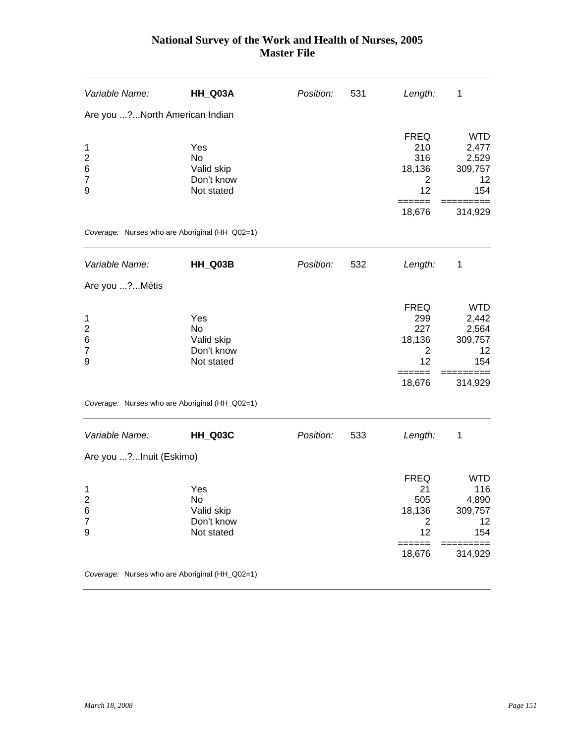# National Survey of the Work and Health of Nurses, 2005
# Master File

| *Variable Name:* | **HH_Q03A** | *Position:* | 531 | *Length:* | 1 |
|---|---|---|---|---|---|

Are you ...?...North American Indian

| | | FREQ | WTD |
|---|---|---|---|
| 1 | Yes | 210 | 2,477 |
| 2 | No | 316 | 2,529 |
| 6 | Valid skip | 18,136 | 309,757 |
| 7 | Don't know | 2 | 12 |
| 9 | Not stated | 12 | 154 |
| | | ====== | ========= |
| | | 18,676 | 314,929 |

*Coverage:* Nurses who are Aboriginal (HH_Q02=1)

---

| *Variable Name:* | **HH_Q03B** | *Position:* | 532 | *Length:* | 1 |
|---|---|---|---|---|---|

Are you ...?...Métis

| | | FREQ | WTD |
|---|---|---|---|
| 1 | Yes | 299 | 2,442 |
| 2 | No | 227 | 2,564 |
| 6 | Valid skip | 18,136 | 309,757 |
| 7 | Don't know | 2 | 12 |
| 9 | Not stated | 12 | 154 |
| | | ====== | ========= |
| | | 18,676 | 314,929 |

*Coverage:* Nurses who are Aboriginal (HH_Q02=1)

---

| *Variable Name:* | **HH_Q03C** | *Position:* | 533 | *Length:* | 1 |
|---|---|---|---|---|---|

Are you ...?...Inuit (Eskimo)

| | | FREQ | WTD |
|---|---|---|---|
| 1 | Yes | 21 | 116 |
| 2 | No | 505 | 4,890 |
| 6 | Valid skip | 18,136 | 309,757 |
| 7 | Don't know | 2 | 12 |
| 9 | Not stated | 12 | 154 |
| | | ====== | ========= |
| | | 18,676 | 314,929 |

*Coverage:* Nurses who are Aboriginal (HH_Q02=1)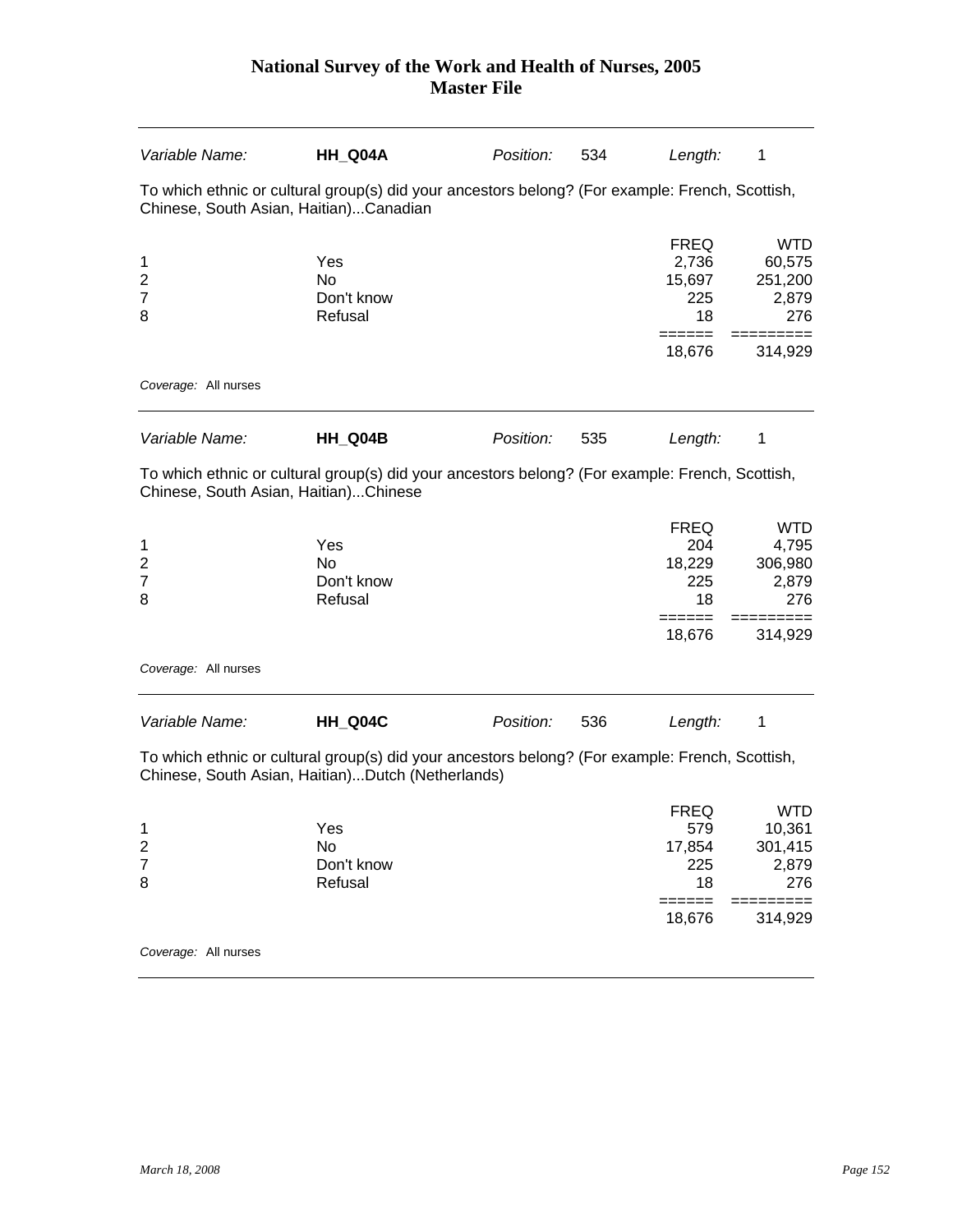| Variable Name: | **HH_Q04A** | Position: | 534 | Length: | 1 |
|---|---|---|---|---|---|

To which ethnic or cultural group(s) did your ancestors belong? (For example: French, Scottish, Chinese, South Asian, Haitian)...Canadian

| | | FREQ | WTD |
|---|---|---|---|
| 1 | Yes | 2,736 | 60,575 |
| 2 | No | 15,697 | 251,200 |
| 7 | Don't know | 225 | 2,879 |
| 8 | Refusal | 18 | 276 |
| | | 18,676 | 314,929 |

*Coverage:* All nurses

| Variable Name: | **HH_Q04B** | Position: | 535 | Length: | 1 |
|---|---|---|---|---|---|

To which ethnic or cultural group(s) did your ancestors belong? (For example: French, Scottish, Chinese, South Asian, Haitian)...Chinese

| | | FREQ | WTD |
|---|---|---|---|
| 1 | Yes | 204 | 4,795 |
| 2 | No | 18,229 | 306,980 |
| 7 | Don't know | 225 | 2,879 |
| 8 | Refusal | 18 | 276 |
| | | 18,676 | 314,929 |

*Coverage:* All nurses

| Variable Name: | **HH_Q04C** | Position: | 536 | Length: | 1 |
|---|---|---|---|---|---|

To which ethnic or cultural group(s) did your ancestors belong? (For example: French, Scottish, Chinese, South Asian, Haitian)...Dutch (Netherlands)

| | | FREQ | WTD |
|---|---|---|---|
| 1 | Yes | 579 | 10,361 |
| 2 | No | 17,854 | 301,415 |
| 7 | Don't know | 225 | 2,879 |
| 8 | Refusal | 18 | 276 |
| | | 18,676 | 314,929 |

*Coverage:* All nurses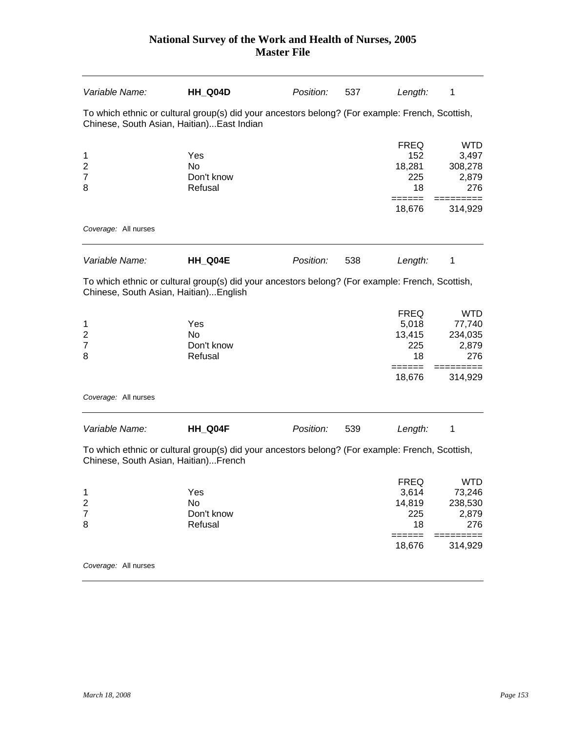| Variable Name: | **HH_Q04D** | Position: | 537 | Length: | 1 |
|---|---|---|---|---|---|

To which ethnic or cultural group(s) did your ancestors belong? (For example: French, Scottish, Chinese, South Asian, Haitian)...East Indian

| | | FREQ | WTD |
|---|---|---|---|
| 1 | Yes | 152 | 3,497 |
| 2 | No | 18,281 | 308,278 |
| 7 | Don't know | 225 | 2,879 |
| 8 | Refusal | 18 | 276 |
| | | 18,676 | 314,929 |

*Coverage:* All nurses

---

| Variable Name: | **HH_Q04E** | Position: | 538 | Length: | 1 |
|---|---|---|---|---|---|

To which ethnic or cultural group(s) did your ancestors belong? (For example: French, Scottish, Chinese, South Asian, Haitian)...English

| | | FREQ | WTD |
|---|---|---|---|
| 1 | Yes | 5,018 | 77,740 |
| 2 | No | 13,415 | 234,035 |
| 7 | Don't know | 225 | 2,879 |
| 8 | Refusal | 18 | 276 |
| | | 18,676 | 314,929 |

*Coverage:* All nurses

---

| Variable Name: | **HH_Q04F** | Position: | 539 | Length: | 1 |
|---|---|---|---|---|---|

To which ethnic or cultural group(s) did your ancestors belong? (For example: French, Scottish, Chinese, South Asian, Haitian)...French

| | | FREQ | WTD |
|---|---|---|---|
| 1 | Yes | 3,614 | 73,246 |
| 2 | No | 14,819 | 238,530 |
| 7 | Don't know | 225 | 2,879 |
| 8 | Refusal | 18 | 276 |
| | | 18,676 | 314,929 |

*Coverage:* All nurses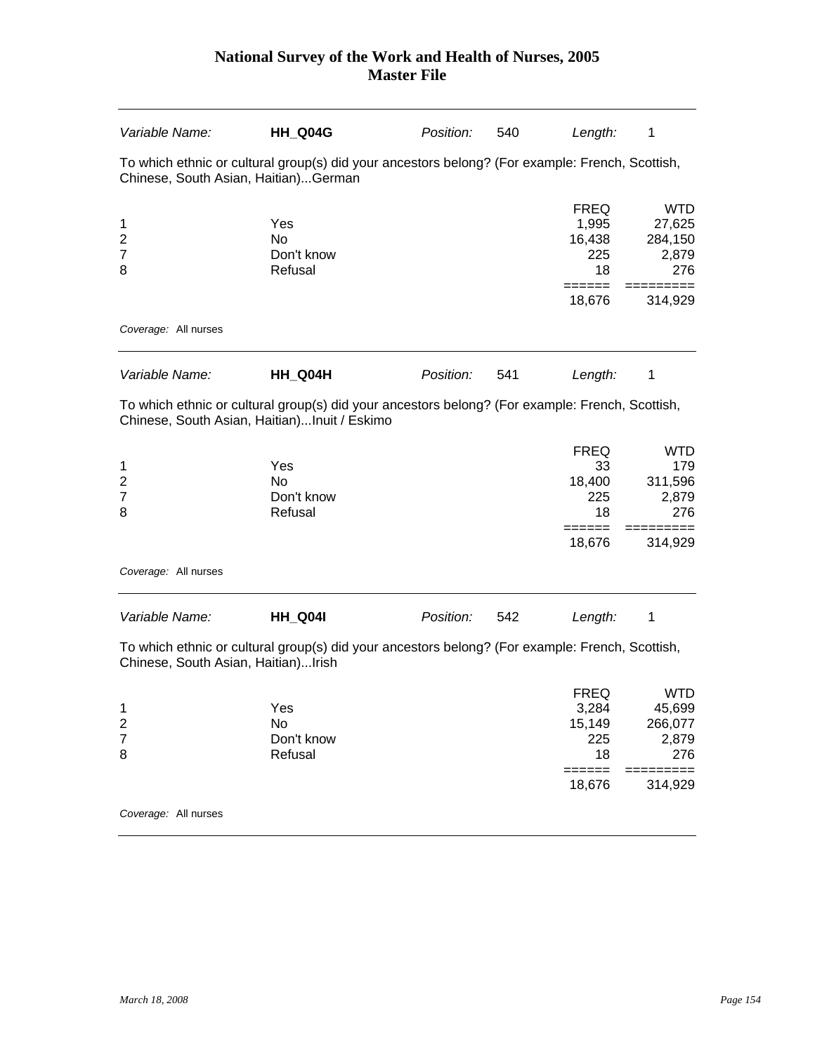# National Survey of the Work and Health of Nurses, 2005
## Master File

| *Variable Name:* | **HH_Q04G** | *Position:* | 540 | *Length:* | 1 |
|---|---|---|---|---|---|

To which ethnic or cultural group(s) did your ancestors belong? (For example: French, Scottish, Chinese, South Asian, Haitian)...German

| | | FREQ | WTD |
|---|---|---|---|
| 1 | Yes | 1,995 | 27,625 |
| 2 | No | 16,438 | 284,150 |
| 7 | Don't know | 225 | 2,879 |
| 8 | Refusal | 18 | 276 |
| | | ====== | ========= |
| | | 18,676 | 314,929 |

*Coverage:* All nurses

---

| *Variable Name:* | **HH_Q04H** | *Position:* | 541 | *Length:* | 1 |
|---|---|---|---|---|---|

To which ethnic or cultural group(s) did your ancestors belong? (For example: French, Scottish, Chinese, South Asian, Haitian)...Inuit / Eskimo

| | | FREQ | WTD |
|---|---|---|---|
| 1 | Yes | 33 | 179 |
| 2 | No | 18,400 | 311,596 |
| 7 | Don't know | 225 | 2,879 |
| 8 | Refusal | 18 | 276 |
| | | ====== | ========= |
| | | 18,676 | 314,929 |

*Coverage:* All nurses

---

| *Variable Name:* | **HH_Q04I** | *Position:* | 542 | *Length:* | 1 |
|---|---|---|---|---|---|

To which ethnic or cultural group(s) did your ancestors belong? (For example: French, Scottish, Chinese, South Asian, Haitian)...Irish

| | | FREQ | WTD |
|---|---|---|---|
| 1 | Yes | 3,284 | 45,699 |
| 2 | No | 15,149 | 266,077 |
| 7 | Don't know | 225 | 2,879 |
| 8 | Refusal | 18 | 276 |
| | | ====== | ========= |
| | | 18,676 | 314,929 |

*Coverage:* All nurses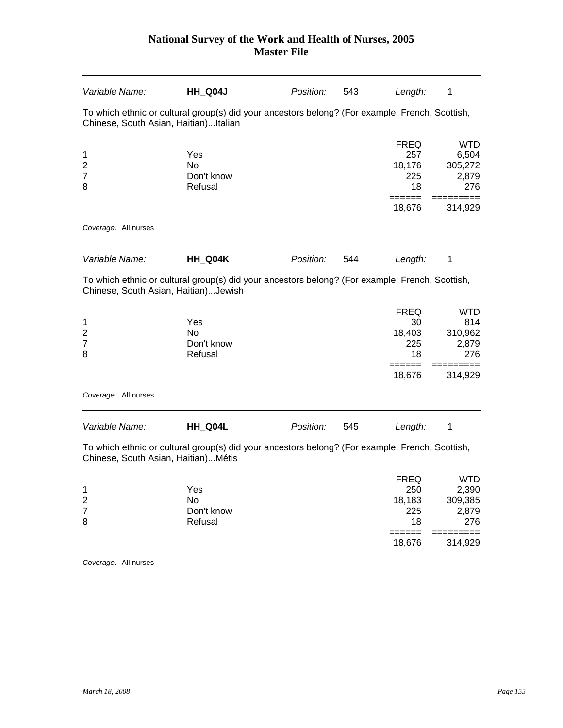# National Survey of the Work and Health of Nurses, 2005
## Master File

| *Variable Name:* | **HH_Q04J** | *Position:* | 543 | *Length:* | 1 |
|---|---|---|---|---|---|

To which ethnic or cultural group(s) did your ancestors belong? (For example: French, Scottish, Chinese, South Asian, Haitian)...Italian

| | | FREQ | WTD |
|---|---|---|---|
| 1 | Yes | 257 | 6,504 |
| 2 | No | 18,176 | 305,272 |
| 7 | Don't know | 225 | 2,879 |
| 8 | Refusal | 18 | 276 |
| | | 18,676 | 314,929 |

*Coverage:* All nurses

| *Variable Name:* | **HH_Q04K** | *Position:* | 544 | *Length:* | 1 |
|---|---|---|---|---|---|

To which ethnic or cultural group(s) did your ancestors belong? (For example: French, Scottish, Chinese, South Asian, Haitian)...Jewish

| | | FREQ | WTD |
|---|---|---|---|
| 1 | Yes | 30 | 814 |
| 2 | No | 18,403 | 310,962 |
| 7 | Don't know | 225 | 2,879 |
| 8 | Refusal | 18 | 276 |
| | | 18,676 | 314,929 |

*Coverage:* All nurses

| *Variable Name:* | **HH_Q04L** | *Position:* | 545 | *Length:* | 1 |
|---|---|---|---|---|---|

To which ethnic or cultural group(s) did your ancestors belong? (For example: French, Scottish, Chinese, South Asian, Haitian)...Métis

| | | FREQ | WTD |
|---|---|---|---|
| 1 | Yes | 250 | 2,390 |
| 2 | No | 18,183 | 309,385 |
| 7 | Don't know | 225 | 2,879 |
| 8 | Refusal | 18 | 276 |
| | | 18,676 | 314,929 |

*Coverage:* All nurses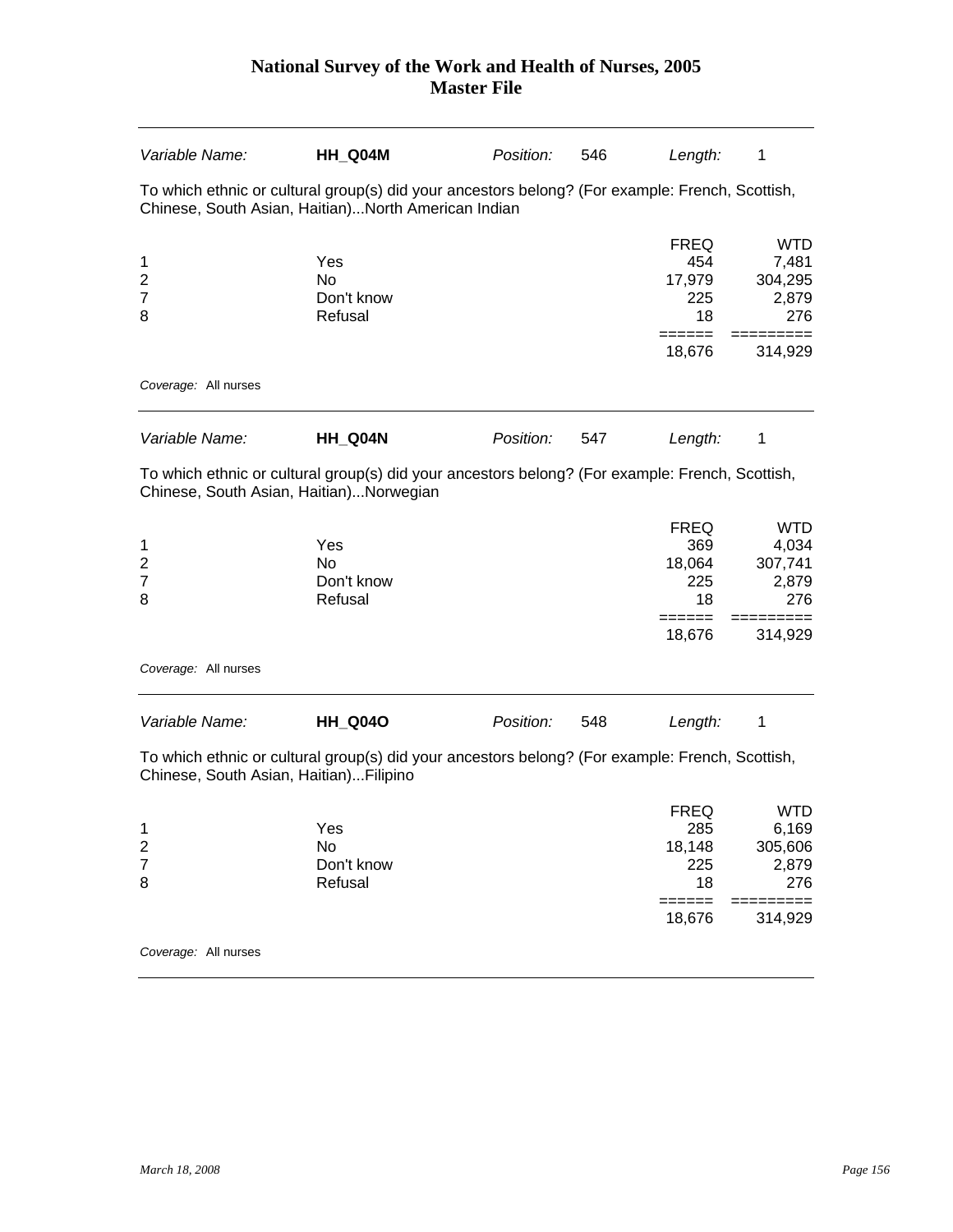# National Survey of the Work and Health of Nurses, 2005
## Master File

| *Variable Name:* | **HH_Q04M** | *Position:* | 546 | *Length:* | 1 |
|---|---|---|---|---|---|

To which ethnic or cultural group(s) did your ancestors belong? (For example: French, Scottish, Chinese, South Asian, Haitian)...North American Indian

| | | FREQ | WTD |
|---|---|---|---|
| 1 | Yes | 454 | 7,481 |
| 2 | No | 17,979 | 304,295 |
| 7 | Don't know | 225 | 2,879 |
| 8 | Refusal | 18 | 276 |
| | | 18,676 | 314,929 |

*Coverage:* All nurses

| *Variable Name:* | **HH_Q04N** | *Position:* | 547 | *Length:* | 1 |
|---|---|---|---|---|---|

To which ethnic or cultural group(s) did your ancestors belong? (For example: French, Scottish, Chinese, South Asian, Haitian)...Norwegian

| | | FREQ | WTD |
|---|---|---|---|
| 1 | Yes | 369 | 4,034 |
| 2 | No | 18,064 | 307,741 |
| 7 | Don't know | 225 | 2,879 |
| 8 | Refusal | 18 | 276 |
| | | 18,676 | 314,929 |

*Coverage:* All nurses

| *Variable Name:* | **HH_Q04O** | *Position:* | 548 | *Length:* | 1 |
|---|---|---|---|---|---|

To which ethnic or cultural group(s) did your ancestors belong? (For example: French, Scottish, Chinese, South Asian, Haitian)...Filipino

| | | FREQ | WTD |
|---|---|---|---|
| 1 | Yes | 285 | 6,169 |
| 2 | No | 18,148 | 305,606 |
| 7 | Don't know | 225 | 2,879 |
| 8 | Refusal | 18 | 276 |
| | | 18,676 | 314,929 |

*Coverage:* All nurses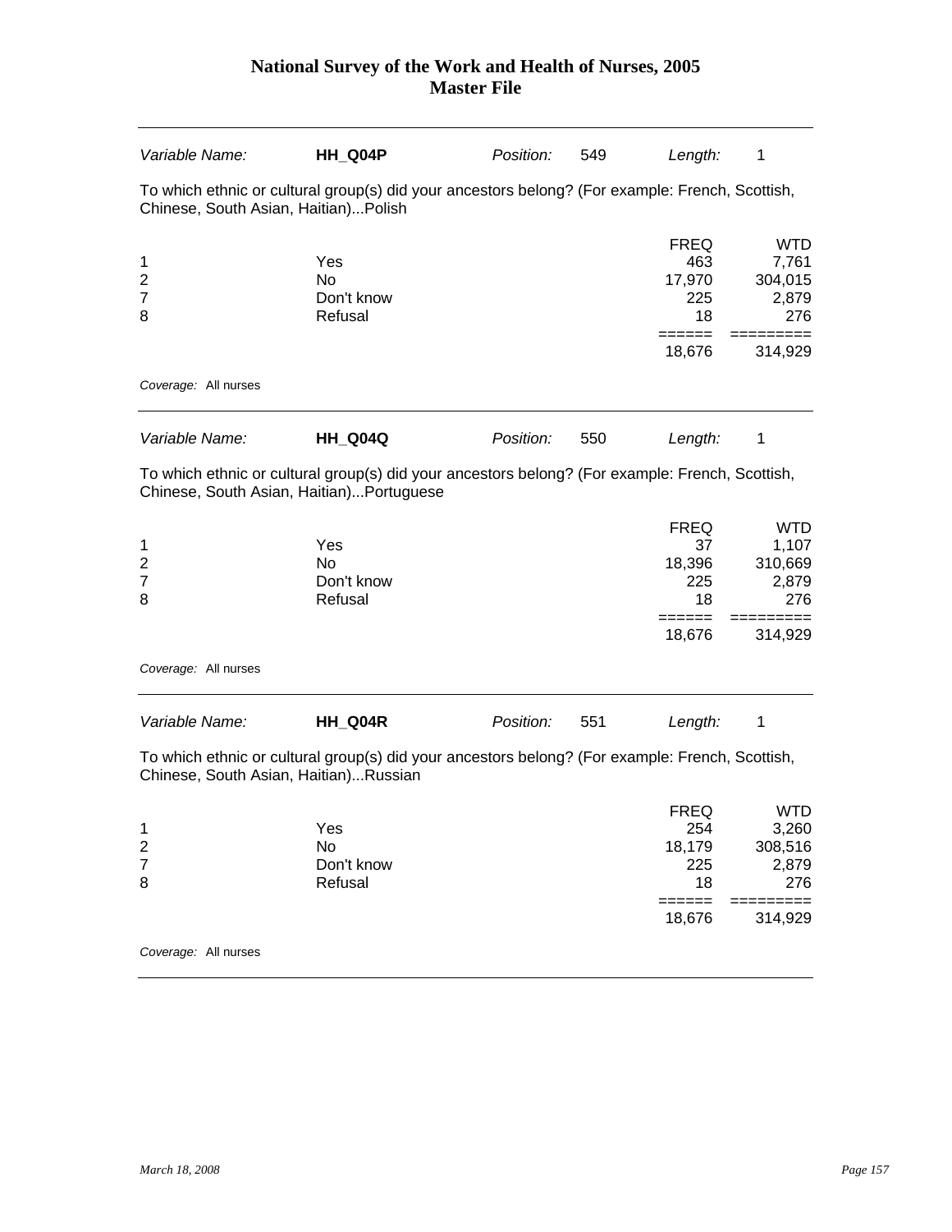# National Survey of the Work and Health of Nurses, 2005
## Master File

| *Variable Name:* | **HH_Q04P** | *Position:* | 549 | *Length:* | 1 |
|---|---|---|---|---|---|

To which ethnic or cultural group(s) did your ancestors belong? (For example: French, Scottish, Chinese, South Asian, Haitian)...Polish

| | | FREQ | WTD |
|---|---|---|---|
| 1 | Yes | 463 | 7,761 |
| 2 | No | 17,970 | 304,015 |
| 7 | Don't know | 225 | 2,879 |
| 8 | Refusal | 18 | 276 |
| | | ====== | ========= |
| | | 18,676 | 314,929 |

*Coverage:* All nurses

| *Variable Name:* | **HH_Q04Q** | *Position:* | 550 | *Length:* | 1 |
|---|---|---|---|---|---|

To which ethnic or cultural group(s) did your ancestors belong? (For example: French, Scottish, Chinese, South Asian, Haitian)...Portuguese

| | | FREQ | WTD |
|---|---|---|---|
| 1 | Yes | 37 | 1,107 |
| 2 | No | 18,396 | 310,669 |
| 7 | Don't know | 225 | 2,879 |
| 8 | Refusal | 18 | 276 |
| | | ====== | ========= |
| | | 18,676 | 314,929 |

*Coverage:* All nurses

| *Variable Name:* | **HH_Q04R** | *Position:* | 551 | *Length:* | 1 |
|---|---|---|---|---|---|

To which ethnic or cultural group(s) did your ancestors belong? (For example: French, Scottish, Chinese, South Asian, Haitian)...Russian

| | | FREQ | WTD |
|---|---|---|---|
| 1 | Yes | 254 | 3,260 |
| 2 | No | 18,179 | 308,516 |
| 7 | Don't know | 225 | 2,879 |
| 8 | Refusal | 18 | 276 |
| | | ====== | ========= |
| | | 18,676 | 314,929 |

*Coverage:* All nurses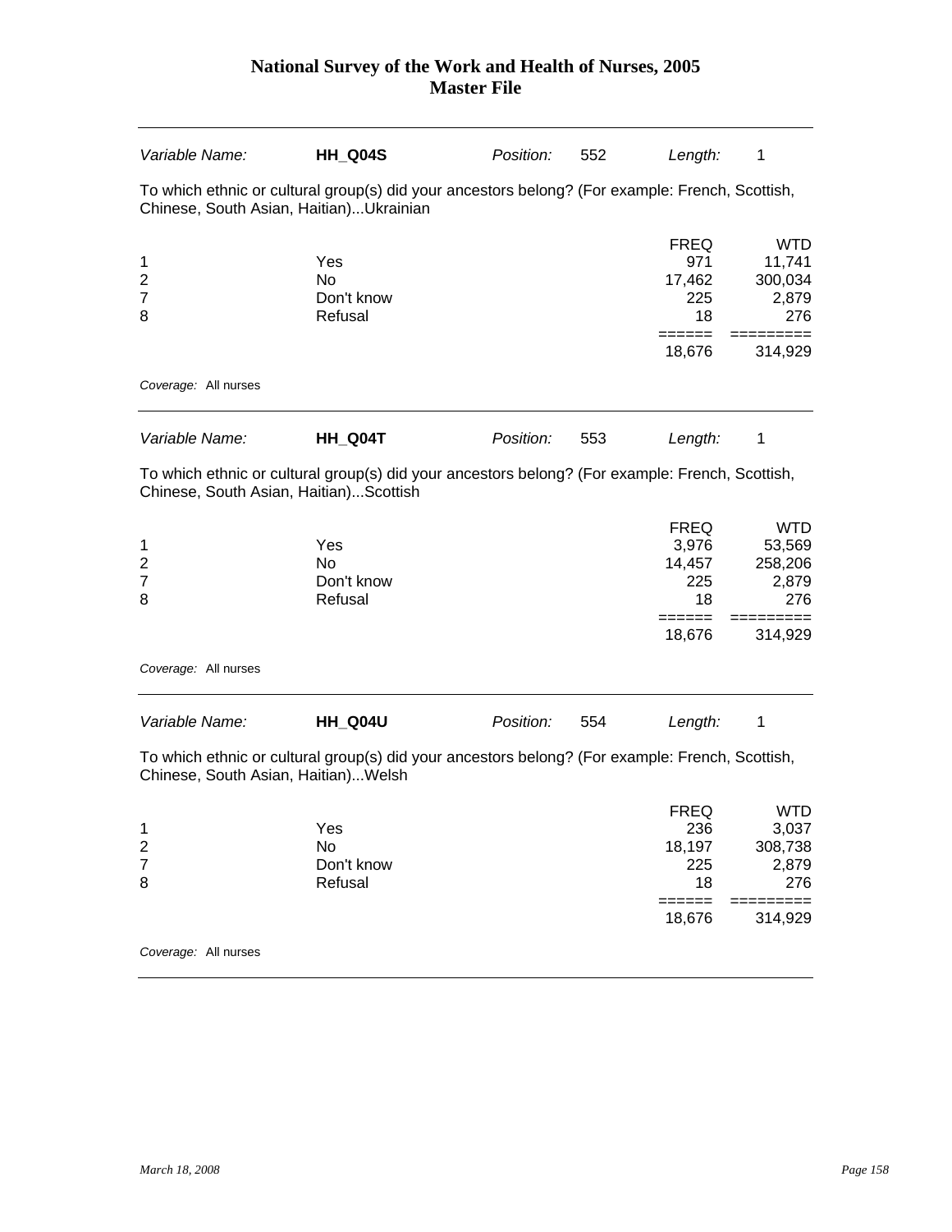| Variable Name: | **HH_Q04S** | Position: | 552 | Length: | 1 |
|---|---|---|---|---|---|

To which ethnic or cultural group(s) did your ancestors belong? (For example: French, Scottish, Chinese, South Asian, Haitian)...Ukrainian

| | | FREQ | WTD |
|---|---|---|---|
| 1 | Yes | 971 | 11,741 |
| 2 | No | 17,462 | 300,034 |
| 7 | Don't know | 225 | 2,879 |
| 8 | Refusal | 18 | 276 |
| | | 18,676 | 314,929 |

*Coverage:* All nurses

| Variable Name: | **HH_Q04T** | Position: | 553 | Length: | 1 |
|---|---|---|---|---|---|

To which ethnic or cultural group(s) did your ancestors belong? (For example: French, Scottish, Chinese, South Asian, Haitian)...Scottish

| | | FREQ | WTD |
|---|---|---|---|
| 1 | Yes | 3,976 | 53,569 |
| 2 | No | 14,457 | 258,206 |
| 7 | Don't know | 225 | 2,879 |
| 8 | Refusal | 18 | 276 |
| | | 18,676 | 314,929 |

*Coverage:* All nurses

| Variable Name: | **HH_Q04U** | Position: | 554 | Length: | 1 |
|---|---|---|---|---|---|

To which ethnic or cultural group(s) did your ancestors belong? (For example: French, Scottish, Chinese, South Asian, Haitian)...Welsh

| | | FREQ | WTD |
|---|---|---|---|
| 1 | Yes | 236 | 3,037 |
| 2 | No | 18,197 | 308,738 |
| 7 | Don't know | 225 | 2,879 |
| 8 | Refusal | 18 | 276 |
| | | 18,676 | 314,929 |

*Coverage:* All nurses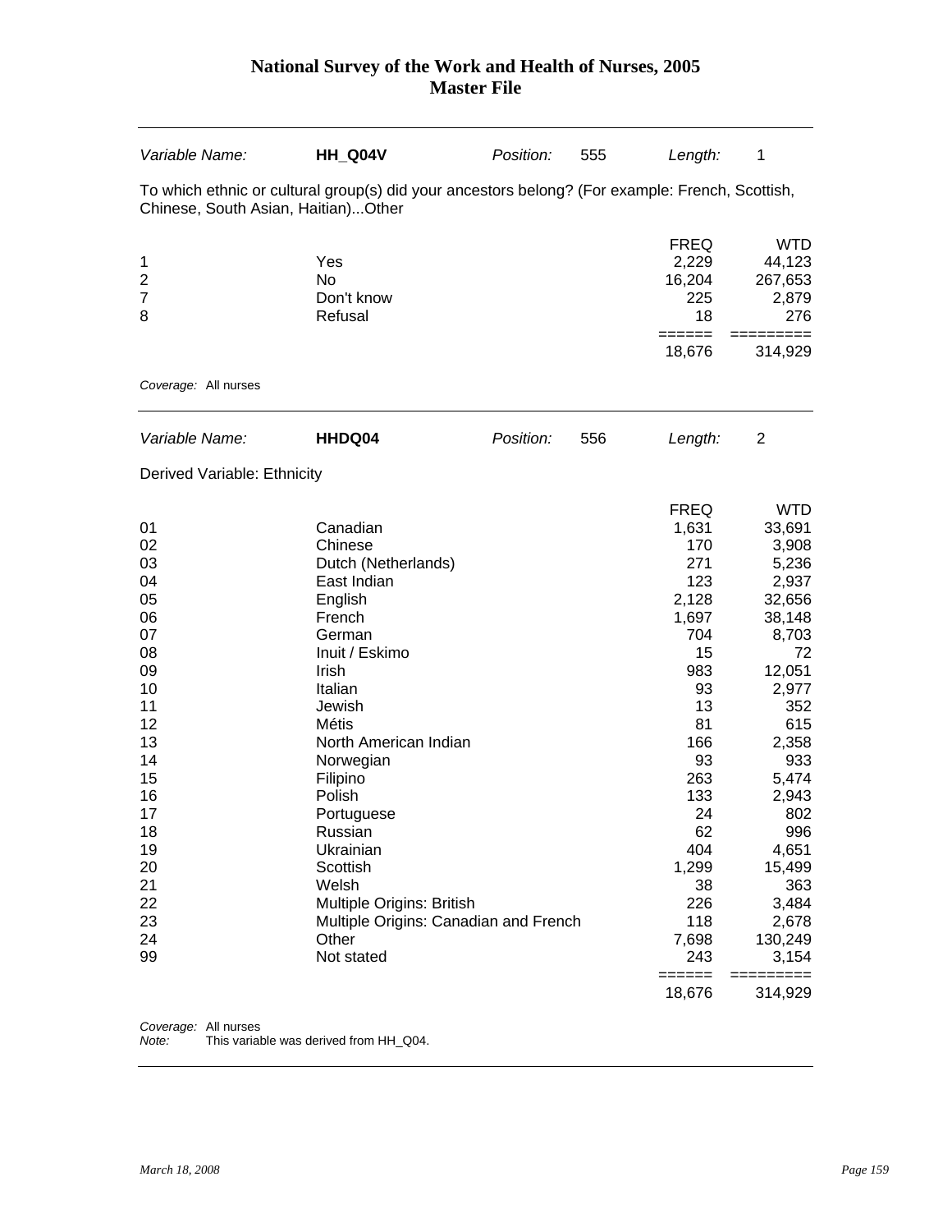| Variable Name: | **HH_Q04V** | Position: | 555 | Length: | 1 |
|---|---|---|---|---|---|

To which ethnic or cultural group(s) did your ancestors belong? (For example: French, Scottish, Chinese, South Asian, Haitian)...Other

| | | FREQ | WTD |
|---|---|---|---|
| 1 | Yes | 2,229 | 44,123 |
| 2 | No | 16,204 | 267,653 |
| 7 | Don't know | 225 | 2,879 |
| 8 | Refusal | 18 | 276 |
| | | ====== | ========= |
| | | 18,676 | 314,929 |

*Coverage:* All nurses

| Variable Name: | **HHDQ04** | Position: | 556 | Length: | 2 |
|---|---|---|---|---|---|

Derived Variable: Ethnicity

| | | FREQ | WTD |
|---|---|---|---|
| 01 | Canadian | 1,631 | 33,691 |
| 02 | Chinese | 170 | 3,908 |
| 03 | Dutch (Netherlands) | 271 | 5,236 |
| 04 | East Indian | 123 | 2,937 |
| 05 | English | 2,128 | 32,656 |
| 06 | French | 1,697 | 38,148 |
| 07 | German | 704 | 8,703 |
| 08 | Inuit / Eskimo | 15 | 72 |
| 09 | Irish | 983 | 12,051 |
| 10 | Italian | 93 | 2,977 |
| 11 | Jewish | 13 | 352 |
| 12 | Métis | 81 | 615 |
| 13 | North American Indian | 166 | 2,358 |
| 14 | Norwegian | 93 | 933 |
| 15 | Filipino | 263 | 5,474 |
| 16 | Polish | 133 | 2,943 |
| 17 | Portuguese | 24 | 802 |
| 18 | Russian | 62 | 996 |
| 19 | Ukrainian | 404 | 4,651 |
| 20 | Scottish | 1,299 | 15,499 |
| 21 | Welsh | 38 | 363 |
| 22 | Multiple Origins: British | 226 | 3,484 |
| 23 | Multiple Origins: Canadian and French | 118 | 2,678 |
| 24 | Other | 7,698 | 130,249 |
| 99 | Not stated | 243 | 3,154 |
| | | ====== | ========= |
| | | 18,676 | 314,929 |

*Coverage:* All nurses
*Note:* This variable was derived from HH_Q04.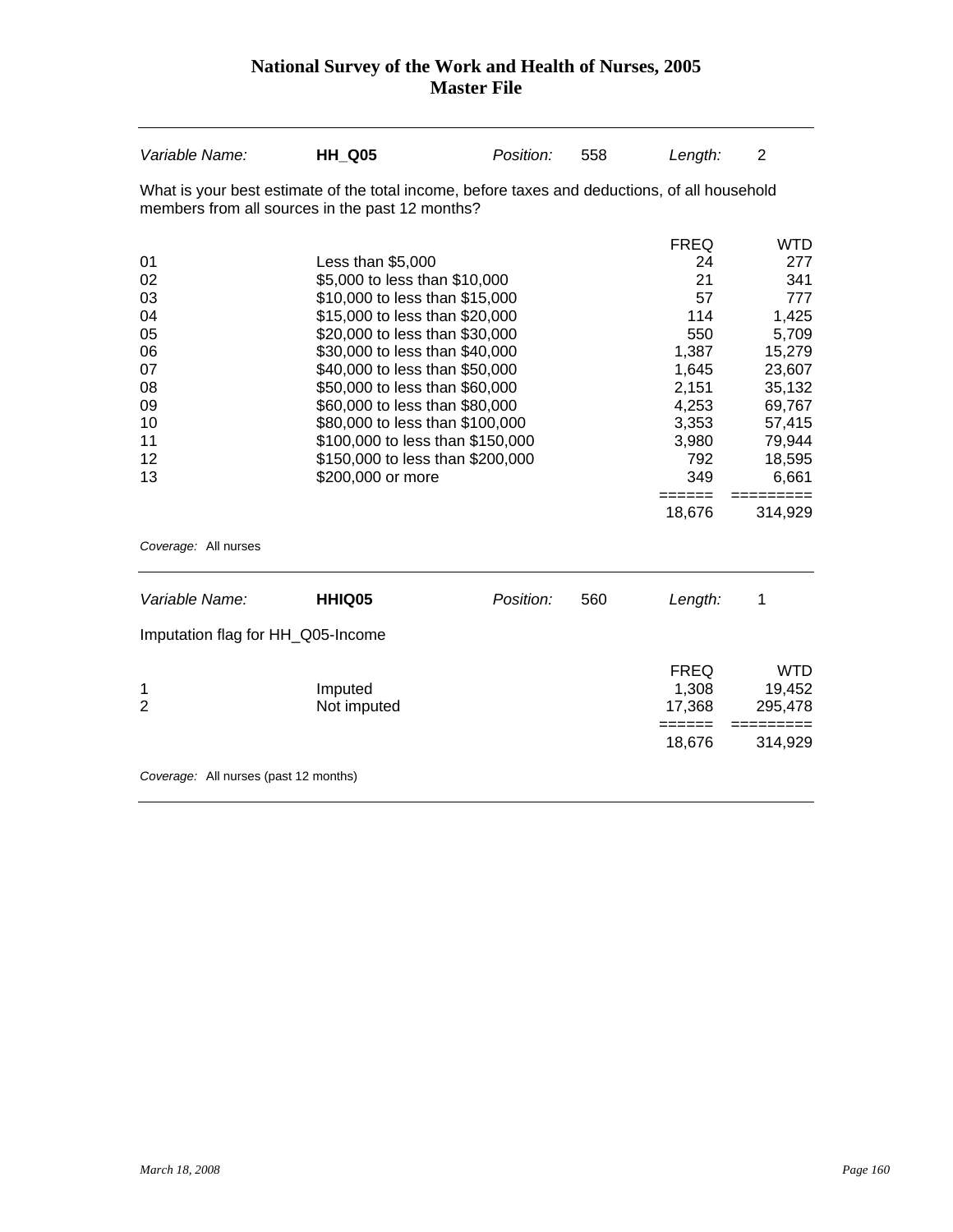| Variable Name: | **HH_Q05** | Position: | 558 | Length: | 2 |
|---|---|---|---|---|---|

What is your best estimate of the total income, before taxes and deductions, of all household members from all sources in the past 12 months?

| | | FREQ | WTD |
|---|---|---|---|
| 01 | Less than $5,000 | 24 | 277 |
| 02 | $5,000 to less than $10,000 | 21 | 341 |
| 03 | $10,000 to less than $15,000 | 57 | 777 |
| 04 | $15,000 to less than $20,000 | 114 | 1,425 |
| 05 | $20,000 to less than $30,000 | 550 | 5,709 |
| 06 | $30,000 to less than $40,000 | 1,387 | 15,279 |
| 07 | $40,000 to less than $50,000 | 1,645 | 23,607 |
| 08 | $50,000 to less than $60,000 | 2,151 | 35,132 |
| 09 | $60,000 to less than $80,000 | 4,253 | 69,767 |
| 10 | $80,000 to less than $100,000 | 3,353 | 57,415 |
| 11 | $100,000 to less than $150,000 | 3,980 | 79,944 |
| 12 | $150,000 to less than $200,000 | 792 | 18,595 |
| 13 | $200,000 or more | 349 | 6,661 |
| | | 18,676 | 314,929 |

*Coverage:* All nurses

| Variable Name: | **HHIQ05** | Position: | 560 | Length: | 1 |
|---|---|---|---|---|---|

Imputation flag for HH_Q05-Income

| | | FREQ | WTD |
|---|---|---|---|
| 1 | Imputed | 1,308 | 19,452 |
| 2 | Not imputed | 17,368 | 295,478 |
| | | 18,676 | 314,929 |

*Coverage:* All nurses (past 12 months)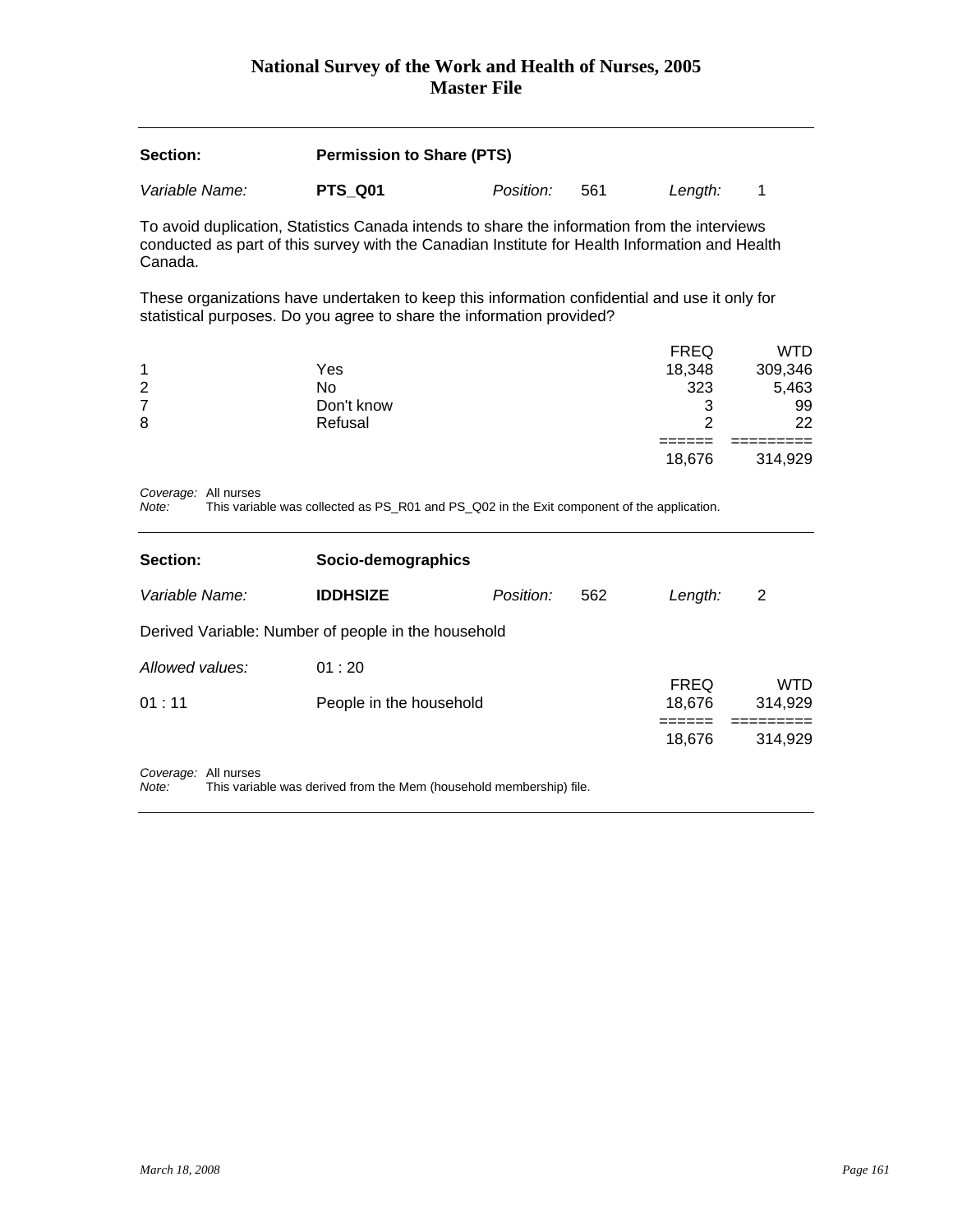| Section: | Permission to Share (PTS) | | | | |
|---|---|---|---|---|---|
| *Variable Name:* | **PTS_Q01** | *Position:* | 561 | *Length:* | 1 |

To avoid duplication, Statistics Canada intends to share the information from the interviews conducted as part of this survey with the Canadian Institute for Health Information and Health Canada.

These organizations have undertaken to keep this information confidential and use it only for statistical purposes. Do you agree to share the information provided?

| | | FREQ | WTD |
|---|---|---|---|
| 1 | Yes | 18,348 | 309,346 |
| 2 | No | 323 | 5,463 |
| 7 | Don't know | 3 | 99 |
| 8 | Refusal | 2 | 22 |
| | | ====== | ========= |
| | | 18,676 | 314,929 |

*Coverage:* All nurses
*Note:* This variable was collected as PS_R01 and PS_Q02 in the Exit component of the application.

---

| Section: | Socio-demographics | | | | |
|---|---|---|---|---|---|
| *Variable Name:* | **IDDHSIZE** | *Position:* | 562 | *Length:* | 2 |

Derived Variable: Number of people in the household

*Allowed values:* 01 : 20

| | | FREQ | WTD |
|---|---|---|---|
| 01 : 11 | People in the household | 18,676 | 314,929 |
| | | ====== | ========= |
| | | 18,676 | 314,929 |

*Coverage:* All nurses
*Note:* This variable was derived from the Mem (household membership) file.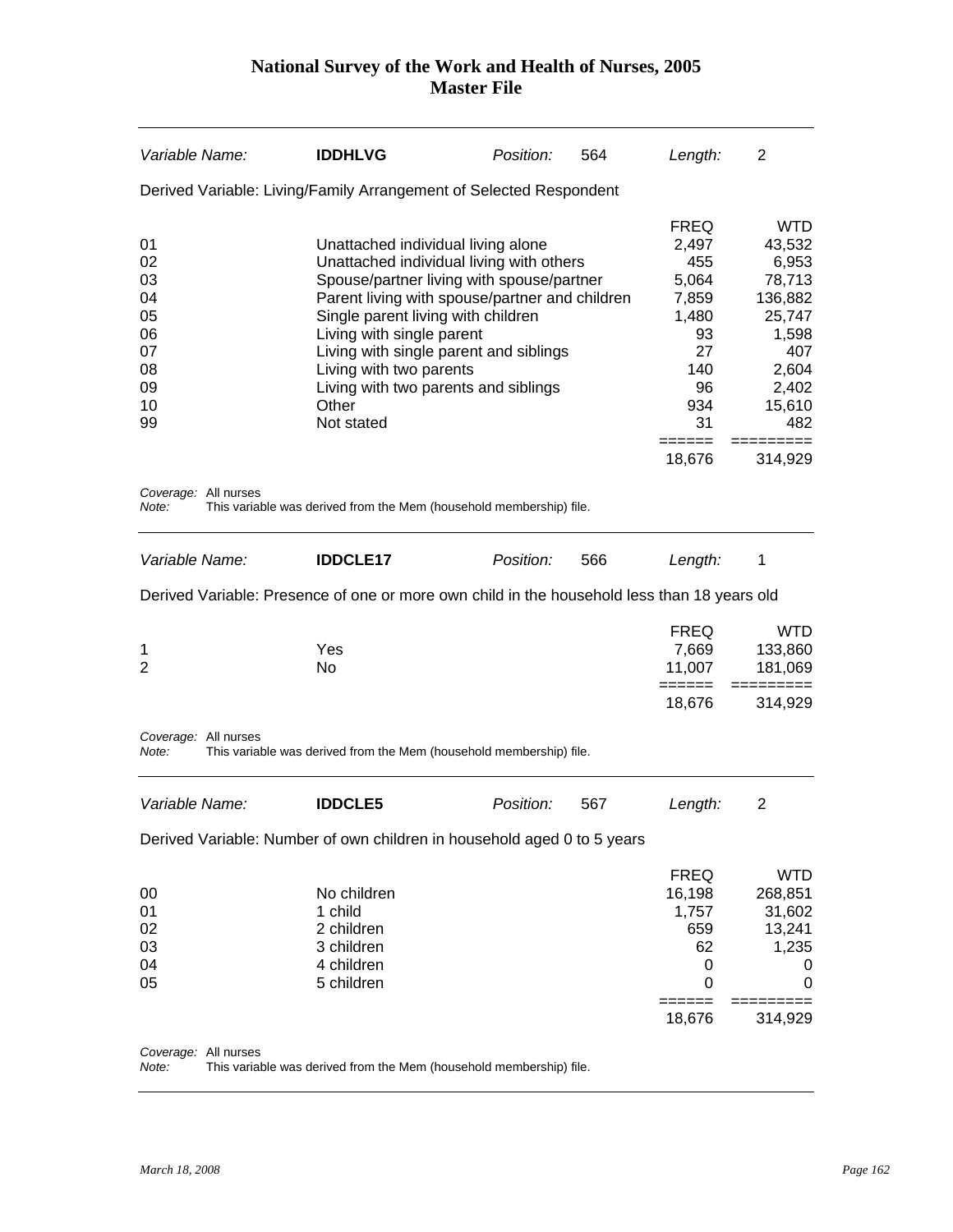| Variable Name: | **IDDHLVG** | Position: | 564 | Length: | 2 |
|---|---|---|---|---|---|

Derived Variable: Living/Family Arrangement of Selected Respondent

| | | FREQ | WTD |
|---|---|---|---|
| 01 | Unattached individual living alone | 2,497 | 43,532 |
| 02 | Unattached individual living with others | 455 | 6,953 |
| 03 | Spouse/partner living with spouse/partner | 5,064 | 78,713 |
| 04 | Parent living with spouse/partner and children | 7,859 | 136,882 |
| 05 | Single parent living with children | 1,480 | 25,747 |
| 06 | Living with single parent | 93 | 1,598 |
| 07 | Living with single parent and siblings | 27 | 407 |
| 08 | Living with two parents | 140 | 2,604 |
| 09 | Living with two parents and siblings | 96 | 2,402 |
| 10 | Other | 934 | 15,610 |
| 99 | Not stated | 31 | 482 |
| | | ====== | ========= |
| | | 18,676 | 314,929 |

*Coverage:* All nurses
*Note:* This variable was derived from the Mem (household membership) file.

| Variable Name: | **IDDCLE17** | Position: | 566 | Length: | 1 |
|---|---|---|---|---|---|

Derived Variable: Presence of one or more own child in the household less than 18 years old

| | | FREQ | WTD |
|---|---|---|---|
| 1 | Yes | 7,669 | 133,860 |
| 2 | No | 11,007 | 181,069 |
| | | ====== | ========= |
| | | 18,676 | 314,929 |

*Coverage:* All nurses
*Note:* This variable was derived from the Mem (household membership) file.

| Variable Name: | **IDDCLE5** | Position: | 567 | Length: | 2 |
|---|---|---|---|---|---|

Derived Variable: Number of own children in household aged 0 to 5 years

| | | FREQ | WTD |
|---|---|---|---|
| 00 | No children | 16,198 | 268,851 |
| 01 | 1 child | 1,757 | 31,602 |
| 02 | 2 children | 659 | 13,241 |
| 03 | 3 children | 62 | 1,235 |
| 04 | 4 children | 0 | 0 |
| 05 | 5 children | 0 | 0 |
| | | ====== | ========= |
| | | 18,676 | 314,929 |

*Coverage:* All nurses
*Note:* This variable was derived from the Mem (household membership) file.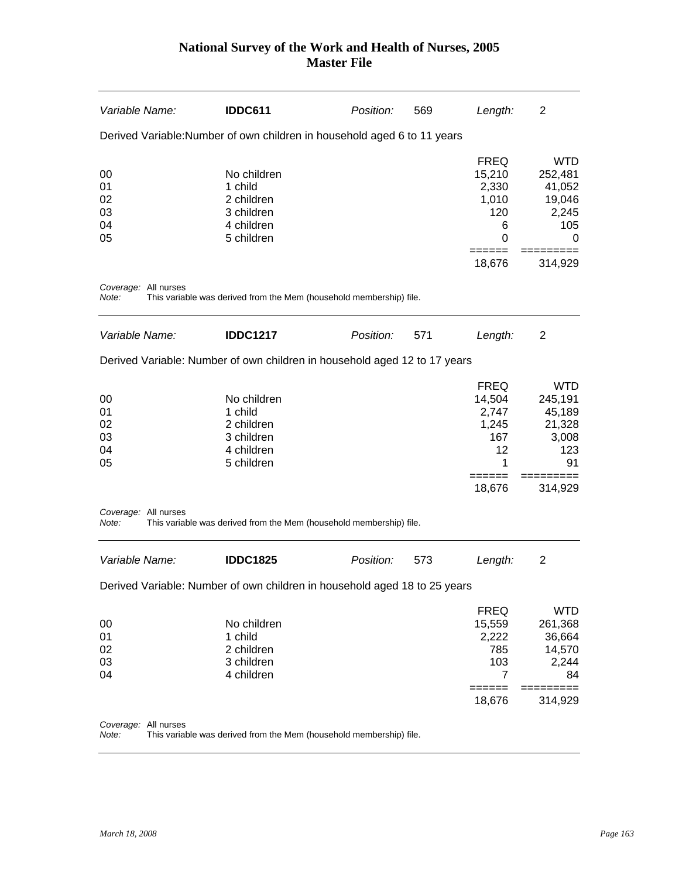## National Survey of the Work and Health of Nurses, 2005
## Master File

| *Variable Name:* | **IDDC611** | *Position:* | 569 | *Length:* | 2 |
|---|---|---|---|---|---|

Derived Variable:Number of own children in household aged 6 to 11 years

| | | FREQ | WTD |
|---|---|---|---|
| 00 | No children | 15,210 | 252,481 |
| 01 | 1 child | 2,330 | 41,052 |
| 02 | 2 children | 1,010 | 19,046 |
| 03 | 3 children | 120 | 2,245 |
| 04 | 4 children | 6 | 105 |
| 05 | 5 children | 0 | 0 |
| | | ====== | ========= |
| | | 18,676 | 314,929 |

*Coverage:* All nurses
*Note:* This variable was derived from the Mem (household membership) file.

---

| *Variable Name:* | **IDDC1217** | *Position:* | 571 | *Length:* | 2 |
|---|---|---|---|---|---|

Derived Variable: Number of own children in household aged 12 to 17 years

| | | FREQ | WTD |
|---|---|---|---|
| 00 | No children | 14,504 | 245,191 |
| 01 | 1 child | 2,747 | 45,189 |
| 02 | 2 children | 1,245 | 21,328 |
| 03 | 3 children | 167 | 3,008 |
| 04 | 4 children | 12 | 123 |
| 05 | 5 children | 1 | 91 |
| | | ====== | ========= |
| | | 18,676 | 314,929 |

*Coverage:* All nurses
*Note:* This variable was derived from the Mem (household membership) file.

---

| *Variable Name:* | **IDDC1825** | *Position:* | 573 | *Length:* | 2 |
|---|---|---|---|---|---|

Derived Variable: Number of own children in household aged 18 to 25 years

| | | FREQ | WTD |
|---|---|---|---|
| 00 | No children | 15,559 | 261,368 |
| 01 | 1 child | 2,222 | 36,664 |
| 02 | 2 children | 785 | 14,570 |
| 03 | 3 children | 103 | 2,244 |
| 04 | 4 children | 7 | 84 |
| | | ====== | ========= |
| | | 18,676 | 314,929 |

*Coverage:* All nurses
*Note:* This variable was derived from the Mem (household membership) file.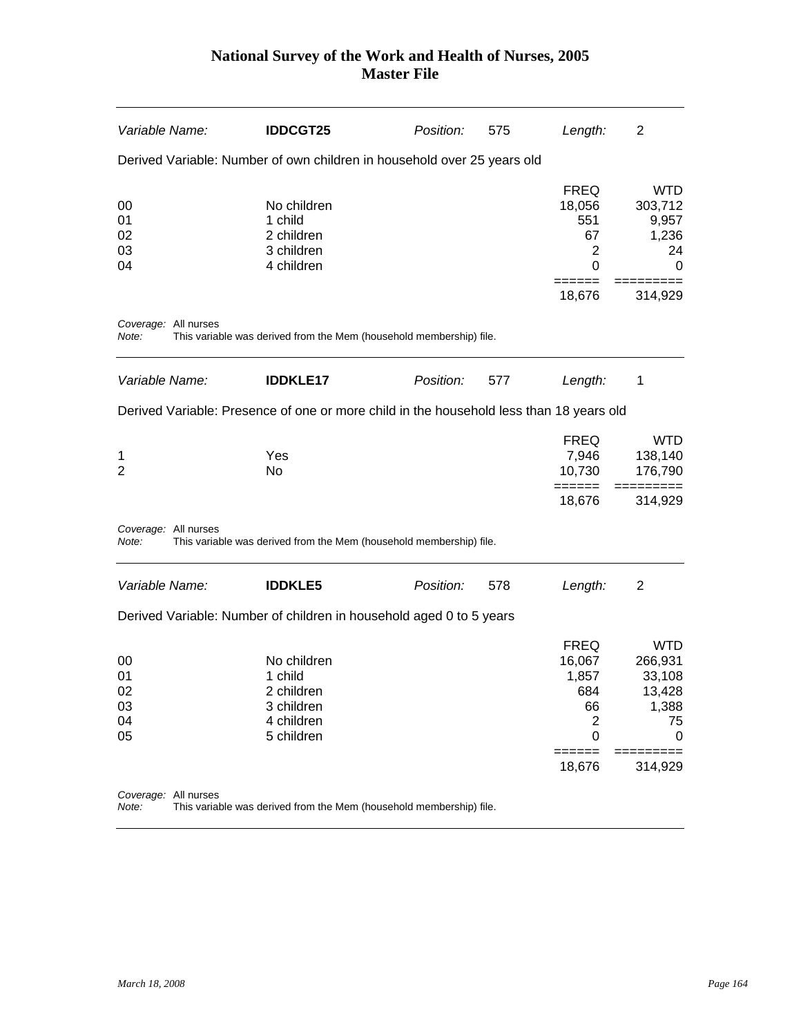# National Survey of the Work and Health of Nurses, 2005
## Master File

| *Variable Name:* | **IDDCGT25** | *Position:* | 575 | *Length:* | 2 |
|---|---|---|---|---|---|

Derived Variable: Number of own children in household over 25 years old

| | | FREQ | WTD |
|---|---|---|---|
| 00 | No children | 18,056 | 303,712 |
| 01 | 1 child | 551 | 9,957 |
| 02 | 2 children | 67 | 1,236 |
| 03 | 3 children | 2 | 24 |
| 04 | 4 children | 0 | 0 |
| | | 18,676 | 314,929 |

*Coverage:* All nurses
*Note:* This variable was derived from the Mem (household membership) file.

| *Variable Name:* | **IDDKLE17** | *Position:* | 577 | *Length:* | 1 |
|---|---|---|---|---|---|

Derived Variable: Presence of one or more child in the household less than 18 years old

| | | FREQ | WTD |
|---|---|---|---|
| 1 | Yes | 7,946 | 138,140 |
| 2 | No | 10,730 | 176,790 |
| | | 18,676 | 314,929 |

*Coverage:* All nurses
*Note:* This variable was derived from the Mem (household membership) file.

| *Variable Name:* | **IDDKLE5** | *Position:* | 578 | *Length:* | 2 |
|---|---|---|---|---|---|

Derived Variable: Number of children in household aged 0 to 5 years

| | | FREQ | WTD |
|---|---|---|---|
| 00 | No children | 16,067 | 266,931 |
| 01 | 1 child | 1,857 | 33,108 |
| 02 | 2 children | 684 | 13,428 |
| 03 | 3 children | 66 | 1,388 |
| 04 | 4 children | 2 | 75 |
| 05 | 5 children | 0 | 0 |
| | | 18,676 | 314,929 |

*Coverage:* All nurses
*Note:* This variable was derived from the Mem (household membership) file.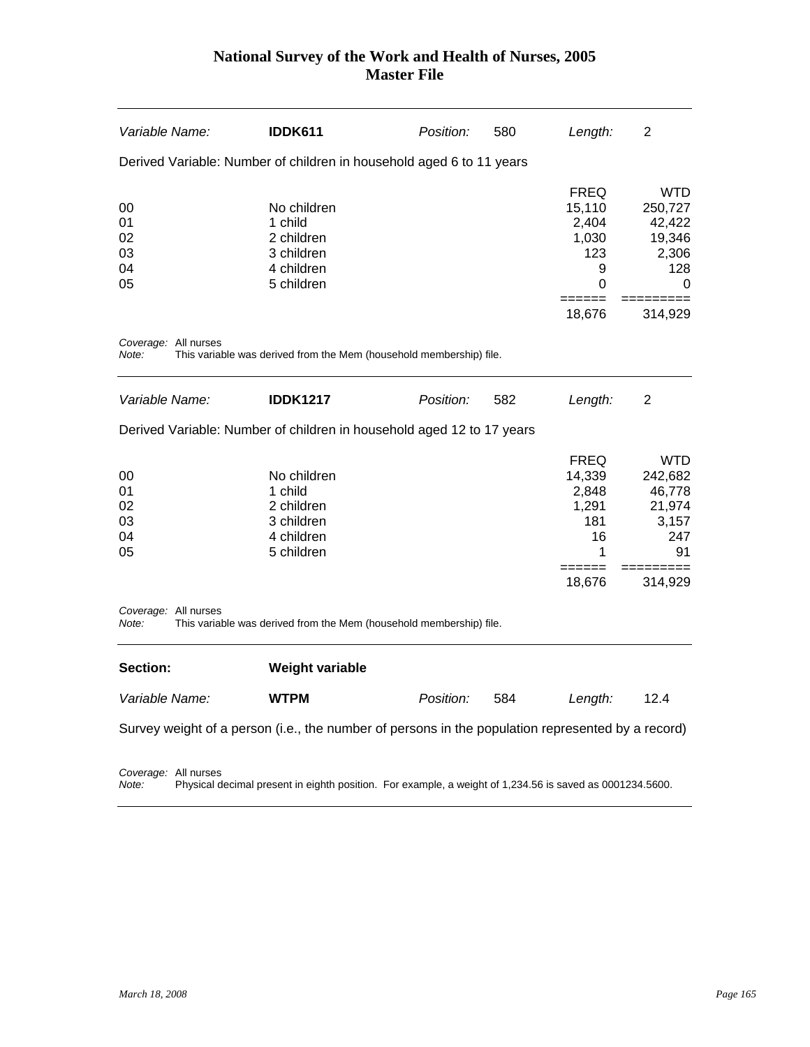| Variable Name: | **IDDK611** | Position: | 580 | Length: | 2 |
|---|---|---|---|---|---|

Derived Variable: Number of children in household aged 6 to 11 years

| | | FREQ | WTD |
|---|---|---|---|
| 00 | No children | 15,110 | 250,727 |
| 01 | 1 child | 2,404 | 42,422 |
| 02 | 2 children | 1,030 | 19,346 |
| 03 | 3 children | 123 | 2,306 |
| 04 | 4 children | 9 | 128 |
| 05 | 5 children | 0 | 0 |
| | | 18,676 | 314,929 |

*Coverage:* All nurses
*Note:* This variable was derived from the Mem (household membership) file.

| Variable Name: | **IDDK1217** | Position: | 582 | Length: | 2 |
|---|---|---|---|---|---|

Derived Variable: Number of children in household aged 12 to 17 years

| | | FREQ | WTD |
|---|---|---|---|
| 00 | No children | 14,339 | 242,682 |
| 01 | 1 child | 2,848 | 46,778 |
| 02 | 2 children | 1,291 | 21,974 |
| 03 | 3 children | 181 | 3,157 |
| 04 | 4 children | 16 | 247 |
| 05 | 5 children | 1 | 91 |
| | | 18,676 | 314,929 |

*Coverage:* All nurses
*Note:* This variable was derived from the Mem (household membership) file.

## Section: Weight variable

| Variable Name: | **WTPM** | Position: | 584 | Length: | 12.4 |
|---|---|---|---|---|---|

Survey weight of a person (i.e., the number of persons in the population represented by a record)

*Coverage:* All nurses
*Note:* Physical decimal present in eighth position. For example, a weight of 1,234.56 is saved as 0001234.5600.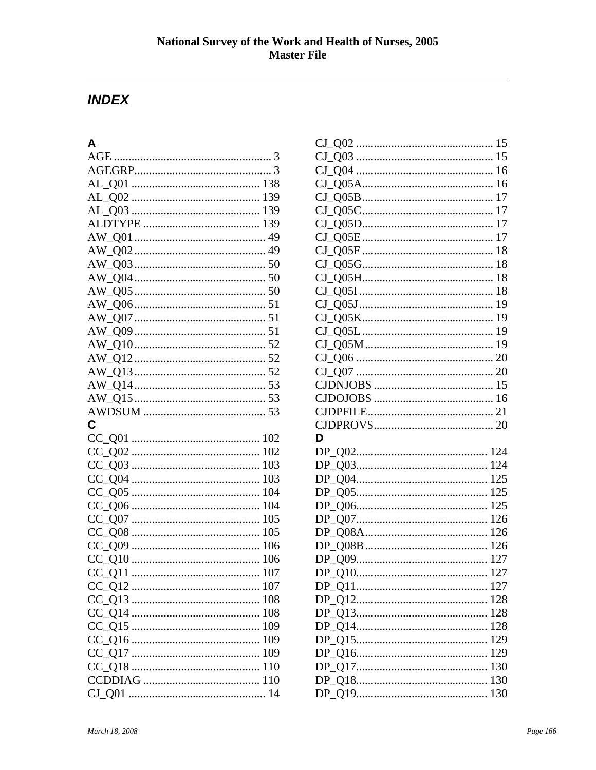## *INDEX*

**A**

AGE ...................................................... 3
AGEGRP............................................... 3
AL_Q01 ............................................ 138
AL_Q02 ............................................ 139
AL_Q03 ............................................ 139
ALDTYPE ........................................ 139
AW_Q01 ............................................. 49
AW_Q02 ............................................. 49
AW_Q03 ............................................. 50
AW_Q04 ............................................. 50
AW_Q05 ............................................. 50
AW_Q06 ............................................. 51
AW_Q07 ............................................. 51
AW_Q09 ............................................. 51
AW_Q10 ............................................. 52
AW_Q12 ............................................. 52
AW_Q13 ............................................. 52
AW_Q14 ............................................. 53
AW_Q15 ............................................. 53
AWDSUM .......................................... 53

**C**

CC_Q01 ............................................ 102
CC_Q02 ............................................ 102
CC_Q03 ............................................ 103
CC_Q04 ............................................ 103
CC_Q05 ............................................ 104
CC_Q06 ............................................ 104
CC_Q07 ............................................ 105
CC_Q08 ............................................ 105
CC_Q09 ............................................ 106
CC_Q10 ............................................ 106
CC_Q11 ............................................ 107
CC_Q12 ............................................ 107
CC_Q13 ............................................ 108
CC_Q14 ............................................ 108
CC_Q15 ............................................ 109
CC_Q16 ............................................ 109
CC_Q17 ............................................ 109
CC_Q18 ............................................ 110
CCDDIAG ........................................ 110
CJ_Q01 ............................................... 14
CJ_Q02 ............................................... 15
CJ_Q03 ............................................... 15
CJ_Q04 ............................................... 16
CJ_Q05A............................................. 16
CJ_Q05B............................................. 17
CJ_Q05C............................................. 17
CJ_Q05D............................................. 17
CJ_Q05E............................................. 17
CJ_Q05F ............................................. 18
CJ_Q05G............................................. 18
CJ_Q05H............................................. 18
CJ_Q05I .............................................. 18
CJ_Q05J .............................................. 19
CJ_Q05K............................................. 19
CJ_Q05L ............................................. 19
CJ_Q05M............................................ 19
CJ_Q06 ............................................... 20
CJ_Q07 ............................................... 20
CJDNJOBS .......................................... 15
CJDOJOBS .......................................... 16
CJDPFILE............................................ 21
CJDPROVS.......................................... 20

**D**

DP_Q02............................................. 124
DP_Q03............................................. 124
DP_Q04............................................. 125
DP_Q05............................................. 125
DP_Q06............................................. 125
DP_Q07............................................. 126
DP_Q08A........................................... 126
DP_Q08B........................................... 126
DP_Q09............................................. 127
DP_Q10............................................. 127
DP_Q11............................................. 127
DP_Q12............................................. 128
DP_Q13............................................. 128
DP_Q14............................................. 128
DP_Q15............................................. 129
DP_Q16............................................. 129
DP_Q17............................................. 130
DP_Q18............................................. 130
DP_Q19............................................. 130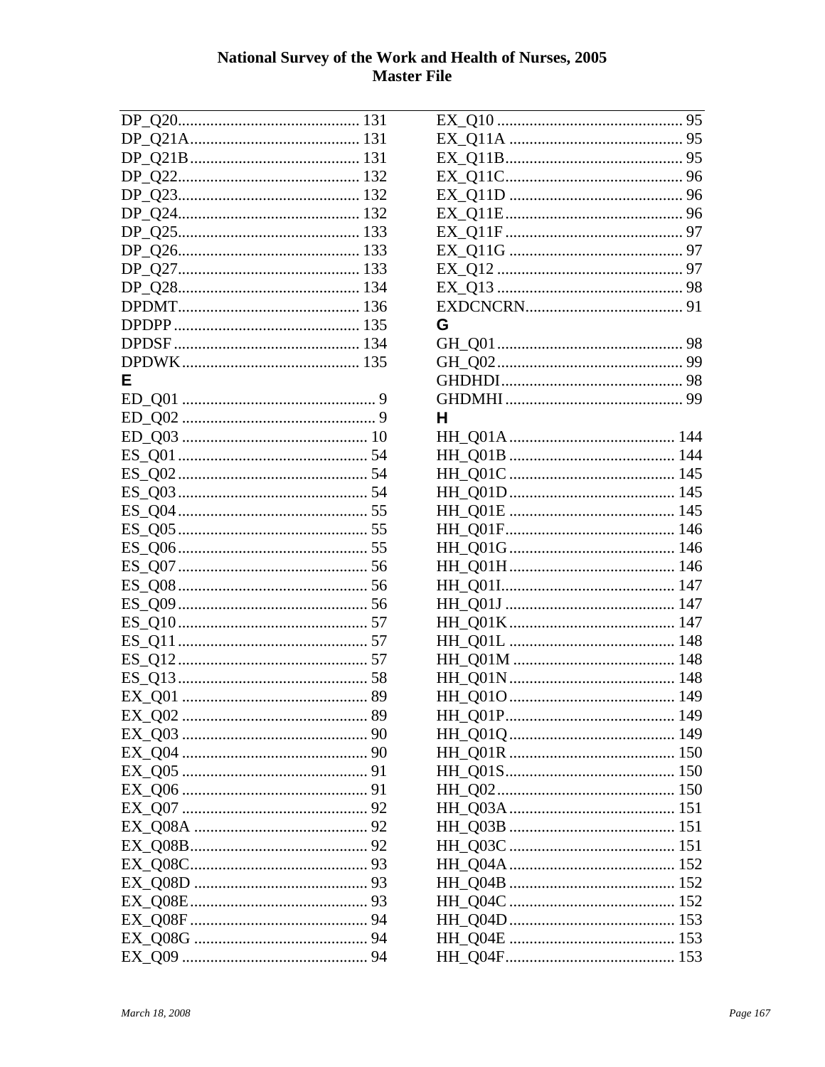DP_Q20 ............................................ 131
DP_Q21A .......................................... 131
DP_Q21B .......................................... 131
DP_Q22 ............................................ 132
DP_Q23 ............................................ 132
DP_Q24 ............................................ 132
DP_Q25 ............................................ 133
DP_Q26 ............................................ 133
DP_Q27 ............................................ 133
DP_Q28 ............................................ 134
DPDMT ............................................ 136
DPDPP ............................................. 135
DPDSF ............................................. 134
DPDWK ........................................... 135

**E**

ED_Q01 ............................................... 9
ED_Q02 ............................................... 9
ED_Q03 ............................................. 10
ES_Q01 .............................................. 54
ES_Q02 .............................................. 54
ES_Q03 .............................................. 54
ES_Q04 .............................................. 55
ES_Q05 .............................................. 55
ES_Q06 .............................................. 55
ES_Q07 .............................................. 56
ES_Q08 .............................................. 56
ES_Q09 .............................................. 56
ES_Q10 .............................................. 57
ES_Q11 .............................................. 57
ES_Q12 .............................................. 57
ES_Q13 .............................................. 58
EX_Q01 ............................................. 89
EX_Q02 ............................................. 89
EX_Q03 ............................................. 90
EX_Q04 ............................................. 90
EX_Q05 ............................................. 91
EX_Q06 ............................................. 91
EX_Q07 ............................................. 92
EX_Q08A .......................................... 92
EX_Q08B ........................................... 92
EX_Q08C ........................................... 93
EX_Q08D .......................................... 93
EX_Q08E ........................................... 93
EX_Q08F ........................................... 94
EX_Q08G .......................................... 94
EX_Q09 ............................................. 94
EX_Q10 ............................................. 95
EX_Q11A .......................................... 95
EX_Q11B ........................................... 95
EX_Q11C ........................................... 96
EX_Q11D .......................................... 96
EX_Q11E ........................................... 96
EX_Q11F ........................................... 97
EX_Q11G .......................................... 97
EX_Q12 ............................................. 97
EX_Q13 ............................................. 98
EXDCNCRN ...................................... 91

**G**

GH_Q01 ............................................. 98
GH_Q02 ............................................. 99
GHDHDI ............................................ 98
GHDMHI ........................................... 99

**H**

HH_Q01A ........................................ 144
HH_Q01B ........................................ 144
HH_Q01C ........................................ 145
HH_Q01D ........................................ 145
HH_Q01E ........................................ 145
HH_Q01F ......................................... 146
HH_Q01G ........................................ 146
HH_Q01H ........................................ 146
HH_Q01I .......................................... 147
HH_Q01J ......................................... 147
HH_Q01K ........................................ 147
HH_Q01L ........................................ 148
HH_Q01M ....................................... 148
HH_Q01N ........................................ 148
HH_Q01O ........................................ 149
HH_Q01P ......................................... 149
HH_Q01Q ........................................ 149
HH_Q01R ........................................ 150
HH_Q01S ......................................... 150
HH_Q02 ........................................... 150
HH_Q03A ........................................ 151
HH_Q03B ........................................ 151
HH_Q03C ........................................ 151
HH_Q04A ........................................ 152
HH_Q04B ........................................ 152
HH_Q04C ........................................ 152
HH_Q04D ........................................ 153
HH_Q04E ........................................ 153
HH_Q04F ......................................... 153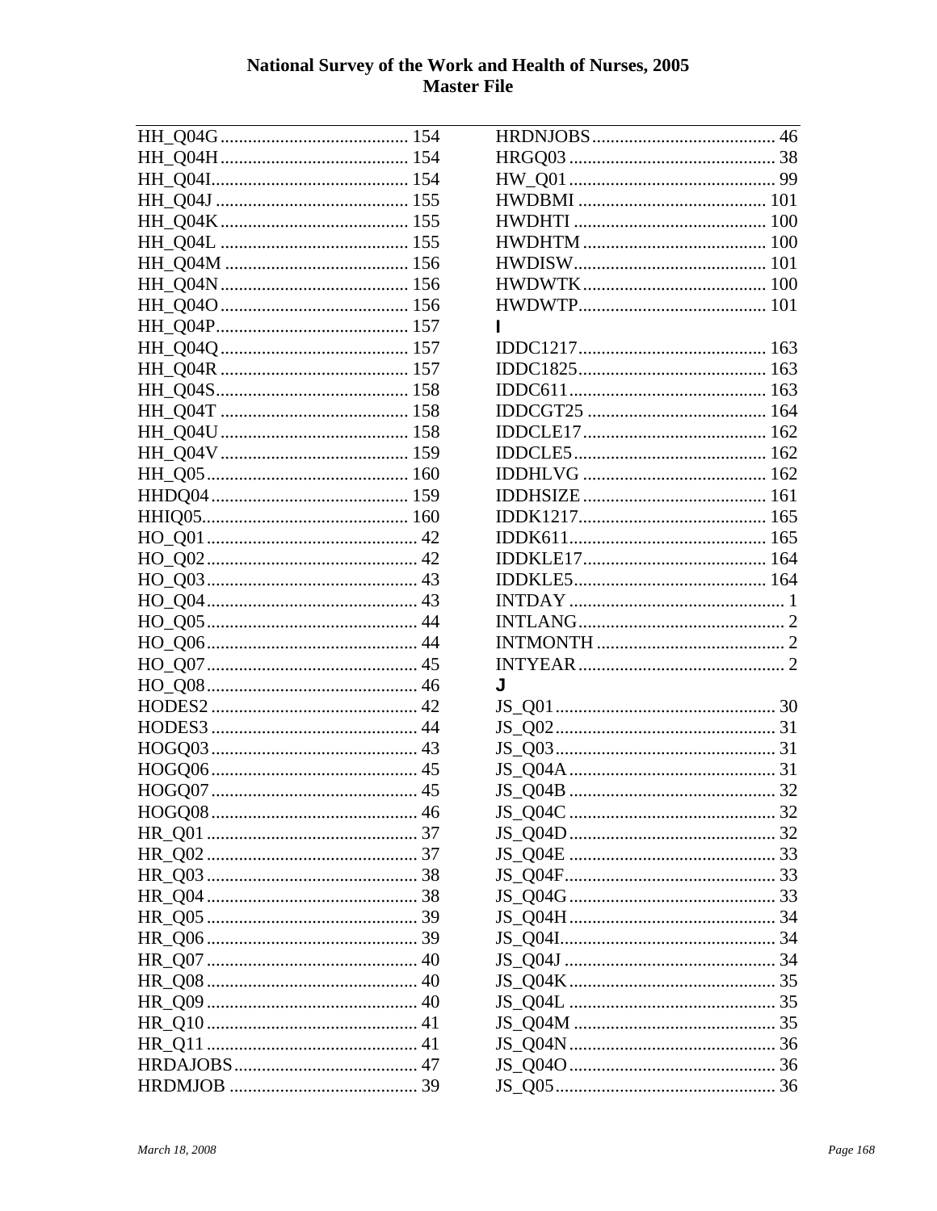HH_Q04G ......................................... 154
HH_Q04H ......................................... 154
HH_Q04I........................................... 154
HH_Q04J .......................................... 155
HH_Q04K ......................................... 155
HH_Q04L ......................................... 155
HH_Q04M ........................................ 156
HH_Q04N ......................................... 156
HH_Q04O ......................................... 156
HH_Q04P.......................................... 157
HH_Q04Q ......................................... 157
HH_Q04R ......................................... 157
HH_Q04S.......................................... 158
HH_Q04T ......................................... 158
HH_Q04U ......................................... 158
HH_Q04V ......................................... 159
HH_Q05 ............................................ 160
HHDQ04 ........................................... 159
HHIQ05............................................. 160
HO_Q01 ............................................. 42
HO_Q02 ............................................. 42
HO_Q03 ............................................. 43
HO_Q04 ............................................. 43
HO_Q05 ............................................. 44
HO_Q06 ............................................. 44
HO_Q07 ............................................. 45
HO_Q08 ............................................. 46
HODES2 ............................................ 42
HODES3 ............................................ 44
HOGQ03 ............................................ 43
HOGQ06 ............................................ 45
HOGQ07 ............................................ 45
HOGQ08 ............................................ 46
HR_Q01 ............................................. 37
HR_Q02 ............................................. 37
HR_Q03 ............................................. 38
HR_Q04 ............................................. 38
HR_Q05 ............................................. 39
HR_Q06 ............................................. 39
HR_Q07 ............................................. 40
HR_Q08 ............................................. 40
HR_Q09 ............................................. 40
HR_Q10 ............................................. 41
HR_Q11 ............................................. 41
HRDAJOBS........................................ 47
HRDMJOB ......................................... 39
HRDNJOBS........................................ 46
HRGQ03 ............................................ 38
HW_Q01 ............................................ 99
HWDBMI ......................................... 101
HWDHTI .......................................... 100
HWDHTM ........................................ 100
HWDISW.......................................... 101
HWDWTK ........................................ 100
HWDWTP......................................... 101

**I**

IDDC1217......................................... 163
IDDC1825......................................... 163
IDDC611........................................... 163
IDDCGT25 ....................................... 164
IDDCLE17........................................ 162
IDDCLE5.......................................... 162
IDDHLVG ........................................ 162
IDDHSIZE ........................................ 161
IDDK1217......................................... 165
IDDK611........................................... 165
IDDKLE17........................................ 164
IDDKLE5.......................................... 164
INTDAY .............................................. 1
INTLANG............................................ 2
INTMONTH ........................................ 2
INTYEAR ............................................ 2

**J**

JS_Q01 ............................................... 30
JS_Q02 ............................................... 31
JS_Q03 ............................................... 31
JS_Q04A ............................................ 31
JS_Q04B ............................................ 32
JS_Q04C ............................................ 32
JS_Q04D ............................................ 32
JS_Q04E ............................................ 33
JS_Q04F............................................. 33
JS_Q04G ............................................ 33
JS_Q04H ............................................ 34
JS_Q04I.............................................. 34
JS_Q04J ............................................. 34
JS_Q04K ............................................ 35
JS_Q04L ............................................ 35
JS_Q04M ........................................... 35
JS_Q04N ............................................ 36
JS_Q04O ............................................ 36
JS_Q05 ............................................... 36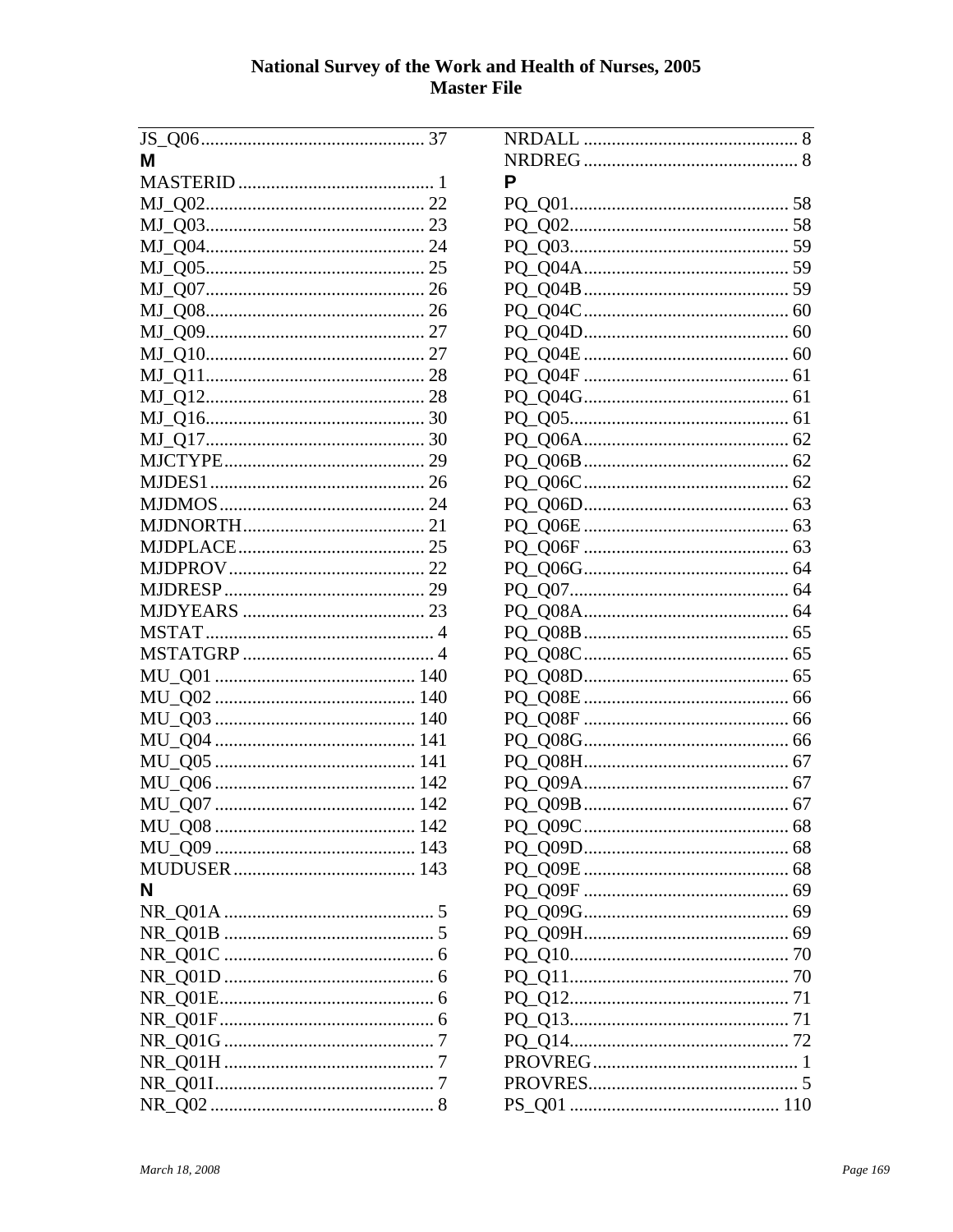JS_Q06 ................................................ 37

**M**

MASTERID ........................................... 1
MJ_Q02 ............................................... 22
MJ_Q03 ............................................... 23
MJ_Q04 ............................................... 24
MJ_Q05 ............................................... 25
MJ_Q07 ............................................... 26
MJ_Q08 ............................................... 26
MJ_Q09 ............................................... 27
MJ_Q10 ............................................... 27
MJ_Q11 ............................................... 28
MJ_Q12 ............................................... 28
MJ_Q16 ............................................... 30
MJ_Q17 ............................................... 30
MJCTYPE ........................................... 29
MJDES1 .............................................. 26
MJDMOS ............................................ 24
MJDNORTH ....................................... 21
MJDPLACE ........................................ 25
MJDPROV .......................................... 22
MJDRESP ........................................... 29
MJDYEARS ....................................... 23
MSTAT ................................................ 4
MSTATGRP ......................................... 4
MU_Q01 ........................................... 140
MU_Q02 ........................................... 140
MU_Q03 ........................................... 140
MU_Q04 ........................................... 141
MU_Q05 ........................................... 141
MU_Q06 ........................................... 142
MU_Q07 ........................................... 142
MU_Q08 ........................................... 142
MU_Q09 ........................................... 143
MUDUSER ........................................ 143

**N**

NR_Q01A ............................................. 5
NR_Q01B ............................................. 5
NR_Q01C ............................................. 6
NR_Q01D ............................................. 6
NR_Q01E .............................................. 6
NR_Q01F .............................................. 6
NR_Q01G ............................................. 7
NR_Q01H ............................................. 7
NR_Q01I ............................................... 7
NR_Q02 ................................................ 8
NRDALL .............................................. 8
NRDREG .............................................. 8

**P**

PQ_Q01 ............................................... 58
PQ_Q02 ............................................... 58
PQ_Q03 ............................................... 59
PQ_Q04A ............................................ 59
PQ_Q04B ............................................ 59
PQ_Q04C ............................................ 60
PQ_Q04D ............................................ 60
PQ_Q04E ............................................ 60
PQ_Q04F ............................................ 61
PQ_Q04G ............................................ 61
PQ_Q05 ............................................... 61
PQ_Q06A ............................................ 62
PQ_Q06B ............................................ 62
PQ_Q06C ............................................ 62
PQ_Q06D ............................................ 63
PQ_Q06E ............................................ 63
PQ_Q06F ............................................ 63
PQ_Q06G ............................................ 64
PQ_Q07 ............................................... 64
PQ_Q08A ............................................ 64
PQ_Q08B ............................................ 65
PQ_Q08C ............................................ 65
PQ_Q08D ............................................ 65
PQ_Q08E ............................................ 66
PQ_Q08F ............................................ 66
PQ_Q08G ............................................ 66
PQ_Q08H ............................................ 67
PQ_Q09A ............................................ 67
PQ_Q09B ............................................ 67
PQ_Q09C ............................................ 68
PQ_Q09D ............................................ 68
PQ_Q09E ............................................ 68
PQ_Q09F ............................................ 69
PQ_Q09G ............................................ 69
PQ_Q09H ............................................ 69
PQ_Q10 ............................................... 70
PQ_Q11 ............................................... 70
PQ_Q12 ............................................... 71
PQ_Q13 ............................................... 71
PQ_Q14 ............................................... 72
PROVREG ............................................ 1
PROVRES ............................................. 5
PS_Q01 ............................................. 110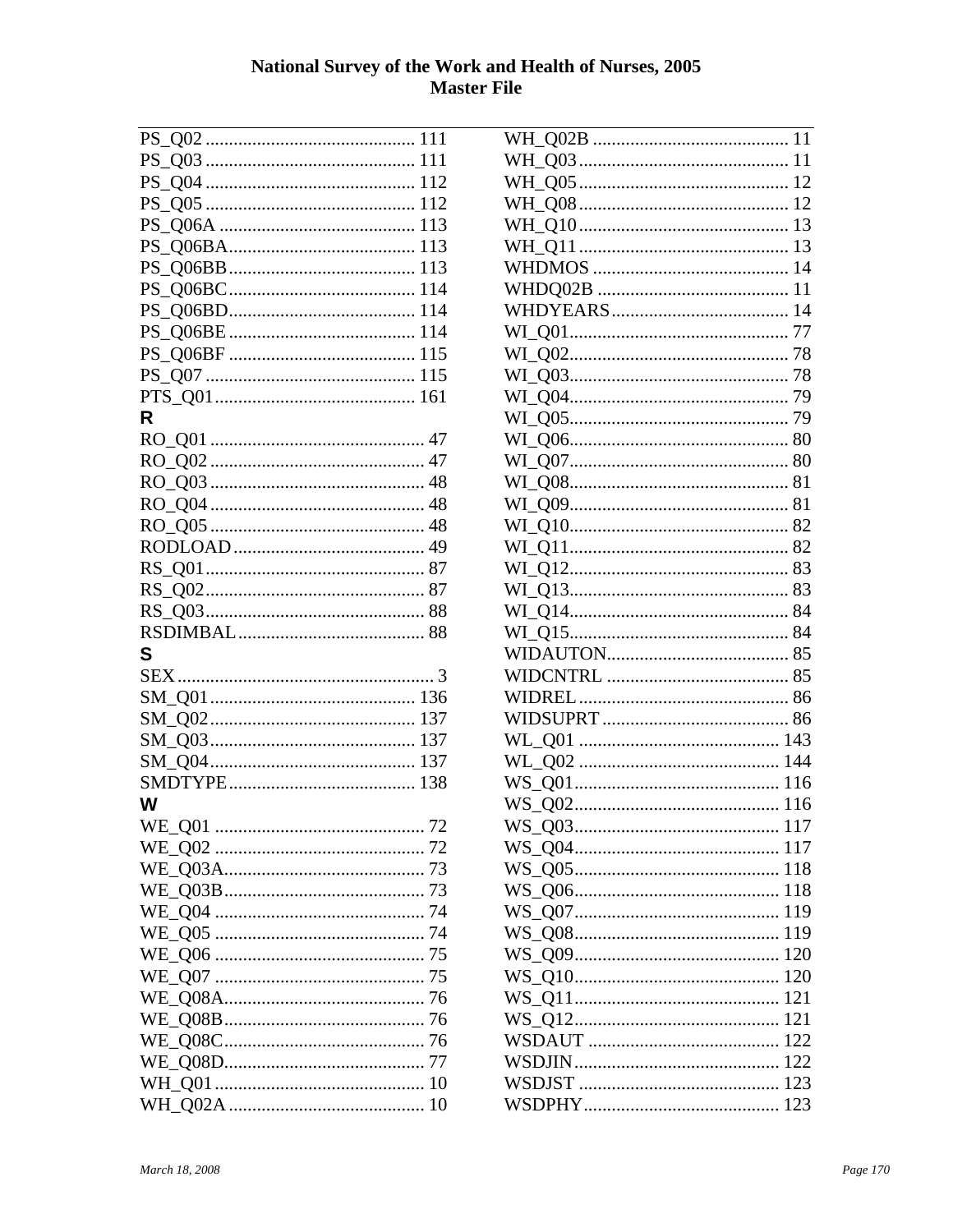PS_Q02 ............................................ 111
PS_Q03 ............................................ 111
PS_Q04 ............................................ 112
PS_Q05 ............................................ 112
PS_Q06A .......................................... 113
PS_Q06BA......................................... 113
PS_Q06BB......................................... 113
PS_Q06BC......................................... 114
PS_Q06BD......................................... 114
PS_Q06BE ......................................... 114
PS_Q06BF ......................................... 115
PS_Q07 ............................................ 115
PTS_Q01........................................... 161

**R**

RO_Q01 .............................................. 47
RO_Q02 .............................................. 47
RO_Q03 .............................................. 48
RO_Q04 .............................................. 48
RO_Q05 .............................................. 48
RODLOAD ......................................... 49
RS_Q01............................................... 87
RS_Q02............................................... 87
RS_Q03............................................... 88
RSDIMBAL ........................................ 88

**S**

SEX ....................................................... 3
SM_Q01............................................ 136
SM_Q02............................................ 137
SM_Q03............................................ 137
SM_Q04............................................ 137
SMDTYPE ........................................ 138

**W**

WE_Q01 ............................................. 72
WE_Q02 ............................................. 72
WE_Q03A........................................... 73
WE_Q03B........................................... 73
WE_Q04 ............................................. 74
WE_Q05 ............................................. 74
WE_Q06 ............................................. 75
WE_Q07 ............................................. 75
WE_Q08A........................................... 76
WE_Q08B........................................... 76
WE_Q08C........................................... 76
WE_Q08D........................................... 77
WH_Q01 ............................................. 10
WH_Q02A .......................................... 10
WH_Q02B .......................................... 11
WH_Q03 ............................................. 11
WH_Q05 ............................................. 12
WH_Q08 ............................................. 12
WH_Q10 ............................................. 13
WH_Q11 ............................................. 13
WHDMOS .......................................... 14
WHDQ02B ......................................... 11
WHDYEARS...................................... 14
WI_Q01............................................... 77
WI_Q02............................................... 78
WI_Q03............................................... 78
WI_Q04............................................... 79
WI_Q05............................................... 79
WI_Q06............................................... 80
WI_Q07............................................... 80
WI_Q08............................................... 81
WI_Q09............................................... 81
WI_Q10............................................... 82
WI_Q11............................................... 82
WI_Q12............................................... 83
WI_Q13............................................... 83
WI_Q14............................................... 84
WI_Q15............................................... 84
WIDAUTON....................................... 85
WIDCNTRL ....................................... 85
WIDREL ............................................. 86
WIDSUPRT ........................................ 86
WL_Q01 ........................................... 143
WL_Q02 ........................................... 144
WS_Q01............................................ 116
WS_Q02............................................ 116
WS_Q03............................................ 117
WS_Q04............................................ 117
WS_Q05............................................ 118
WS_Q06............................................ 118
WS_Q07............................................ 119
WS_Q08............................................ 119
WS_Q09............................................ 120
WS_Q10............................................ 120
WS_Q11............................................ 121
WS_Q12............................................ 121
WSDAUT ......................................... 122
WSDJIN............................................ 122
WSDJST ........................................... 123
WSDPHY.......................................... 123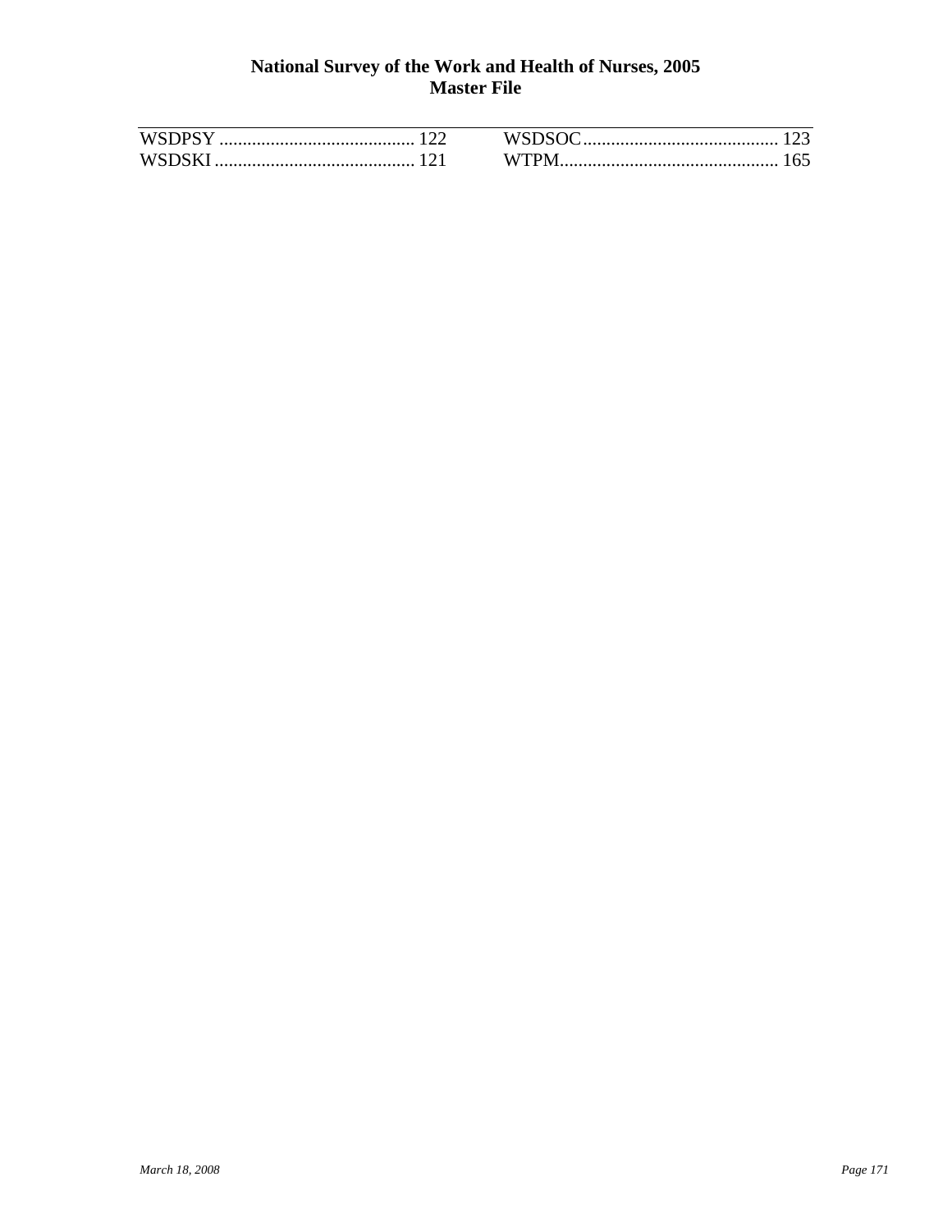WSDPSY .......................................... 122
WSDSKI ........................................... 121
WSDSOC.......................................... 123
WTPM............................................... 165